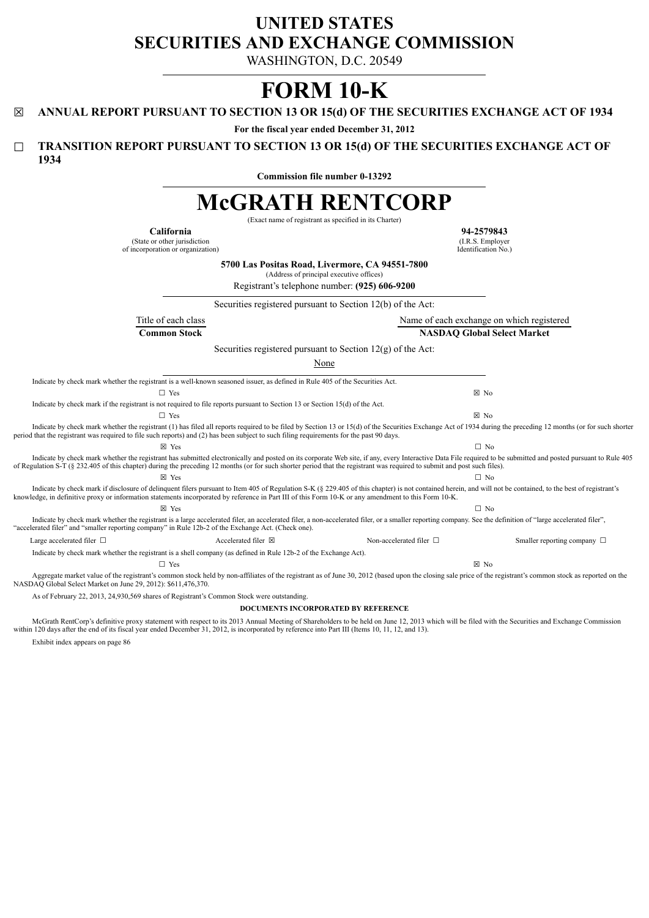# UNITED STATES
# SECURITIES AND EXCHANGE COMMISSION

WASHINGTON, D.C. 20549

# FORM 10-K

☒ **ANNUAL REPORT PURSUANT TO SECTION 13 OR 15(d) OF THE SECURITIES EXCHANGE ACT OF 1934**

**For the fiscal year ended December 31, 2012**

☐ **TRANSITION REPORT PURSUANT TO SECTION 13 OR 15(d) OF THE SECURITIES EXCHANGE ACT OF 1934**

**Commission file number 0-13292**

# McGRATH RENTCORP

(Exact name of registrant as specified in its Charter)

| **California** | **94-2579843** |
|---|---|
| (State or other jurisdiction of incorporation or organization) | (I.R.S. Employer Identification No.) |

**5700 Las Positas Road, Livermore, CA 94551-7800**
(Address of principal executive offices)

Registrant's telephone number: **(925) 606-9200**

Securities registered pursuant to Section 12(b) of the Act:

| Title of each class | Name of each exchange on which registered |
|---|---|
| **Common Stock** | **NASDAQ Global Select Market** |

Securities registered pursuant to Section 12(g) of the Act:

None

Indicate by check mark whether the registrant is a well-known seasoned issuer, as defined in Rule 405 of the Securities Act.

☐ Yes ☒ No

Indicate by check mark if the registrant is not required to file reports pursuant to Section 13 or Section 15(d) of the Act.

☐ Yes ☒ No

Indicate by check mark whether the registrant (1) has filed all reports required to be filed by Section 13 or 15(d) of the Securities Exchange Act of 1934 during the preceding 12 months (or for such shorter period that the registrant was required to file such reports) and (2) has been subject to such filing requirements for the past 90 days.

☒ Yes ☐ No

Indicate by check mark whether the registrant has submitted electronically and posted on its corporate Web site, if any, every Interactive Data File required to be submitted and posted pursuant to Rule 405 of Regulation S-T (§ 232.405 of this chapter) during the preceding 12 months (or for such shorter period that the registrant was required to submit and post such files).

☒ Yes ☐ No

Indicate by check mark if disclosure of delinquent filers pursuant to Item 405 of Regulation S-K (§ 229.405 of this chapter) is not contained herein, and will not be contained, to the best of registrant's knowledge, in definitive proxy or information statements incorporated by reference in Part III of this Form 10-K or any amendment to this Form 10-K.

☒ Yes ☐ No

Indicate by check mark whether the registrant is a large accelerated filer, an accelerated filer, a non-accelerated filer, or a smaller reporting company. See the definition of "large accelerated filer", "accelerated filer" and "smaller reporting company" in Rule 12b-2 of the Exchange Act. (Check one).

Large accelerated filer ☐ Accelerated filer ☒ Non-accelerated filer ☐ Smaller reporting company ☐

Indicate by check mark whether the registrant is a shell company (as defined in Rule 12b-2 of the Exchange Act).

☐ Yes ☒ No

Aggregate market value of the registrant's common stock held by non-affiliates of the registrant as of June 30, 2012 (based upon the closing sale price of the registrant's common stock as reported on the NASDAQ Global Select Market on June 29, 2012): $611,476,370.

As of February 22, 2013, 24,930,569 shares of Registrant's Common Stock were outstanding.

**DOCUMENTS INCORPORATED BY REFERENCE**

McGrath RentCorp's definitive proxy statement with respect to its 2013 Annual Meeting of Shareholders to be held on June 12, 2013 which will be filed with the Securities and Exchange Commission within 120 days after the end of its fiscal year ended December 31, 2012, is incorporated by reference into Part III (Items 10, 11, 12, and 13).

Exhibit index appears on page 86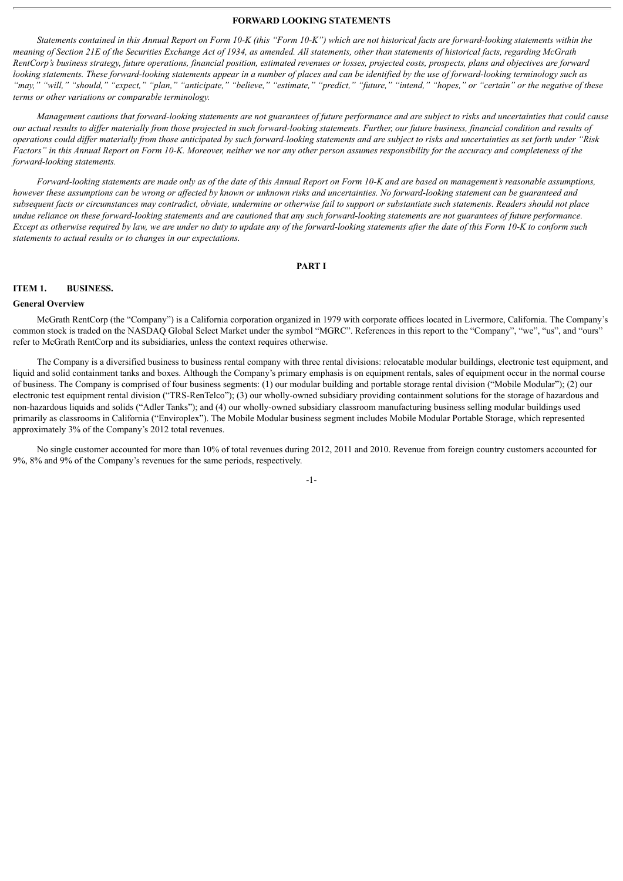## FORWARD LOOKING STATEMENTS

*Statements contained in this Annual Report on Form 10-K (this "Form 10-K") which are not historical facts are forward-looking statements within the meaning of Section 21E of the Securities Exchange Act of 1934, as amended. All statements, other than statements of historical facts, regarding McGrath RentCorp's business strategy, future operations, financial position, estimated revenues or losses, projected costs, prospects, plans and objectives are forward looking statements. These forward-looking statements appear in a number of places and can be identified by the use of forward-looking terminology such as "may," "will," "should," "expect," "plan," "anticipate," "believe," "estimate," "predict," "future," "intend," "hopes," or "certain" or the negative of these terms or other variations or comparable terminology.*

*Management cautions that forward-looking statements are not guarantees of future performance and are subject to risks and uncertainties that could cause our actual results to differ materially from those projected in such forward-looking statements. Further, our future business, financial condition and results of operations could differ materially from those anticipated by such forward-looking statements and are subject to risks and uncertainties as set forth under "Risk Factors" in this Annual Report on Form 10-K. Moreover, neither we nor any other person assumes responsibility for the accuracy and completeness of the forward-looking statements.*

*Forward-looking statements are made only as of the date of this Annual Report on Form 10-K and are based on management's reasonable assumptions, however these assumptions can be wrong or affected by known or unknown risks and uncertainties. No forward-looking statement can be guaranteed and subsequent facts or circumstances may contradict, obviate, undermine or otherwise fail to support or substantiate such statements. Readers should not place undue reliance on these forward-looking statements and are cautioned that any such forward-looking statements are not guarantees of future performance. Except as otherwise required by law, we are under no duty to update any of the forward-looking statements after the date of this Form 10-K to conform such statements to actual results or to changes in our expectations.*

# PART I

## ITEM 1. BUSINESS.

### General Overview

McGrath RentCorp (the "Company") is a California corporation organized in 1979 with corporate offices located in Livermore, California. The Company's common stock is traded on the NASDAQ Global Select Market under the symbol "MGRC". References in this report to the "Company", "we", "us", and "ours" refer to McGrath RentCorp and its subsidiaries, unless the context requires otherwise.

The Company is a diversified business to business rental company with three rental divisions: relocatable modular buildings, electronic test equipment, and liquid and solid containment tanks and boxes. Although the Company's primary emphasis is on equipment rentals, sales of equipment occur in the normal course of business. The Company is comprised of four business segments: (1) our modular building and portable storage rental division ("Mobile Modular"); (2) our electronic test equipment rental division ("TRS-RenTelco"); (3) our wholly-owned subsidiary providing containment solutions for the storage of hazardous and non-hazardous liquids and solids ("Adler Tanks"); and (4) our wholly-owned subsidiary classroom manufacturing business selling modular buildings used primarily as classrooms in California ("Enviroplex"). The Mobile Modular business segment includes Mobile Modular Portable Storage, which represented approximately 3% of the Company's 2012 total revenues.

No single customer accounted for more than 10% of total revenues during 2012, 2011 and 2010. Revenue from foreign country customers accounted for 9%, 8% and 9% of the Company's revenues for the same periods, respectively.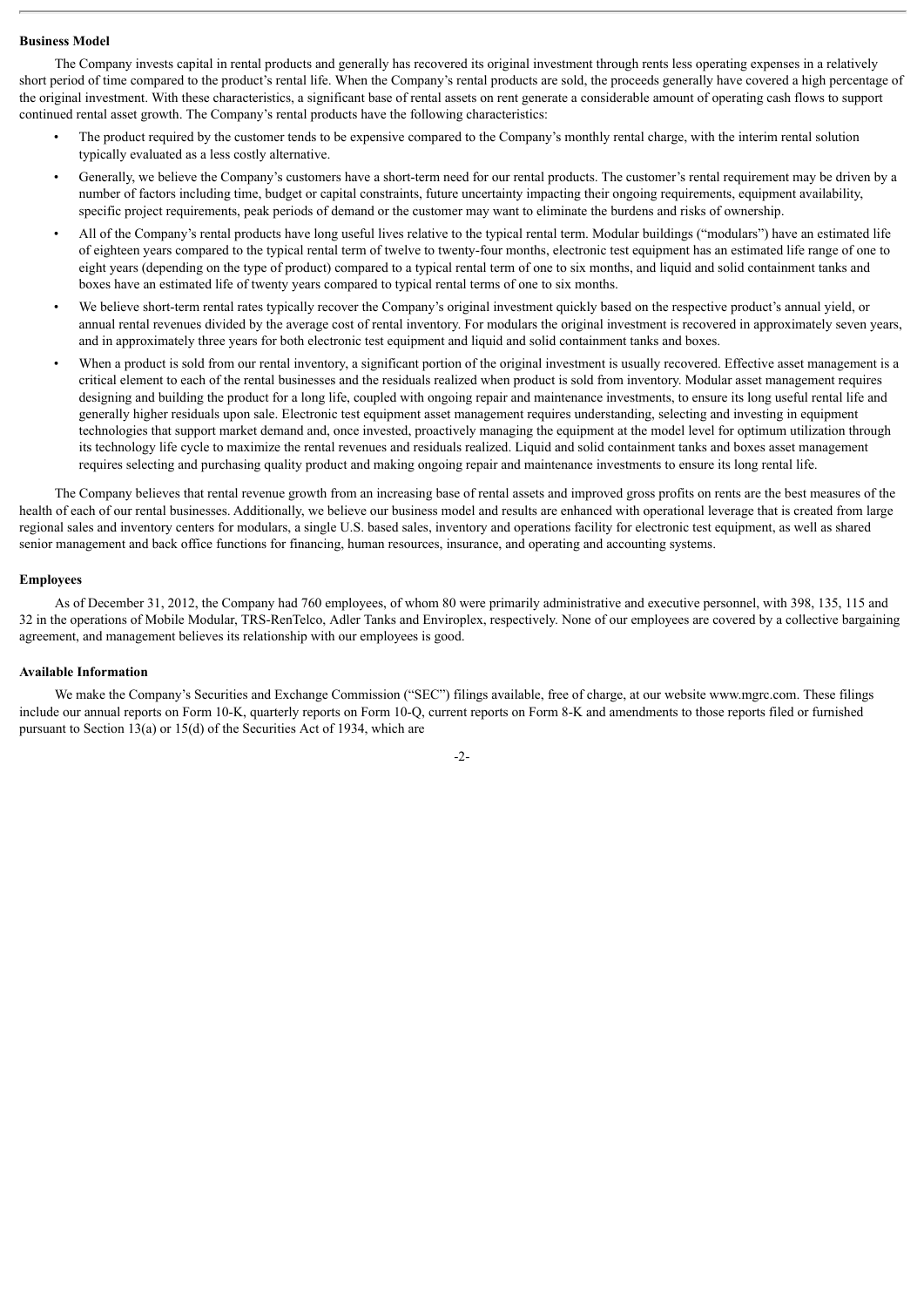**Business Model**

The Company invests capital in rental products and generally has recovered its original investment through rents less operating expenses in a relatively short period of time compared to the product's rental life. When the Company's rental products are sold, the proceeds generally have covered a high percentage of the original investment. With these characteristics, a significant base of rental assets on rent generate a considerable amount of operating cash flows to support continued rental asset growth. The Company's rental products have the following characteristics:

- The product required by the customer tends to be expensive compared to the Company's monthly rental charge, with the interim rental solution typically evaluated as a less costly alternative.
- Generally, we believe the Company's customers have a short-term need for our rental products. The customer's rental requirement may be driven by a number of factors including time, budget or capital constraints, future uncertainty impacting their ongoing requirements, equipment availability, specific project requirements, peak periods of demand or the customer may want to eliminate the burdens and risks of ownership.
- All of the Company's rental products have long useful lives relative to the typical rental term. Modular buildings ("modulars") have an estimated life of eighteen years compared to the typical rental term of twelve to twenty-four months, electronic test equipment has an estimated life range of one to eight years (depending on the type of product) compared to a typical rental term of one to six months, and liquid and solid containment tanks and boxes have an estimated life of twenty years compared to typical rental terms of one to six months.
- We believe short-term rental rates typically recover the Company's original investment quickly based on the respective product's annual yield, or annual rental revenues divided by the average cost of rental inventory. For modulars the original investment is recovered in approximately seven years, and in approximately three years for both electronic test equipment and liquid and solid containment tanks and boxes.
- When a product is sold from our rental inventory, a significant portion of the original investment is usually recovered. Effective asset management is a critical element to each of the rental businesses and the residuals realized when product is sold from inventory. Modular asset management requires designing and building the product for a long life, coupled with ongoing repair and maintenance investments, to ensure its long useful rental life and generally higher residuals upon sale. Electronic test equipment asset management requires understanding, selecting and investing in equipment technologies that support market demand and, once invested, proactively managing the equipment at the model level for optimum utilization through its technology life cycle to maximize the rental revenues and residuals realized. Liquid and solid containment tanks and boxes asset management requires selecting and purchasing quality product and making ongoing repair and maintenance investments to ensure its long rental life.

The Company believes that rental revenue growth from an increasing base of rental assets and improved gross profits on rents are the best measures of the health of each of our rental businesses. Additionally, we believe our business model and results are enhanced with operational leverage that is created from large regional sales and inventory centers for modulars, a single U.S. based sales, inventory and operations facility for electronic test equipment, as well as shared senior management and back office functions for financing, human resources, insurance, and operating and accounting systems.

**Employees**

As of December 31, 2012, the Company had 760 employees, of whom 80 were primarily administrative and executive personnel, with 398, 135, 115 and 32 in the operations of Mobile Modular, TRS-RenTelco, Adler Tanks and Enviroplex, respectively. None of our employees are covered by a collective bargaining agreement, and management believes its relationship with our employees is good.

**Available Information**

We make the Company's Securities and Exchange Commission ("SEC") filings available, free of charge, at our website www.mgrc.com. These filings include our annual reports on Form 10-K, quarterly reports on Form 10-Q, current reports on Form 8-K and amendments to those reports filed or furnished pursuant to Section 13(a) or 15(d) of the Securities Act of 1934, which are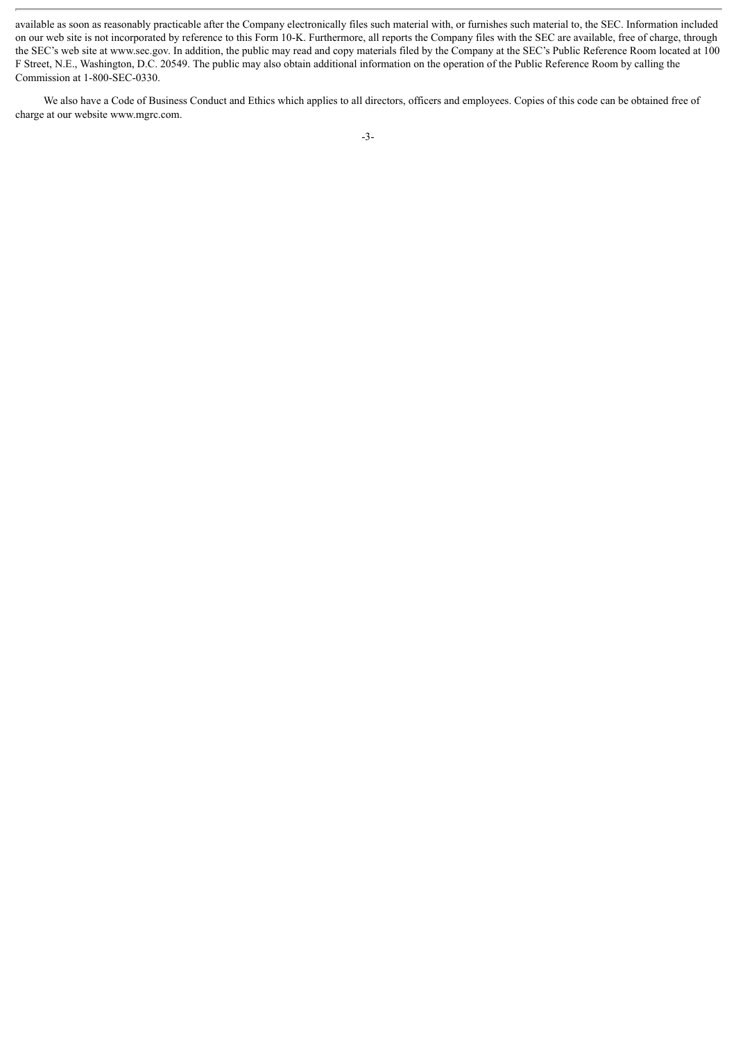available as soon as reasonably practicable after the Company electronically files such material with, or furnishes such material to, the SEC. Information included on our web site is not incorporated by reference to this Form 10-K. Furthermore, all reports the Company files with the SEC are available, free of charge, through the SEC's web site at www.sec.gov. In addition, the public may read and copy materials filed by the Company at the SEC's Public Reference Room located at 100 F Street, N.E., Washington, D.C. 20549. The public may also obtain additional information on the operation of the Public Reference Room by calling the Commission at 1-800-SEC-0330.

We also have a Code of Business Conduct and Ethics which applies to all directors, officers and employees. Copies of this code can be obtained free of charge at our website www.mgrc.com.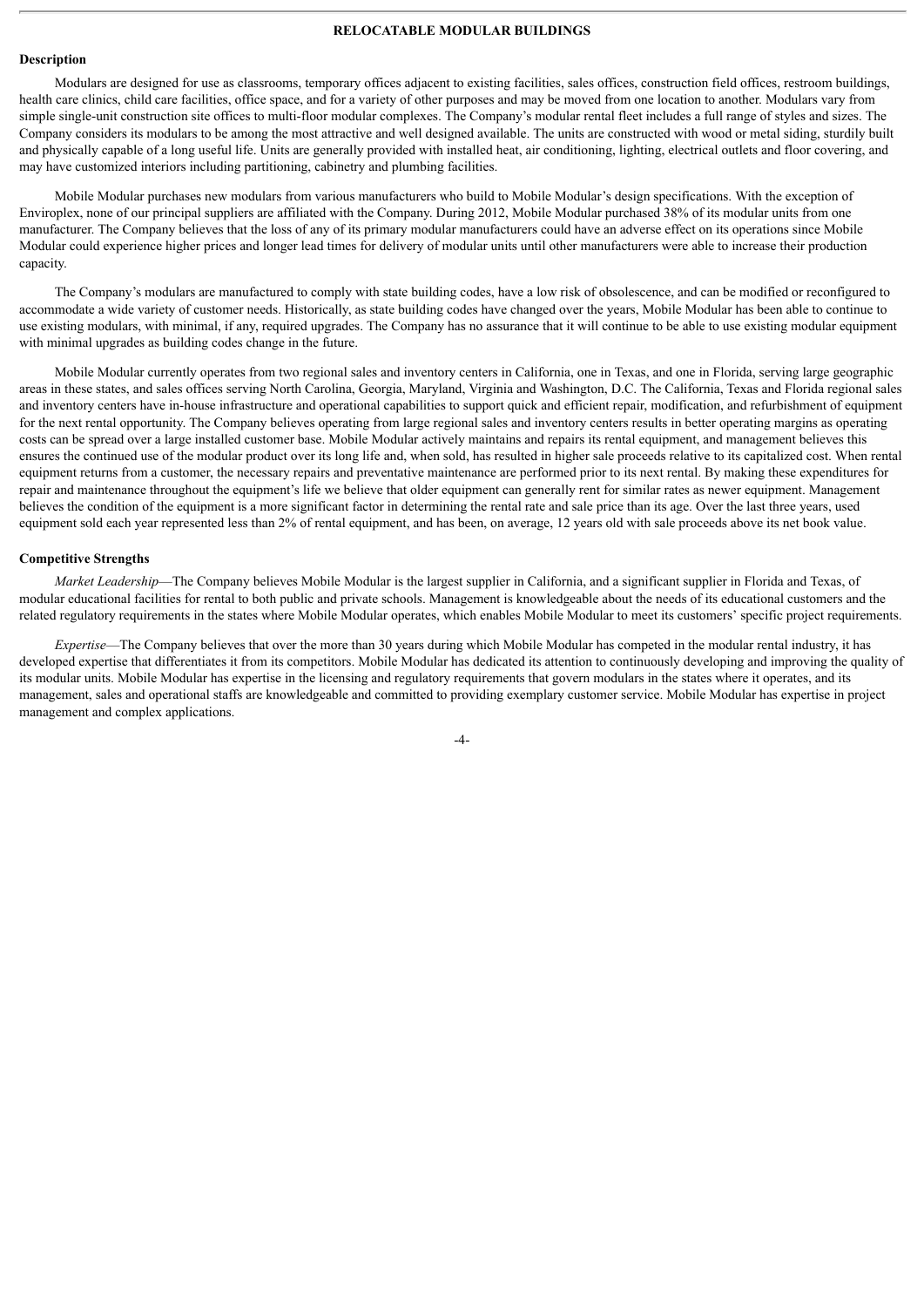## RELOCATABLE MODULAR BUILDINGS

### Description

Modulars are designed for use as classrooms, temporary offices adjacent to existing facilities, sales offices, construction field offices, restroom buildings, health care clinics, child care facilities, office space, and for a variety of other purposes and may be moved from one location to another. Modulars vary from simple single-unit construction site offices to multi-floor modular complexes. The Company's modular rental fleet includes a full range of styles and sizes. The Company considers its modulars to be among the most attractive and well designed available. The units are constructed with wood or metal siding, sturdily built and physically capable of a long useful life. Units are generally provided with installed heat, air conditioning, lighting, electrical outlets and floor covering, and may have customized interiors including partitioning, cabinetry and plumbing facilities.

Mobile Modular purchases new modulars from various manufacturers who build to Mobile Modular's design specifications. With the exception of Enviroplex, none of our principal suppliers are affiliated with the Company. During 2012, Mobile Modular purchased 38% of its modular units from one manufacturer. The Company believes that the loss of any of its primary modular manufacturers could have an adverse effect on its operations since Mobile Modular could experience higher prices and longer lead times for delivery of modular units until other manufacturers were able to increase their production capacity.

The Company's modulars are manufactured to comply with state building codes, have a low risk of obsolescence, and can be modified or reconfigured to accommodate a wide variety of customer needs. Historically, as state building codes have changed over the years, Mobile Modular has been able to continue to use existing modulars, with minimal, if any, required upgrades. The Company has no assurance that it will continue to be able to use existing modular equipment with minimal upgrades as building codes change in the future.

Mobile Modular currently operates from two regional sales and inventory centers in California, one in Texas, and one in Florida, serving large geographic areas in these states, and sales offices serving North Carolina, Georgia, Maryland, Virginia and Washington, D.C. The California, Texas and Florida regional sales and inventory centers have in-house infrastructure and operational capabilities to support quick and efficient repair, modification, and refurbishment of equipment for the next rental opportunity. The Company believes operating from large regional sales and inventory centers results in better operating margins as operating costs can be spread over a large installed customer base. Mobile Modular actively maintains and repairs its rental equipment, and management believes this ensures the continued use of the modular product over its long life and, when sold, has resulted in higher sale proceeds relative to its capitalized cost. When rental equipment returns from a customer, the necessary repairs and preventative maintenance are performed prior to its next rental. By making these expenditures for repair and maintenance throughout the equipment's life we believe that older equipment can generally rent for similar rates as newer equipment. Management believes the condition of the equipment is a more significant factor in determining the rental rate and sale price than its age. Over the last three years, used equipment sold each year represented less than 2% of rental equipment, and has been, on average, 12 years old with sale proceeds above its net book value.

### Competitive Strengths

*Market Leadership*—The Company believes Mobile Modular is the largest supplier in California, and a significant supplier in Florida and Texas, of modular educational facilities for rental to both public and private schools. Management is knowledgeable about the needs of its educational customers and the related regulatory requirements in the states where Mobile Modular operates, which enables Mobile Modular to meet its customers' specific project requirements.

*Expertise*—The Company believes that over the more than 30 years during which Mobile Modular has competed in the modular rental industry, it has developed expertise that differentiates it from its competitors. Mobile Modular has dedicated its attention to continuously developing and improving the quality of its modular units. Mobile Modular has expertise in the licensing and regulatory requirements that govern modulars in the states where it operates, and its management, sales and operational staffs are knowledgeable and committed to providing exemplary customer service. Mobile Modular has expertise in project management and complex applications.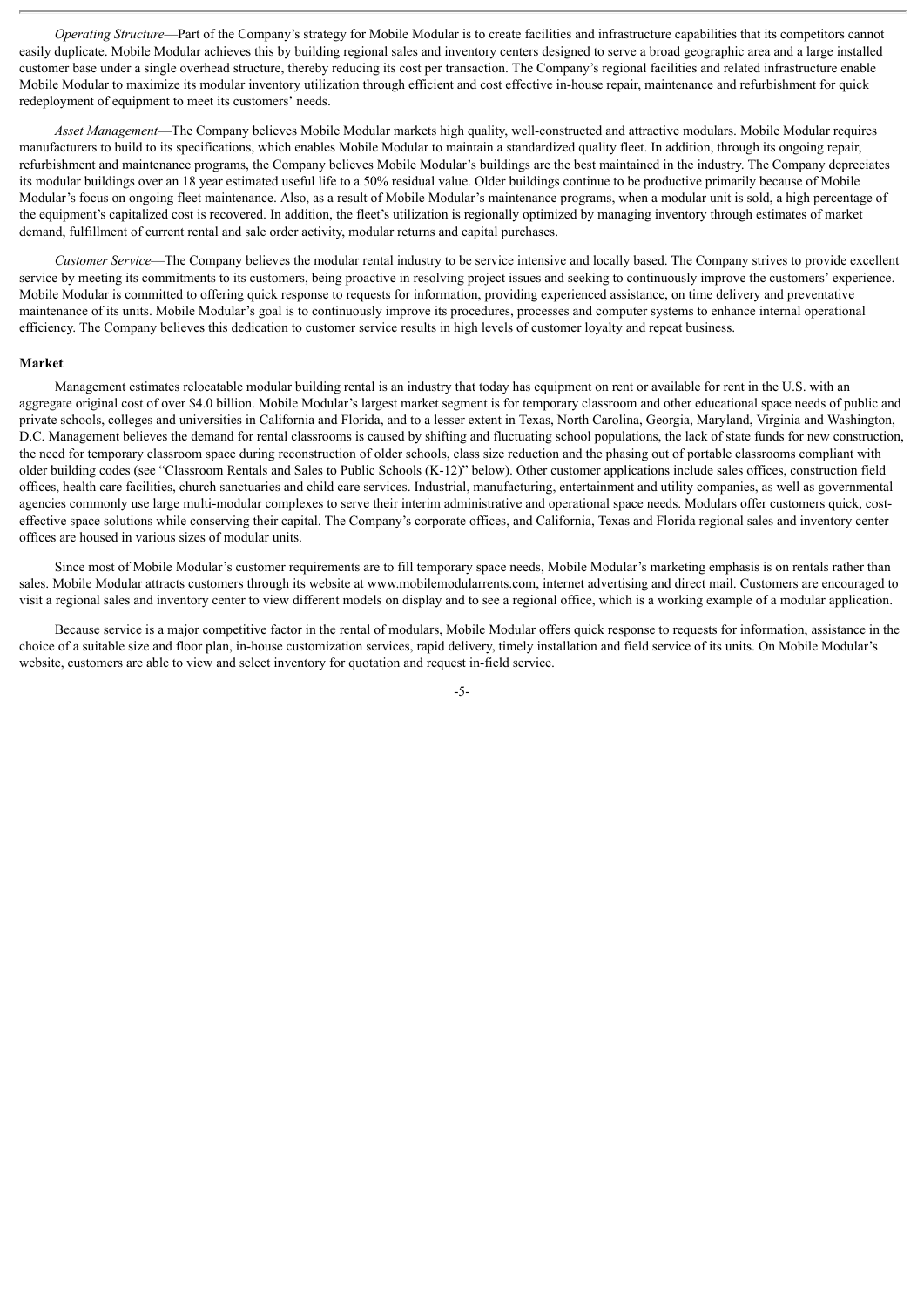*Operating Structure*—Part of the Company's strategy for Mobile Modular is to create facilities and infrastructure capabilities that its competitors cannot easily duplicate. Mobile Modular achieves this by building regional sales and inventory centers designed to serve a broad geographic area and a large installed customer base under a single overhead structure, thereby reducing its cost per transaction. The Company's regional facilities and related infrastructure enable Mobile Modular to maximize its modular inventory utilization through efficient and cost effective in-house repair, maintenance and refurbishment for quick redeployment of equipment to meet its customers' needs.

*Asset Management*—The Company believes Mobile Modular markets high quality, well-constructed and attractive modulars. Mobile Modular requires manufacturers to build to its specifications, which enables Mobile Modular to maintain a standardized quality fleet. In addition, through its ongoing repair, refurbishment and maintenance programs, the Company believes Mobile Modular's buildings are the best maintained in the industry. The Company depreciates its modular buildings over an 18 year estimated useful life to a 50% residual value. Older buildings continue to be productive primarily because of Mobile Modular's focus on ongoing fleet maintenance. Also, as a result of Mobile Modular's maintenance programs, when a modular unit is sold, a high percentage of the equipment's capitalized cost is recovered. In addition, the fleet's utilization is regionally optimized by managing inventory through estimates of market demand, fulfillment of current rental and sale order activity, modular returns and capital purchases.

*Customer Service*—The Company believes the modular rental industry to be service intensive and locally based. The Company strives to provide excellent service by meeting its commitments to its customers, being proactive in resolving project issues and seeking to continuously improve the customers' experience. Mobile Modular is committed to offering quick response to requests for information, providing experienced assistance, on time delivery and preventative maintenance of its units. Mobile Modular's goal is to continuously improve its procedures, processes and computer systems to enhance internal operational efficiency. The Company believes this dedication to customer service results in high levels of customer loyalty and repeat business.

**Market**

Management estimates relocatable modular building rental is an industry that today has equipment on rent or available for rent in the U.S. with an aggregate original cost of over $4.0 billion. Mobile Modular's largest market segment is for temporary classroom and other educational space needs of public and private schools, colleges and universities in California and Florida, and to a lesser extent in Texas, North Carolina, Georgia, Maryland, Virginia and Washington, D.C. Management believes the demand for rental classrooms is caused by shifting and fluctuating school populations, the lack of state funds for new construction, the need for temporary classroom space during reconstruction of older schools, class size reduction and the phasing out of portable classrooms compliant with older building codes (see "Classroom Rentals and Sales to Public Schools (K-12)" below). Other customer applications include sales offices, construction field offices, health care facilities, church sanctuaries and child care services. Industrial, manufacturing, entertainment and utility companies, as well as governmental agencies commonly use large multi-modular complexes to serve their interim administrative and operational space needs. Modulars offer customers quick, cost-effective space solutions while conserving their capital. The Company's corporate offices, and California, Texas and Florida regional sales and inventory center offices are housed in various sizes of modular units.

Since most of Mobile Modular's customer requirements are to fill temporary space needs, Mobile Modular's marketing emphasis is on rentals rather than sales. Mobile Modular attracts customers through its website at www.mobilemodularrents.com, internet advertising and direct mail. Customers are encouraged to visit a regional sales and inventory center to view different models on display and to see a regional office, which is a working example of a modular application.

Because service is a major competitive factor in the rental of modulars, Mobile Modular offers quick response to requests for information, assistance in the choice of a suitable size and floor plan, in-house customization services, rapid delivery, timely installation and field service of its units. On Mobile Modular's website, customers are able to view and select inventory for quotation and request in-field service.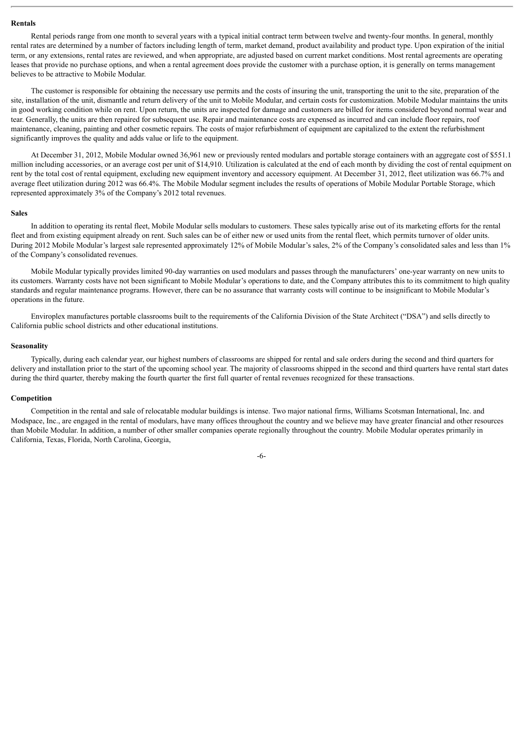#### Rentals

Rental periods range from one month to several years with a typical initial contract term between twelve and twenty-four months. In general, monthly rental rates are determined by a number of factors including length of term, market demand, product availability and product type. Upon expiration of the initial term, or any extensions, rental rates are reviewed, and when appropriate, are adjusted based on current market conditions. Most rental agreements are operating leases that provide no purchase options, and when a rental agreement does provide the customer with a purchase option, it is generally on terms management believes to be attractive to Mobile Modular.

The customer is responsible for obtaining the necessary use permits and the costs of insuring the unit, transporting the unit to the site, preparation of the site, installation of the unit, dismantle and return delivery of the unit to Mobile Modular, and certain costs for customization. Mobile Modular maintains the units in good working condition while on rent. Upon return, the units are inspected for damage and customers are billed for items considered beyond normal wear and tear. Generally, the units are then repaired for subsequent use. Repair and maintenance costs are expensed as incurred and can include floor repairs, roof maintenance, cleaning, painting and other cosmetic repairs. The costs of major refurbishment of equipment are capitalized to the extent the refurbishment significantly improves the quality and adds value or life to the equipment.

At December 31, 2012, Mobile Modular owned 36,961 new or previously rented modulars and portable storage containers with an aggregate cost of $551.1 million including accessories, or an average cost per unit of $14,910. Utilization is calculated at the end of each month by dividing the cost of rental equipment on rent by the total cost of rental equipment, excluding new equipment inventory and accessory equipment. At December 31, 2012, fleet utilization was 66.7% and average fleet utilization during 2012 was 66.4%. The Mobile Modular segment includes the results of operations of Mobile Modular Portable Storage, which represented approximately 3% of the Company's 2012 total revenues.

#### Sales

In addition to operating its rental fleet, Mobile Modular sells modulars to customers. These sales typically arise out of its marketing efforts for the rental fleet and from existing equipment already on rent. Such sales can be of either new or used units from the rental fleet, which permits turnover of older units. During 2012 Mobile Modular's largest sale represented approximately 12% of Mobile Modular's sales, 2% of the Company's consolidated sales and less than 1% of the Company's consolidated revenues.

Mobile Modular typically provides limited 90-day warranties on used modulars and passes through the manufacturers' one-year warranty on new units to its customers. Warranty costs have not been significant to Mobile Modular's operations to date, and the Company attributes this to its commitment to high quality standards and regular maintenance programs. However, there can be no assurance that warranty costs will continue to be insignificant to Mobile Modular's operations in the future.

Enviroplex manufactures portable classrooms built to the requirements of the California Division of the State Architect ("DSA") and sells directly to California public school districts and other educational institutions.

#### Seasonality

Typically, during each calendar year, our highest numbers of classrooms are shipped for rental and sale orders during the second and third quarters for delivery and installation prior to the start of the upcoming school year. The majority of classrooms shipped in the second and third quarters have rental start dates during the third quarter, thereby making the fourth quarter the first full quarter of rental revenues recognized for these transactions.

#### Competition

Competition in the rental and sale of relocatable modular buildings is intense. Two major national firms, Williams Scotsman International, Inc. and Modspace, Inc., are engaged in the rental of modulars, have many offices throughout the country and we believe may have greater financial and other resources than Mobile Modular. In addition, a number of other smaller companies operate regionally throughout the country. Mobile Modular operates primarily in California, Texas, Florida, North Carolina, Georgia,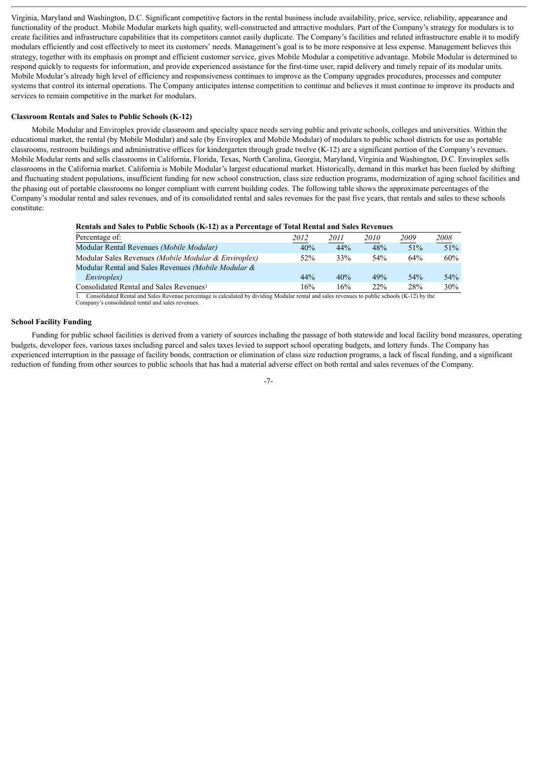Virginia, Maryland and Washington, D.C. Significant competitive factors in the rental business include availability, price, service, reliability, appearance and functionality of the product. Mobile Modular markets high quality, well-constructed and attractive modulars. Part of the Company's strategy for modulars is to create facilities and infrastructure capabilities that its competitors cannot easily duplicate. The Company's facilities and related infrastructure enable it to modify modulars efficiently and cost effectively to meet its customers' needs. Management's goal is to be more responsive at less expense. Management believes this strategy, together with its emphasis on prompt and efficient customer service, gives Mobile Modular a competitive advantage. Mobile Modular is determined to respond quickly to requests for information, and provide experienced assistance for the first-time user, rapid delivery and timely repair of its modular units. Mobile Modular's already high level of efficiency and responsiveness continues to improve as the Company upgrades procedures, processes and computer systems that control its internal operations. The Company anticipates intense competition to continue and believes it must continue to improve its products and services to remain competitive in the market for modulars.

**Classroom Rentals and Sales to Public Schools (K-12)**

Mobile Modular and Enviroplex provide classroom and specialty space needs serving public and private schools, colleges and universities. Within the educational market, the rental (by Mobile Modular) and sale (by Enviroplex and Mobile Modular) of modulars to public school districts for use as portable classrooms, restroom buildings and administrative offices for kindergarten through grade twelve (K-12) are a significant portion of the Company's revenues. Mobile Modular rents and sells classrooms in California, Florida, Texas, North Carolina, Georgia, Maryland, Virginia and Washington, D.C. Enviroplex sells classrooms in the California market. California is Mobile Modular's largest educational market. Historically, demand in this market has been fueled by shifting and fluctuating student populations, insufficient funding for new school construction, class size reduction programs, modernization of aging school facilities and the phasing out of portable classrooms no longer compliant with current building codes. The following table shows the approximate percentages of the Company's modular rental and sales revenues, and of its consolidated rental and sales revenues for the past five years, that rentals and sales to these schools constitute:

**Rentals and Sales to Public Schools (K-12) as a Percentage of Total Rental and Sales Revenues**

| Percentage of: | *2012* | *2011* | *2010* | *2009* | *2008* |
|---|---|---|---|---|---|
| Modular Rental Revenues *(Mobile Modular)* | 40% | 44% | 48% | 51% | 51% |
| Modular Sales Revenues *(Mobile Modular & Enviroplex)* | 52% | 33% | 54% | 64% | 60% |
| Modular Rental and Sales Revenues *(Mobile Modular & Enviroplex)* | 44% | 40% | 49% | 54% | 54% |
| Consolidated Rental and Sales Revenues[1] | 16% | 16% | 22% | 28% | 30% |

1. Consolidated Rental and Sales Revenue percentage is calculated by dividing Modular rental and sales revenues to public schools (K-12) by the Company's consolidated rental and sales revenues.

**School Facility Funding**

Funding for public school facilities is derived from a variety of sources including the passage of both statewide and local facility bond measures, operating budgets, developer fees, various taxes including parcel and sales taxes levied to support school operating budgets, and lottery funds. The Company has experienced interruption in the passage of facility bonds, contraction or elimination of class size reduction programs, a lack of fiscal funding, and a significant reduction of funding from other sources to public schools that has had a material adverse effect on both rental and sales revenues of the Company.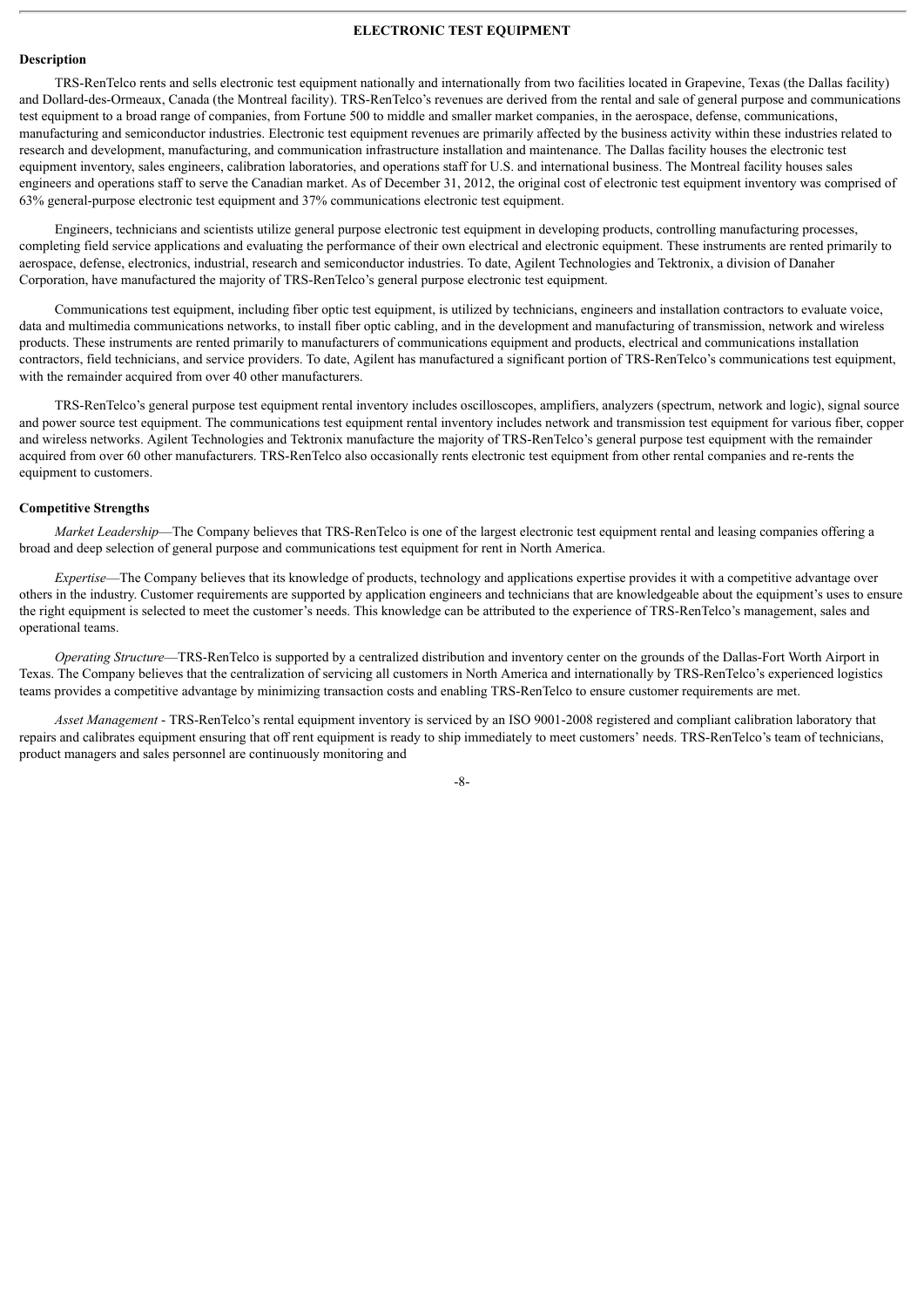## ELECTRONIC TEST EQUIPMENT

### Description

TRS-RenTelco rents and sells electronic test equipment nationally and internationally from two facilities located in Grapevine, Texas (the Dallas facility) and Dollard-des-Ormeaux, Canada (the Montreal facility). TRS-RenTelco's revenues are derived from the rental and sale of general purpose and communications test equipment to a broad range of companies, from Fortune 500 to middle and smaller market companies, in the aerospace, defense, communications, manufacturing and semiconductor industries. Electronic test equipment revenues are primarily affected by the business activity within these industries related to research and development, manufacturing, and communication infrastructure installation and maintenance. The Dallas facility houses the electronic test equipment inventory, sales engineers, calibration laboratories, and operations staff for U.S. and international business. The Montreal facility houses sales engineers and operations staff to serve the Canadian market. As of December 31, 2012, the original cost of electronic test equipment inventory was comprised of 63% general-purpose electronic test equipment and 37% communications electronic test equipment.

Engineers, technicians and scientists utilize general purpose electronic test equipment in developing products, controlling manufacturing processes, completing field service applications and evaluating the performance of their own electrical and electronic equipment. These instruments are rented primarily to aerospace, defense, electronics, industrial, research and semiconductor industries. To date, Agilent Technologies and Tektronix, a division of Danaher Corporation, have manufactured the majority of TRS-RenTelco's general purpose electronic test equipment.

Communications test equipment, including fiber optic test equipment, is utilized by technicians, engineers and installation contractors to evaluate voice, data and multimedia communications networks, to install fiber optic cabling, and in the development and manufacturing of transmission, network and wireless products. These instruments are rented primarily to manufacturers of communications equipment and products, electrical and communications installation contractors, field technicians, and service providers. To date, Agilent has manufactured a significant portion of TRS-RenTelco's communications test equipment, with the remainder acquired from over 40 other manufacturers.

TRS-RenTelco's general purpose test equipment rental inventory includes oscilloscopes, amplifiers, analyzers (spectrum, network and logic), signal source and power source test equipment. The communications test equipment rental inventory includes network and transmission test equipment for various fiber, copper and wireless networks. Agilent Technologies and Tektronix manufacture the majority of TRS-RenTelco's general purpose test equipment with the remainder acquired from over 60 other manufacturers. TRS-RenTelco also occasionally rents electronic test equipment from other rental companies and re-rents the equipment to customers.

### Competitive Strengths

*Market Leadership*—The Company believes that TRS-RenTelco is one of the largest electronic test equipment rental and leasing companies offering a broad and deep selection of general purpose and communications test equipment for rent in North America.

*Expertise*—The Company believes that its knowledge of products, technology and applications expertise provides it with a competitive advantage over others in the industry. Customer requirements are supported by application engineers and technicians that are knowledgeable about the equipment's uses to ensure the right equipment is selected to meet the customer's needs. This knowledge can be attributed to the experience of TRS-RenTelco's management, sales and operational teams.

*Operating Structure*—TRS-RenTelco is supported by a centralized distribution and inventory center on the grounds of the Dallas-Fort Worth Airport in Texas. The Company believes that the centralization of servicing all customers in North America and internationally by TRS-RenTelco's experienced logistics teams provides a competitive advantage by minimizing transaction costs and enabling TRS-RenTelco to ensure customer requirements are met.

*Asset Management* - TRS-RenTelco's rental equipment inventory is serviced by an ISO 9001-2008 registered and compliant calibration laboratory that repairs and calibrates equipment ensuring that off rent equipment is ready to ship immediately to meet customers' needs. TRS-RenTelco's team of technicians, product managers and sales personnel are continuously monitoring and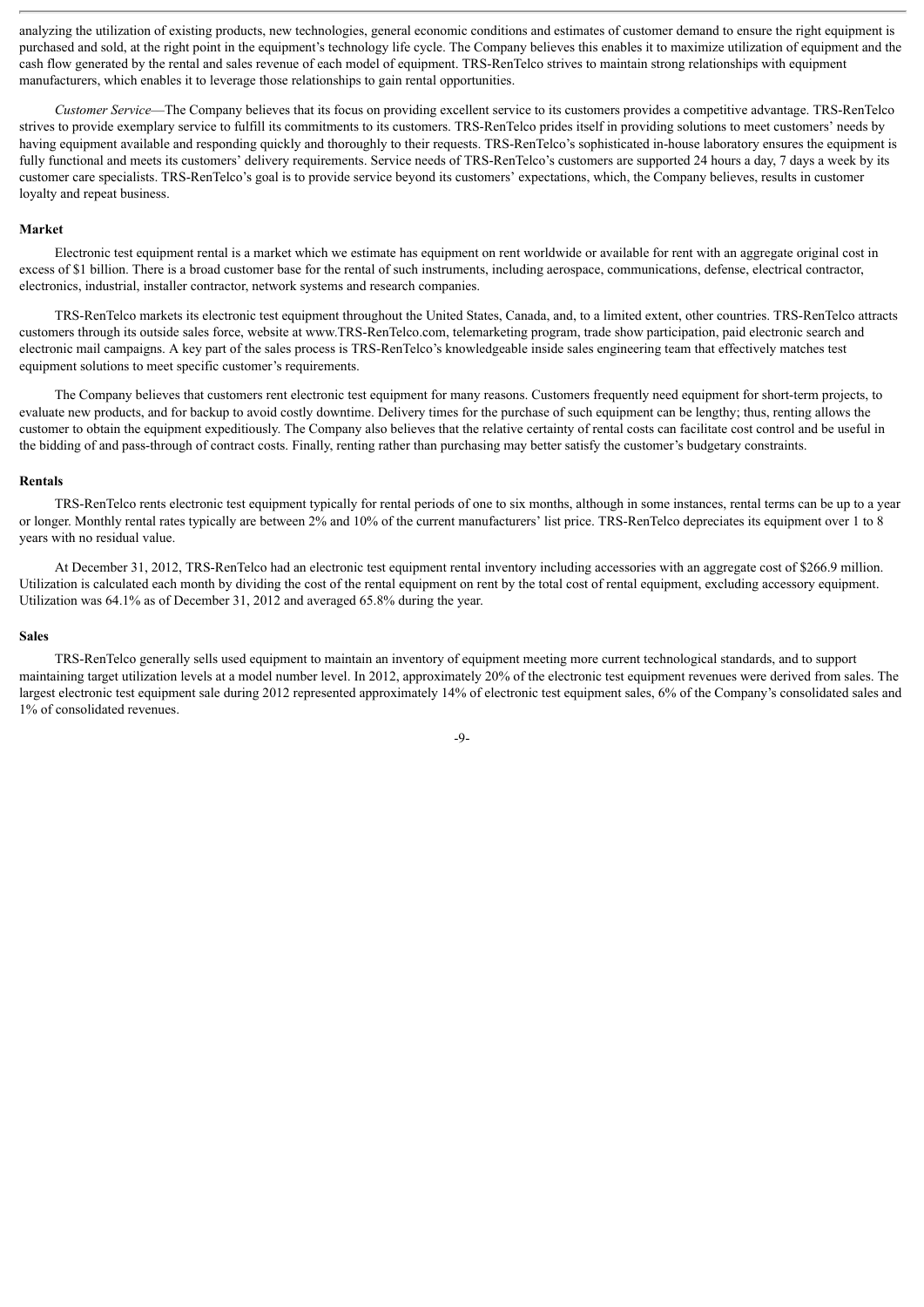analyzing the utilization of existing products, new technologies, general economic conditions and estimates of customer demand to ensure the right equipment is purchased and sold, at the right point in the equipment's technology life cycle. The Company believes this enables it to maximize utilization of equipment and the cash flow generated by the rental and sales revenue of each model of equipment. TRS-RenTelco strives to maintain strong relationships with equipment manufacturers, which enables it to leverage those relationships to gain rental opportunities.

*Customer Service*—The Company believes that its focus on providing excellent service to its customers provides a competitive advantage. TRS-RenTelco strives to provide exemplary service to fulfill its commitments to its customers. TRS-RenTelco prides itself in providing solutions to meet customers' needs by having equipment available and responding quickly and thoroughly to their requests. TRS-RenTelco's sophisticated in-house laboratory ensures the equipment is fully functional and meets its customers' delivery requirements. Service needs of TRS-RenTelco's customers are supported 24 hours a day, 7 days a week by its customer care specialists. TRS-RenTelco's goal is to provide service beyond its customers' expectations, which, the Company believes, results in customer loyalty and repeat business.

**Market**

Electronic test equipment rental is a market which we estimate has equipment on rent worldwide or available for rent with an aggregate original cost in excess of $1 billion. There is a broad customer base for the rental of such instruments, including aerospace, communications, defense, electrical contractor, electronics, industrial, installer contractor, network systems and research companies.

TRS-RenTelco markets its electronic test equipment throughout the United States, Canada, and, to a limited extent, other countries. TRS-RenTelco attracts customers through its outside sales force, website at www.TRS-RenTelco.com, telemarketing program, trade show participation, paid electronic search and electronic mail campaigns. A key part of the sales process is TRS-RenTelco's knowledgeable inside sales engineering team that effectively matches test equipment solutions to meet specific customer's requirements.

The Company believes that customers rent electronic test equipment for many reasons. Customers frequently need equipment for short-term projects, to evaluate new products, and for backup to avoid costly downtime. Delivery times for the purchase of such equipment can be lengthy; thus, renting allows the customer to obtain the equipment expeditiously. The Company also believes that the relative certainty of rental costs can facilitate cost control and be useful in the bidding of and pass-through of contract costs. Finally, renting rather than purchasing may better satisfy the customer's budgetary constraints.

**Rentals**

TRS-RenTelco rents electronic test equipment typically for rental periods of one to six months, although in some instances, rental terms can be up to a year or longer. Monthly rental rates typically are between 2% and 10% of the current manufacturers' list price. TRS-RenTelco depreciates its equipment over 1 to 8 years with no residual value.

At December 31, 2012, TRS-RenTelco had an electronic test equipment rental inventory including accessories with an aggregate cost of $266.9 million. Utilization is calculated each month by dividing the cost of the rental equipment on rent by the total cost of rental equipment, excluding accessory equipment. Utilization was 64.1% as of December 31, 2012 and averaged 65.8% during the year.

**Sales**

TRS-RenTelco generally sells used equipment to maintain an inventory of equipment meeting more current technological standards, and to support maintaining target utilization levels at a model number level. In 2012, approximately 20% of the electronic test equipment revenues were derived from sales. The largest electronic test equipment sale during 2012 represented approximately 14% of electronic test equipment sales, 6% of the Company's consolidated sales and 1% of consolidated revenues.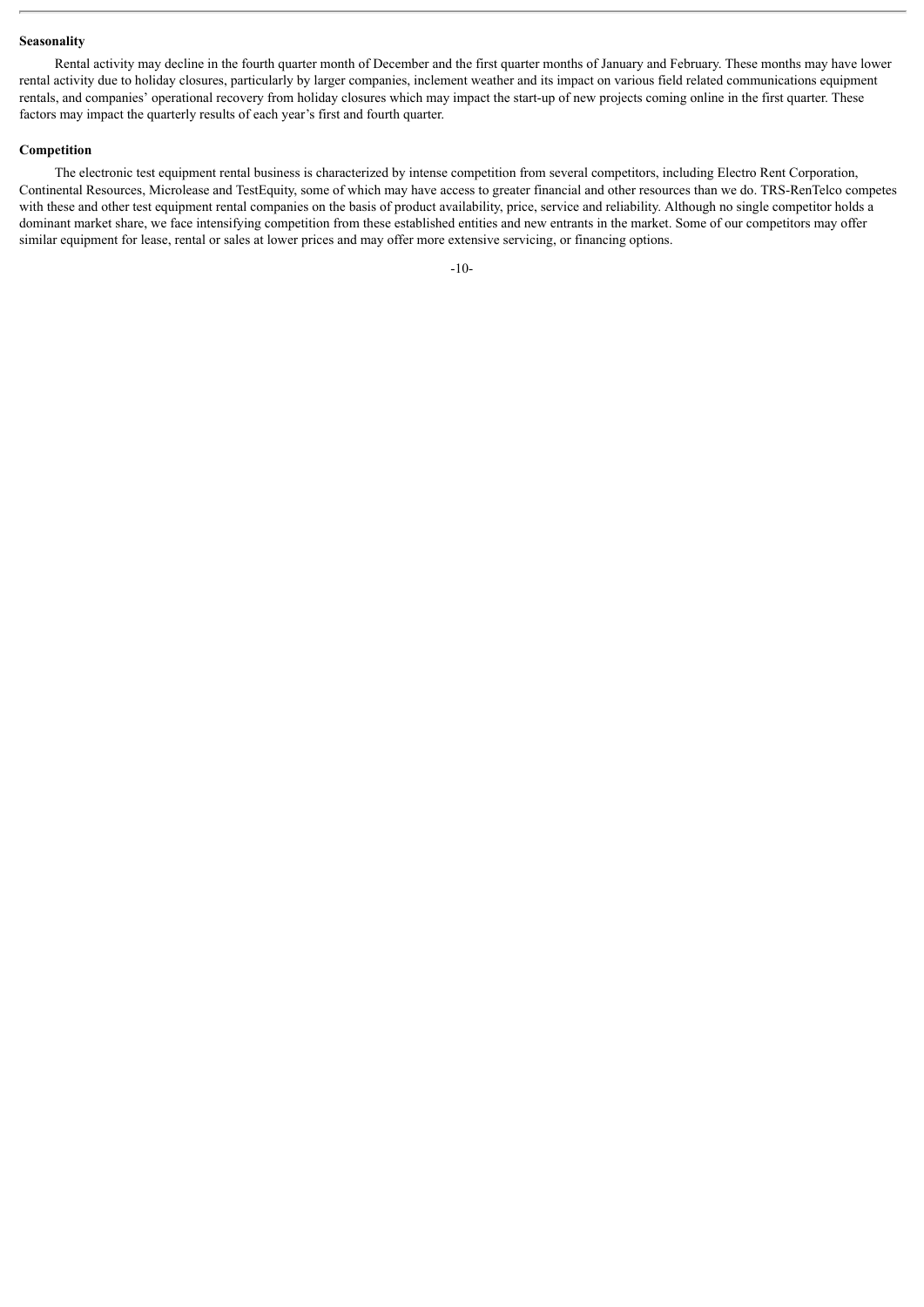**Seasonality**

Rental activity may decline in the fourth quarter month of December and the first quarter months of January and February. These months may have lower rental activity due to holiday closures, particularly by larger companies, inclement weather and its impact on various field related communications equipment rentals, and companies' operational recovery from holiday closures which may impact the start-up of new projects coming online in the first quarter. These factors may impact the quarterly results of each year's first and fourth quarter.

**Competition**

The electronic test equipment rental business is characterized by intense competition from several competitors, including Electro Rent Corporation, Continental Resources, Microlease and TestEquity, some of which may have access to greater financial and other resources than we do. TRS-RenTelco competes with these and other test equipment rental companies on the basis of product availability, price, service and reliability. Although no single competitor holds a dominant market share, we face intensifying competition from these established entities and new entrants in the market. Some of our competitors may offer similar equipment for lease, rental or sales at lower prices and may offer more extensive servicing, or financing options.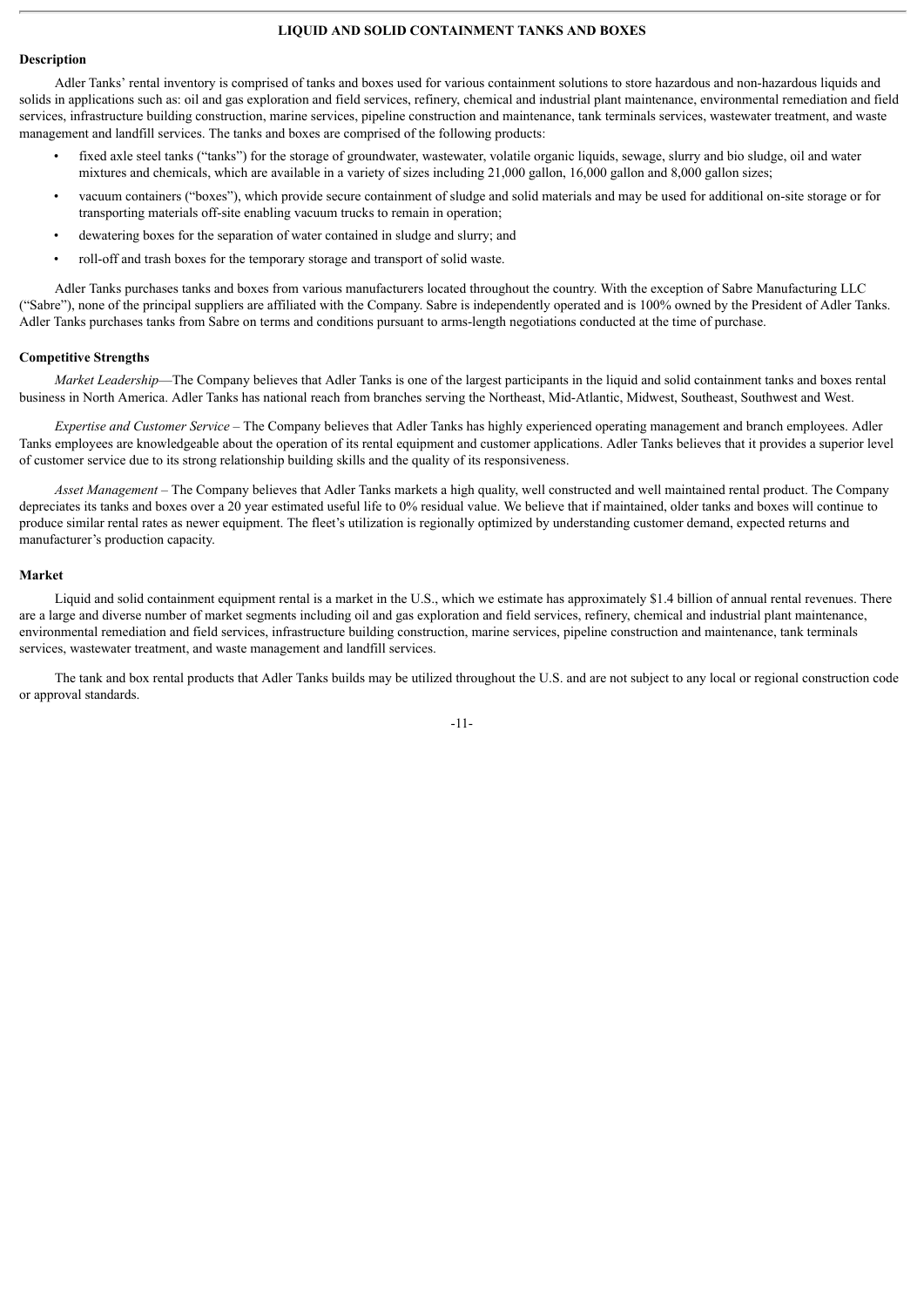## LIQUID AND SOLID CONTAINMENT TANKS AND BOXES

### Description

Adler Tanks' rental inventory is comprised of tanks and boxes used for various containment solutions to store hazardous and non-hazardous liquids and solids in applications such as: oil and gas exploration and field services, refinery, chemical and industrial plant maintenance, environmental remediation and field services, infrastructure building construction, marine services, pipeline construction and maintenance, tank terminals services, wastewater treatment, and waste management and landfill services. The tanks and boxes are comprised of the following products:

- fixed axle steel tanks ("tanks") for the storage of groundwater, wastewater, volatile organic liquids, sewage, slurry and bio sludge, oil and water mixtures and chemicals, which are available in a variety of sizes including 21,000 gallon, 16,000 gallon and 8,000 gallon sizes;
- vacuum containers ("boxes"), which provide secure containment of sludge and solid materials and may be used for additional on-site storage or for transporting materials off-site enabling vacuum trucks to remain in operation;
- dewatering boxes for the separation of water contained in sludge and slurry; and
- roll-off and trash boxes for the temporary storage and transport of solid waste.

Adler Tanks purchases tanks and boxes from various manufacturers located throughout the country. With the exception of Sabre Manufacturing LLC ("Sabre"), none of the principal suppliers are affiliated with the Company. Sabre is independently operated and is 100% owned by the President of Adler Tanks. Adler Tanks purchases tanks from Sabre on terms and conditions pursuant to arms-length negotiations conducted at the time of purchase.

### Competitive Strengths

*Market Leadership*—The Company believes that Adler Tanks is one of the largest participants in the liquid and solid containment tanks and boxes rental business in North America. Adler Tanks has national reach from branches serving the Northeast, Mid-Atlantic, Midwest, Southeast, Southwest and West.

*Expertise and Customer Service* – The Company believes that Adler Tanks has highly experienced operating management and branch employees. Adler Tanks employees are knowledgeable about the operation of its rental equipment and customer applications. Adler Tanks believes that it provides a superior level of customer service due to its strong relationship building skills and the quality of its responsiveness.

*Asset Management* – The Company believes that Adler Tanks markets a high quality, well constructed and well maintained rental product. The Company depreciates its tanks and boxes over a 20 year estimated useful life to 0% residual value. We believe that if maintained, older tanks and boxes will continue to produce similar rental rates as newer equipment. The fleet's utilization is regionally optimized by understanding customer demand, expected returns and manufacturer's production capacity.

### Market

Liquid and solid containment equipment rental is a market in the U.S., which we estimate has approximately $1.4 billion of annual rental revenues. There are a large and diverse number of market segments including oil and gas exploration and field services, refinery, chemical and industrial plant maintenance, environmental remediation and field services, infrastructure building construction, marine services, pipeline construction and maintenance, tank terminals services, wastewater treatment, and waste management and landfill services.

The tank and box rental products that Adler Tanks builds may be utilized throughout the U.S. and are not subject to any local or regional construction code or approval standards.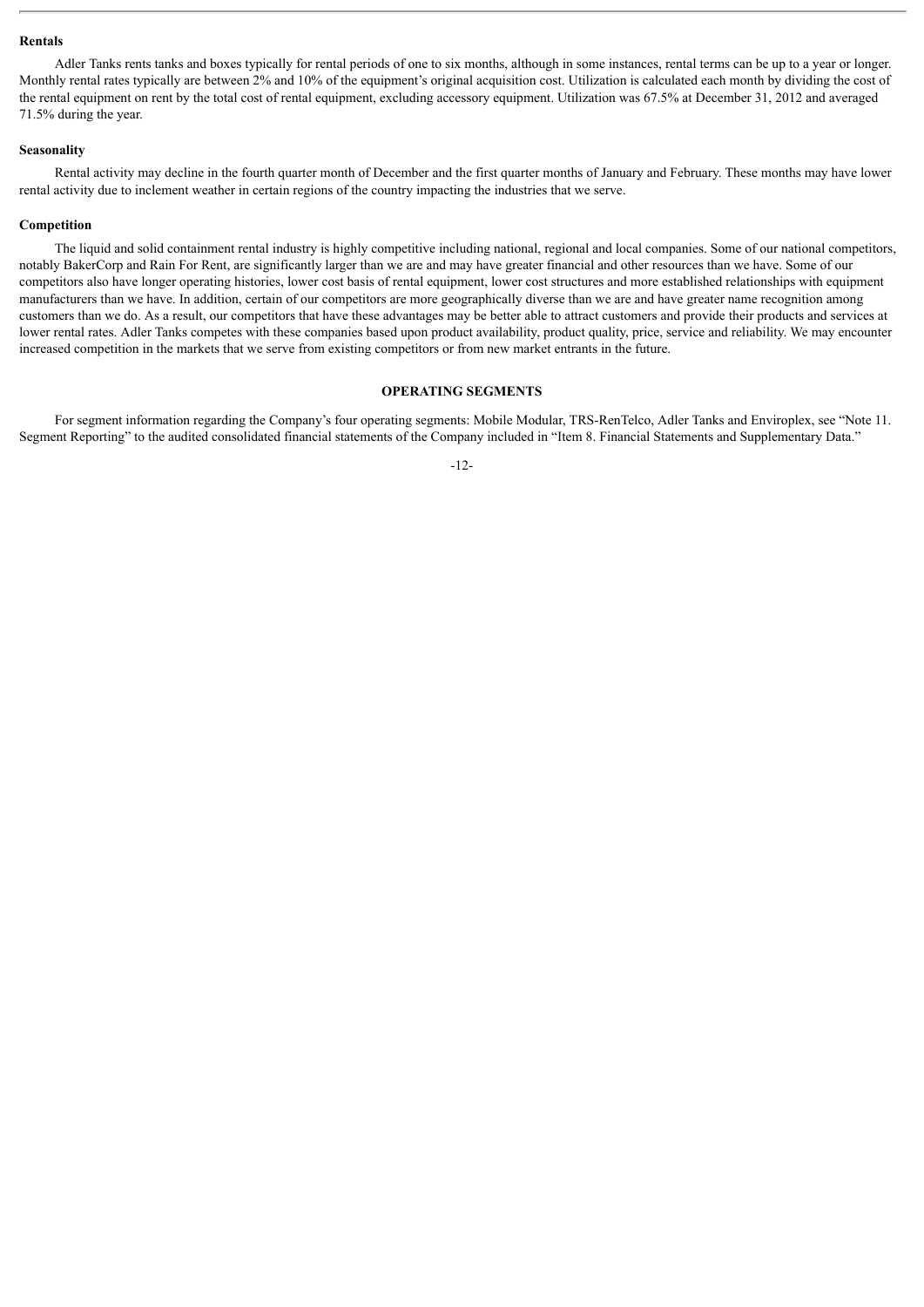### Rentals

Adler Tanks rents tanks and boxes typically for rental periods of one to six months, although in some instances, rental terms can be up to a year or longer. Monthly rental rates typically are between 2% and 10% of the equipment's original acquisition cost. Utilization is calculated each month by dividing the cost of the rental equipment on rent by the total cost of rental equipment, excluding accessory equipment. Utilization was 67.5% at December 31, 2012 and averaged 71.5% during the year.

### Seasonality

Rental activity may decline in the fourth quarter month of December and the first quarter months of January and February. These months may have lower rental activity due to inclement weather in certain regions of the country impacting the industries that we serve.

### Competition

The liquid and solid containment rental industry is highly competitive including national, regional and local companies. Some of our national competitors, notably BakerCorp and Rain For Rent, are significantly larger than we are and may have greater financial and other resources than we have. Some of our competitors also have longer operating histories, lower cost basis of rental equipment, lower cost structures and more established relationships with equipment manufacturers than we have. In addition, certain of our competitors are more geographically diverse than we are and have greater name recognition among customers than we do. As a result, our competitors that have these advantages may be better able to attract customers and provide their products and services at lower rental rates. Adler Tanks competes with these companies based upon product availability, product quality, price, service and reliability. We may encounter increased competition in the markets that we serve from existing competitors or from new market entrants in the future.

## OPERATING SEGMENTS

For segment information regarding the Company's four operating segments: Mobile Modular, TRS-RenTelco, Adler Tanks and Enviroplex, see "Note 11. Segment Reporting" to the audited consolidated financial statements of the Company included in "Item 8. Financial Statements and Supplementary Data."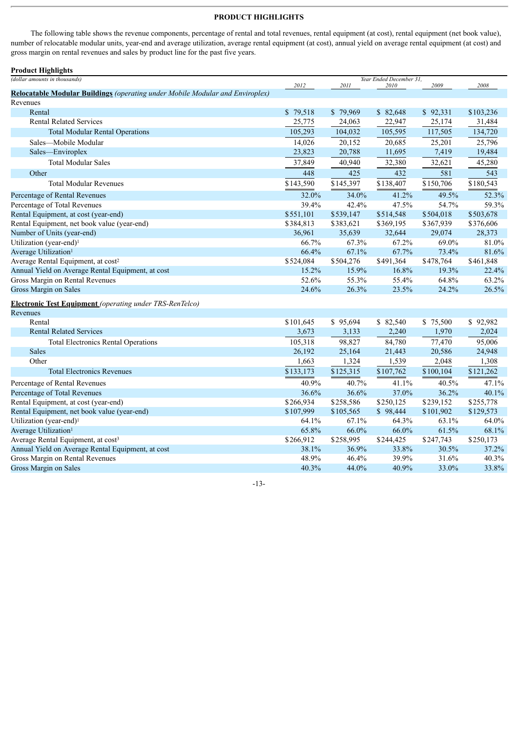## PRODUCT HIGHLIGHTS

The following table shows the revenue components, percentage of rental and total revenues, rental equipment (at cost), rental equipment (net book value), number of relocatable modular units, year-end and average utilization, average rental equipment (at cost), annual yield on average rental equipment (at cost) and gross margin on rental revenues and sales by product line for the past five years.

**Product Highlights**

| *(dollar amounts in thousands)* | Year Ended December 31, | | | | |
|---|---|---|---|---|---|
| | 2012 | 2011 | 2010 | 2009 | 2008 |
| **Relocatable Modular Buildings** *(operating under Mobile Modular and Enviroplex)* | | | | | |
| Revenues | | | | | |
| Rental | $ 79,518 | $ 79,969 | $ 82,648 | $ 92,331 | $103,236 |
| Rental Related Services | 25,775 | 24,063 | 22,947 | 25,174 | 31,484 |
| Total Modular Rental Operations | 105,293 | 104,032 | 105,595 | 117,505 | 134,720 |
| Sales—Mobile Modular | 14,026 | 20,152 | 20,685 | 25,201 | 25,796 |
| Sales—Enviroplex | 23,823 | 20,788 | 11,695 | 7,419 | 19,484 |
| Total Modular Sales | 37,849 | 40,940 | 32,380 | 32,621 | 45,280 |
| Other | 448 | 425 | 432 | 581 | 543 |
| Total Modular Revenues | $143,590 | $145,397 | $138,407 | $150,706 | $180,543 |
| Percentage of Rental Revenues | 32.0% | 34.0% | 41.2% | 49.5% | 52.3% |
| Percentage of Total Revenues | 39.4% | 42.4% | 47.5% | 54.7% | 59.3% |
| Rental Equipment, at cost (year-end) | $551,101 | $539,147 | $514,548 | $504,018 | $503,678 |
| Rental Equipment, net book value (year-end) | $384,813 | $383,621 | $369,195 | $367,939 | $376,606 |
| Number of Units (year-end) | 36,961 | 35,639 | 32,644 | 29,074 | 28,373 |
| Utilization (year-end)[1] | 66.7% | 67.3% | 67.2% | 69.0% | 81.0% |
| Average Utilization[1] | 66.4% | 67.1% | 67.7% | 73.4% | 81.6% |
| Average Rental Equipment, at cost[2] | $524,084 | $504,276 | $491,364 | $478,764 | $461,848 |
| Annual Yield on Average Rental Equipment, at cost | 15.2% | 15.9% | 16.8% | 19.3% | 22.4% |
| Gross Margin on Rental Revenues | 52.6% | 55.3% | 55.4% | 64.8% | 63.2% |
| Gross Margin on Sales | 24.6% | 26.3% | 23.5% | 24.2% | 26.5% |
| **Electronic Test Equipment** *(operating under TRS-RenTelco)* | | | | | |
| Revenues | | | | | |
| Rental | $101,645 | $ 95,694 | $ 82,540 | $ 75,500 | $ 92,982 |
| Rental Related Services | 3,673 | 3,133 | 2,240 | 1,970 | 2,024 |
| Total Electronics Rental Operations | 105,318 | 98,827 | 84,780 | 77,470 | 95,006 |
| Sales | 26,192 | 25,164 | 21,443 | 20,586 | 24,948 |
| Other | 1,663 | 1,324 | 1,539 | 2,048 | 1,308 |
| Total Electronics Revenues | $133,173 | $125,315 | $107,762 | $100,104 | $121,262 |
| Percentage of Rental Revenues | 40.9% | 40.7% | 41.1% | 40.5% | 47.1% |
| Percentage of Total Revenues | 36.6% | 36.6% | 37.0% | 36.2% | 40.1% |
| Rental Equipment, at cost (year-end) | $266,934 | $258,586 | $250,125 | $239,152 | $255,778 |
| Rental Equipment, net book value (year-end) | $107,999 | $105,565 | $ 98,444 | $101,902 | $129,573 |
| Utilization (year-end)[1] | 64.1% | 67.1% | 64.3% | 63.1% | 64.0% |
| Average Utilization[1] | 65.8% | 66.0% | 66.0% | 61.5% | 68.1% |
| Average Rental Equipment, at cost[3] | $266,912 | $258,995 | $244,425 | $247,743 | $250,173 |
| Annual Yield on Average Rental Equipment, at cost | 38.1% | 36.9% | 33.8% | 30.5% | 37.2% |
| Gross Margin on Rental Revenues | 48.9% | 46.4% | 39.9% | 31.6% | 40.3% |
| Gross Margin on Sales | 40.3% | 44.0% | 40.9% | 33.0% | 33.8% |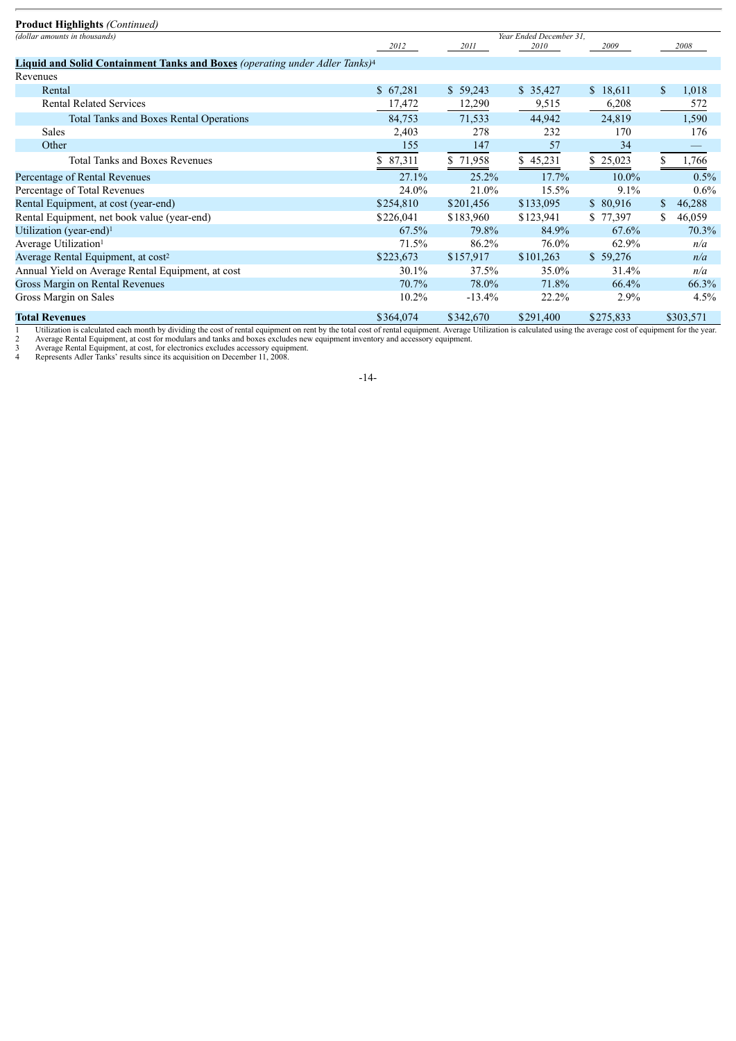**Product Highlights** *(Continued)*

| *(dollar amounts in thousands)* | *Year Ended December 31,* | | | | |
|---|---|---|---|---|---|
| | *2012* | *2011* | *2010* | *2009* | *2008* |
| **Liquid and Solid Containment Tanks and Boxes** *(operating under Adler Tanks)*[4] | | | | | |
| Revenues | | | | | |
| Rental | $ 67,281 | $ 59,243 | $ 35,427 | $ 18,611 | $ 1,018 |
| Rental Related Services | 17,472 | 12,290 | 9,515 | 6,208 | 572 |
| Total Tanks and Boxes Rental Operations | 84,753 | 71,533 | 44,942 | 24,819 | 1,590 |
| Sales | 2,403 | 278 | 232 | 170 | 176 |
| Other | 155 | 147 | 57 | 34 | — |
| Total Tanks and Boxes Revenues | $ 87,311 | $ 71,958 | $ 45,231 | $ 25,023 | $ 1,766 |
| Percentage of Rental Revenues | 27.1% | 25.2% | 17.7% | 10.0% | 0.5% |
| Percentage of Total Revenues | 24.0% | 21.0% | 15.5% | 9.1% | 0.6% |
| Rental Equipment, at cost (year-end) | $254,810 | $201,456 | $133,095 | $ 80,916 | $ 46,288 |
| Rental Equipment, net book value (year-end) | $226,041 | $183,960 | $123,941 | $ 77,397 | $ 46,059 |
| Utilization (year-end)[1] | 67.5% | 79.8% | 84.9% | 67.6% | 70.3% |
| Average Utilization[1] | 71.5% | 86.2% | 76.0% | 62.9% | *n/a* |
| Average Rental Equipment, at cost[2] | $223,673 | $157,917 | $101,263 | $ 59,276 | *n/a* |
| Annual Yield on Average Rental Equipment, at cost | 30.1% | 37.5% | 35.0% | 31.4% | *n/a* |
| Gross Margin on Rental Revenues | 70.7% | 78.0% | 71.8% | 66.4% | 66.3% |
| Gross Margin on Sales | 10.2% | -13.4% | 22.2% | 2.9% | 4.5% |
| **Total Revenues** | $364,074 | $342,670 | $291,400 | $275,833 | $303,571 |

1 Utilization is calculated each month by dividing the cost of rental equipment on rent by the total cost of rental equipment. Average Utilization is calculated using the average cost of equipment for the year.
2 Average Rental Equipment, at cost for modulars and tanks and boxes excludes new equipment inventory and accessory equipment.
3 Average Rental Equipment, at cost, for electronics excludes accessory equipment.
4 Represents Adler Tanks' results since its acquisition on December 11, 2008.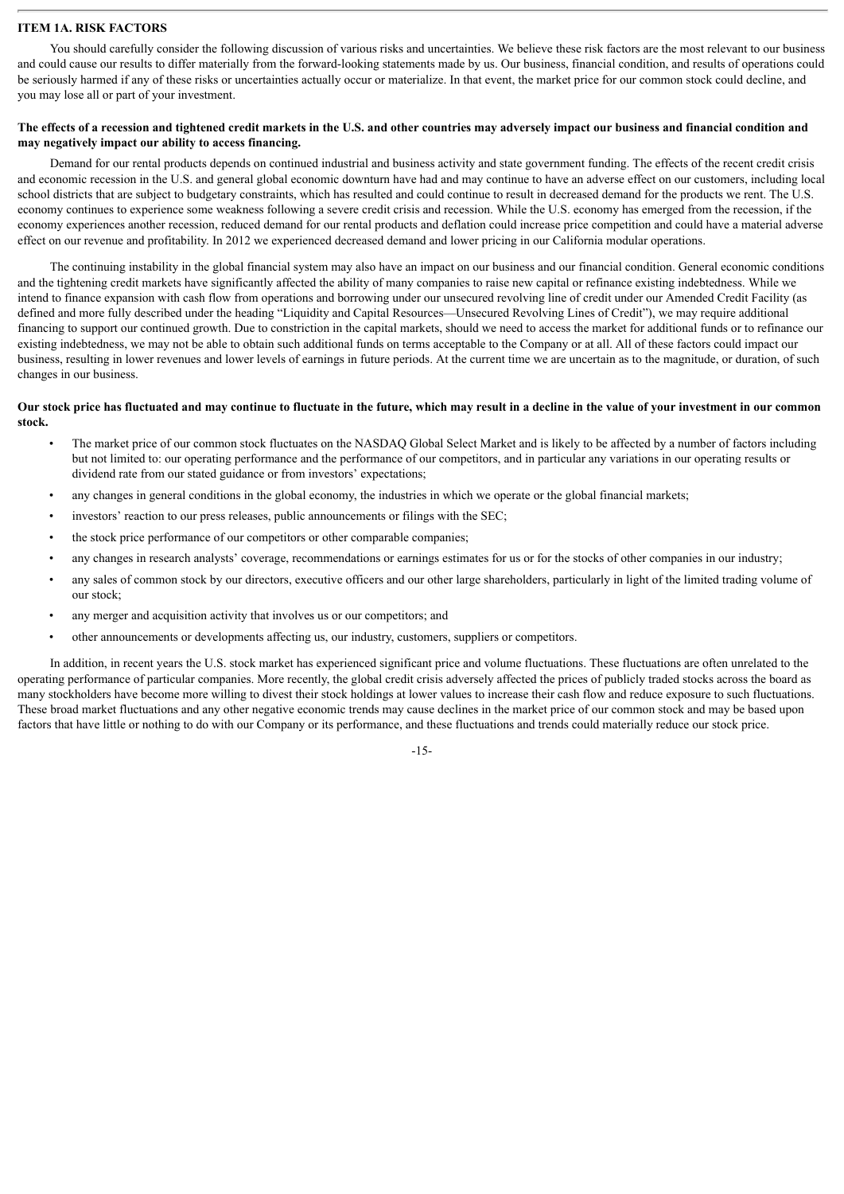## ITEM 1A. RISK FACTORS

You should carefully consider the following discussion of various risks and uncertainties. We believe these risk factors are the most relevant to our business and could cause our results to differ materially from the forward-looking statements made by us. Our business, financial condition, and results of operations could be seriously harmed if any of these risks or uncertainties actually occur or materialize. In that event, the market price for our common stock could decline, and you may lose all or part of your investment.

**The effects of a recession and tightened credit markets in the U.S. and other countries may adversely impact our business and financial condition and may negatively impact our ability to access financing.**

Demand for our rental products depends on continued industrial and business activity and state government funding. The effects of the recent credit crisis and economic recession in the U.S. and general global economic downturn have had and may continue to have an adverse effect on our customers, including local school districts that are subject to budgetary constraints, which has resulted and could continue to result in decreased demand for the products we rent. The U.S. economy continues to experience some weakness following a severe credit crisis and recession. While the U.S. economy has emerged from the recession, if the economy experiences another recession, reduced demand for our rental products and deflation could increase price competition and could have a material adverse effect on our revenue and profitability. In 2012 we experienced decreased demand and lower pricing in our California modular operations.

The continuing instability in the global financial system may also have an impact on our business and our financial condition. General economic conditions and the tightening credit markets have significantly affected the ability of many companies to raise new capital or refinance existing indebtedness. While we intend to finance expansion with cash flow from operations and borrowing under our unsecured revolving line of credit under our Amended Credit Facility (as defined and more fully described under the heading "Liquidity and Capital Resources—Unsecured Revolving Lines of Credit"), we may require additional financing to support our continued growth. Due to constriction in the capital markets, should we need to access the market for additional funds or to refinance our existing indebtedness, we may not be able to obtain such additional funds on terms acceptable to the Company or at all. All of these factors could impact our business, resulting in lower revenues and lower levels of earnings in future periods. At the current time we are uncertain as to the magnitude, or duration, of such changes in our business.

**Our stock price has fluctuated and may continue to fluctuate in the future, which may result in a decline in the value of your investment in our common stock.**

- The market price of our common stock fluctuates on the NASDAQ Global Select Market and is likely to be affected by a number of factors including but not limited to: our operating performance and the performance of our competitors, and in particular any variations in our operating results or dividend rate from our stated guidance or from investors' expectations;
- any changes in general conditions in the global economy, the industries in which we operate or the global financial markets;
- investors' reaction to our press releases, public announcements or filings with the SEC;
- the stock price performance of our competitors or other comparable companies;
- any changes in research analysts' coverage, recommendations or earnings estimates for us or for the stocks of other companies in our industry;
- any sales of common stock by our directors, executive officers and our other large shareholders, particularly in light of the limited trading volume of our stock;
- any merger and acquisition activity that involves us or our competitors; and
- other announcements or developments affecting us, our industry, customers, suppliers or competitors.

In addition, in recent years the U.S. stock market has experienced significant price and volume fluctuations. These fluctuations are often unrelated to the operating performance of particular companies. More recently, the global credit crisis adversely affected the prices of publicly traded stocks across the board as many stockholders have become more willing to divest their stock holdings at lower values to increase their cash flow and reduce exposure to such fluctuations. These broad market fluctuations and any other negative economic trends may cause declines in the market price of our common stock and may be based upon factors that have little or nothing to do with our Company or its performance, and these fluctuations and trends could materially reduce our stock price.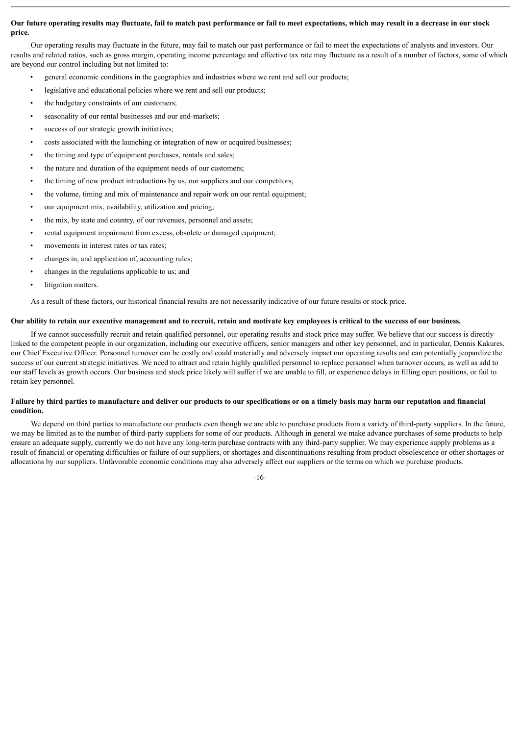**Our future operating results may fluctuate, fail to match past performance or fail to meet expectations, which may result in a decrease in our stock price.**

Our operating results may fluctuate in the future, may fail to match our past performance or fail to meet the expectations of analysts and investors. Our results and related ratios, such as gross margin, operating income percentage and effective tax rate may fluctuate as a result of a number of factors, some of which are beyond our control including but not limited to:

- general economic conditions in the geographies and industries where we rent and sell our products;
- legislative and educational policies where we rent and sell our products;
- the budgetary constraints of our customers;
- seasonality of our rental businesses and our end-markets;
- success of our strategic growth initiatives;
- costs associated with the launching or integration of new or acquired businesses;
- the timing and type of equipment purchases, rentals and sales;
- the nature and duration of the equipment needs of our customers;
- the timing of new product introductions by us, our suppliers and our competitors;
- the volume, timing and mix of maintenance and repair work on our rental equipment;
- our equipment mix, availability, utilization and pricing;
- the mix, by state and country, of our revenues, personnel and assets;
- rental equipment impairment from excess, obsolete or damaged equipment;
- movements in interest rates or tax rates;
- changes in, and application of, accounting rules;
- changes in the regulations applicable to us; and
- litigation matters.

As a result of these factors, our historical financial results are not necessarily indicative of our future results or stock price.

**Our ability to retain our executive management and to recruit, retain and motivate key employees is critical to the success of our business.**

If we cannot successfully recruit and retain qualified personnel, our operating results and stock price may suffer. We believe that our success is directly linked to the competent people in our organization, including our executive officers, senior managers and other key personnel, and in particular, Dennis Kakures, our Chief Executive Officer. Personnel turnover can be costly and could materially and adversely impact our operating results and can potentially jeopardize the success of our current strategic initiatives. We need to attract and retain highly qualified personnel to replace personnel when turnover occurs, as well as add to our staff levels as growth occurs. Our business and stock price likely will suffer if we are unable to fill, or experience delays in filling open positions, or fail to retain key personnel.

**Failure by third parties to manufacture and deliver our products to our specifications or on a timely basis may harm our reputation and financial condition.**

We depend on third parties to manufacture our products even though we are able to purchase products from a variety of third-party suppliers. In the future, we may be limited as to the number of third-party suppliers for some of our products. Although in general we make advance purchases of some products to help ensure an adequate supply, currently we do not have any long-term purchase contracts with any third-party supplier. We may experience supply problems as a result of financial or operating difficulties or failure of our suppliers, or shortages and discontinuations resulting from product obsolescence or other shortages or allocations by our suppliers. Unfavorable economic conditions may also adversely affect our suppliers or the terms on which we purchase products.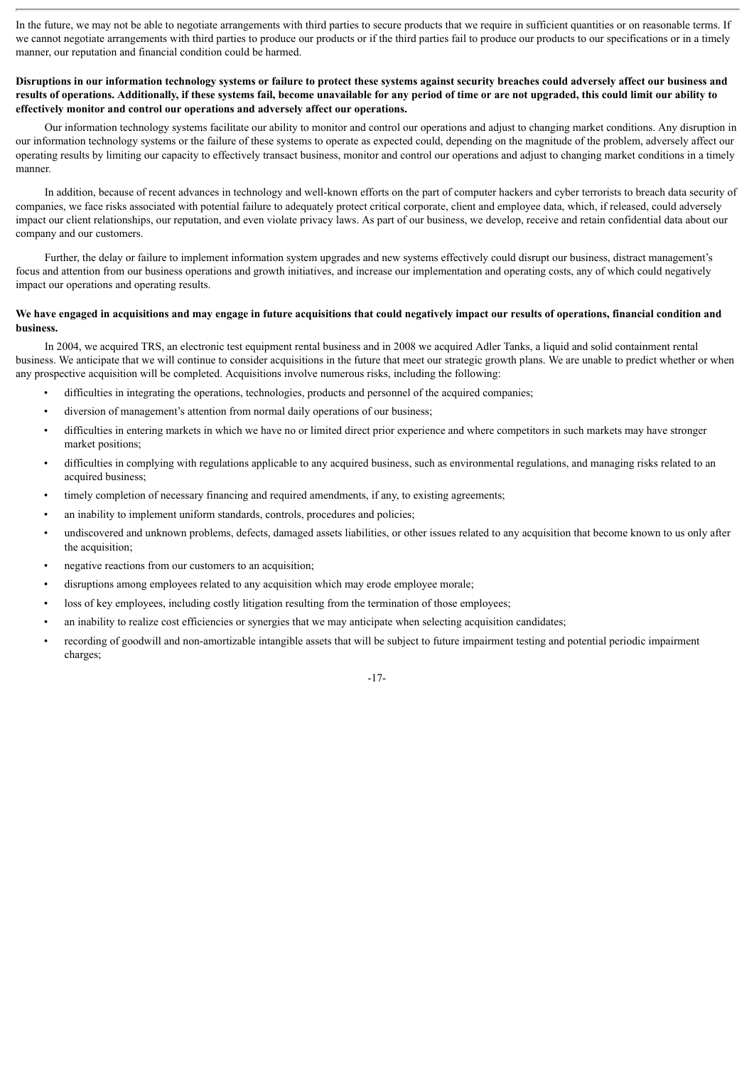In the future, we may not be able to negotiate arrangements with third parties to secure products that we require in sufficient quantities or on reasonable terms. If we cannot negotiate arrangements with third parties to produce our products or if the third parties fail to produce our products to our specifications or in a timely manner, our reputation and financial condition could be harmed.

**Disruptions in our information technology systems or failure to protect these systems against security breaches could adversely affect our business and results of operations. Additionally, if these systems fail, become unavailable for any period of time or are not upgraded, this could limit our ability to effectively monitor and control our operations and adversely affect our operations.**

Our information technology systems facilitate our ability to monitor and control our operations and adjust to changing market conditions. Any disruption in our information technology systems or the failure of these systems to operate as expected could, depending on the magnitude of the problem, adversely affect our operating results by limiting our capacity to effectively transact business, monitor and control our operations and adjust to changing market conditions in a timely manner.

In addition, because of recent advances in technology and well-known efforts on the part of computer hackers and cyber terrorists to breach data security of companies, we face risks associated with potential failure to adequately protect critical corporate, client and employee data, which, if released, could adversely impact our client relationships, our reputation, and even violate privacy laws. As part of our business, we develop, receive and retain confidential data about our company and our customers.

Further, the delay or failure to implement information system upgrades and new systems effectively could disrupt our business, distract management's focus and attention from our business operations and growth initiatives, and increase our implementation and operating costs, any of which could negatively impact our operations and operating results.

**We have engaged in acquisitions and may engage in future acquisitions that could negatively impact our results of operations, financial condition and business.**

In 2004, we acquired TRS, an electronic test equipment rental business and in 2008 we acquired Adler Tanks, a liquid and solid containment rental business. We anticipate that we will continue to consider acquisitions in the future that meet our strategic growth plans. We are unable to predict whether or when any prospective acquisition will be completed. Acquisitions involve numerous risks, including the following:

- difficulties in integrating the operations, technologies, products and personnel of the acquired companies;
- diversion of management's attention from normal daily operations of our business;
- difficulties in entering markets in which we have no or limited direct prior experience and where competitors in such markets may have stronger market positions;
- difficulties in complying with regulations applicable to any acquired business, such as environmental regulations, and managing risks related to an acquired business;
- timely completion of necessary financing and required amendments, if any, to existing agreements;
- an inability to implement uniform standards, controls, procedures and policies;
- undiscovered and unknown problems, defects, damaged assets liabilities, or other issues related to any acquisition that become known to us only after the acquisition;
- negative reactions from our customers to an acquisition;
- disruptions among employees related to any acquisition which may erode employee morale;
- loss of key employees, including costly litigation resulting from the termination of those employees;
- an inability to realize cost efficiencies or synergies that we may anticipate when selecting acquisition candidates;
- recording of goodwill and non-amortizable intangible assets that will be subject to future impairment testing and potential periodic impairment charges;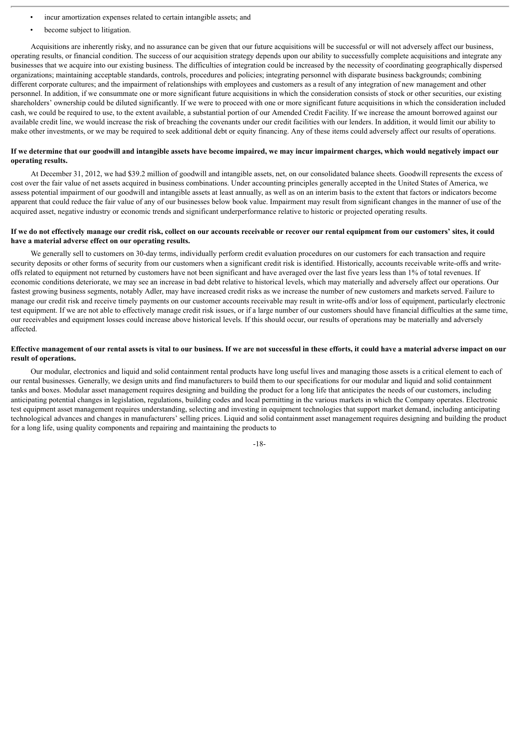- incur amortization expenses related to certain intangible assets; and
- become subject to litigation.

Acquisitions are inherently risky, and no assurance can be given that our future acquisitions will be successful or will not adversely affect our business, operating results, or financial condition. The success of our acquisition strategy depends upon our ability to successfully complete acquisitions and integrate any businesses that we acquire into our existing business. The difficulties of integration could be increased by the necessity of coordinating geographically dispersed organizations; maintaining acceptable standards, controls, procedures and policies; integrating personnel with disparate business backgrounds; combining different corporate cultures; and the impairment of relationships with employees and customers as a result of any integration of new management and other personnel. In addition, if we consummate one or more significant future acquisitions in which the consideration consists of stock or other securities, our existing shareholders' ownership could be diluted significantly. If we were to proceed with one or more significant future acquisitions in which the consideration included cash, we could be required to use, to the extent available, a substantial portion of our Amended Credit Facility. If we increase the amount borrowed against our available credit line, we would increase the risk of breaching the covenants under our credit facilities with our lenders. In addition, it would limit our ability to make other investments, or we may be required to seek additional debt or equity financing. Any of these items could adversely affect our results of operations.

**If we determine that our goodwill and intangible assets have become impaired, we may incur impairment charges, which would negatively impact our operating results.**

At December 31, 2012, we had $39.2 million of goodwill and intangible assets, net, on our consolidated balance sheets. Goodwill represents the excess of cost over the fair value of net assets acquired in business combinations. Under accounting principles generally accepted in the United States of America, we assess potential impairment of our goodwill and intangible assets at least annually, as well as on an interim basis to the extent that factors or indicators become apparent that could reduce the fair value of any of our businesses below book value. Impairment may result from significant changes in the manner of use of the acquired asset, negative industry or economic trends and significant underperformance relative to historic or projected operating results.

**If we do not effectively manage our credit risk, collect on our accounts receivable or recover our rental equipment from our customers' sites, it could have a material adverse effect on our operating results.**

We generally sell to customers on 30-day terms, individually perform credit evaluation procedures on our customers for each transaction and require security deposits or other forms of security from our customers when a significant credit risk is identified. Historically, accounts receivable write-offs and write-offs related to equipment not returned by customers have not been significant and have averaged over the last five years less than 1% of total revenues. If economic conditions deteriorate, we may see an increase in bad debt relative to historical levels, which may materially and adversely affect our operations. Our fastest growing business segments, notably Adler, may have increased credit risks as we increase the number of new customers and markets served. Failure to manage our credit risk and receive timely payments on our customer accounts receivable may result in write-offs and/or loss of equipment, particularly electronic test equipment. If we are not able to effectively manage credit risk issues, or if a large number of our customers should have financial difficulties at the same time, our receivables and equipment losses could increase above historical levels. If this should occur, our results of operations may be materially and adversely affected.

**Effective management of our rental assets is vital to our business. If we are not successful in these efforts, it could have a material adverse impact on our result of operations.**

Our modular, electronics and liquid and solid containment rental products have long useful lives and managing those assets is a critical element to each of our rental businesses. Generally, we design units and find manufacturers to build them to our specifications for our modular and liquid and solid containment tanks and boxes. Modular asset management requires designing and building the product for a long life that anticipates the needs of our customers, including anticipating potential changes in legislation, regulations, building codes and local permitting in the various markets in which the Company operates. Electronic test equipment asset management requires understanding, selecting and investing in equipment technologies that support market demand, including anticipating technological advances and changes in manufacturers' selling prices. Liquid and solid containment asset management requires designing and building the product for a long life, using quality components and repairing and maintaining the products to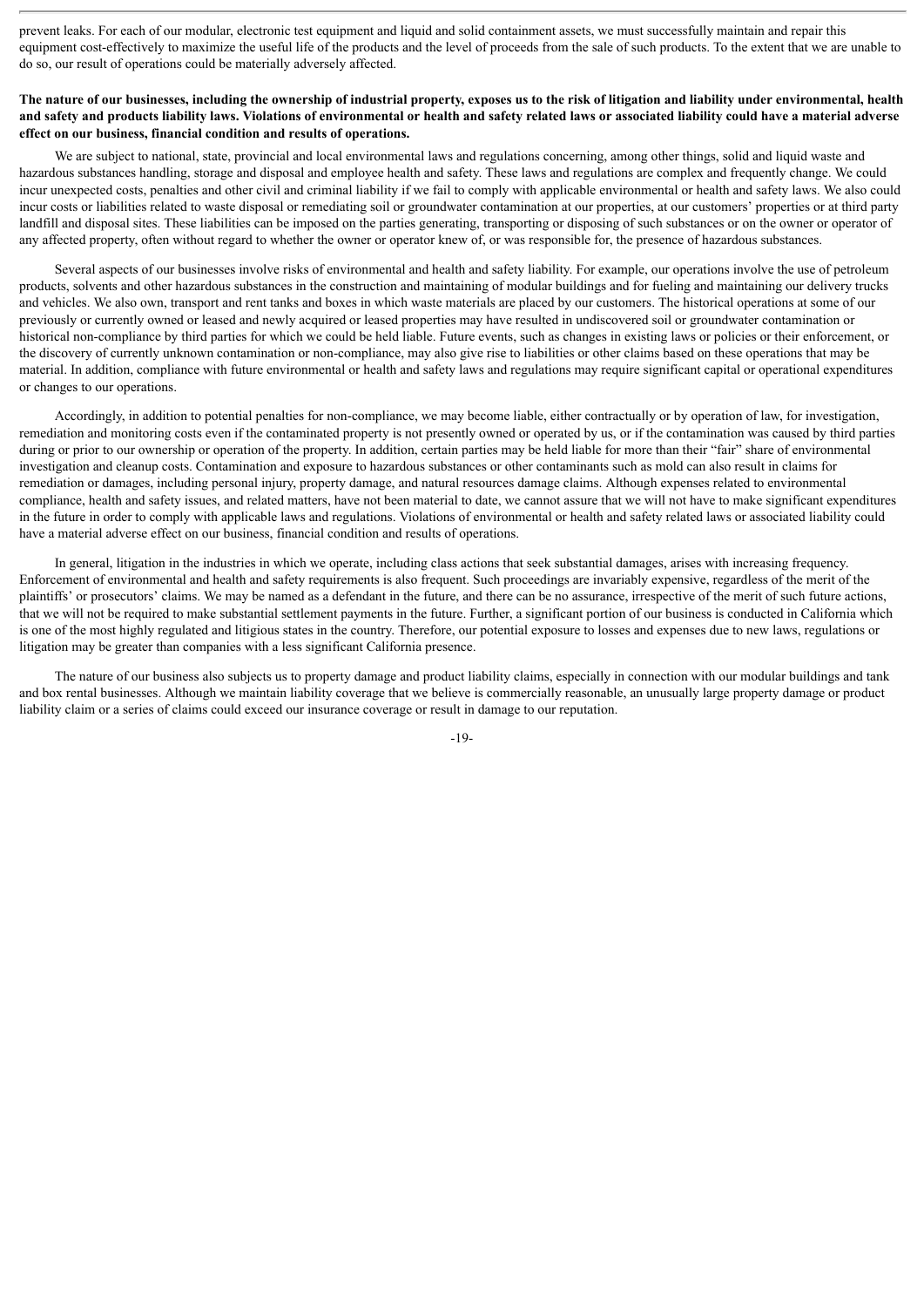prevent leaks. For each of our modular, electronic test equipment and liquid and solid containment assets, we must successfully maintain and repair this equipment cost-effectively to maximize the useful life of the products and the level of proceeds from the sale of such products. To the extent that we are unable to do so, our result of operations could be materially adversely affected.

**The nature of our businesses, including the ownership of industrial property, exposes us to the risk of litigation and liability under environmental, health and safety and products liability laws. Violations of environmental or health and safety related laws or associated liability could have a material adverse effect on our business, financial condition and results of operations.**

We are subject to national, state, provincial and local environmental laws and regulations concerning, among other things, solid and liquid waste and hazardous substances handling, storage and disposal and employee health and safety. These laws and regulations are complex and frequently change. We could incur unexpected costs, penalties and other civil and criminal liability if we fail to comply with applicable environmental or health and safety laws. We also could incur costs or liabilities related to waste disposal or remediating soil or groundwater contamination at our properties, at our customers' properties or at third party landfill and disposal sites. These liabilities can be imposed on the parties generating, transporting or disposing of such substances or on the owner or operator of any affected property, often without regard to whether the owner or operator knew of, or was responsible for, the presence of hazardous substances.

Several aspects of our businesses involve risks of environmental and health and safety liability. For example, our operations involve the use of petroleum products, solvents and other hazardous substances in the construction and maintaining of modular buildings and for fueling and maintaining our delivery trucks and vehicles. We also own, transport and rent tanks and boxes in which waste materials are placed by our customers. The historical operations at some of our previously or currently owned or leased and newly acquired or leased properties may have resulted in undiscovered soil or groundwater contamination or historical non-compliance by third parties for which we could be held liable. Future events, such as changes in existing laws or policies or their enforcement, or the discovery of currently unknown contamination or non-compliance, may also give rise to liabilities or other claims based on these operations that may be material. In addition, compliance with future environmental or health and safety laws and regulations may require significant capital or operational expenditures or changes to our operations.

Accordingly, in addition to potential penalties for non-compliance, we may become liable, either contractually or by operation of law, for investigation, remediation and monitoring costs even if the contaminated property is not presently owned or operated by us, or if the contamination was caused by third parties during or prior to our ownership or operation of the property. In addition, certain parties may be held liable for more than their "fair" share of environmental investigation and cleanup costs. Contamination and exposure to hazardous substances or other contaminants such as mold can also result in claims for remediation or damages, including personal injury, property damage, and natural resources damage claims. Although expenses related to environmental compliance, health and safety issues, and related matters, have not been material to date, we cannot assure that we will not have to make significant expenditures in the future in order to comply with applicable laws and regulations. Violations of environmental or health and safety related laws or associated liability could have a material adverse effect on our business, financial condition and results of operations.

In general, litigation in the industries in which we operate, including class actions that seek substantial damages, arises with increasing frequency. Enforcement of environmental and health and safety requirements is also frequent. Such proceedings are invariably expensive, regardless of the merit of the plaintiffs' or prosecutors' claims. We may be named as a defendant in the future, and there can be no assurance, irrespective of the merit of such future actions, that we will not be required to make substantial settlement payments in the future. Further, a significant portion of our business is conducted in California which is one of the most highly regulated and litigious states in the country. Therefore, our potential exposure to losses and expenses due to new laws, regulations or litigation may be greater than companies with a less significant California presence.

The nature of our business also subjects us to property damage and product liability claims, especially in connection with our modular buildings and tank and box rental businesses. Although we maintain liability coverage that we believe is commercially reasonable, an unusually large property damage or product liability claim or a series of claims could exceed our insurance coverage or result in damage to our reputation.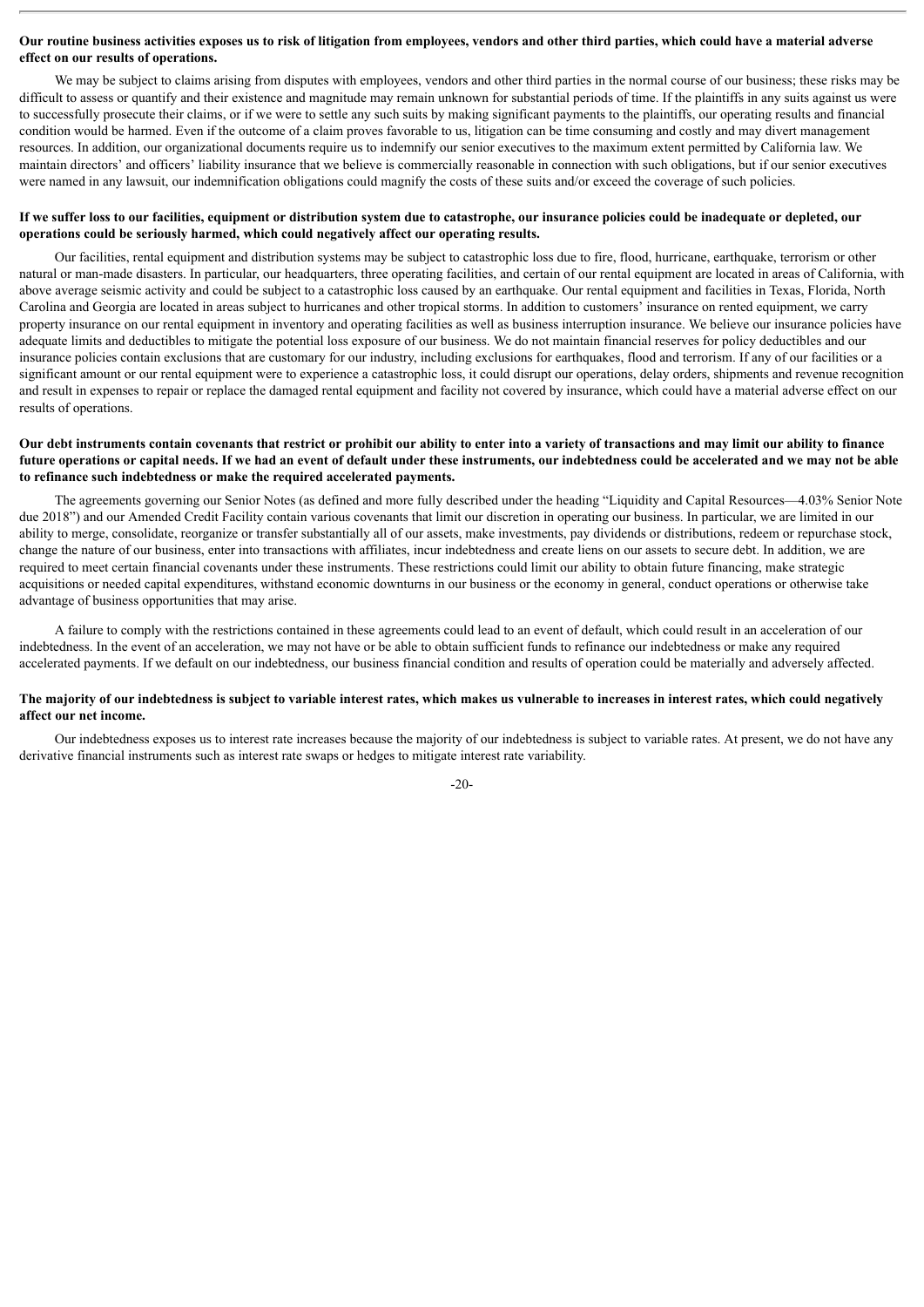**Our routine business activities exposes us to risk of litigation from employees, vendors and other third parties, which could have a material adverse effect on our results of operations.**

We may be subject to claims arising from disputes with employees, vendors and other third parties in the normal course of our business; these risks may be difficult to assess or quantify and their existence and magnitude may remain unknown for substantial periods of time. If the plaintiffs in any suits against us were to successfully prosecute their claims, or if we were to settle any such suits by making significant payments to the plaintiffs, our operating results and financial condition would be harmed. Even if the outcome of a claim proves favorable to us, litigation can be time consuming and costly and may divert management resources. In addition, our organizational documents require us to indemnify our senior executives to the maximum extent permitted by California law. We maintain directors' and officers' liability insurance that we believe is commercially reasonable in connection with such obligations, but if our senior executives were named in any lawsuit, our indemnification obligations could magnify the costs of these suits and/or exceed the coverage of such policies.

**If we suffer loss to our facilities, equipment or distribution system due to catastrophe, our insurance policies could be inadequate or depleted, our operations could be seriously harmed, which could negatively affect our operating results.**

Our facilities, rental equipment and distribution systems may be subject to catastrophic loss due to fire, flood, hurricane, earthquake, terrorism or other natural or man-made disasters. In particular, our headquarters, three operating facilities, and certain of our rental equipment are located in areas of California, with above average seismic activity and could be subject to a catastrophic loss caused by an earthquake. Our rental equipment and facilities in Texas, Florida, North Carolina and Georgia are located in areas subject to hurricanes and other tropical storms. In addition to customers' insurance on rented equipment, we carry property insurance on our rental equipment in inventory and operating facilities as well as business interruption insurance. We believe our insurance policies have adequate limits and deductibles to mitigate the potential loss exposure of our business. We do not maintain financial reserves for policy deductibles and our insurance policies contain exclusions that are customary for our industry, including exclusions for earthquakes, flood and terrorism. If any of our facilities or a significant amount or our rental equipment were to experience a catastrophic loss, it could disrupt our operations, delay orders, shipments and revenue recognition and result in expenses to repair or replace the damaged rental equipment and facility not covered by insurance, which could have a material adverse effect on our results of operations.

**Our debt instruments contain covenants that restrict or prohibit our ability to enter into a variety of transactions and may limit our ability to finance future operations or capital needs. If we had an event of default under these instruments, our indebtedness could be accelerated and we may not be able to refinance such indebtedness or make the required accelerated payments.**

The agreements governing our Senior Notes (as defined and more fully described under the heading "Liquidity and Capital Resources—4.03% Senior Note due 2018") and our Amended Credit Facility contain various covenants that limit our discretion in operating our business. In particular, we are limited in our ability to merge, consolidate, reorganize or transfer substantially all of our assets, make investments, pay dividends or distributions, redeem or repurchase stock, change the nature of our business, enter into transactions with affiliates, incur indebtedness and create liens on our assets to secure debt. In addition, we are required to meet certain financial covenants under these instruments. These restrictions could limit our ability to obtain future financing, make strategic acquisitions or needed capital expenditures, withstand economic downturns in our business or the economy in general, conduct operations or otherwise take advantage of business opportunities that may arise.

A failure to comply with the restrictions contained in these agreements could lead to an event of default, which could result in an acceleration of our indebtedness. In the event of an acceleration, we may not have or be able to obtain sufficient funds to refinance our indebtedness or make any required accelerated payments. If we default on our indebtedness, our business financial condition and results of operation could be materially and adversely affected.

**The majority of our indebtedness is subject to variable interest rates, which makes us vulnerable to increases in interest rates, which could negatively affect our net income.**

Our indebtedness exposes us to interest rate increases because the majority of our indebtedness is subject to variable rates. At present, we do not have any derivative financial instruments such as interest rate swaps or hedges to mitigate interest rate variability.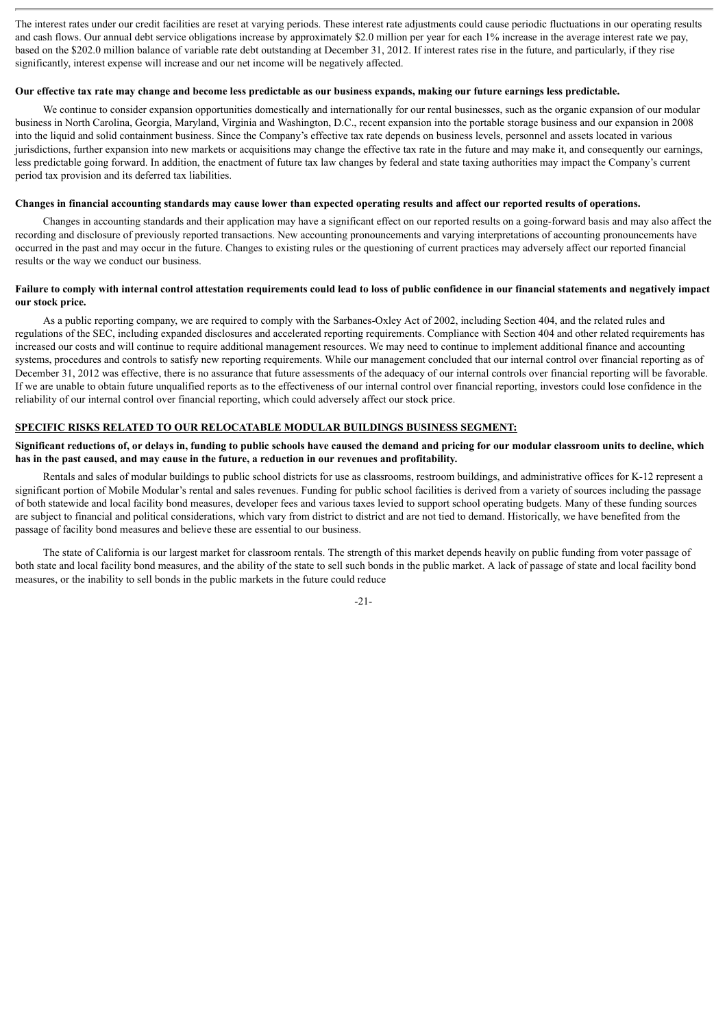The interest rates under our credit facilities are reset at varying periods. These interest rate adjustments could cause periodic fluctuations in our operating results and cash flows. Our annual debt service obligations increase by approximately $2.0 million per year for each 1% increase in the average interest rate we pay, based on the $202.0 million balance of variable rate debt outstanding at December 31, 2012. If interest rates rise in the future, and particularly, if they rise significantly, interest expense will increase and our net income will be negatively affected.

**Our effective tax rate may change and become less predictable as our business expands, making our future earnings less predictable.**

We continue to consider expansion opportunities domestically and internationally for our rental businesses, such as the organic expansion of our modular business in North Carolina, Georgia, Maryland, Virginia and Washington, D.C., recent expansion into the portable storage business and our expansion in 2008 into the liquid and solid containment business. Since the Company's effective tax rate depends on business levels, personnel and assets located in various jurisdictions, further expansion into new markets or acquisitions may change the effective tax rate in the future and may make it, and consequently our earnings, less predictable going forward. In addition, the enactment of future tax law changes by federal and state taxing authorities may impact the Company's current period tax provision and its deferred tax liabilities.

**Changes in financial accounting standards may cause lower than expected operating results and affect our reported results of operations.**

Changes in accounting standards and their application may have a significant effect on our reported results on a going-forward basis and may also affect the recording and disclosure of previously reported transactions. New accounting pronouncements and varying interpretations of accounting pronouncements have occurred in the past and may occur in the future. Changes to existing rules or the questioning of current practices may adversely affect our reported financial results or the way we conduct our business.

**Failure to comply with internal control attestation requirements could lead to loss of public confidence in our financial statements and negatively impact our stock price.**

As a public reporting company, we are required to comply with the Sarbanes-Oxley Act of 2002, including Section 404, and the related rules and regulations of the SEC, including expanded disclosures and accelerated reporting requirements. Compliance with Section 404 and other related requirements has increased our costs and will continue to require additional management resources. We may need to continue to implement additional finance and accounting systems, procedures and controls to satisfy new reporting requirements. While our management concluded that our internal control over financial reporting as of December 31, 2012 was effective, there is no assurance that future assessments of the adequacy of our internal controls over financial reporting will be favorable. If we are unable to obtain future unqualified reports as to the effectiveness of our internal control over financial reporting, investors could lose confidence in the reliability of our internal control over financial reporting, which could adversely affect our stock price.

**SPECIFIC RISKS RELATED TO OUR RELOCATABLE MODULAR BUILDINGS BUSINESS SEGMENT:**

**Significant reductions of, or delays in, funding to public schools have caused the demand and pricing for our modular classroom units to decline, which has in the past caused, and may cause in the future, a reduction in our revenues and profitability.**

Rentals and sales of modular buildings to public school districts for use as classrooms, restroom buildings, and administrative offices for K-12 represent a significant portion of Mobile Modular's rental and sales revenues. Funding for public school facilities is derived from a variety of sources including the passage of both statewide and local facility bond measures, developer fees and various taxes levied to support school operating budgets. Many of these funding sources are subject to financial and political considerations, which vary from district to district and are not tied to demand. Historically, we have benefited from the passage of facility bond measures and believe these are essential to our business.

The state of California is our largest market for classroom rentals. The strength of this market depends heavily on public funding from voter passage of both state and local facility bond measures, and the ability of the state to sell such bonds in the public market. A lack of passage of state and local facility bond measures, or the inability to sell bonds in the public markets in the future could reduce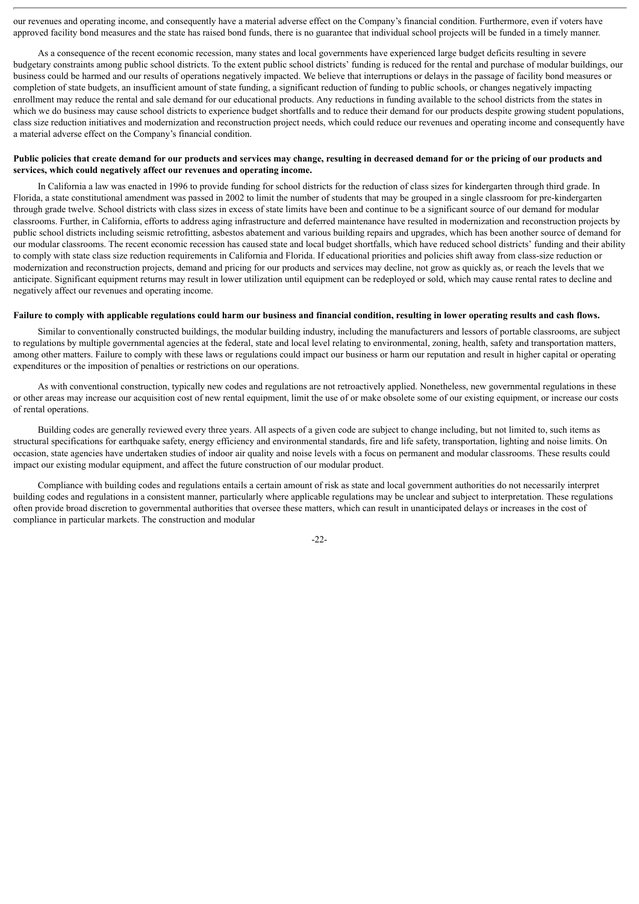our revenues and operating income, and consequently have a material adverse effect on the Company's financial condition. Furthermore, even if voters have approved facility bond measures and the state has raised bond funds, there is no guarantee that individual school projects will be funded in a timely manner.

As a consequence of the recent economic recession, many states and local governments have experienced large budget deficits resulting in severe budgetary constraints among public school districts. To the extent public school districts' funding is reduced for the rental and purchase of modular buildings, our business could be harmed and our results of operations negatively impacted. We believe that interruptions or delays in the passage of facility bond measures or completion of state budgets, an insufficient amount of state funding, a significant reduction of funding to public schools, or changes negatively impacting enrollment may reduce the rental and sale demand for our educational products. Any reductions in funding available to the school districts from the states in which we do business may cause school districts to experience budget shortfalls and to reduce their demand for our products despite growing student populations, class size reduction initiatives and modernization and reconstruction project needs, which could reduce our revenues and operating income and consequently have a material adverse effect on the Company's financial condition.

**Public policies that create demand for our products and services may change, resulting in decreased demand for or the pricing of our products and services, which could negatively affect our revenues and operating income.**

In California a law was enacted in 1996 to provide funding for school districts for the reduction of class sizes for kindergarten through third grade. In Florida, a state constitutional amendment was passed in 2002 to limit the number of students that may be grouped in a single classroom for pre-kindergarten through grade twelve. School districts with class sizes in excess of state limits have been and continue to be a significant source of our demand for modular classrooms. Further, in California, efforts to address aging infrastructure and deferred maintenance have resulted in modernization and reconstruction projects by public school districts including seismic retrofitting, asbestos abatement and various building repairs and upgrades, which has been another source of demand for our modular classrooms. The recent economic recession has caused state and local budget shortfalls, which have reduced school districts' funding and their ability to comply with state class size reduction requirements in California and Florida. If educational priorities and policies shift away from class-size reduction or modernization and reconstruction projects, demand and pricing for our products and services may decline, not grow as quickly as, or reach the levels that we anticipate. Significant equipment returns may result in lower utilization until equipment can be redeployed or sold, which may cause rental rates to decline and negatively affect our revenues and operating income.

**Failure to comply with applicable regulations could harm our business and financial condition, resulting in lower operating results and cash flows.**

Similar to conventionally constructed buildings, the modular building industry, including the manufacturers and lessors of portable classrooms, are subject to regulations by multiple governmental agencies at the federal, state and local level relating to environmental, zoning, health, safety and transportation matters, among other matters. Failure to comply with these laws or regulations could impact our business or harm our reputation and result in higher capital or operating expenditures or the imposition of penalties or restrictions on our operations.

As with conventional construction, typically new codes and regulations are not retroactively applied. Nonetheless, new governmental regulations in these or other areas may increase our acquisition cost of new rental equipment, limit the use of or make obsolete some of our existing equipment, or increase our costs of rental operations.

Building codes are generally reviewed every three years. All aspects of a given code are subject to change including, but not limited to, such items as structural specifications for earthquake safety, energy efficiency and environmental standards, fire and life safety, transportation, lighting and noise limits. On occasion, state agencies have undertaken studies of indoor air quality and noise levels with a focus on permanent and modular classrooms. These results could impact our existing modular equipment, and affect the future construction of our modular product.

Compliance with building codes and regulations entails a certain amount of risk as state and local government authorities do not necessarily interpret building codes and regulations in a consistent manner, particularly where applicable regulations may be unclear and subject to interpretation. These regulations often provide broad discretion to governmental authorities that oversee these matters, which can result in unanticipated delays or increases in the cost of compliance in particular markets. The construction and modular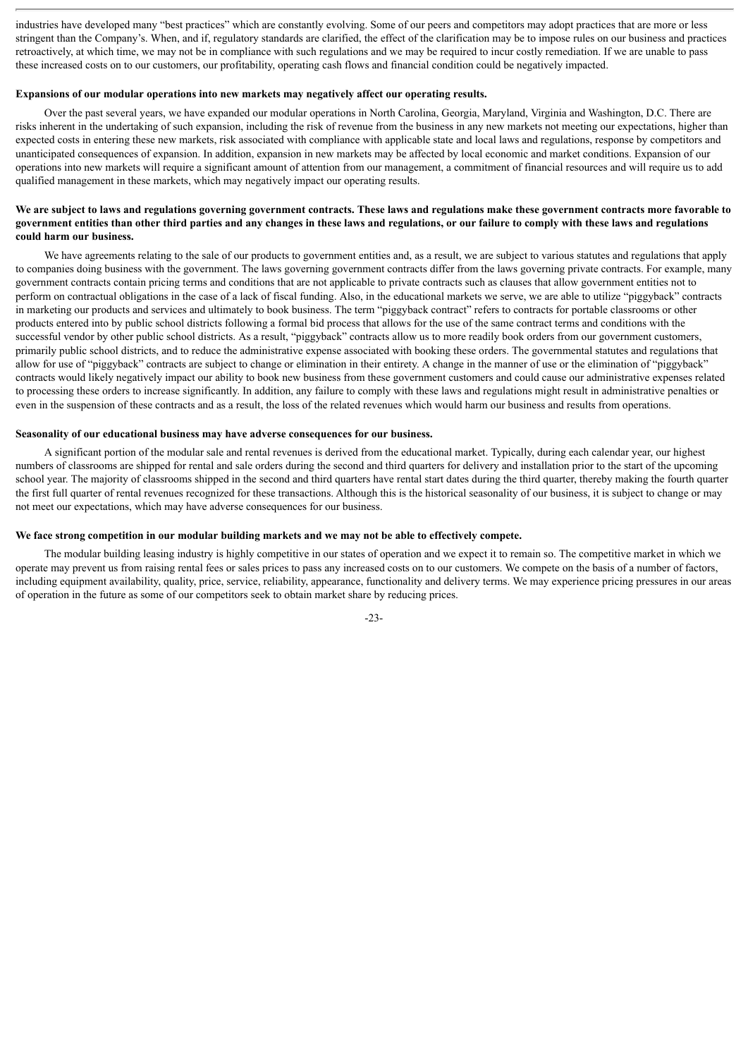industries have developed many "best practices" which are constantly evolving. Some of our peers and competitors may adopt practices that are more or less stringent than the Company's. When, and if, regulatory standards are clarified, the effect of the clarification may be to impose rules on our business and practices retroactively, at which time, we may not be in compliance with such regulations and we may be required to incur costly remediation. If we are unable to pass these increased costs on to our customers, our profitability, operating cash flows and financial condition could be negatively impacted.

**Expansions of our modular operations into new markets may negatively affect our operating results.**

Over the past several years, we have expanded our modular operations in North Carolina, Georgia, Maryland, Virginia and Washington, D.C. There are risks inherent in the undertaking of such expansion, including the risk of revenue from the business in any new markets not meeting our expectations, higher than expected costs in entering these new markets, risk associated with compliance with applicable state and local laws and regulations, response by competitors and unanticipated consequences of expansion. In addition, expansion in new markets may be affected by local economic and market conditions. Expansion of our operations into new markets will require a significant amount of attention from our management, a commitment of financial resources and will require us to add qualified management in these markets, which may negatively impact our operating results.

**We are subject to laws and regulations governing government contracts. These laws and regulations make these government contracts more favorable to government entities than other third parties and any changes in these laws and regulations, or our failure to comply with these laws and regulations could harm our business.**

We have agreements relating to the sale of our products to government entities and, as a result, we are subject to various statutes and regulations that apply to companies doing business with the government. The laws governing government contracts differ from the laws governing private contracts. For example, many government contracts contain pricing terms and conditions that are not applicable to private contracts such as clauses that allow government entities not to perform on contractual obligations in the case of a lack of fiscal funding. Also, in the educational markets we serve, we are able to utilize "piggyback" contracts in marketing our products and services and ultimately to book business. The term "piggyback contract" refers to contracts for portable classrooms or other products entered into by public school districts following a formal bid process that allows for the use of the same contract terms and conditions with the successful vendor by other public school districts. As a result, "piggyback" contracts allow us to more readily book orders from our government customers, primarily public school districts, and to reduce the administrative expense associated with booking these orders. The governmental statutes and regulations that allow for use of "piggyback" contracts are subject to change or elimination in their entirety. A change in the manner of use or the elimination of "piggyback" contracts would likely negatively impact our ability to book new business from these government customers and could cause our administrative expenses related to processing these orders to increase significantly. In addition, any failure to comply with these laws and regulations might result in administrative penalties or even in the suspension of these contracts and as a result, the loss of the related revenues which would harm our business and results from operations.

**Seasonality of our educational business may have adverse consequences for our business.**

A significant portion of the modular sale and rental revenues is derived from the educational market. Typically, during each calendar year, our highest numbers of classrooms are shipped for rental and sale orders during the second and third quarters for delivery and installation prior to the start of the upcoming school year. The majority of classrooms shipped in the second and third quarters have rental start dates during the third quarter, thereby making the fourth quarter the first full quarter of rental revenues recognized for these transactions. Although this is the historical seasonality of our business, it is subject to change or may not meet our expectations, which may have adverse consequences for our business.

**We face strong competition in our modular building markets and we may not be able to effectively compete.**

The modular building leasing industry is highly competitive in our states of operation and we expect it to remain so. The competitive market in which we operate may prevent us from raising rental fees or sales prices to pass any increased costs on to our customers. We compete on the basis of a number of factors, including equipment availability, quality, price, service, reliability, appearance, functionality and delivery terms. We may experience pricing pressures in our areas of operation in the future as some of our competitors seek to obtain market share by reducing prices.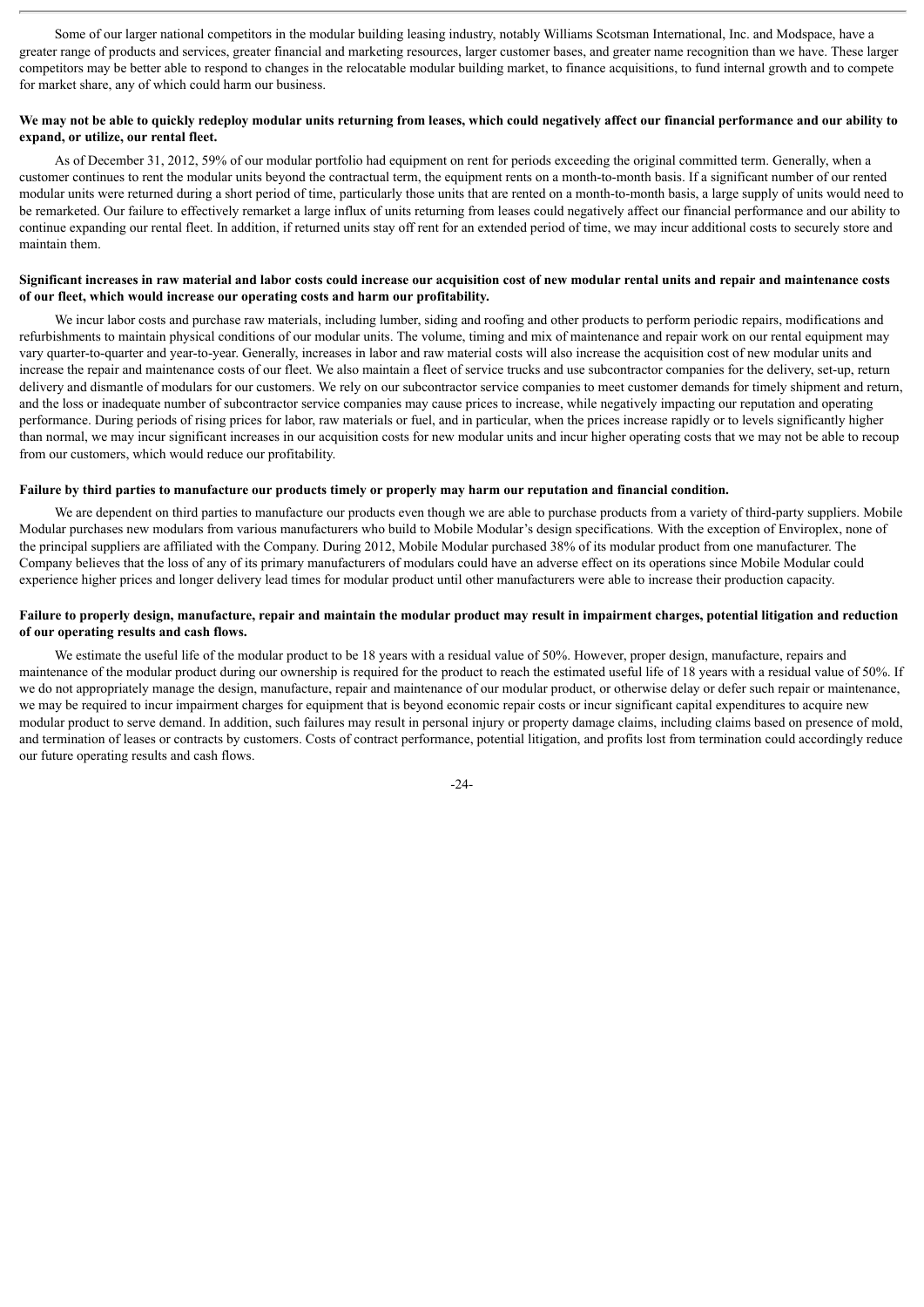Some of our larger national competitors in the modular building leasing industry, notably Williams Scotsman International, Inc. and Modspace, have a greater range of products and services, greater financial and marketing resources, larger customer bases, and greater name recognition than we have. These larger competitors may be better able to respond to changes in the relocatable modular building market, to finance acquisitions, to fund internal growth and to compete for market share, any of which could harm our business.

**We may not be able to quickly redeploy modular units returning from leases, which could negatively affect our financial performance and our ability to expand, or utilize, our rental fleet.**

As of December 31, 2012, 59% of our modular portfolio had equipment on rent for periods exceeding the original committed term. Generally, when a customer continues to rent the modular units beyond the contractual term, the equipment rents on a month-to-month basis. If a significant number of our rented modular units were returned during a short period of time, particularly those units that are rented on a month-to-month basis, a large supply of units would need to be remarketed. Our failure to effectively remarket a large influx of units returning from leases could negatively affect our financial performance and our ability to continue expanding our rental fleet. In addition, if returned units stay off rent for an extended period of time, we may incur additional costs to securely store and maintain them.

**Significant increases in raw material and labor costs could increase our acquisition cost of new modular rental units and repair and maintenance costs of our fleet, which would increase our operating costs and harm our profitability.**

We incur labor costs and purchase raw materials, including lumber, siding and roofing and other products to perform periodic repairs, modifications and refurbishments to maintain physical conditions of our modular units. The volume, timing and mix of maintenance and repair work on our rental equipment may vary quarter-to-quarter and year-to-year. Generally, increases in labor and raw material costs will also increase the acquisition cost of new modular units and increase the repair and maintenance costs of our fleet. We also maintain a fleet of service trucks and use subcontractor companies for the delivery, set-up, return delivery and dismantle of modulars for our customers. We rely on our subcontractor service companies to meet customer demands for timely shipment and return, and the loss or inadequate number of subcontractor service companies may cause prices to increase, while negatively impacting our reputation and operating performance. During periods of rising prices for labor, raw materials or fuel, and in particular, when the prices increase rapidly or to levels significantly higher than normal, we may incur significant increases in our acquisition costs for new modular units and incur higher operating costs that we may not be able to recoup from our customers, which would reduce our profitability.

**Failure by third parties to manufacture our products timely or properly may harm our reputation and financial condition.**

We are dependent on third parties to manufacture our products even though we are able to purchase products from a variety of third-party suppliers. Mobile Modular purchases new modulars from various manufacturers who build to Mobile Modular's design specifications. With the exception of Enviroplex, none of the principal suppliers are affiliated with the Company. During 2012, Mobile Modular purchased 38% of its modular product from one manufacturer. The Company believes that the loss of any of its primary manufacturers of modulars could have an adverse effect on its operations since Mobile Modular could experience higher prices and longer delivery lead times for modular product until other manufacturers were able to increase their production capacity.

**Failure to properly design, manufacture, repair and maintain the modular product may result in impairment charges, potential litigation and reduction of our operating results and cash flows.**

We estimate the useful life of the modular product to be 18 years with a residual value of 50%. However, proper design, manufacture, repairs and maintenance of the modular product during our ownership is required for the product to reach the estimated useful life of 18 years with a residual value of 50%. If we do not appropriately manage the design, manufacture, repair and maintenance of our modular product, or otherwise delay or defer such repair or maintenance, we may be required to incur impairment charges for equipment that is beyond economic repair costs or incur significant capital expenditures to acquire new modular product to serve demand. In addition, such failures may result in personal injury or property damage claims, including claims based on presence of mold, and termination of leases or contracts by customers. Costs of contract performance, potential litigation, and profits lost from termination could accordingly reduce our future operating results and cash flows.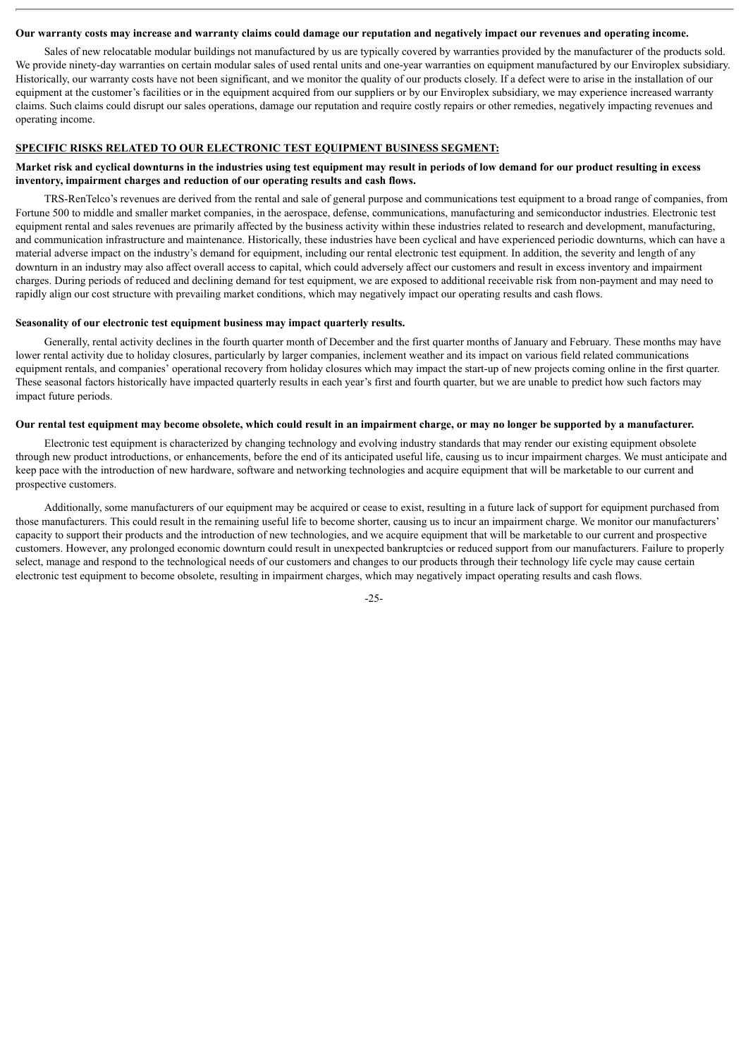**Our warranty costs may increase and warranty claims could damage our reputation and negatively impact our revenues and operating income.**

Sales of new relocatable modular buildings not manufactured by us are typically covered by warranties provided by the manufacturer of the products sold. We provide ninety-day warranties on certain modular sales of used rental units and one-year warranties on equipment manufactured by our Enviroplex subsidiary. Historically, our warranty costs have not been significant, and we monitor the quality of our products closely. If a defect were to arise in the installation of our equipment at the customer's facilities or in the equipment acquired from our suppliers or by our Enviroplex subsidiary, we may experience increased warranty claims. Such claims could disrupt our sales operations, damage our reputation and require costly repairs or other remedies, negatively impacting revenues and operating income.

**SPECIFIC RISKS RELATED TO OUR ELECTRONIC TEST EQUIPMENT BUSINESS SEGMENT:**

**Market risk and cyclical downturns in the industries using test equipment may result in periods of low demand for our product resulting in excess inventory, impairment charges and reduction of our operating results and cash flows.**

TRS-RenTelco's revenues are derived from the rental and sale of general purpose and communications test equipment to a broad range of companies, from Fortune 500 to middle and smaller market companies, in the aerospace, defense, communications, manufacturing and semiconductor industries. Electronic test equipment rental and sales revenues are primarily affected by the business activity within these industries related to research and development, manufacturing, and communication infrastructure and maintenance. Historically, these industries have been cyclical and have experienced periodic downturns, which can have a material adverse impact on the industry's demand for equipment, including our rental electronic test equipment. In addition, the severity and length of any downturn in an industry may also affect overall access to capital, which could adversely affect our customers and result in excess inventory and impairment charges. During periods of reduced and declining demand for test equipment, we are exposed to additional receivable risk from non-payment and may need to rapidly align our cost structure with prevailing market conditions, which may negatively impact our operating results and cash flows.

**Seasonality of our electronic test equipment business may impact quarterly results.**

Generally, rental activity declines in the fourth quarter month of December and the first quarter months of January and February. These months may have lower rental activity due to holiday closures, particularly by larger companies, inclement weather and its impact on various field related communications equipment rentals, and companies' operational recovery from holiday closures which may impact the start-up of new projects coming online in the first quarter. These seasonal factors historically have impacted quarterly results in each year's first and fourth quarter, but we are unable to predict how such factors may impact future periods.

**Our rental test equipment may become obsolete, which could result in an impairment charge, or may no longer be supported by a manufacturer.**

Electronic test equipment is characterized by changing technology and evolving industry standards that may render our existing equipment obsolete through new product introductions, or enhancements, before the end of its anticipated useful life, causing us to incur impairment charges. We must anticipate and keep pace with the introduction of new hardware, software and networking technologies and acquire equipment that will be marketable to our current and prospective customers.

Additionally, some manufacturers of our equipment may be acquired or cease to exist, resulting in a future lack of support for equipment purchased from those manufacturers. This could result in the remaining useful life to become shorter, causing us to incur an impairment charge. We monitor our manufacturers' capacity to support their products and the introduction of new technologies, and we acquire equipment that will be marketable to our current and prospective customers. However, any prolonged economic downturn could result in unexpected bankruptcies or reduced support from our manufacturers. Failure to properly select, manage and respond to the technological needs of our customers and changes to our products through their technology life cycle may cause certain electronic test equipment to become obsolete, resulting in impairment charges, which may negatively impact operating results and cash flows.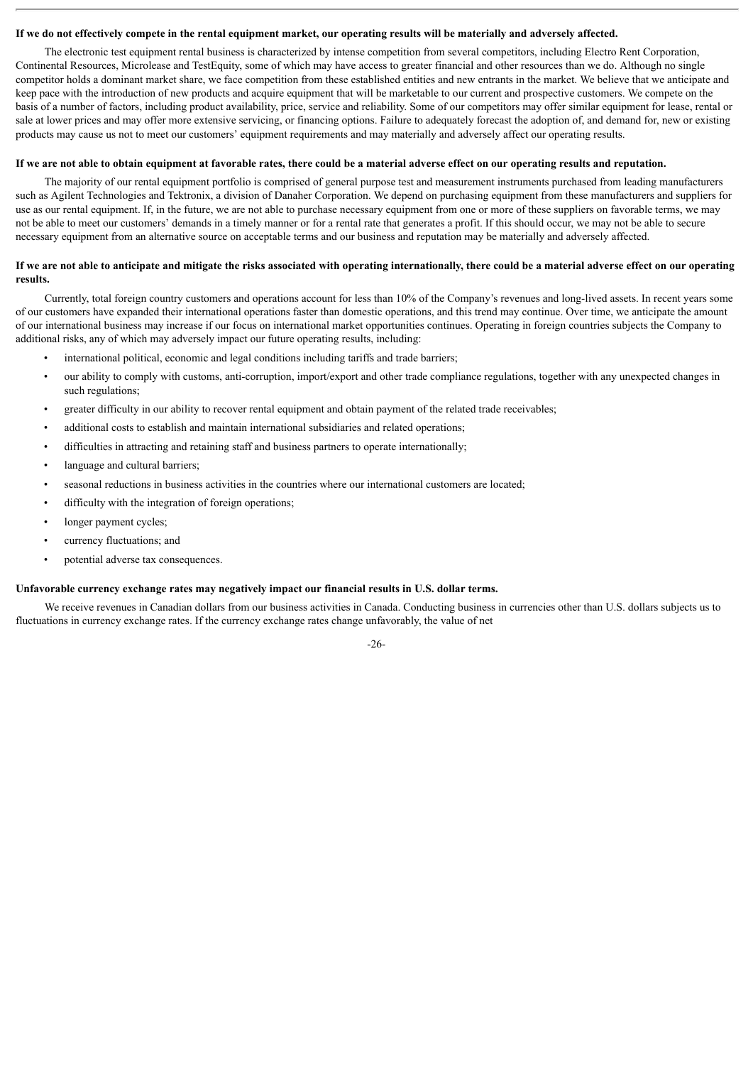**If we do not effectively compete in the rental equipment market, our operating results will be materially and adversely affected.**

The electronic test equipment rental business is characterized by intense competition from several competitors, including Electro Rent Corporation, Continental Resources, Microlease and TestEquity, some of which may have access to greater financial and other resources than we do. Although no single competitor holds a dominant market share, we face competition from these established entities and new entrants in the market. We believe that we anticipate and keep pace with the introduction of new products and acquire equipment that will be marketable to our current and prospective customers. We compete on the basis of a number of factors, including product availability, price, service and reliability. Some of our competitors may offer similar equipment for lease, rental or sale at lower prices and may offer more extensive servicing, or financing options. Failure to adequately forecast the adoption of, and demand for, new or existing products may cause us not to meet our customers' equipment requirements and may materially and adversely affect our operating results.

**If we are not able to obtain equipment at favorable rates, there could be a material adverse effect on our operating results and reputation.**

The majority of our rental equipment portfolio is comprised of general purpose test and measurement instruments purchased from leading manufacturers such as Agilent Technologies and Tektronix, a division of Danaher Corporation. We depend on purchasing equipment from these manufacturers and suppliers for use as our rental equipment. If, in the future, we are not able to purchase necessary equipment from one or more of these suppliers on favorable terms, we may not be able to meet our customers' demands in a timely manner or for a rental rate that generates a profit. If this should occur, we may not be able to secure necessary equipment from an alternative source on acceptable terms and our business and reputation may be materially and adversely affected.

**If we are not able to anticipate and mitigate the risks associated with operating internationally, there could be a material adverse effect on our operating results.**

Currently, total foreign country customers and operations account for less than 10% of the Company's revenues and long-lived assets. In recent years some of our customers have expanded their international operations faster than domestic operations, and this trend may continue. Over time, we anticipate the amount of our international business may increase if our focus on international market opportunities continues. Operating in foreign countries subjects the Company to additional risks, any of which may adversely impact our future operating results, including:

- international political, economic and legal conditions including tariffs and trade barriers;
- our ability to comply with customs, anti-corruption, import/export and other trade compliance regulations, together with any unexpected changes in such regulations;
- greater difficulty in our ability to recover rental equipment and obtain payment of the related trade receivables;
- additional costs to establish and maintain international subsidiaries and related operations;
- difficulties in attracting and retaining staff and business partners to operate internationally;
- language and cultural barriers;
- seasonal reductions in business activities in the countries where our international customers are located;
- difficulty with the integration of foreign operations;
- longer payment cycles;
- currency fluctuations; and
- potential adverse tax consequences.

**Unfavorable currency exchange rates may negatively impact our financial results in U.S. dollar terms.**

We receive revenues in Canadian dollars from our business activities in Canada. Conducting business in currencies other than U.S. dollars subjects us to fluctuations in currency exchange rates. If the currency exchange rates change unfavorably, the value of net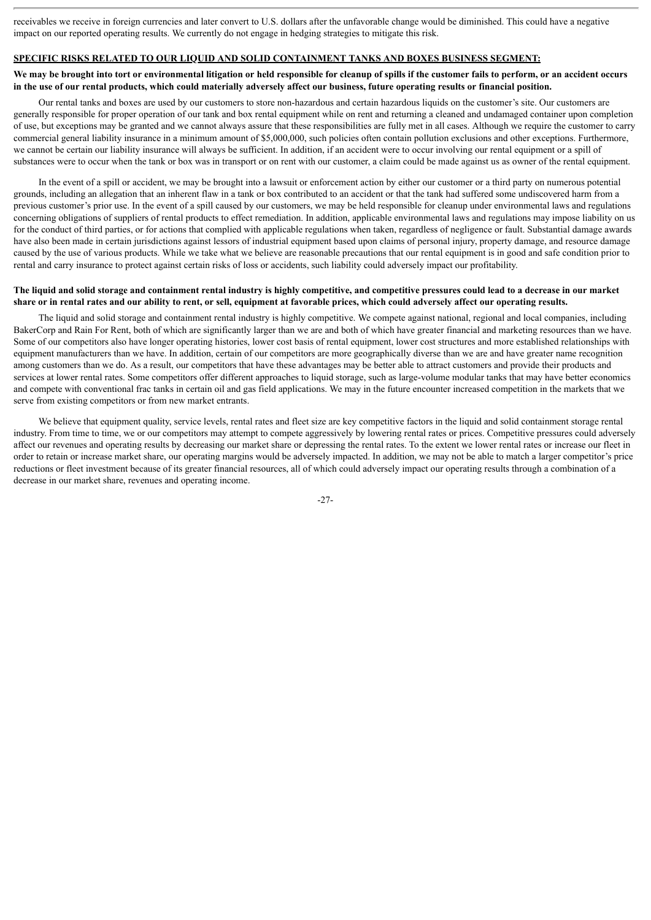receivables we receive in foreign currencies and later convert to U.S. dollars after the unfavorable change would be diminished. This could have a negative impact on our reported operating results. We currently do not engage in hedging strategies to mitigate this risk.

**SPECIFIC RISKS RELATED TO OUR LIQUID AND SOLID CONTAINMENT TANKS AND BOXES BUSINESS SEGMENT:**

**We may be brought into tort or environmental litigation or held responsible for cleanup of spills if the customer fails to perform, or an accident occurs in the use of our rental products, which could materially adversely affect our business, future operating results or financial position.**

Our rental tanks and boxes are used by our customers to store non-hazardous and certain hazardous liquids on the customer's site. Our customers are generally responsible for proper operation of our tank and box rental equipment while on rent and returning a cleaned and undamaged container upon completion of use, but exceptions may be granted and we cannot always assure that these responsibilities are fully met in all cases. Although we require the customer to carry commercial general liability insurance in a minimum amount of $5,000,000, such policies often contain pollution exclusions and other exceptions. Furthermore, we cannot be certain our liability insurance will always be sufficient. In addition, if an accident were to occur involving our rental equipment or a spill of substances were to occur when the tank or box was in transport or on rent with our customer, a claim could be made against us as owner of the rental equipment.

In the event of a spill or accident, we may be brought into a lawsuit or enforcement action by either our customer or a third party on numerous potential grounds, including an allegation that an inherent flaw in a tank or box contributed to an accident or that the tank had suffered some undiscovered harm from a previous customer's prior use. In the event of a spill caused by our customers, we may be held responsible for cleanup under environmental laws and regulations concerning obligations of suppliers of rental products to effect remediation. In addition, applicable environmental laws and regulations may impose liability on us for the conduct of third parties, or for actions that complied with applicable regulations when taken, regardless of negligence or fault. Substantial damage awards have also been made in certain jurisdictions against lessors of industrial equipment based upon claims of personal injury, property damage, and resource damage caused by the use of various products. While we take what we believe are reasonable precautions that our rental equipment is in good and safe condition prior to rental and carry insurance to protect against certain risks of loss or accidents, such liability could adversely impact our profitability.

**The liquid and solid storage and containment rental industry is highly competitive, and competitive pressures could lead to a decrease in our market share or in rental rates and our ability to rent, or sell, equipment at favorable prices, which could adversely affect our operating results.**

The liquid and solid storage and containment rental industry is highly competitive. We compete against national, regional and local companies, including BakerCorp and Rain For Rent, both of which are significantly larger than we are and both of which have greater financial and marketing resources than we have. Some of our competitors also have longer operating histories, lower cost basis of rental equipment, lower cost structures and more established relationships with equipment manufacturers than we have. In addition, certain of our competitors are more geographically diverse than we are and have greater name recognition among customers than we do. As a result, our competitors that have these advantages may be better able to attract customers and provide their products and services at lower rental rates. Some competitors offer different approaches to liquid storage, such as large-volume modular tanks that may have better economics and compete with conventional frac tanks in certain oil and gas field applications. We may in the future encounter increased competition in the markets that we serve from existing competitors or from new market entrants.

We believe that equipment quality, service levels, rental rates and fleet size are key competitive factors in the liquid and solid containment storage rental industry. From time to time, we or our competitors may attempt to compete aggressively by lowering rental rates or prices. Competitive pressures could adversely affect our revenues and operating results by decreasing our market share or depressing the rental rates. To the extent we lower rental rates or increase our fleet in order to retain or increase market share, our operating margins would be adversely impacted. In addition, we may not be able to match a larger competitor's price reductions or fleet investment because of its greater financial resources, all of which could adversely impact our operating results through a combination of a decrease in our market share, revenues and operating income.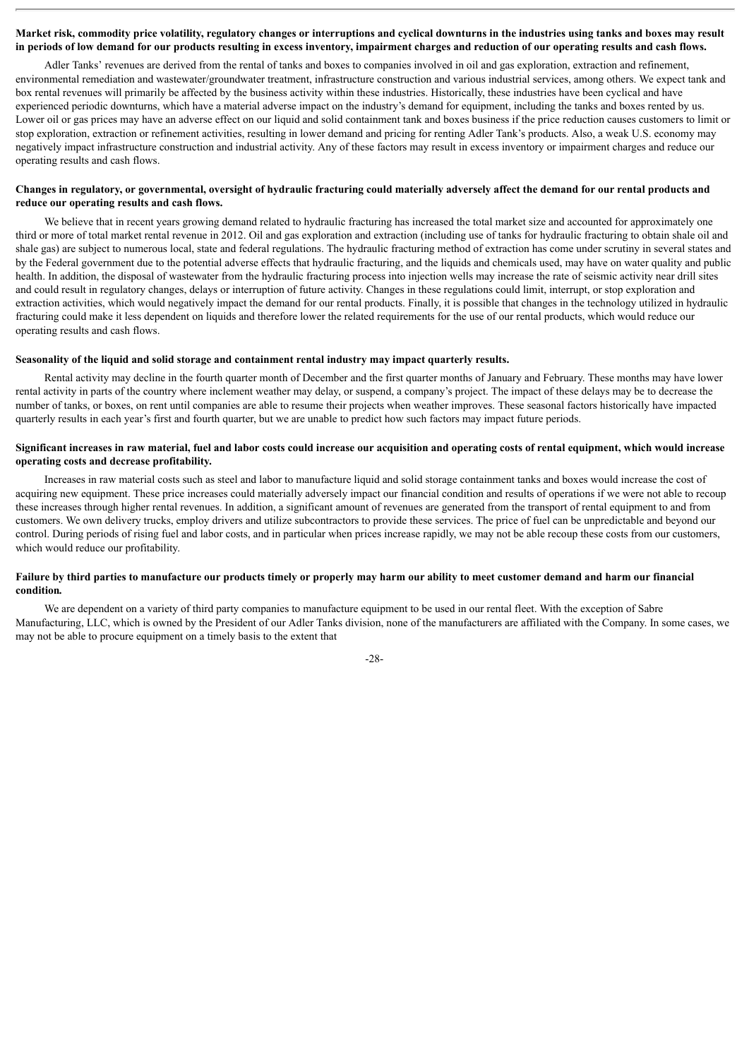**Market risk, commodity price volatility, regulatory changes or interruptions and cyclical downturns in the industries using tanks and boxes may result in periods of low demand for our products resulting in excess inventory, impairment charges and reduction of our operating results and cash flows.**

Adler Tanks' revenues are derived from the rental of tanks and boxes to companies involved in oil and gas exploration, extraction and refinement, environmental remediation and wastewater/groundwater treatment, infrastructure construction and various industrial services, among others. We expect tank and box rental revenues will primarily be affected by the business activity within these industries. Historically, these industries have been cyclical and have experienced periodic downturns, which have a material adverse impact on the industry's demand for equipment, including the tanks and boxes rented by us. Lower oil or gas prices may have an adverse effect on our liquid and solid containment tank and boxes business if the price reduction causes customers to limit or stop exploration, extraction or refinement activities, resulting in lower demand and pricing for renting Adler Tank's products. Also, a weak U.S. economy may negatively impact infrastructure construction and industrial activity. Any of these factors may result in excess inventory or impairment charges and reduce our operating results and cash flows.

**Changes in regulatory, or governmental, oversight of hydraulic fracturing could materially adversely affect the demand for our rental products and reduce our operating results and cash flows.**

We believe that in recent years growing demand related to hydraulic fracturing has increased the total market size and accounted for approximately one third or more of total market rental revenue in 2012. Oil and gas exploration and extraction (including use of tanks for hydraulic fracturing to obtain shale oil and shale gas) are subject to numerous local, state and federal regulations. The hydraulic fracturing method of extraction has come under scrutiny in several states and by the Federal government due to the potential adverse effects that hydraulic fracturing, and the liquids and chemicals used, may have on water quality and public health. In addition, the disposal of wastewater from the hydraulic fracturing process into injection wells may increase the rate of seismic activity near drill sites and could result in regulatory changes, delays or interruption of future activity. Changes in these regulations could limit, interrupt, or stop exploration and extraction activities, which would negatively impact the demand for our rental products. Finally, it is possible that changes in the technology utilized in hydraulic fracturing could make it less dependent on liquids and therefore lower the related requirements for the use of our rental products, which would reduce our operating results and cash flows.

**Seasonality of the liquid and solid storage and containment rental industry may impact quarterly results.**

Rental activity may decline in the fourth quarter month of December and the first quarter months of January and February. These months may have lower rental activity in parts of the country where inclement weather may delay, or suspend, a company's project. The impact of these delays may be to decrease the number of tanks, or boxes, on rent until companies are able to resume their projects when weather improves. These seasonal factors historically have impacted quarterly results in each year's first and fourth quarter, but we are unable to predict how such factors may impact future periods.

**Significant increases in raw material, fuel and labor costs could increase our acquisition and operating costs of rental equipment, which would increase operating costs and decrease profitability.**

Increases in raw material costs such as steel and labor to manufacture liquid and solid storage containment tanks and boxes would increase the cost of acquiring new equipment. These price increases could materially adversely impact our financial condition and results of operations if we were not able to recoup these increases through higher rental revenues. In addition, a significant amount of revenues are generated from the transport of rental equipment to and from customers. We own delivery trucks, employ drivers and utilize subcontractors to provide these services. The price of fuel can be unpredictable and beyond our control. During periods of rising fuel and labor costs, and in particular when prices increase rapidly, we may not be able recoup these costs from our customers, which would reduce our profitability.

**Failure by third parties to manufacture our products timely or properly may harm our ability to meet customer demand and harm our financial condition.**

We are dependent on a variety of third party companies to manufacture equipment to be used in our rental fleet. With the exception of Sabre Manufacturing, LLC, which is owned by the President of our Adler Tanks division, none of the manufacturers are affiliated with the Company. In some cases, we may not be able to procure equipment on a timely basis to the extent that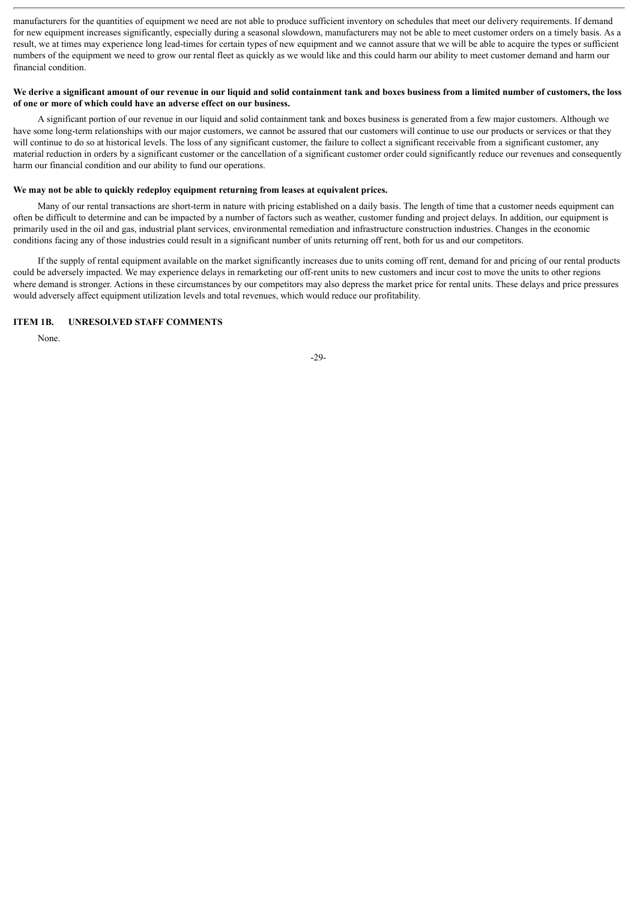manufacturers for the quantities of equipment we need are not able to produce sufficient inventory on schedules that meet our delivery requirements. If demand for new equipment increases significantly, especially during a seasonal slowdown, manufacturers may not be able to meet customer orders on a timely basis. As a result, we at times may experience long lead-times for certain types of new equipment and we cannot assure that we will be able to acquire the types or sufficient numbers of the equipment we need to grow our rental fleet as quickly as we would like and this could harm our ability to meet customer demand and harm our financial condition.

**We derive a significant amount of our revenue in our liquid and solid containment tank and boxes business from a limited number of customers, the loss of one or more of which could have an adverse effect on our business.**

A significant portion of our revenue in our liquid and solid containment tank and boxes business is generated from a few major customers. Although we have some long-term relationships with our major customers, we cannot be assured that our customers will continue to use our products or services or that they will continue to do so at historical levels. The loss of any significant customer, the failure to collect a significant receivable from a significant customer, any material reduction in orders by a significant customer or the cancellation of a significant customer order could significantly reduce our revenues and consequently harm our financial condition and our ability to fund our operations.

**We may not be able to quickly redeploy equipment returning from leases at equivalent prices.**

Many of our rental transactions are short-term in nature with pricing established on a daily basis. The length of time that a customer needs equipment can often be difficult to determine and can be impacted by a number of factors such as weather, customer funding and project delays. In addition, our equipment is primarily used in the oil and gas, industrial plant services, environmental remediation and infrastructure construction industries. Changes in the economic conditions facing any of those industries could result in a significant number of units returning off rent, both for us and our competitors.

If the supply of rental equipment available on the market significantly increases due to units coming off rent, demand for and pricing of our rental products could be adversely impacted. We may experience delays in remarketing our off-rent units to new customers and incur cost to move the units to other regions where demand is stronger. Actions in these circumstances by our competitors may also depress the market price for rental units. These delays and price pressures would adversely affect equipment utilization levels and total revenues, which would reduce our profitability.

## ITEM 1B. UNRESOLVED STAFF COMMENTS

None.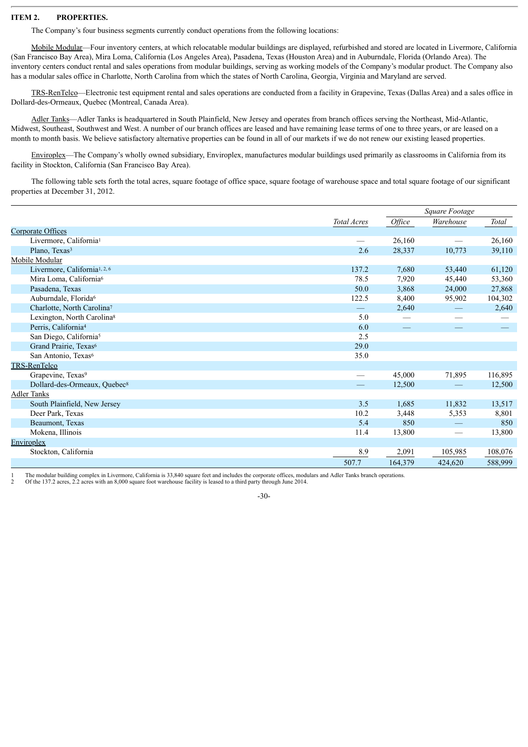## ITEM 2. PROPERTIES.

The Company's four business segments currently conduct operations from the following locations:

Mobile Modular—Four inventory centers, at which relocatable modular buildings are displayed, refurbished and stored are located in Livermore, California (San Francisco Bay Area), Mira Loma, California (Los Angeles Area), Pasadena, Texas (Houston Area) and in Auburndale, Florida (Orlando Area). The inventory centers conduct rental and sales operations from modular buildings, serving as working models of the Company's modular product. The Company also has a modular sales office in Charlotte, North Carolina from which the states of North Carolina, Georgia, Virginia and Maryland are served.

TRS-RenTelco—Electronic test equipment rental and sales operations are conducted from a facility in Grapevine, Texas (Dallas Area) and a sales office in Dollard-des-Ormeaux, Quebec (Montreal, Canada Area).

Adler Tanks—Adler Tanks is headquartered in South Plainfield, New Jersey and operates from branch offices serving the Northeast, Mid-Atlantic, Midwest, Southeast, Southwest and West. A number of our branch offices are leased and have remaining lease terms of one to three years, or are leased on a month to month basis. We believe satisfactory alternative properties can be found in all of our markets if we do not renew our existing leased properties.

Enviroplex—The Company's wholly owned subsidiary, Enviroplex, manufactures modular buildings used primarily as classrooms in California from its facility in Stockton, California (San Francisco Bay Area).

The following table sets forth the total acres, square footage of office space, square footage of warehouse space and total square footage of our significant properties at December 31, 2012.

| | | *Square Footage* | | |
|---|---|---|---|---|
| | *Total Acres* | *Office* | *Warehouse* | *Total* |
| Corporate Offices | | | | |
| Livermore, California[1] | — | 26,160 | — | 26,160 |
| Plano, Texas[3] | 2.6 | 28,337 | 10,773 | 39,110 |
| Mobile Modular | | | | |
| Livermore, California[1, 2, 6] | 137.2 | 7,680 | 53,440 | 61,120 |
| Mira Loma, California[6] | 78.5 | 7,920 | 45,440 | 53,360 |
| Pasadena, Texas | 50.0 | 3,868 | 24,000 | 27,868 |
| Auburndale, Florida[6] | 122.5 | 8,400 | 95,902 | 104,302 |
| Charlotte, North Carolina[7] | — | 2,640 | — | 2,640 |
| Lexington, North Carolina[8] | 5.0 | — | — | — |
| Perris, California[4] | 6.0 | — | — | — |
| San Diego, California[5] | 2.5 | | | |
| Grand Prairie, Texas[6] | 29.0 | | | |
| San Antonio, Texas[6] | 35.0 | | | |
| TRS-RenTelco | | | | |
| Grapevine, Texas[9] | — | 45,000 | 71,895 | 116,895 |
| Dollard-des-Ormeaux, Quebec[8] | — | 12,500 | — | 12,500 |
| Adler Tanks | | | | |
| South Plainfield, New Jersey | 3.5 | 1,685 | 11,832 | 13,517 |
| Deer Park, Texas | 10.2 | 3,448 | 5,353 | 8,801 |
| Beaumont, Texas | 5.4 | 850 | — | 850 |
| Mokena, Illinois | 11.4 | 13,800 | — | 13,800 |
| Enviroplex | | | | |
| Stockton, California | 8.9 | 2,091 | 105,985 | 108,076 |
| | 507.7 | 164,379 | 424,620 | 588,999 |

1 The modular building complex in Livermore, California is 33,840 square feet and includes the corporate offices, modulars and Adler Tanks branch operations.

2 Of the 137.2 acres, 2.2 acres with an 8,000 square foot warehouse facility is leased to a third party through June 2014.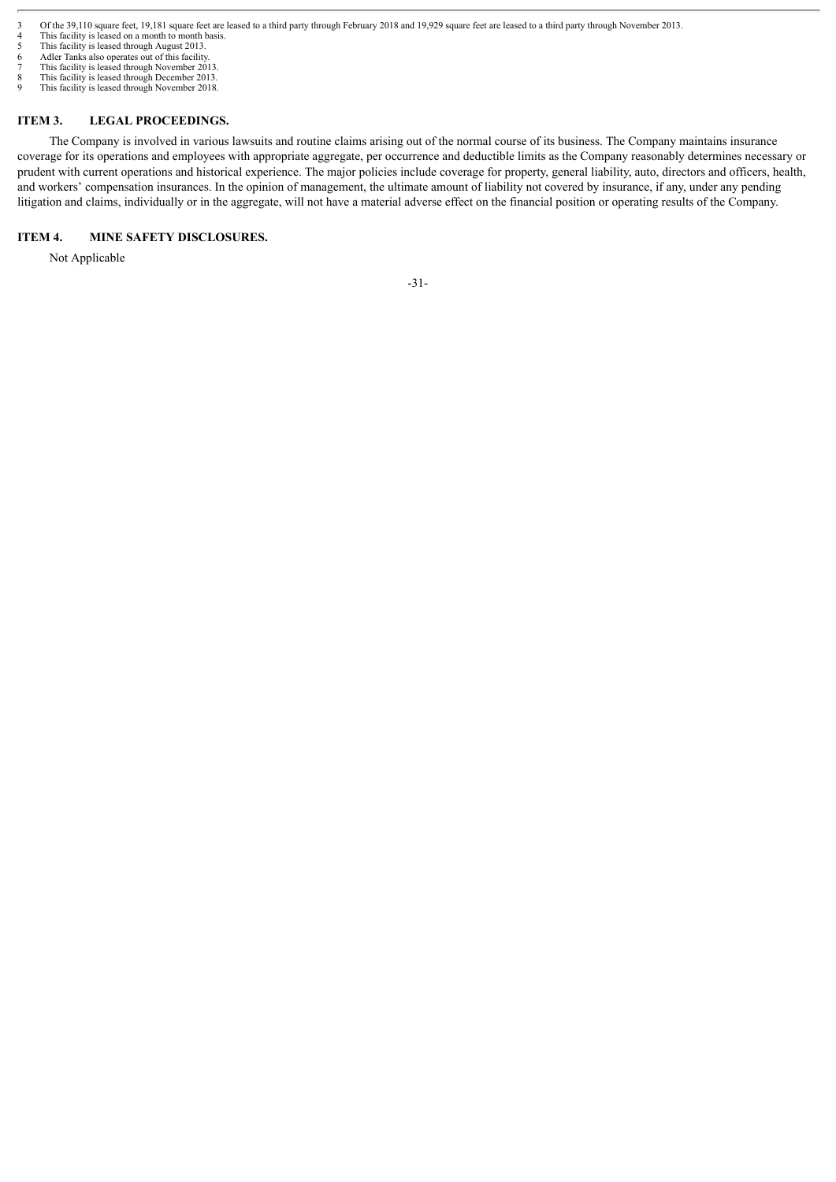3 Of the 39,110 square feet, 19,181 square feet are leased to a third party through February 2018 and 19,929 square feet are leased to a third party through November 2013.
4 This facility is leased on a month to month basis.
5 This facility is leased through August 2013.
6 Adler Tanks also operates out of this facility.
7 This facility is leased through November 2013.
8 This facility is leased through December 2013.
9 This facility is leased through November 2018.

## ITEM 3. LEGAL PROCEEDINGS.

The Company is involved in various lawsuits and routine claims arising out of the normal course of its business. The Company maintains insurance coverage for its operations and employees with appropriate aggregate, per occurrence and deductible limits as the Company reasonably determines necessary or prudent with current operations and historical experience. The major policies include coverage for property, general liability, auto, directors and officers, health, and workers' compensation insurances. In the opinion of management, the ultimate amount of liability not covered by insurance, if any, under any pending litigation and claims, individually or in the aggregate, will not have a material adverse effect on the financial position or operating results of the Company.

## ITEM 4. MINE SAFETY DISCLOSURES.

Not Applicable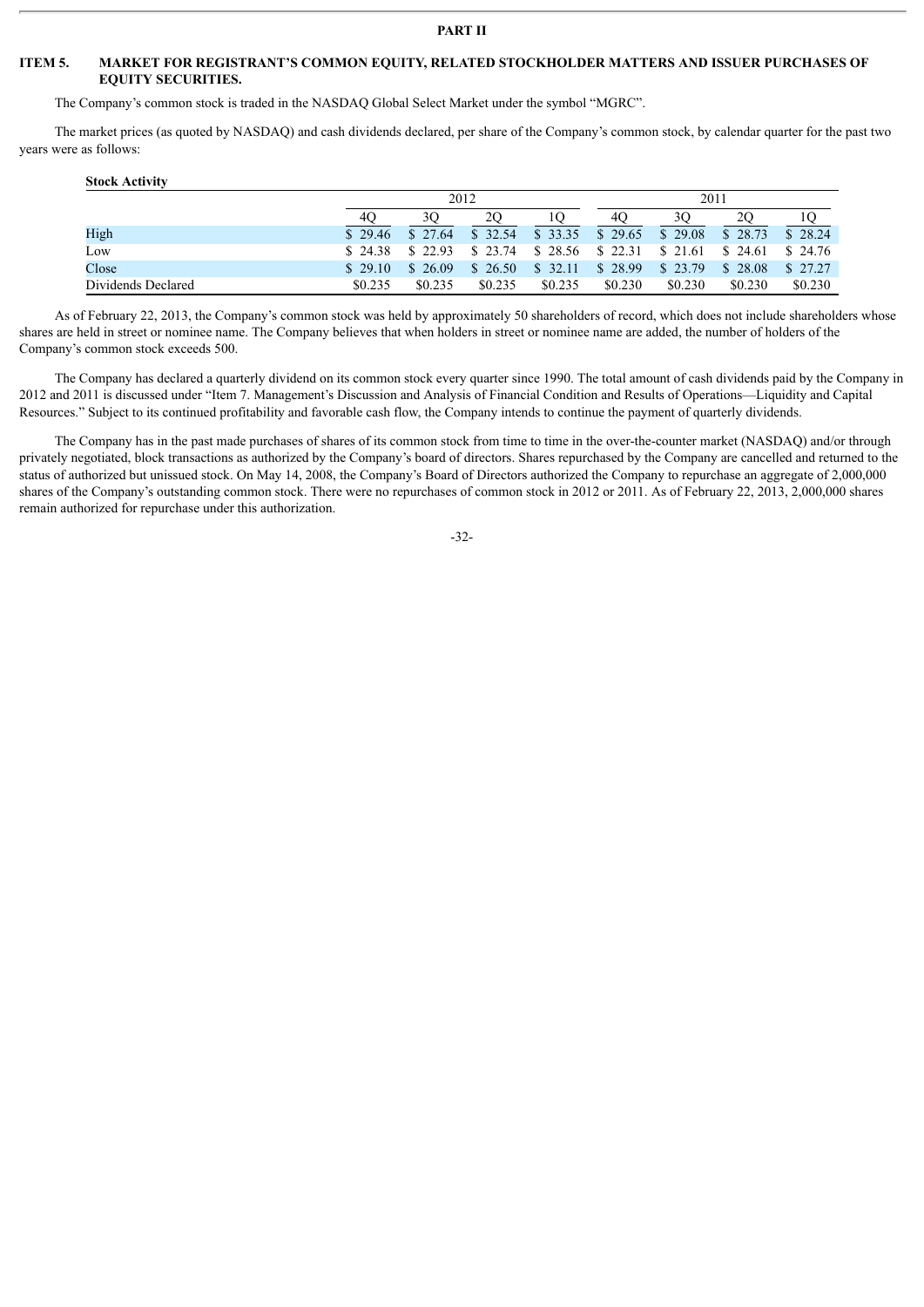## PART II

## ITEM 5. MARKET FOR REGISTRANT'S COMMON EQUITY, RELATED STOCKHOLDER MATTERS AND ISSUER PURCHASES OF EQUITY SECURITIES.

The Company's common stock is traded in the NASDAQ Global Select Market under the symbol "MGRC".

The market prices (as quoted by NASDAQ) and cash dividends declared, per share of the Company's common stock, by calendar quarter for the past two years were as follows:

**Stock Activity**

| | 2012 | | | | 2011 | | | |
|---|---|---|---|---|---|---|---|---|
| | 4Q | 3Q | 2Q | 1Q | 4Q | 3Q | 2Q | 1Q |
| High | $ 29.46 | $ 27.64 | $ 32.54 | $ 33.35 | $ 29.65 | $ 29.08 | $ 28.73 | $ 28.24 |
| Low | $ 24.38 | $ 22.93 | $ 23.74 | $ 28.56 | $ 22.31 | $ 21.61 | $ 24.61 | $ 24.76 |
| Close | $ 29.10 | $ 26.09 | $ 26.50 | $ 32.11 | $ 28.99 | $ 23.79 | $ 28.08 | $ 27.27 |
| Dividends Declared | $0.235 | $0.235 | $0.235 | $0.235 | $0.230 | $0.230 | $0.230 | $0.230 |

As of February 22, 2013, the Company's common stock was held by approximately 50 shareholders of record, which does not include shareholders whose shares are held in street or nominee name. The Company believes that when holders in street or nominee name are added, the number of holders of the Company's common stock exceeds 500.

The Company has declared a quarterly dividend on its common stock every quarter since 1990. The total amount of cash dividends paid by the Company in 2012 and 2011 is discussed under "Item 7. Management's Discussion and Analysis of Financial Condition and Results of Operations—Liquidity and Capital Resources." Subject to its continued profitability and favorable cash flow, the Company intends to continue the payment of quarterly dividends.

The Company has in the past made purchases of shares of its common stock from time to time in the over-the-counter market (NASDAQ) and/or through privately negotiated, block transactions as authorized by the Company's board of directors. Shares repurchased by the Company are cancelled and returned to the status of authorized but unissued stock. On May 14, 2008, the Company's Board of Directors authorized the Company to repurchase an aggregate of 2,000,000 shares of the Company's outstanding common stock. There were no repurchases of common stock in 2012 or 2011. As of February 22, 2013, 2,000,000 shares remain authorized for repurchase under this authorization.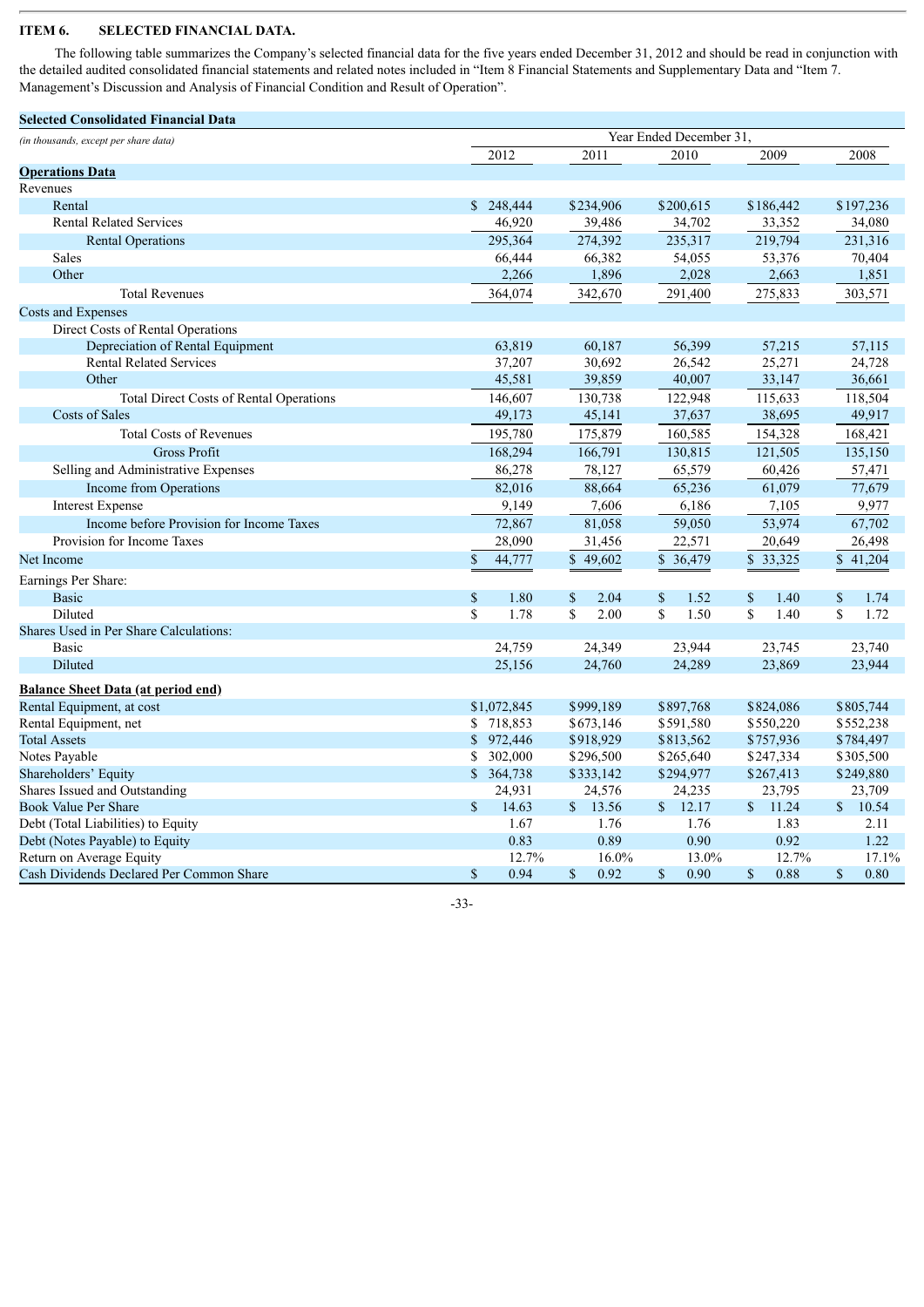## ITEM 6. SELECTED FINANCIAL DATA.

The following table summarizes the Company's selected financial data for the five years ended December 31, 2012 and should be read in conjunction with the detailed audited consolidated financial statements and related notes included in "Item 8 Financial Statements and Supplementary Data and "Item 7. Management's Discussion and Analysis of Financial Condition and Result of Operation".

**Selected Consolidated Financial Data**

| *(in thousands, except per share data)* | Year Ended December 31, | | | | |
|---|---|---|---|---|---|
| | 2012 | 2011 | 2010 | 2009 | 2008 |
| **Operations Data** | | | | | |
| Revenues | | | | | |
| Rental | $ 248,444 | $234,906 | $200,615 | $186,442 | $197,236 |
| Rental Related Services | 46,920 | 39,486 | 34,702 | 33,352 | 34,080 |
| Rental Operations | 295,364 | 274,392 | 235,317 | 219,794 | 231,316 |
| Sales | 66,444 | 66,382 | 54,055 | 53,376 | 70,404 |
| Other | 2,266 | 1,896 | 2,028 | 2,663 | 1,851 |
| Total Revenues | 364,074 | 342,670 | 291,400 | 275,833 | 303,571 |
| Costs and Expenses | | | | | |
| Direct Costs of Rental Operations | | | | | |
| Depreciation of Rental Equipment | 63,819 | 60,187 | 56,399 | 57,215 | 57,115 |
| Rental Related Services | 37,207 | 30,692 | 26,542 | 25,271 | 24,728 |
| Other | 45,581 | 39,859 | 40,007 | 33,147 | 36,661 |
| Total Direct Costs of Rental Operations | 146,607 | 130,738 | 122,948 | 115,633 | 118,504 |
| Costs of Sales | 49,173 | 45,141 | 37,637 | 38,695 | 49,917 |
| Total Costs of Revenues | 195,780 | 175,879 | 160,585 | 154,328 | 168,421 |
| Gross Profit | 168,294 | 166,791 | 130,815 | 121,505 | 135,150 |
| Selling and Administrative Expenses | 86,278 | 78,127 | 65,579 | 60,426 | 57,471 |
| Income from Operations | 82,016 | 88,664 | 65,236 | 61,079 | 77,679 |
| Interest Expense | 9,149 | 7,606 | 6,186 | 7,105 | 9,977 |
| Income before Provision for Income Taxes | 72,867 | 81,058 | 59,050 | 53,974 | 67,702 |
| Provision for Income Taxes | 28,090 | 31,456 | 22,571 | 20,649 | 26,498 |
| Net Income | $ 44,777 | $ 49,602 | $ 36,479 | $ 33,325 | $ 41,204 |
| Earnings Per Share: | | | | | |
| Basic | $ 1.80 | $ 2.04 | $ 1.52 | $ 1.40 | $ 1.74 |
| Diluted | $ 1.78 | $ 2.00 | $ 1.50 | $ 1.40 | $ 1.72 |
| Shares Used in Per Share Calculations: | | | | | |
| Basic | 24,759 | 24,349 | 23,944 | 23,745 | 23,740 |
| Diluted | 25,156 | 24,760 | 24,289 | 23,869 | 23,944 |
| **Balance Sheet Data (at period end)** | | | | | |
| Rental Equipment, at cost | $1,072,845 | $999,189 | $897,768 | $824,086 | $805,744 |
| Rental Equipment, net | $ 718,853 | $673,146 | $591,580 | $550,220 | $552,238 |
| Total Assets | $ 972,446 | $918,929 | $813,562 | $757,936 | $784,497 |
| Notes Payable | $ 302,000 | $296,500 | $265,640 | $247,334 | $305,500 |
| Shareholders' Equity | $ 364,738 | $333,142 | $294,977 | $267,413 | $249,880 |
| Shares Issued and Outstanding | 24,931 | 24,576 | 24,235 | 23,795 | 23,709 |
| Book Value Per Share | $ 14.63 | $ 13.56 | $ 12.17 | $ 11.24 | $ 10.54 |
| Debt (Total Liabilities) to Equity | 1.67 | 1.76 | 1.76 | 1.83 | 2.11 |
| Debt (Notes Payable) to Equity | 0.83 | 0.89 | 0.90 | 0.92 | 1.22 |
| Return on Average Equity | 12.7% | 16.0% | 13.0% | 12.7% | 17.1% |
| Cash Dividends Declared Per Common Share | $ 0.94 | $ 0.92 | $ 0.90 | $ 0.88 | $ 0.80 |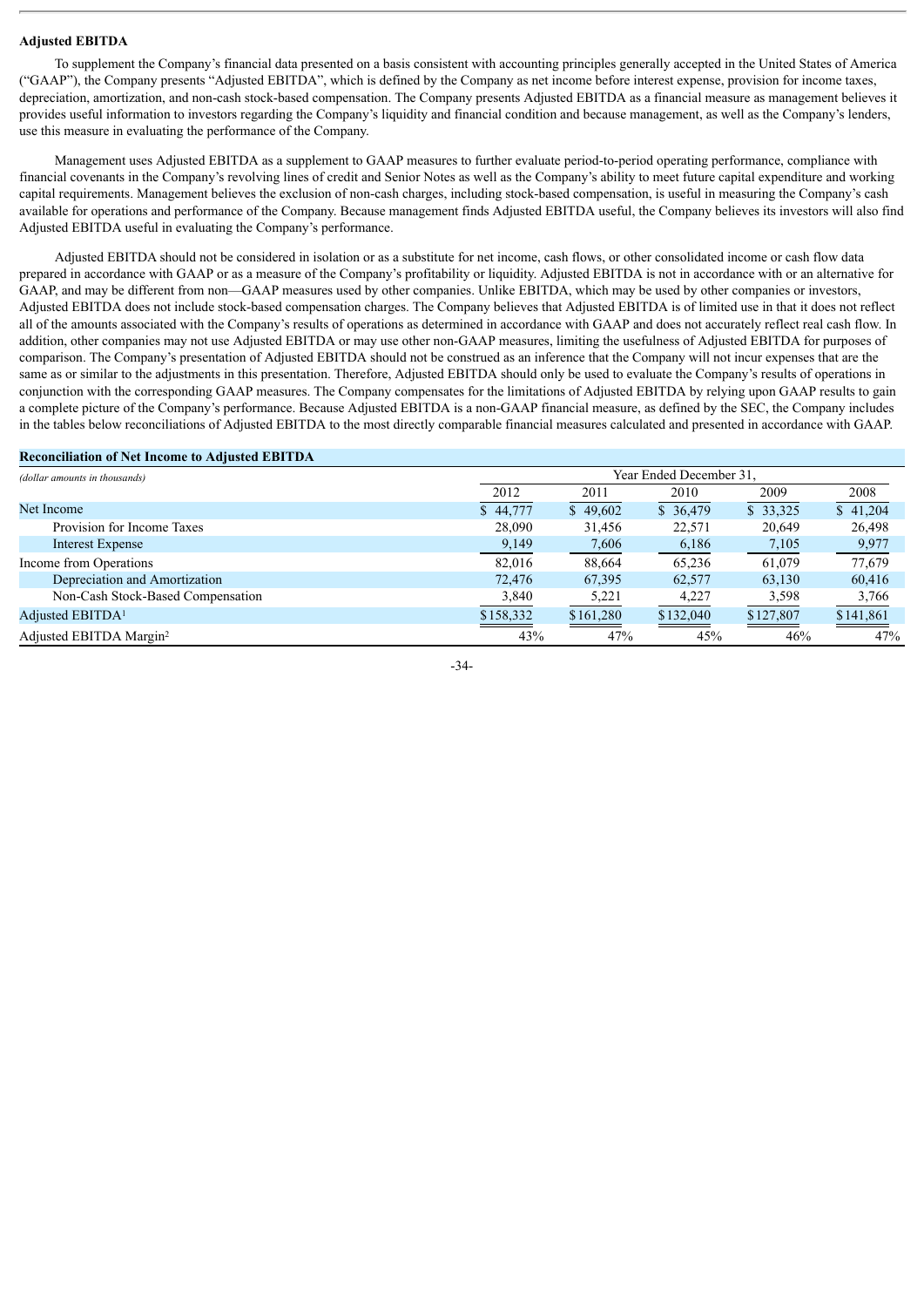### Adjusted EBITDA

To supplement the Company's financial data presented on a basis consistent with accounting principles generally accepted in the United States of America ("GAAP"), the Company presents "Adjusted EBITDA", which is defined by the Company as net income before interest expense, provision for income taxes, depreciation, amortization, and non-cash stock-based compensation. The Company presents Adjusted EBITDA as a financial measure as management believes it provides useful information to investors regarding the Company's liquidity and financial condition and because management, as well as the Company's lenders, use this measure in evaluating the performance of the Company.

Management uses Adjusted EBITDA as a supplement to GAAP measures to further evaluate period-to-period operating performance, compliance with financial covenants in the Company's revolving lines of credit and Senior Notes as well as the Company's ability to meet future capital expenditure and working capital requirements. Management believes the exclusion of non-cash charges, including stock-based compensation, is useful in measuring the Company's cash available for operations and performance of the Company. Because management finds Adjusted EBITDA useful, the Company believes its investors will also find Adjusted EBITDA useful in evaluating the Company's performance.

Adjusted EBITDA should not be considered in isolation or as a substitute for net income, cash flows, or other consolidated income or cash flow data prepared in accordance with GAAP or as a measure of the Company's profitability or liquidity. Adjusted EBITDA is not in accordance with or an alternative for GAAP, and may be different from non—GAAP measures used by other companies. Unlike EBITDA, which may be used by other companies or investors, Adjusted EBITDA does not include stock-based compensation charges. The Company believes that Adjusted EBITDA is of limited use in that it does not reflect all of the amounts associated with the Company's results of operations as determined in accordance with GAAP and does not accurately reflect real cash flow. In addition, other companies may not use Adjusted EBITDA or may use other non-GAAP measures, limiting the usefulness of Adjusted EBITDA for purposes of comparison. The Company's presentation of Adjusted EBITDA should not be construed as an inference that the Company will not incur expenses that are the same as or similar to the adjustments in this presentation. Therefore, Adjusted EBITDA should only be used to evaluate the Company's results of operations in conjunction with the corresponding GAAP measures. The Company compensates for the limitations of Adjusted EBITDA by relying upon GAAP results to gain a complete picture of the Company's performance. Because Adjusted EBITDA is a non-GAAP financial measure, as defined by the SEC, the Company includes in the tables below reconciliations of Adjusted EBITDA to the most directly comparable financial measures calculated and presented in accordance with GAAP.

**Reconciliation of Net Income to Adjusted EBITDA**

| *(dollar amounts in thousands)* | Year Ended December 31, | | | | |
|---|---|---|---|---|---|
| | 2012 | 2011 | 2010 | 2009 | 2008 |
| Net Income | $ 44,777 | $ 49,602 | $ 36,479 | $ 33,325 | $ 41,204 |
| Provision for Income Taxes | 28,090 | 31,456 | 22,571 | 20,649 | 26,498 |
| Interest Expense | 9,149 | 7,606 | 6,186 | 7,105 | 9,977 |
| Income from Operations | 82,016 | 88,664 | 65,236 | 61,079 | 77,679 |
| Depreciation and Amortization | 72,476 | 67,395 | 62,577 | 63,130 | 60,416 |
| Non-Cash Stock-Based Compensation | 3,840 | 5,221 | 4,227 | 3,598 | 3,766 |
| Adjusted EBITDA[1] | $158,332 | $161,280 | $132,040 | $127,807 | $141,861 |
| Adjusted EBITDA Margin[2] | 43% | 47% | 45% | 46% | 47% |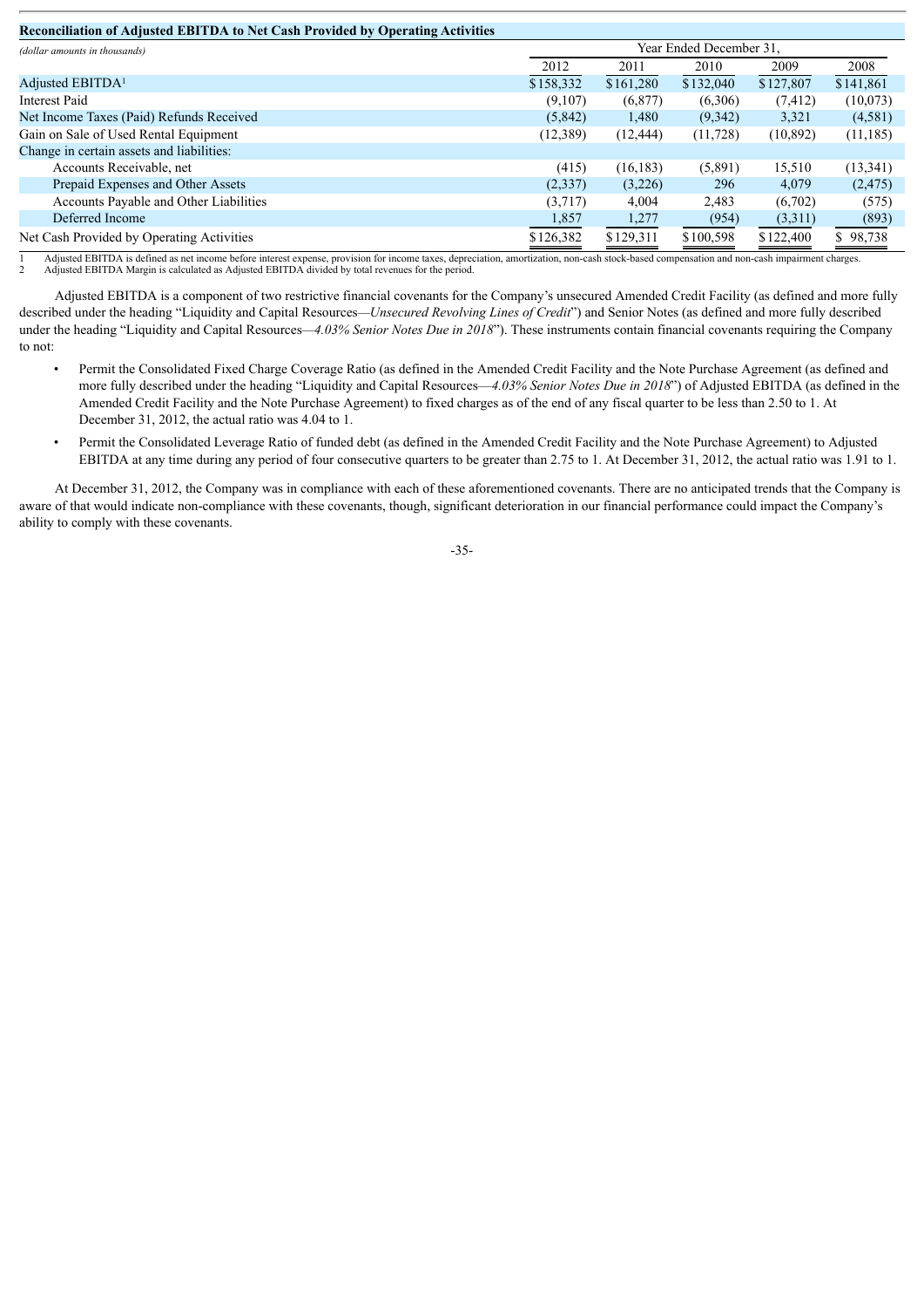**Reconciliation of Adjusted EBITDA to Net Cash Provided by Operating Activities**

| *(dollar amounts in thousands)* | Year Ended December 31, | | | | |
|---|---|---|---|---|---|
| | 2012 | 2011 | 2010 | 2009 | 2008 |
| Adjusted EBITDA[1] | $158,332 | $161,280 | $132,040 | $127,807 | $141,861 |
| Interest Paid | (9,107) | (6,877) | (6,306) | (7,412) | (10,073) |
| Net Income Taxes (Paid) Refunds Received | (5,842) | 1,480 | (9,342) | 3,321 | (4,581) |
| Gain on Sale of Used Rental Equipment | (12,389) | (12,444) | (11,728) | (10,892) | (11,185) |
| Change in certain assets and liabilities: | | | | | |
| Accounts Receivable, net | (415) | (16,183) | (5,891) | 15,510 | (13,341) |
| Prepaid Expenses and Other Assets | (2,337) | (3,226) | 296 | 4,079 | (2,475) |
| Accounts Payable and Other Liabilities | (3,717) | 4,004 | 2,483 | (6,702) | (575) |
| Deferred Income | 1,857 | 1,277 | (954) | (3,311) | (893) |
| Net Cash Provided by Operating Activities | $126,382 | $129,311 | $100,598 | $122,400 | $ 98,738 |

1 Adjusted EBITDA is defined as net income before interest expense, provision for income taxes, depreciation, amortization, non-cash stock-based compensation and non-cash impairment charges.
2 Adjusted EBITDA Margin is calculated as Adjusted EBITDA divided by total revenues for the period.

Adjusted EBITDA is a component of two restrictive financial covenants for the Company's unsecured Amended Credit Facility (as defined and more fully described under the heading "Liquidity and Capital Resources—*Unsecured Revolving Lines of Credit*") and Senior Notes (as defined and more fully described under the heading "Liquidity and Capital Resources—*4.03% Senior Notes Due in 2018*"). These instruments contain financial covenants requiring the Company to not:

- Permit the Consolidated Fixed Charge Coverage Ratio (as defined in the Amended Credit Facility and the Note Purchase Agreement (as defined and more fully described under the heading "Liquidity and Capital Resources—*4.03% Senior Notes Due in 2018*") of Adjusted EBITDA (as defined in the Amended Credit Facility and the Note Purchase Agreement) to fixed charges as of the end of any fiscal quarter to be less than 2.50 to 1. At December 31, 2012, the actual ratio was 4.04 to 1.
- Permit the Consolidated Leverage Ratio of funded debt (as defined in the Amended Credit Facility and the Note Purchase Agreement) to Adjusted EBITDA at any time during any period of four consecutive quarters to be greater than 2.75 to 1. At December 31, 2012, the actual ratio was 1.91 to 1.

At December 31, 2012, the Company was in compliance with each of these aforementioned covenants. There are no anticipated trends that the Company is aware of that would indicate non-compliance with these covenants, though, significant deterioration in our financial performance could impact the Company's ability to comply with these covenants.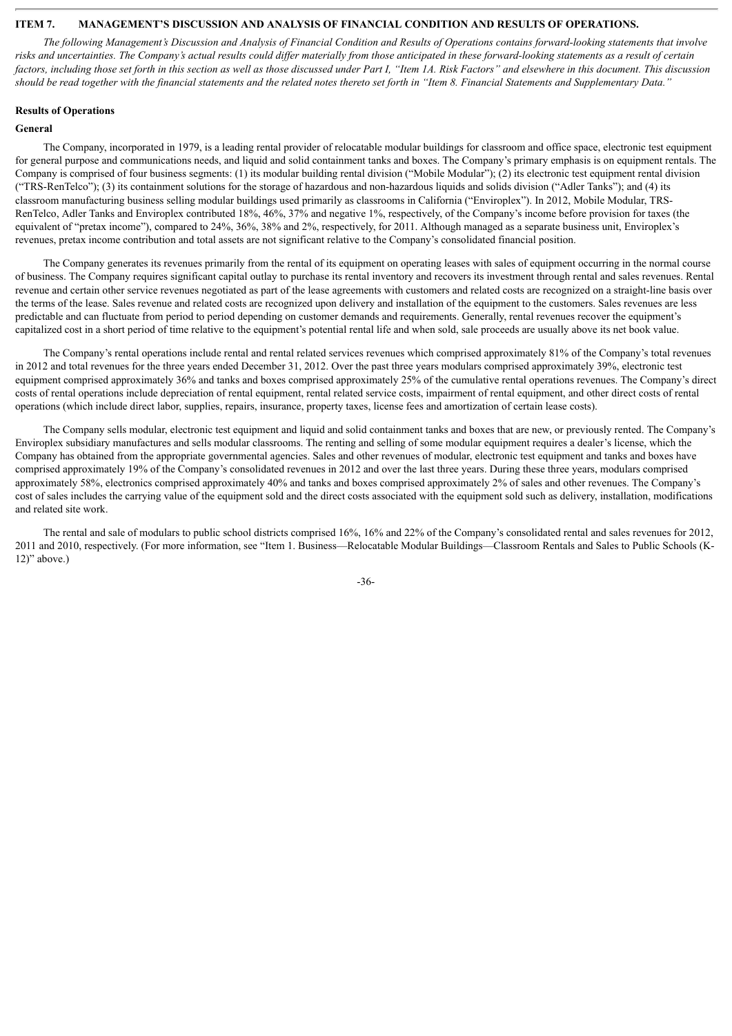## ITEM 7. MANAGEMENT'S DISCUSSION AND ANALYSIS OF FINANCIAL CONDITION AND RESULTS OF OPERATIONS.

*The following Management's Discussion and Analysis of Financial Condition and Results of Operations contains forward-looking statements that involve risks and uncertainties. The Company's actual results could differ materially from those anticipated in these forward-looking statements as a result of certain factors, including those set forth in this section as well as those discussed under Part I, "Item 1A. Risk Factors" and elsewhere in this document. This discussion should be read together with the financial statements and the related notes thereto set forth in "Item 8. Financial Statements and Supplementary Data."*

### Results of Operations

#### General

The Company, incorporated in 1979, is a leading rental provider of relocatable modular buildings for classroom and office space, electronic test equipment for general purpose and communications needs, and liquid and solid containment tanks and boxes. The Company's primary emphasis is on equipment rentals. The Company is comprised of four business segments: (1) its modular building rental division ("Mobile Modular"); (2) its electronic test equipment rental division ("TRS-RenTelco"); (3) its containment solutions for the storage of hazardous and non-hazardous liquids and solids division ("Adler Tanks"); and (4) its classroom manufacturing business selling modular buildings used primarily as classrooms in California ("Enviroplex"). In 2012, Mobile Modular, TRS-RenTelco, Adler Tanks and Enviroplex contributed 18%, 46%, 37% and negative 1%, respectively, of the Company's income before provision for taxes (the equivalent of "pretax income"), compared to 24%, 36%, 38% and 2%, respectively, for 2011. Although managed as a separate business unit, Enviroplex's revenues, pretax income contribution and total assets are not significant relative to the Company's consolidated financial position.

The Company generates its revenues primarily from the rental of its equipment on operating leases with sales of equipment occurring in the normal course of business. The Company requires significant capital outlay to purchase its rental inventory and recovers its investment through rental and sales revenues. Rental revenue and certain other service revenues negotiated as part of the lease agreements with customers and related costs are recognized on a straight-line basis over the terms of the lease. Sales revenue and related costs are recognized upon delivery and installation of the equipment to the customers. Sales revenues are less predictable and can fluctuate from period to period depending on customer demands and requirements. Generally, rental revenues recover the equipment's capitalized cost in a short period of time relative to the equipment's potential rental life and when sold, sale proceeds are usually above its net book value.

The Company's rental operations include rental and rental related services revenues which comprised approximately 81% of the Company's total revenues in 2012 and total revenues for the three years ended December 31, 2012. Over the past three years modulars comprised approximately 39%, electronic test equipment comprised approximately 36% and tanks and boxes comprised approximately 25% of the cumulative rental operations revenues. The Company's direct costs of rental operations include depreciation of rental equipment, rental related service costs, impairment of rental equipment, and other direct costs of rental operations (which include direct labor, supplies, repairs, insurance, property taxes, license fees and amortization of certain lease costs).

The Company sells modular, electronic test equipment and liquid and solid containment tanks and boxes that are new, or previously rented. The Company's Enviroplex subsidiary manufactures and sells modular classrooms. The renting and selling of some modular equipment requires a dealer's license, which the Company has obtained from the appropriate governmental agencies. Sales and other revenues of modular, electronic test equipment and tanks and boxes have comprised approximately 19% of the Company's consolidated revenues in 2012 and over the last three years. During these three years, modulars comprised approximately 58%, electronics comprised approximately 40% and tanks and boxes comprised approximately 2% of sales and other revenues. The Company's cost of sales includes the carrying value of the equipment sold and the direct costs associated with the equipment sold such as delivery, installation, modifications and related site work.

The rental and sale of modulars to public school districts comprised 16%, 16% and 22% of the Company's consolidated rental and sales revenues for 2012, 2011 and 2010, respectively. (For more information, see "Item 1. Business—Relocatable Modular Buildings—Classroom Rentals and Sales to Public Schools (K-12)" above.)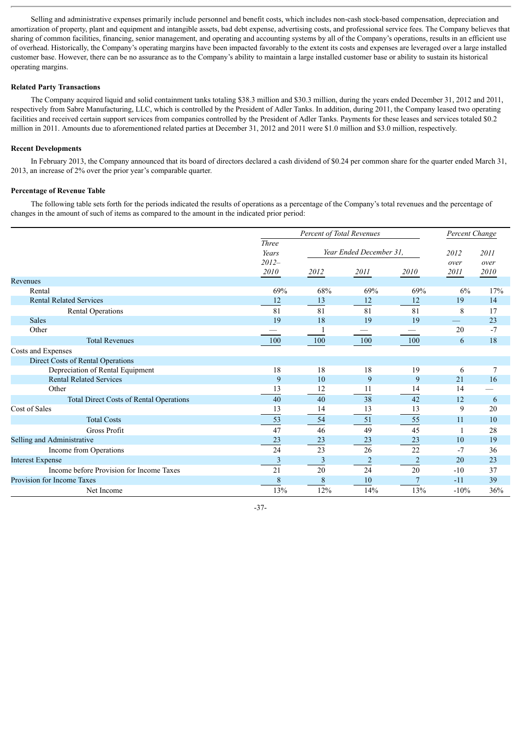Selling and administrative expenses primarily include personnel and benefit costs, which includes non-cash stock-based compensation, depreciation and amortization of property, plant and equipment and intangible assets, bad debt expense, advertising costs, and professional service fees. The Company believes that sharing of common facilities, financing, senior management, and operating and accounting systems by all of the Company's operations, results in an efficient use of overhead. Historically, the Company's operating margins have been impacted favorably to the extent its costs and expenses are leveraged over a large installed customer base. However, there can be no assurance as to the Company's ability to maintain a large installed customer base or ability to sustain its historical operating margins.

**Related Party Transactions**

The Company acquired liquid and solid containment tanks totaling $38.3 million and $30.3 million, during the years ended December 31, 2012 and 2011, respectively from Sabre Manufacturing, LLC, which is controlled by the President of Adler Tanks. In addition, during 2011, the Company leased two operating facilities and received certain support services from companies controlled by the President of Adler Tanks. Payments for these leases and services totaled $0.2 million in 2011. Amounts due to aforementioned related parties at December 31, 2012 and 2011 were $1.0 million and $3.0 million, respectively.

**Recent Developments**

In February 2013, the Company announced that its board of directors declared a cash dividend of $0.24 per common share for the quarter ended March 31, 2013, an increase of 2% over the prior year's comparable quarter.

**Percentage of Revenue Table**

The following table sets forth for the periods indicated the results of operations as a percentage of the Company's total revenues and the percentage of changes in the amount of such of items as compared to the amount in the indicated prior period:

| | *Percent of Total Revenues* | | | | *Percent Change* | |
|---|---|---|---|---|---|---|
| | *Three Years 2012–2010* | *Year Ended December 31,* | | | *2012 over 2011* | *2011 over 2010* |
| | | *2012* | *2011* | *2010* | | |
| Revenues | | | | | | |
| Rental | 69% | 68% | 69% | 69% | 6% | 17% |
| Rental Related Services | 12 | 13 | 12 | 12 | 19 | 14 |
| Rental Operations | 81 | 81 | 81 | 81 | 8 | 17 |
| Sales | 19 | 18 | 19 | 19 | — | 23 |
| Other | — | 1 | — | — | 20 | -7 |
| Total Revenues | 100 | 100 | 100 | 100 | 6 | 18 |
| Costs and Expenses | | | | | | |
| Direct Costs of Rental Operations | | | | | | |
| Depreciation of Rental Equipment | 18 | 18 | 18 | 19 | 6 | 7 |
| Rental Related Services | 9 | 10 | 9 | 9 | 21 | 16 |
| Other | 13 | 12 | 11 | 14 | 14 | — |
| Total Direct Costs of Rental Operations | 40 | 40 | 38 | 42 | 12 | 6 |
| Cost of Sales | 13 | 14 | 13 | 13 | 9 | 20 |
| Total Costs | 53 | 54 | 51 | 55 | 11 | 10 |
| Gross Profit | 47 | 46 | 49 | 45 | 1 | 28 |
| Selling and Administrative | 23 | 23 | 23 | 23 | 10 | 19 |
| Income from Operations | 24 | 23 | 26 | 22 | -7 | 36 |
| Interest Expense | 3 | 3 | 2 | 2 | 20 | 23 |
| Income before Provision for Income Taxes | 21 | 20 | 24 | 20 | -10 | 37 |
| Provision for Income Taxes | 8 | 8 | 10 | 7 | -11 | 39 |
| Net Income | 13% | 12% | 14% | 13% | -10% | 36% |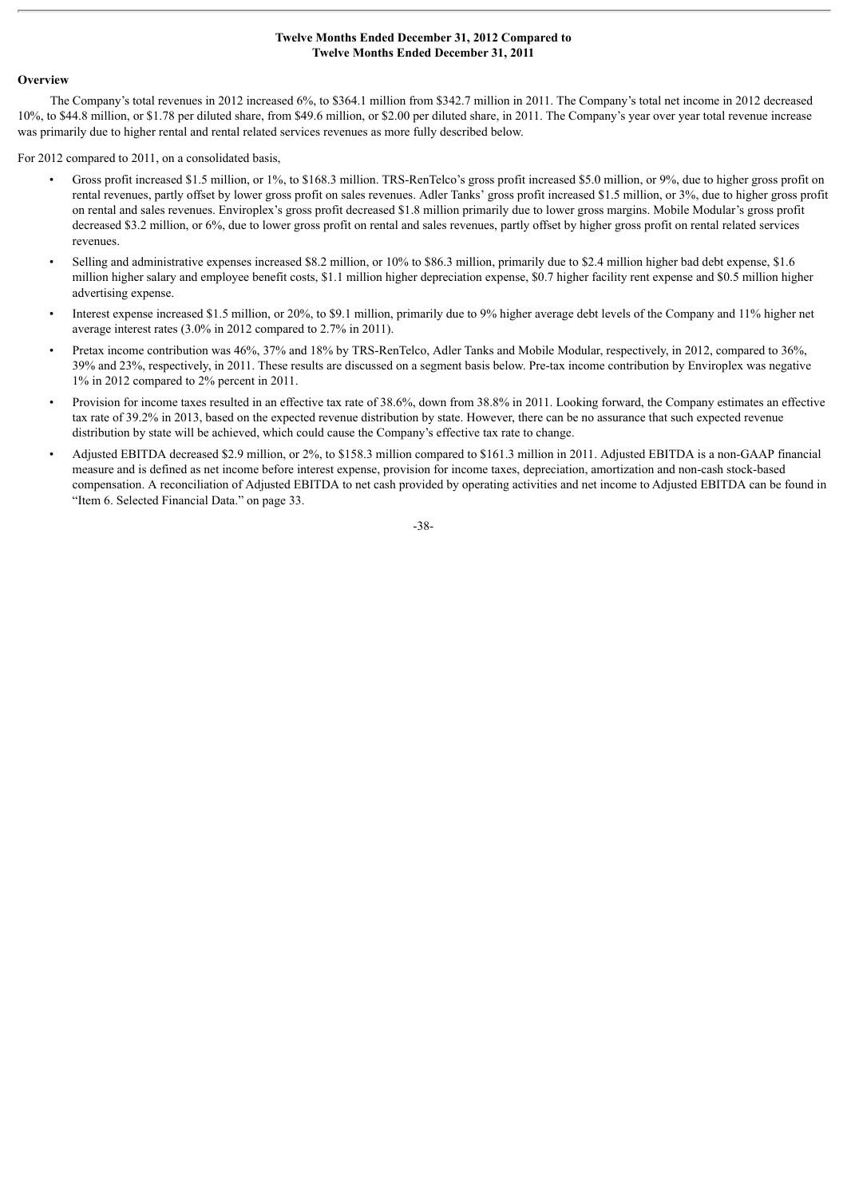## Twelve Months Ended December 31, 2012 Compared to Twelve Months Ended December 31, 2011

### Overview

The Company's total revenues in 2012 increased 6%, to $364.1 million from $342.7 million in 2011. The Company's total net income in 2012 decreased 10%, to $44.8 million, or $1.78 per diluted share, from $49.6 million, or $2.00 per diluted share, in 2011. The Company's year over year total revenue increase was primarily due to higher rental and rental related services revenues as more fully described below.

For 2012 compared to 2011, on a consolidated basis,

- Gross profit increased $1.5 million, or 1%, to $168.3 million. TRS-RenTelco's gross profit increased $5.0 million, or 9%, due to higher gross profit on rental revenues, partly offset by lower gross profit on sales revenues. Adler Tanks' gross profit increased $1.5 million, or 3%, due to higher gross profit on rental and sales revenues. Enviroplex's gross profit decreased $1.8 million primarily due to lower gross margins. Mobile Modular's gross profit decreased $3.2 million, or 6%, due to lower gross profit on rental and sales revenues, partly offset by higher gross profit on rental related services revenues.
- Selling and administrative expenses increased $8.2 million, or 10% to $86.3 million, primarily due to $2.4 million higher bad debt expense, $1.6 million higher salary and employee benefit costs, $1.1 million higher depreciation expense, $0.7 higher facility rent expense and $0.5 million higher advertising expense.
- Interest expense increased $1.5 million, or 20%, to $9.1 million, primarily due to 9% higher average debt levels of the Company and 11% higher net average interest rates (3.0% in 2012 compared to 2.7% in 2011).
- Pretax income contribution was 46%, 37% and 18% by TRS-RenTelco, Adler Tanks and Mobile Modular, respectively, in 2012, compared to 36%, 39% and 23%, respectively, in 2011. These results are discussed on a segment basis below. Pre-tax income contribution by Enviroplex was negative 1% in 2012 compared to 2% percent in 2011.
- Provision for income taxes resulted in an effective tax rate of 38.6%, down from 38.8% in 2011. Looking forward, the Company estimates an effective tax rate of 39.2% in 2013, based on the expected revenue distribution by state. However, there can be no assurance that such expected revenue distribution by state will be achieved, which could cause the Company's effective tax rate to change.
- Adjusted EBITDA decreased $2.9 million, or 2%, to $158.3 million compared to $161.3 million in 2011. Adjusted EBITDA is a non-GAAP financial measure and is defined as net income before interest expense, provision for income taxes, depreciation, amortization and non-cash stock-based compensation. A reconciliation of Adjusted EBITDA to net cash provided by operating activities and net income to Adjusted EBITDA can be found in "Item 6. Selected Financial Data." on page 33.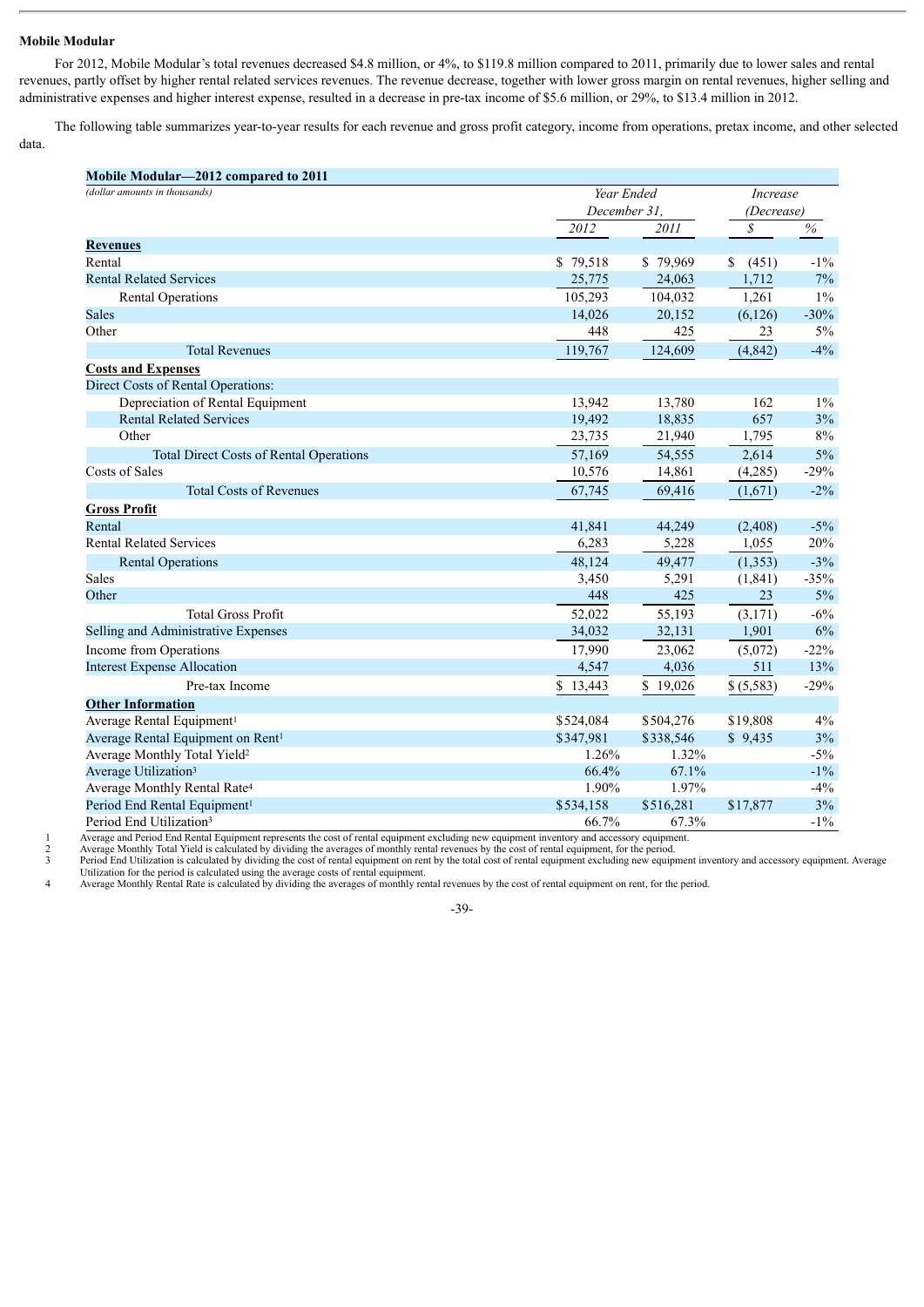### Mobile Modular

For 2012, Mobile Modular's total revenues decreased $4.8 million, or 4%, to $119.8 million compared to 2011, primarily due to lower sales and rental revenues, partly offset by higher rental related services revenues. The revenue decrease, together with lower gross margin on rental revenues, higher selling and administrative expenses and higher interest expense, resulted in a decrease in pre-tax income of $5.6 million, or 29%, to $13.4 million in 2012.

The following table summarizes year-to-year results for each revenue and gross profit category, income from operations, pretax income, and other selected data.

| **Mobile Modular—2012 compared to 2011** | | | | |
|---|---|---|---|---|
| *(dollar amounts in thousands)* | *Year Ended December 31,* | | *Increase (Decrease)* | |
| | *2012* | *2011* | *$* | *%* |
| **Revenues** | | | | |
| Rental | $ 79,518 | $ 79,969 | $ (451) | -1% |
| Rental Related Services | 25,775 | 24,063 | 1,712 | 7% |
| Rental Operations | 105,293 | 104,032 | 1,261 | 1% |
| Sales | 14,026 | 20,152 | (6,126) | -30% |
| Other | 448 | 425 | 23 | 5% |
| Total Revenues | 119,767 | 124,609 | (4,842) | -4% |
| **Costs and Expenses** | | | | |
| Direct Costs of Rental Operations: | | | | |
| Depreciation of Rental Equipment | 13,942 | 13,780 | 162 | 1% |
| Rental Related Services | 19,492 | 18,835 | 657 | 3% |
| Other | 23,735 | 21,940 | 1,795 | 8% |
| Total Direct Costs of Rental Operations | 57,169 | 54,555 | 2,614 | 5% |
| Costs of Sales | 10,576 | 14,861 | (4,285) | -29% |
| Total Costs of Revenues | 67,745 | 69,416 | (1,671) | -2% |
| **Gross Profit** | | | | |
| Rental | 41,841 | 44,249 | (2,408) | -5% |
| Rental Related Services | 6,283 | 5,228 | 1,055 | 20% |
| Rental Operations | 48,124 | 49,477 | (1,353) | -3% |
| Sales | 3,450 | 5,291 | (1,841) | -35% |
| Other | 448 | 425 | 23 | 5% |
| Total Gross Profit | 52,022 | 55,193 | (3,171) | -6% |
| Selling and Administrative Expenses | 34,032 | 32,131 | 1,901 | 6% |
| Income from Operations | 17,990 | 23,062 | (5,072) | -22% |
| Interest Expense Allocation | 4,547 | 4,036 | 511 | 13% |
| Pre-tax Income | $ 13,443 | $ 19,026 | $ (5,583) | -29% |
| **Other Information** | | | | |
| Average Rental Equipment[1] | $524,084 | $504,276 | $19,808 | 4% |
| Average Rental Equipment on Rent[1] | $347,981 | $338,546 | $ 9,435 | 3% |
| Average Monthly Total Yield[2] | 1.26% | 1.32% | | -5% |
| Average Utilization[3] | 66.4% | 67.1% | | -1% |
| Average Monthly Rental Rate[4] | 1.90% | 1.97% | | -4% |
| Period End Rental Equipment[1] | $534,158 | $516,281 | $17,877 | 3% |
| Period End Utilization[3] | 66.7% | 67.3% | | -1% |

1 Average and Period End Rental Equipment represents the cost of rental equipment excluding new equipment inventory and accessory equipment.
2 Average Monthly Total Yield is calculated by dividing the averages of monthly rental revenues by the cost of rental equipment, for the period.
3 Period End Utilization is calculated by dividing the cost of rental equipment on rent by the total cost of rental equipment excluding new equipment inventory and accessory equipment. Average Utilization for the period is calculated using the average costs of rental equipment.
4 Average Monthly Rental Rate is calculated by dividing the averages of monthly rental revenues by the cost of rental equipment on rent, for the period.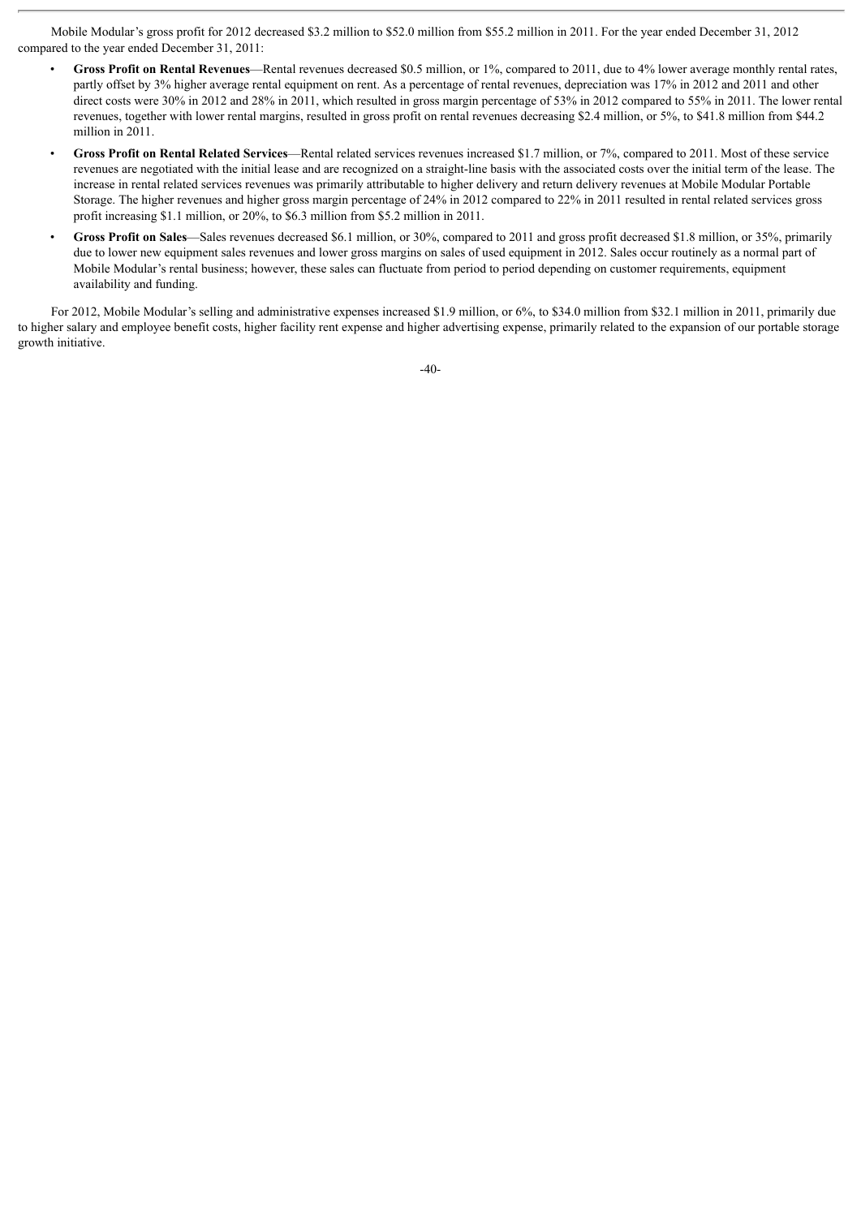Mobile Modular's gross profit for 2012 decreased $3.2 million to $52.0 million from $55.2 million in 2011. For the year ended December 31, 2012 compared to the year ended December 31, 2011:

- **Gross Profit on Rental Revenues**—Rental revenues decreased $0.5 million, or 1%, compared to 2011, due to 4% lower average monthly rental rates, partly offset by 3% higher average rental equipment on rent. As a percentage of rental revenues, depreciation was 17% in 2012 and 2011 and other direct costs were 30% in 2012 and 28% in 2011, which resulted in gross margin percentage of 53% in 2012 compared to 55% in 2011. The lower rental revenues, together with lower rental margins, resulted in gross profit on rental revenues decreasing $2.4 million, or 5%, to $41.8 million from $44.2 million in 2011.
- **Gross Profit on Rental Related Services**—Rental related services revenues increased $1.7 million, or 7%, compared to 2011. Most of these service revenues are negotiated with the initial lease and are recognized on a straight-line basis with the associated costs over the initial term of the lease. The increase in rental related services revenues was primarily attributable to higher delivery and return delivery revenues at Mobile Modular Portable Storage. The higher revenues and higher gross margin percentage of 24% in 2012 compared to 22% in 2011 resulted in rental related services gross profit increasing $1.1 million, or 20%, to $6.3 million from $5.2 million in 2011.
- **Gross Profit on Sales**—Sales revenues decreased $6.1 million, or 30%, compared to 2011 and gross profit decreased $1.8 million, or 35%, primarily due to lower new equipment sales revenues and lower gross margins on sales of used equipment in 2012. Sales occur routinely as a normal part of Mobile Modular's rental business; however, these sales can fluctuate from period to period depending on customer requirements, equipment availability and funding.

For 2012, Mobile Modular's selling and administrative expenses increased $1.9 million, or 6%, to $34.0 million from $32.1 million in 2011, primarily due to higher salary and employee benefit costs, higher facility rent expense and higher advertising expense, primarily related to the expansion of our portable storage growth initiative.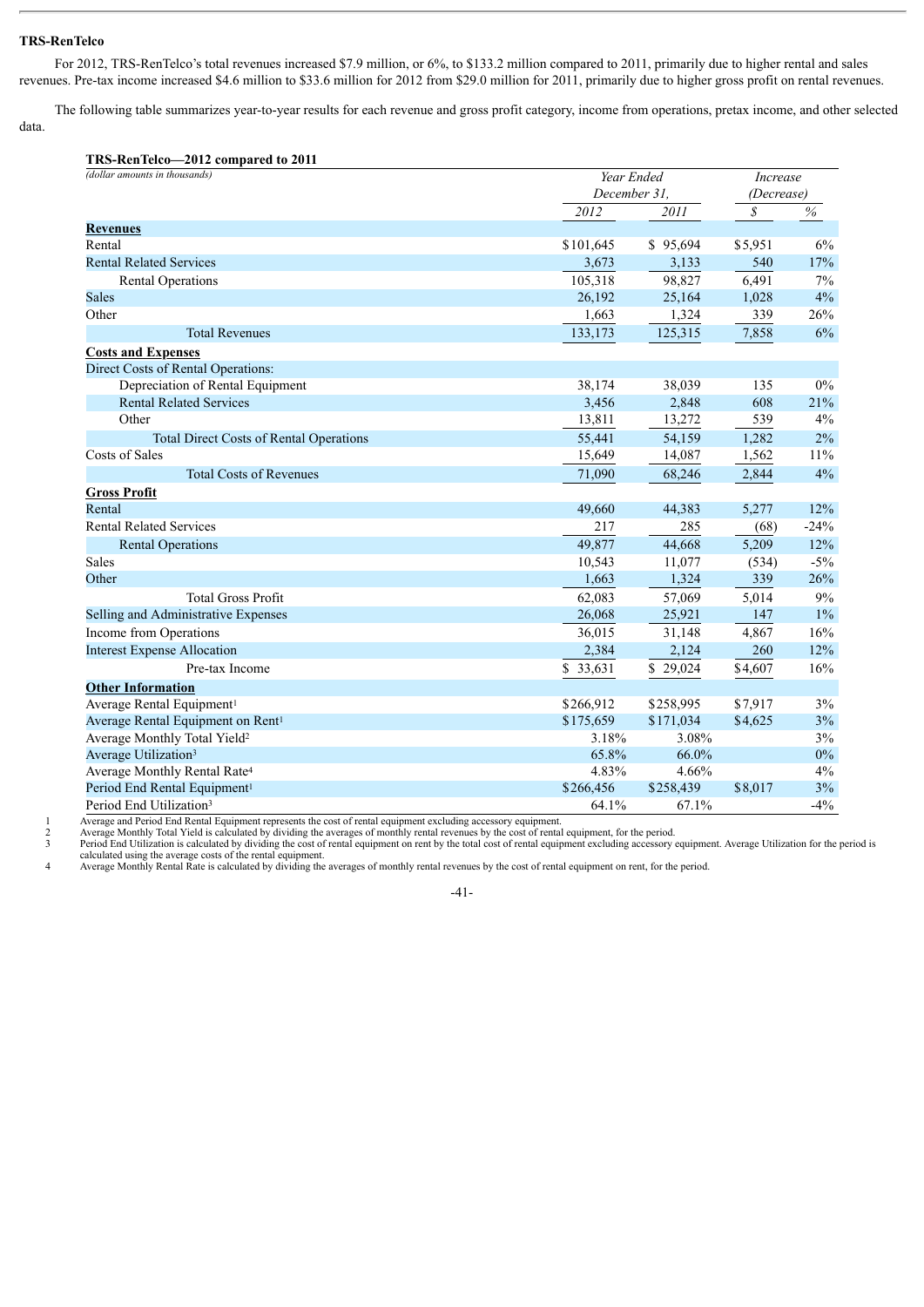### TRS-RenTelco

For 2012, TRS-RenTelco's total revenues increased \$7.9 million, or 6%, to \$133.2 million compared to 2011, primarily due to higher rental and sales revenues. Pre-tax income increased \$4.6 million to \$33.6 million for 2012 from \$29.0 million for 2011, primarily due to higher gross profit on rental revenues.

The following table summarizes year-to-year results for each revenue and gross profit category, income from operations, pretax income, and other selected data.

**TRS-RenTelco—2012 compared to 2011**

| *(dollar amounts in thousands)* | *Year Ended December 31,* | | *Increase (Decrease)* | |
|---|---|---|---|---|
| | *2012* | *2011* | *\$* | *%* |
| **Revenues** | | | | |
| Rental | \$101,645 | \$ 95,694 | \$5,951 | 6% |
| Rental Related Services | 3,673 | 3,133 | 540 | 17% |
| Rental Operations | 105,318 | 98,827 | 6,491 | 7% |
| Sales | 26,192 | 25,164 | 1,028 | 4% |
| Other | 1,663 | 1,324 | 339 | 26% |
| Total Revenues | 133,173 | 125,315 | 7,858 | 6% |
| **Costs and Expenses** | | | | |
| Direct Costs of Rental Operations: | | | | |
| Depreciation of Rental Equipment | 38,174 | 38,039 | 135 | 0% |
| Rental Related Services | 3,456 | 2,848 | 608 | 21% |
| Other | 13,811 | 13,272 | 539 | 4% |
| Total Direct Costs of Rental Operations | 55,441 | 54,159 | 1,282 | 2% |
| Costs of Sales | 15,649 | 14,087 | 1,562 | 11% |
| Total Costs of Revenues | 71,090 | 68,246 | 2,844 | 4% |
| **Gross Profit** | | | | |
| Rental | 49,660 | 44,383 | 5,277 | 12% |
| Rental Related Services | 217 | 285 | (68) | -24% |
| Rental Operations | 49,877 | 44,668 | 5,209 | 12% |
| Sales | 10,543 | 11,077 | (534) | -5% |
| Other | 1,663 | 1,324 | 339 | 26% |
| Total Gross Profit | 62,083 | 57,069 | 5,014 | 9% |
| Selling and Administrative Expenses | 26,068 | 25,921 | 147 | 1% |
| Income from Operations | 36,015 | 31,148 | 4,867 | 16% |
| Interest Expense Allocation | 2,384 | 2,124 | 260 | 12% |
| Pre-tax Income | \$ 33,631 | \$ 29,024 | \$4,607 | 16% |
| **Other Information** | | | | |
| Average Rental Equipment[1] | \$266,912 | \$258,995 | \$7,917 | 3% |
| Average Rental Equipment on Rent[1] | \$175,659 | \$171,034 | \$4,625 | 3% |
| Average Monthly Total Yield[2] | 3.18% | 3.08% | | 3% |
| Average Utilization[3] | 65.8% | 66.0% | | 0% |
| Average Monthly Rental Rate[4] | 4.83% | 4.66% | | 4% |
| Period End Rental Equipment[1] | \$266,456 | \$258,439 | \$8,017 | 3% |
| Period End Utilization[3] | 64.1% | 67.1% | | -4% |

1 Average and Period End Rental Equipment represents the cost of rental equipment excluding accessory equipment.

2 Average Monthly Total Yield is calculated by dividing the averages of monthly rental revenues by the cost of rental equipment, for the period.

3 Period End Utilization is calculated by dividing the cost of rental equipment on rent by the total cost of rental equipment excluding accessory equipment. Average Utilization for the period is calculated using the average costs of the rental equipment.

4 Average Monthly Rental Rate is calculated by dividing the averages of monthly rental revenues by the cost of rental equipment on rent, for the period.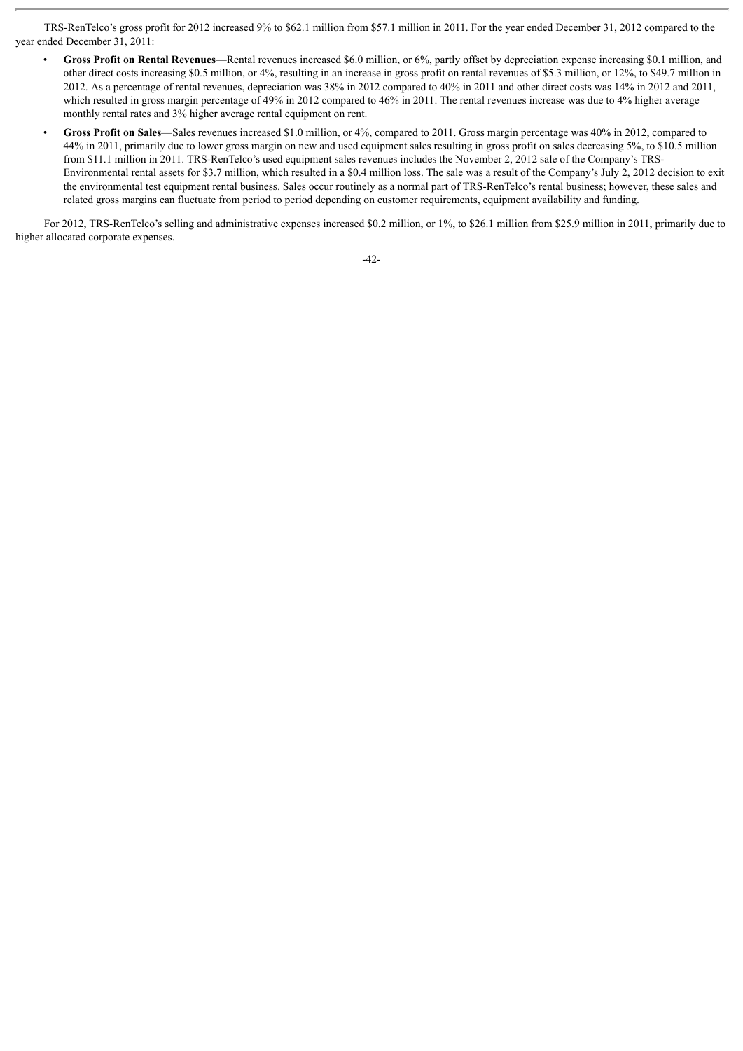TRS-RenTelco's gross profit for 2012 increased 9% to $62.1 million from $57.1 million in 2011. For the year ended December 31, 2012 compared to the year ended December 31, 2011:

- **Gross Profit on Rental Revenues**—Rental revenues increased $6.0 million, or 6%, partly offset by depreciation expense increasing $0.1 million, and other direct costs increasing $0.5 million, or 4%, resulting in an increase in gross profit on rental revenues of $5.3 million, or 12%, to $49.7 million in 2012. As a percentage of rental revenues, depreciation was 38% in 2012 compared to 40% in 2011 and other direct costs was 14% in 2012 and 2011, which resulted in gross margin percentage of 49% in 2012 compared to 46% in 2011. The rental revenues increase was due to 4% higher average monthly rental rates and 3% higher average rental equipment on rent.
- **Gross Profit on Sales**—Sales revenues increased $1.0 million, or 4%, compared to 2011. Gross margin percentage was 40% in 2012, compared to 44% in 2011, primarily due to lower gross margin on new and used equipment sales resulting in gross profit on sales decreasing 5%, to $10.5 million from $11.1 million in 2011. TRS-RenTelco's used equipment sales revenues includes the November 2, 2012 sale of the Company's TRS-Environmental rental assets for $3.7 million, which resulted in a $0.4 million loss. The sale was a result of the Company's July 2, 2012 decision to exit the environmental test equipment rental business. Sales occur routinely as a normal part of TRS-RenTelco's rental business; however, these sales and related gross margins can fluctuate from period to period depending on customer requirements, equipment availability and funding.

For 2012, TRS-RenTelco's selling and administrative expenses increased $0.2 million, or 1%, to $26.1 million from $25.9 million in 2011, primarily due to higher allocated corporate expenses.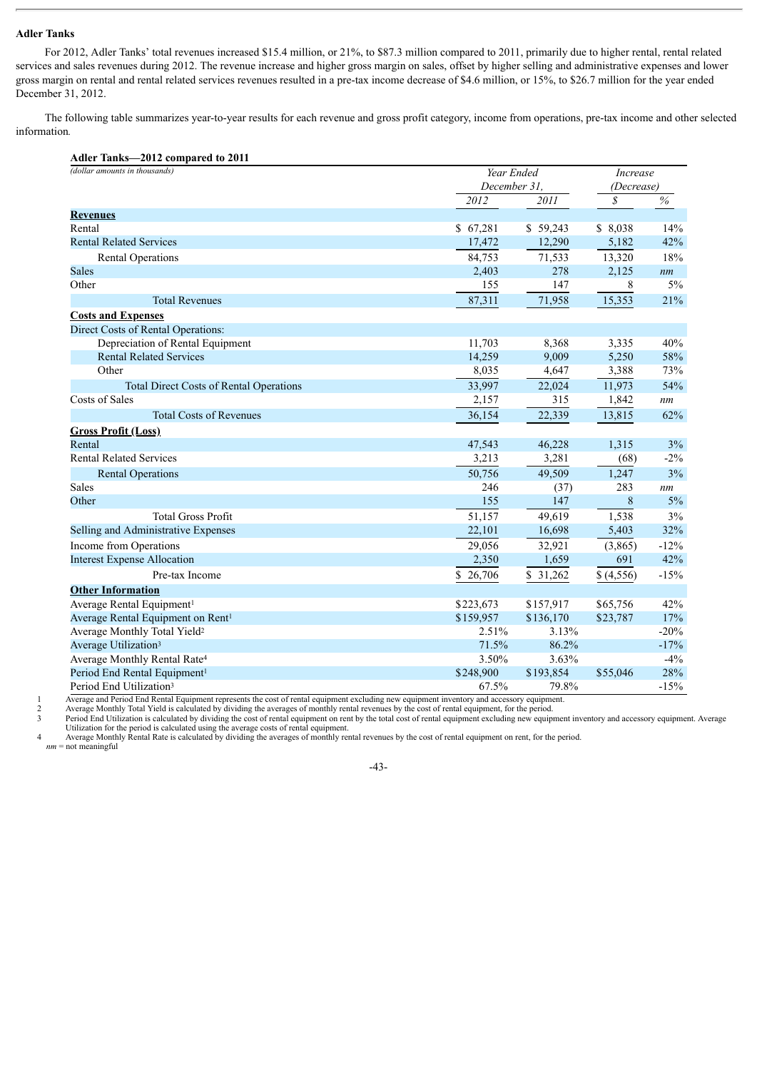**Adler Tanks**

For 2012, Adler Tanks' total revenues increased $15.4 million, or 21%, to $87.3 million compared to 2011, primarily due to higher rental, rental related services and sales revenues during 2012. The revenue increase and higher gross margin on sales, offset by higher selling and administrative expenses and lower gross margin on rental and rental related services revenues resulted in a pre-tax income decrease of $4.6 million, or 15%, to $26.7 million for the year ended December 31, 2012.

The following table summarizes year-to-year results for each revenue and gross profit category, income from operations, pre-tax income and other selected information.

**Adler Tanks—2012 compared to 2011**

| *(dollar amounts in thousands)* | *Year Ended December 31,* | | *Increase (Decrease)* | |
|---|---|---|---|---|
| | *2012* | *2011* | *$* | *%* |
| **Revenues** | | | | |
| Rental | $ 67,281 | $ 59,243 | $ 8,038 | 14% |
| Rental Related Services | 17,472 | 12,290 | 5,182 | 42% |
| Rental Operations | 84,753 | 71,533 | 13,320 | 18% |
| Sales | 2,403 | 278 | 2,125 | *nm* |
| Other | 155 | 147 | 8 | 5% |
| Total Revenues | 87,311 | 71,958 | 15,353 | 21% |
| **Costs and Expenses** | | | | |
| Direct Costs of Rental Operations: | | | | |
| Depreciation of Rental Equipment | 11,703 | 8,368 | 3,335 | 40% |
| Rental Related Services | 14,259 | 9,009 | 5,250 | 58% |
| Other | 8,035 | 4,647 | 3,388 | 73% |
| Total Direct Costs of Rental Operations | 33,997 | 22,024 | 11,973 | 54% |
| Costs of Sales | 2,157 | 315 | 1,842 | *nm* |
| Total Costs of Revenues | 36,154 | 22,339 | 13,815 | 62% |
| **Gross Profit (Loss)** | | | | |
| Rental | 47,543 | 46,228 | 1,315 | 3% |
| Rental Related Services | 3,213 | 3,281 | (68) | -2% |
| Rental Operations | 50,756 | 49,509 | 1,247 | 3% |
| Sales | 246 | (37) | 283 | *nm* |
| Other | 155 | 147 | 8 | 5% |
| Total Gross Profit | 51,157 | 49,619 | 1,538 | 3% |
| Selling and Administrative Expenses | 22,101 | 16,698 | 5,403 | 32% |
| Income from Operations | 29,056 | 32,921 | (3,865) | -12% |
| Interest Expense Allocation | 2,350 | 1,659 | 691 | 42% |
| Pre-tax Income | $ 26,706 | $ 31,262 | $ (4,556) | -15% |
| **Other Information** | | | | |
| Average Rental Equipment[1] | $223,673 | $157,917 | $65,756 | 42% |
| Average Rental Equipment on Rent[1] | $159,957 | $136,170 | $23,787 | 17% |
| Average Monthly Total Yield[2] | 2.51% | 3.13% | | -20% |
| Average Utilization[3] | 71.5% | 86.2% | | -17% |
| Average Monthly Rental Rate[4] | 3.50% | 3.63% | | -4% |
| Period End Rental Equipment[1] | $248,900 | $193,854 | $55,046 | 28% |
| Period End Utilization[3] | 67.5% | 79.8% | | -15% |

1 Average and Period End Rental Equipment represents the cost of rental equipment excluding new equipment inventory and accessory equipment.

2 Average Monthly Total Yield is calculated by dividing the averages of monthly rental revenues by the cost of rental equipment, for the period.

3 Period End Utilization is calculated by dividing the cost of rental equipment on rent by the total cost of rental equipment excluding new equipment inventory and accessory equipment. Average Utilization for the period is calculated using the average costs of rental equipment.

4 Average Monthly Rental Rate is calculated by dividing the averages of monthly rental revenues by the cost of rental equipment on rent, for the period.

*nm* = not meaningful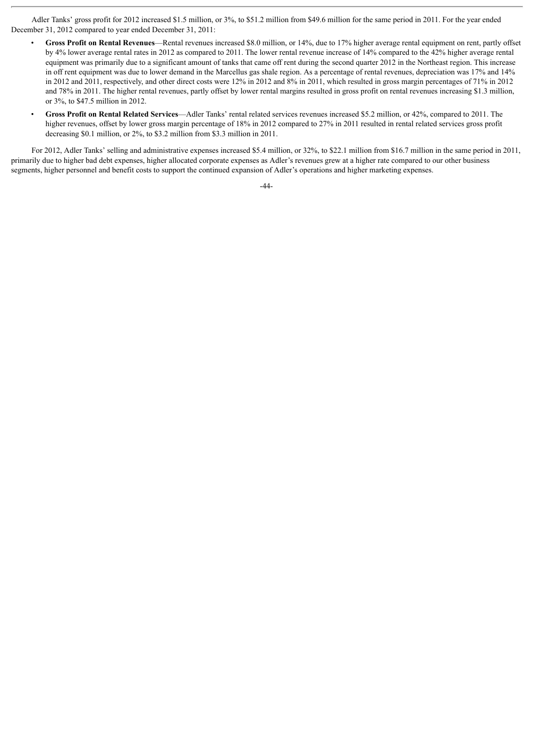Adler Tanks' gross profit for 2012 increased $1.5 million, or 3%, to $51.2 million from $49.6 million for the same period in 2011. For the year ended December 31, 2012 compared to year ended December 31, 2011:

- **Gross Profit on Rental Revenues**—Rental revenues increased $8.0 million, or 14%, due to 17% higher average rental equipment on rent, partly offset by 4% lower average rental rates in 2012 as compared to 2011. The lower rental revenue increase of 14% compared to the 42% higher average rental equipment was primarily due to a significant amount of tanks that came off rent during the second quarter 2012 in the Northeast region. This increase in off rent equipment was due to lower demand in the Marcellus gas shale region. As a percentage of rental revenues, depreciation was 17% and 14% in 2012 and 2011, respectively, and other direct costs were 12% in 2012 and 8% in 2011, which resulted in gross margin percentages of 71% in 2012 and 78% in 2011. The higher rental revenues, partly offset by lower rental margins resulted in gross profit on rental revenues increasing $1.3 million, or 3%, to $47.5 million in 2012.
- **Gross Profit on Rental Related Services**—Adler Tanks' rental related services revenues increased $5.2 million, or 42%, compared to 2011. The higher revenues, offset by lower gross margin percentage of 18% in 2012 compared to 27% in 2011 resulted in rental related services gross profit decreasing $0.1 million, or 2%, to $3.2 million from $3.3 million in 2011.

For 2012, Adler Tanks' selling and administrative expenses increased $5.4 million, or 32%, to $22.1 million from $16.7 million in the same period in 2011, primarily due to higher bad debt expenses, higher allocated corporate expenses as Adler's revenues grew at a higher rate compared to our other business segments, higher personnel and benefit costs to support the continued expansion of Adler's operations and higher marketing expenses.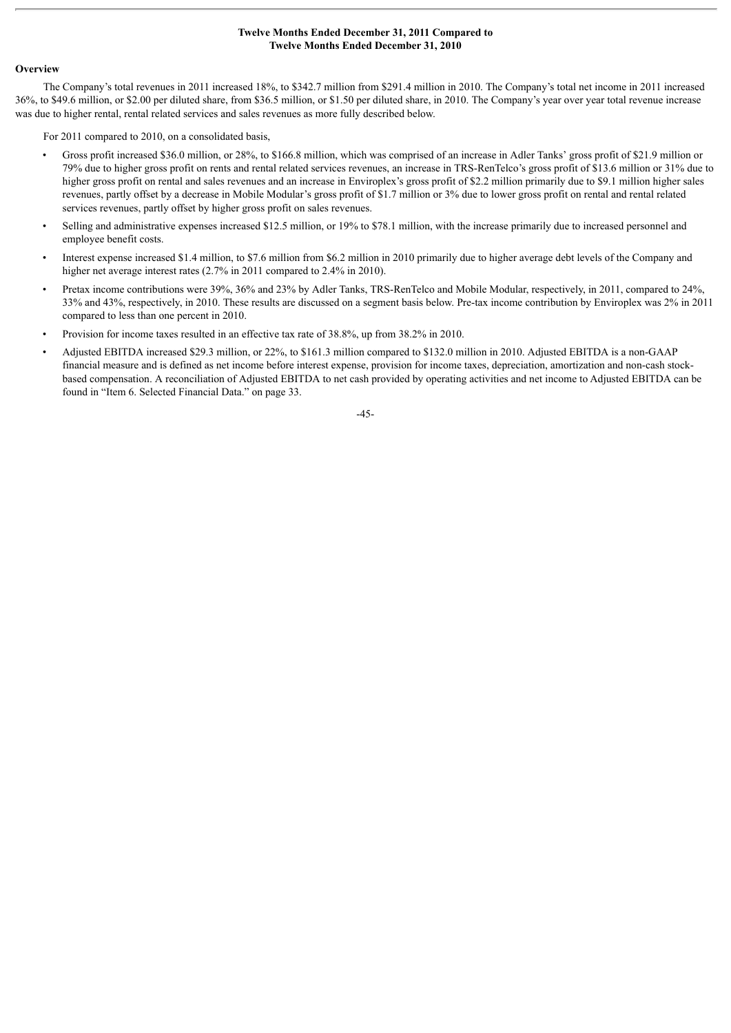## Twelve Months Ended December 31, 2011 Compared to Twelve Months Ended December 31, 2010

### Overview

The Company's total revenues in 2011 increased 18%, to $342.7 million from $291.4 million in 2010. The Company's total net income in 2011 increased 36%, to $49.6 million, or $2.00 per diluted share, from $36.5 million, or $1.50 per diluted share, in 2010. The Company's year over year total revenue increase was due to higher rental, rental related services and sales revenues as more fully described below.

For 2011 compared to 2010, on a consolidated basis,

- Gross profit increased $36.0 million, or 28%, to $166.8 million, which was comprised of an increase in Adler Tanks' gross profit of $21.9 million or 79% due to higher gross profit on rents and rental related services revenues, an increase in TRS-RenTelco's gross profit of $13.6 million or 31% due to higher gross profit on rental and sales revenues and an increase in Enviroplex's gross profit of $2.2 million primarily due to $9.1 million higher sales revenues, partly offset by a decrease in Mobile Modular's gross profit of $1.7 million or 3% due to lower gross profit on rental and rental related services revenues, partly offset by higher gross profit on sales revenues.
- Selling and administrative expenses increased $12.5 million, or 19% to $78.1 million, with the increase primarily due to increased personnel and employee benefit costs.
- Interest expense increased $1.4 million, to $7.6 million from $6.2 million in 2010 primarily due to higher average debt levels of the Company and higher net average interest rates (2.7% in 2011 compared to 2.4% in 2010).
- Pretax income contributions were 39%, 36% and 23% by Adler Tanks, TRS-RenTelco and Mobile Modular, respectively, in 2011, compared to 24%, 33% and 43%, respectively, in 2010. These results are discussed on a segment basis below. Pre-tax income contribution by Enviroplex was 2% in 2011 compared to less than one percent in 2010.
- Provision for income taxes resulted in an effective tax rate of 38.8%, up from 38.2% in 2010.
- Adjusted EBITDA increased $29.3 million, or 22%, to $161.3 million compared to $132.0 million in 2010. Adjusted EBITDA is a non-GAAP financial measure and is defined as net income before interest expense, provision for income taxes, depreciation, amortization and non-cash stock-based compensation. A reconciliation of Adjusted EBITDA to net cash provided by operating activities and net income to Adjusted EBITDA can be found in "Item 6. Selected Financial Data." on page 33.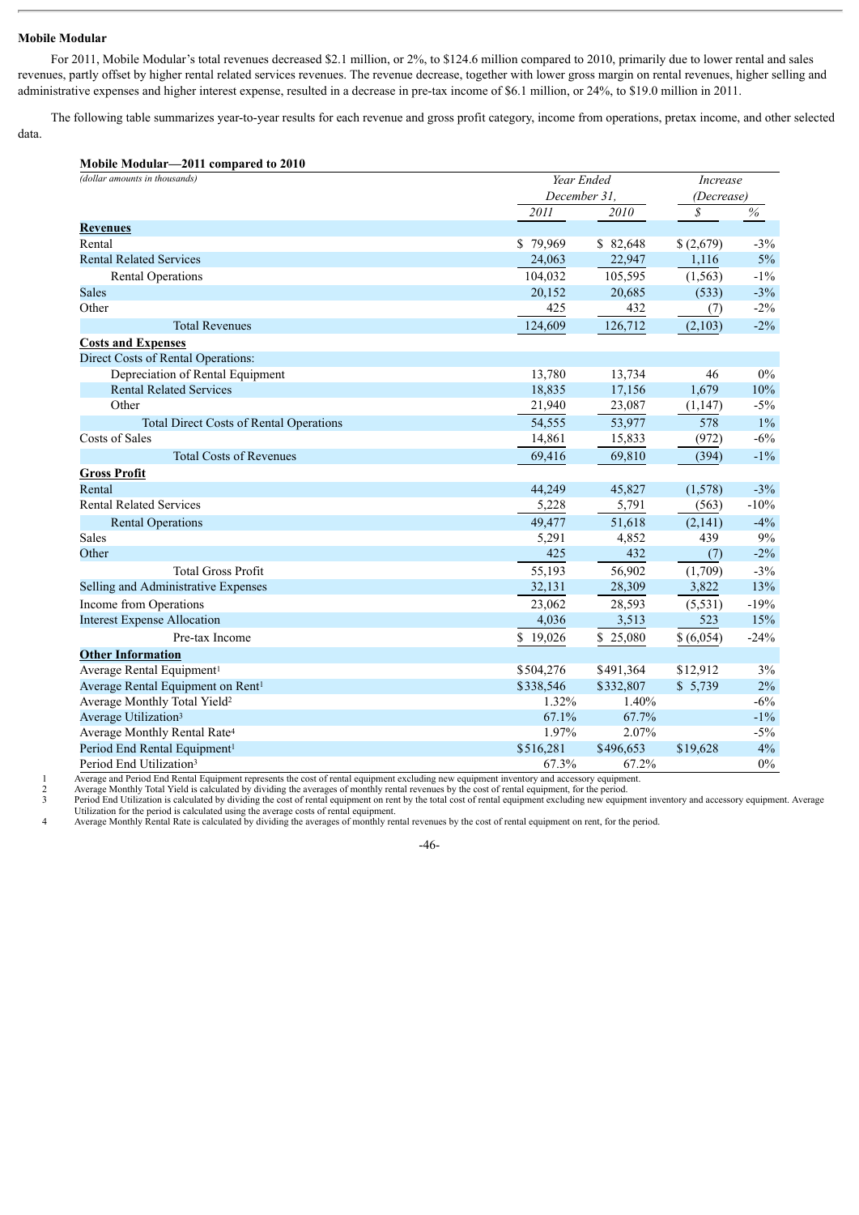**Mobile Modular**

For 2011, Mobile Modular's total revenues decreased $2.1 million, or 2%, to $124.6 million compared to 2010, primarily due to lower rental and sales revenues, partly offset by higher rental related services revenues. The revenue decrease, together with lower gross margin on rental revenues, higher selling and administrative expenses and higher interest expense, resulted in a decrease in pre-tax income of $6.1 million, or 24%, to $19.0 million in 2011.

The following table summarizes year-to-year results for each revenue and gross profit category, income from operations, pretax income, and other selected data.

**Mobile Modular—2011 compared to 2010**

| *(dollar amounts in thousands)* | *Year Ended December 31,* | | *Increase (Decrease)* | |
|---|---|---|---|---|
| | *2011* | *2010* | *$* | *%* |
| **Revenues** | | | | |
| Rental | $ 79,969 | $ 82,648 | $ (2,679) | -3% |
| Rental Related Services | 24,063 | 22,947 | 1,116 | 5% |
| Rental Operations | 104,032 | 105,595 | (1,563) | -1% |
| Sales | 20,152 | 20,685 | (533) | -3% |
| Other | 425 | 432 | (7) | -2% |
| Total Revenues | 124,609 | 126,712 | (2,103) | -2% |
| **Costs and Expenses** | | | | |
| Direct Costs of Rental Operations: | | | | |
| Depreciation of Rental Equipment | 13,780 | 13,734 | 46 | 0% |
| Rental Related Services | 18,835 | 17,156 | 1,679 | 10% |
| Other | 21,940 | 23,087 | (1,147) | -5% |
| Total Direct Costs of Rental Operations | 54,555 | 53,977 | 578 | 1% |
| Costs of Sales | 14,861 | 15,833 | (972) | -6% |
| Total Costs of Revenues | 69,416 | 69,810 | (394) | -1% |
| **Gross Profit** | | | | |
| Rental | 44,249 | 45,827 | (1,578) | -3% |
| Rental Related Services | 5,228 | 5,791 | (563) | -10% |
| Rental Operations | 49,477 | 51,618 | (2,141) | -4% |
| Sales | 5,291 | 4,852 | 439 | 9% |
| Other | 425 | 432 | (7) | -2% |
| Total Gross Profit | 55,193 | 56,902 | (1,709) | -3% |
| Selling and Administrative Expenses | 32,131 | 28,309 | 3,822 | 13% |
| Income from Operations | 23,062 | 28,593 | (5,531) | -19% |
| Interest Expense Allocation | 4,036 | 3,513 | 523 | 15% |
| Pre-tax Income | $ 19,026 | $ 25,080 | $ (6,054) | -24% |
| **Other Information** | | | | |
| Average Rental Equipment[1] | $504,276 | $491,364 | $12,912 | 3% |
| Average Rental Equipment on Rent[1] | $338,546 | $332,807 | $ 5,739 | 2% |
| Average Monthly Total Yield[2] | 1.32% | 1.40% | | -6% |
| Average Utilization[3] | 67.1% | 67.7% | | -1% |
| Average Monthly Rental Rate[4] | 1.97% | 2.07% | | -5% |
| Period End Rental Equipment[1] | $516,281 | $496,653 | $19,628 | 4% |
| Period End Utilization[3] | 67.3% | 67.2% | | 0% |

1 Average and Period End Rental Equipment represents the cost of rental equipment excluding new equipment inventory and accessory equipment.
2 Average Monthly Total Yield is calculated by dividing the averages of monthly rental revenues by the cost of rental equipment, for the period.
3 Period End Utilization is calculated by dividing the cost of rental equipment on rent by the total cost of rental equipment excluding new equipment inventory and accessory equipment. Average Utilization for the period is calculated using the average costs of rental equipment.
4 Average Monthly Rental Rate is calculated by dividing the averages of monthly rental revenues by the cost of rental equipment on rent, for the period.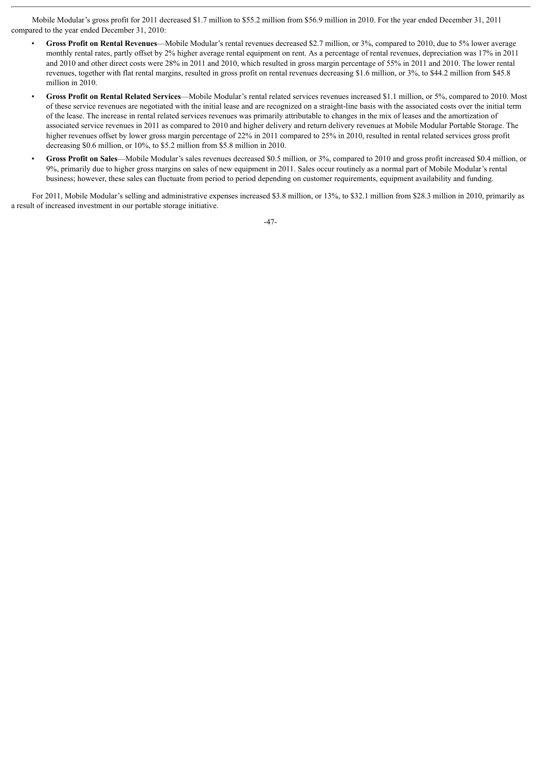Mobile Modular's gross profit for 2011 decreased $1.7 million to $55.2 million from $56.9 million in 2010. For the year ended December 31, 2011 compared to the year ended December 31, 2010:

- **Gross Profit on Rental Revenues**—Mobile Modular's rental revenues decreased $2.7 million, or 3%, compared to 2010, due to 5% lower average monthly rental rates, partly offset by 2% higher average rental equipment on rent. As a percentage of rental revenues, depreciation was 17% in 2011 and 2010 and other direct costs were 28% in 2011 and 2010, which resulted in gross margin percentage of 55% in 2011 and 2010. The lower rental revenues, together with flat rental margins, resulted in gross profit on rental revenues decreasing $1.6 million, or 3%, to $44.2 million from $45.8 million in 2010.
- **Gross Profit on Rental Related Services**—Mobile Modular's rental related services revenues increased $1.1 million, or 5%, compared to 2010. Most of these service revenues are negotiated with the initial lease and are recognized on a straight-line basis with the associated costs over the initial term of the lease. The increase in rental related services revenues was primarily attributable to changes in the mix of leases and the amortization of associated service revenues in 2011 as compared to 2010 and higher delivery and return delivery revenues at Mobile Modular Portable Storage. The higher revenues offset by lower gross margin percentage of 22% in 2011 compared to 25% in 2010, resulted in rental related services gross profit decreasing $0.6 million, or 10%, to $5.2 million from $5.8 million in 2010.
- **Gross Profit on Sales**—Mobile Modular's sales revenues decreased $0.5 million, or 3%, compared to 2010 and gross profit increased $0.4 million, or 9%, primarily due to higher gross margins on sales of new equipment in 2011. Sales occur routinely as a normal part of Mobile Modular's rental business; however, these sales can fluctuate from period to period depending on customer requirements, equipment availability and funding.

For 2011, Mobile Modular's selling and administrative expenses increased $3.8 million, or 13%, to $32.1 million from $28.3 million in 2010, primarily as a result of increased investment in our portable storage initiative.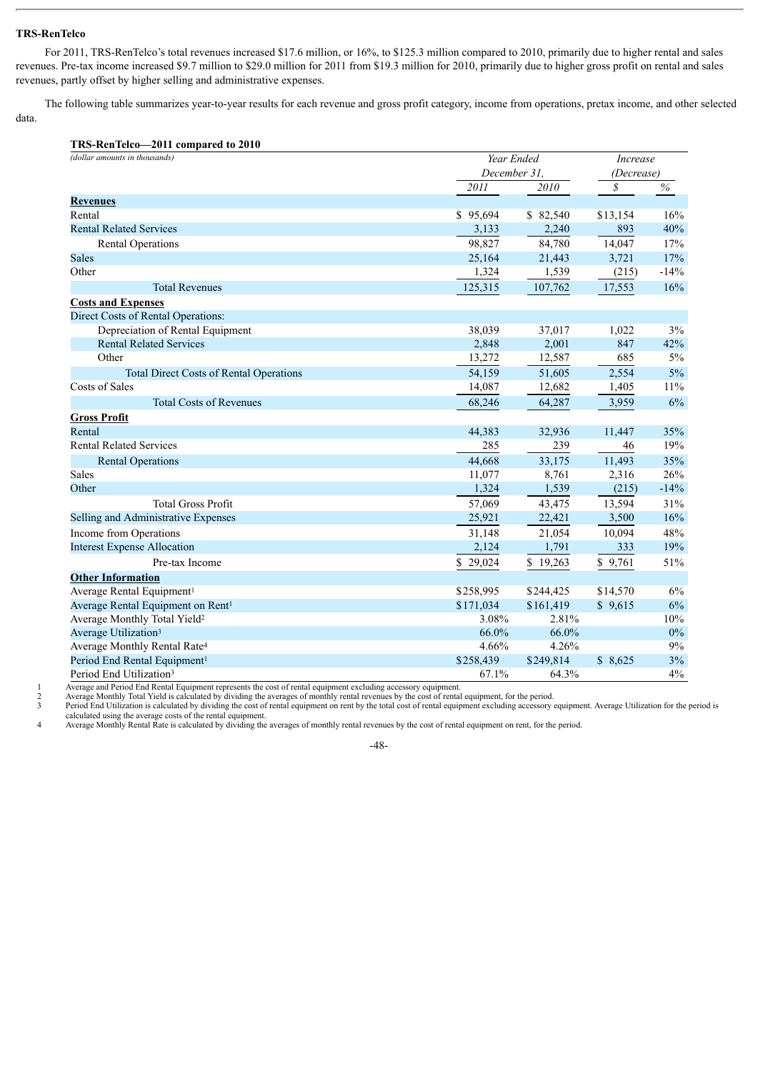**TRS-RenTelco**

For 2011, TRS-RenTelco's total revenues increased $17.6 million, or 16%, to $125.3 million compared to 2010, primarily due to higher rental and sales revenues. Pre-tax income increased $9.7 million to $29.0 million for 2011 from $19.3 million for 2010, primarily due to higher gross profit on rental and sales revenues, partly offset by higher selling and administrative expenses.

The following table summarizes year-to-year results for each revenue and gross profit category, income from operations, pretax income, and other selected data.

**TRS-RenTelco—2011 compared to 2010**

| *(dollar amounts in thousands)* | *Year Ended December 31,* | | *Increase (Decrease)* | |
|---|---|---|---|---|
| | *2011* | *2010* | *$* | *%* |
| **Revenues** | | | | |
| Rental | $ 95,694 | $ 82,540 | $13,154 | 16% |
| Rental Related Services | 3,133 | 2,240 | 893 | 40% |
| Rental Operations | 98,827 | 84,780 | 14,047 | 17% |
| Sales | 25,164 | 21,443 | 3,721 | 17% |
| Other | 1,324 | 1,539 | (215) | -14% |
| Total Revenues | 125,315 | 107,762 | 17,553 | 16% |
| **Costs and Expenses** | | | | |
| Direct Costs of Rental Operations: | | | | |
| Depreciation of Rental Equipment | 38,039 | 37,017 | 1,022 | 3% |
| Rental Related Services | 2,848 | 2,001 | 847 | 42% |
| Other | 13,272 | 12,587 | 685 | 5% |
| Total Direct Costs of Rental Operations | 54,159 | 51,605 | 2,554 | 5% |
| Costs of Sales | 14,087 | 12,682 | 1,405 | 11% |
| Total Costs of Revenues | 68,246 | 64,287 | 3,959 | 6% |
| **Gross Profit** | | | | |
| Rental | 44,383 | 32,936 | 11,447 | 35% |
| Rental Related Services | 285 | 239 | 46 | 19% |
| Rental Operations | 44,668 | 33,175 | 11,493 | 35% |
| Sales | 11,077 | 8,761 | 2,316 | 26% |
| Other | 1,324 | 1,539 | (215) | -14% |
| Total Gross Profit | 57,069 | 43,475 | 13,594 | 31% |
| Selling and Administrative Expenses | 25,921 | 22,421 | 3,500 | 16% |
| Income from Operations | 31,148 | 21,054 | 10,094 | 48% |
| Interest Expense Allocation | 2,124 | 1,791 | 333 | 19% |
| Pre-tax Income | $ 29,024 | $ 19,263 | $ 9,761 | 51% |
| **Other Information** | | | | |
| Average Rental Equipment[1] | $258,995 | $244,425 | $14,570 | 6% |
| Average Rental Equipment on Rent[1] | $171,034 | $161,419 | $ 9,615 | 6% |
| Average Monthly Total Yield[2] | 3.08% | 2.81% | | 10% |
| Average Utilization[3] | 66.0% | 66.0% | | 0% |
| Average Monthly Rental Rate[4] | 4.66% | 4.26% | | 9% |
| Period End Rental Equipment[1] | $258,439 | $249,814 | $ 8,625 | 3% |
| Period End Utilization[3] | 67.1% | 64.3% | | 4% |

1 Average and Period End Rental Equipment represents the cost of rental equipment excluding accessory equipment.

2 Average Monthly Total Yield is calculated by dividing the averages of monthly rental revenues by the cost of rental equipment, for the period.

3 Period End Utilization is calculated by dividing the cost of rental equipment on rent by the total cost of rental equipment excluding accessory equipment. Average Utilization for the period is calculated using the average costs of the rental equipment.

4 Average Monthly Rental Rate is calculated by dividing the averages of monthly rental revenues by the cost of rental equipment on rent, for the period.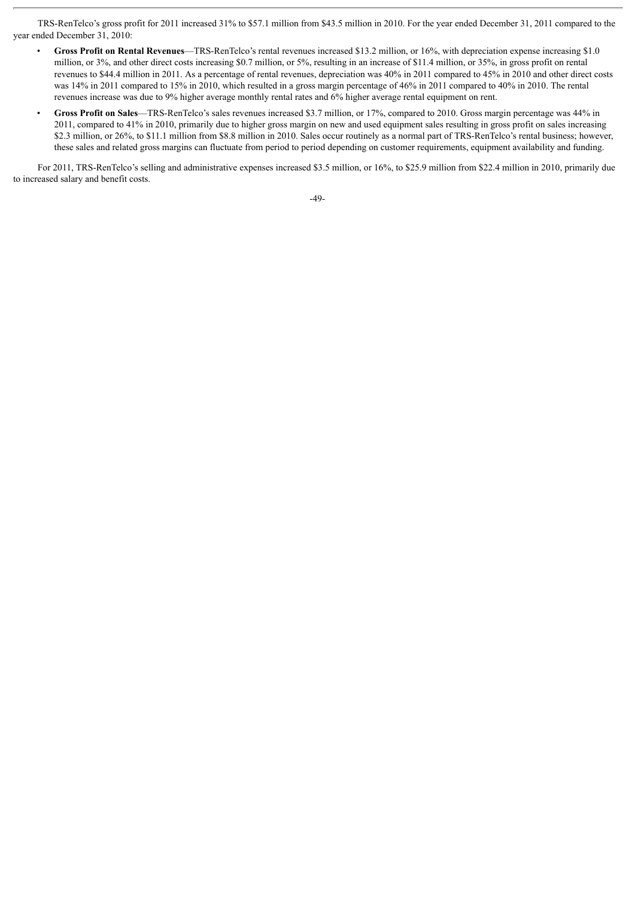TRS-RenTelco's gross profit for 2011 increased 31% to $57.1 million from $43.5 million in 2010. For the year ended December 31, 2011 compared to the year ended December 31, 2010:

- **Gross Profit on Rental Revenues**—TRS-RenTelco's rental revenues increased $13.2 million, or 16%, with depreciation expense increasing $1.0 million, or 3%, and other direct costs increasing $0.7 million, or 5%, resulting in an increase of $11.4 million, or 35%, in gross profit on rental revenues to $44.4 million in 2011. As a percentage of rental revenues, depreciation was 40% in 2011 compared to 45% in 2010 and other direct costs was 14% in 2011 compared to 15% in 2010, which resulted in a gross margin percentage of 46% in 2011 compared to 40% in 2010. The rental revenues increase was due to 9% higher average monthly rental rates and 6% higher average rental equipment on rent.
- **Gross Profit on Sales**—TRS-RenTelco's sales revenues increased $3.7 million, or 17%, compared to 2010. Gross margin percentage was 44% in 2011, compared to 41% in 2010, primarily due to higher gross margin on new and used equipment sales resulting in gross profit on sales increasing $2.3 million, or 26%, to $11.1 million from $8.8 million in 2010. Sales occur routinely as a normal part of TRS-RenTelco's rental business; however, these sales and related gross margins can fluctuate from period to period depending on customer requirements, equipment availability and funding.

For 2011, TRS-RenTelco's selling and administrative expenses increased $3.5 million, or 16%, to $25.9 million from $22.4 million in 2010, primarily due to increased salary and benefit costs.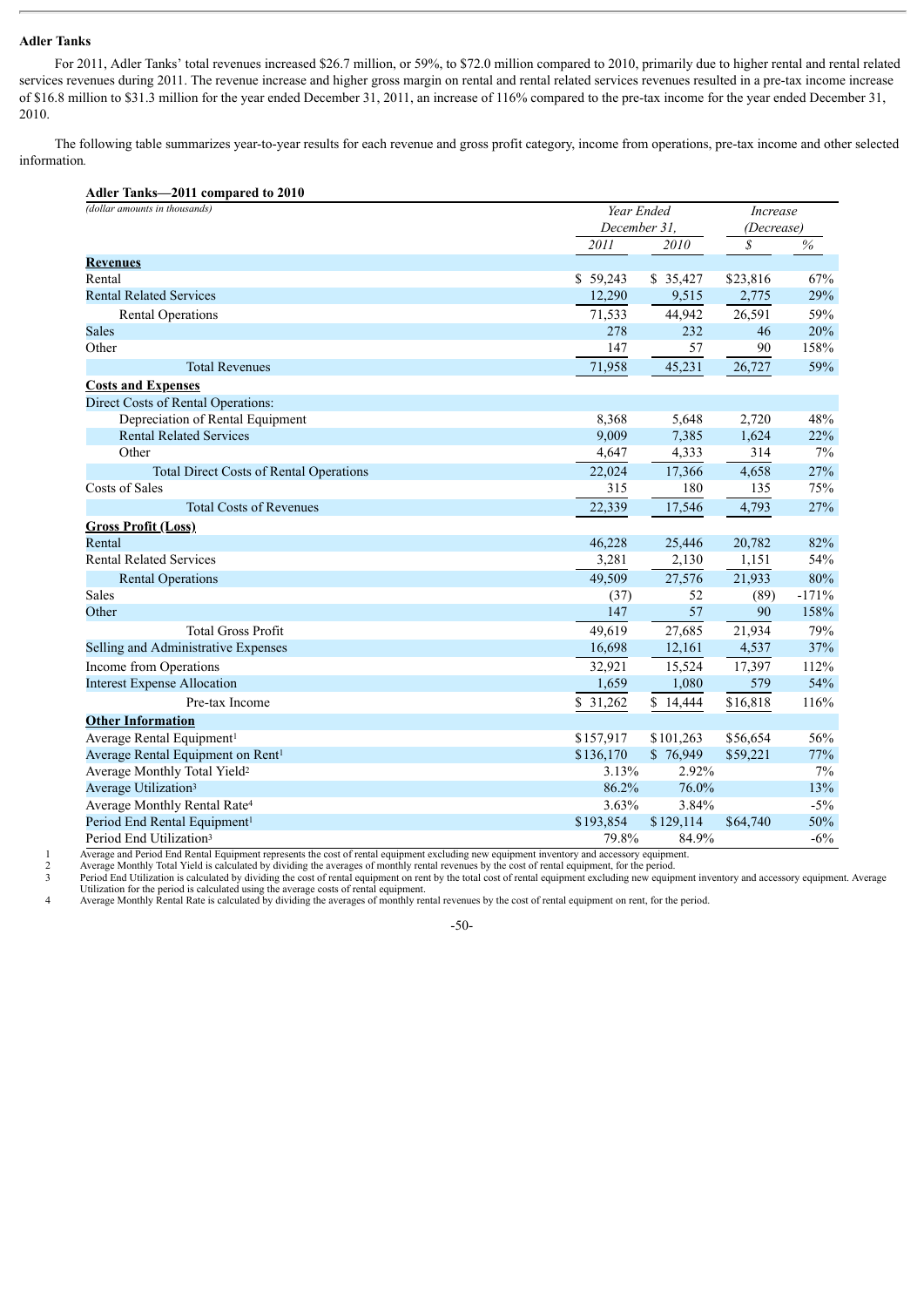**Adler Tanks**

For 2011, Adler Tanks' total revenues increased \$26.7 million, or 59%, to \$72.0 million compared to 2010, primarily due to higher rental and rental related services revenues during 2011. The revenue increase and higher gross margin on rental and rental related services revenues resulted in a pre-tax income increase of \$16.8 million to \$31.3 million for the year ended December 31, 2011, an increase of 116% compared to the pre-tax income for the year ended December 31, 2010.

The following table summarizes year-to-year results for each revenue and gross profit category, income from operations, pre-tax income and other selected information.

**Adler Tanks—2011 compared to 2010**

| *(dollar amounts in thousands)* | *Year Ended December 31,* | | *Increase (Decrease)* | |
|---|---|---|---|---|
| | *2011* | *2010* | *\$* | *%* |
| **Revenues** | | | | |
| Rental | \$ 59,243 | \$ 35,427 | \$23,816 | 67% |
| Rental Related Services | 12,290 | 9,515 | 2,775 | 29% |
| Rental Operations | 71,533 | 44,942 | 26,591 | 59% |
| Sales | 278 | 232 | 46 | 20% |
| Other | 147 | 57 | 90 | 158% |
| Total Revenues | 71,958 | 45,231 | 26,727 | 59% |
| **Costs and Expenses** | | | | |
| Direct Costs of Rental Operations: | | | | |
| Depreciation of Rental Equipment | 8,368 | 5,648 | 2,720 | 48% |
| Rental Related Services | 9,009 | 7,385 | 1,624 | 22% |
| Other | 4,647 | 4,333 | 314 | 7% |
| Total Direct Costs of Rental Operations | 22,024 | 17,366 | 4,658 | 27% |
| Costs of Sales | 315 | 180 | 135 | 75% |
| Total Costs of Revenues | 22,339 | 17,546 | 4,793 | 27% |
| **Gross Profit (Loss)** | | | | |
| Rental | 46,228 | 25,446 | 20,782 | 82% |
| Rental Related Services | 3,281 | 2,130 | 1,151 | 54% |
| Rental Operations | 49,509 | 27,576 | 21,933 | 80% |
| Sales | (37) | 52 | (89) | -171% |
| Other | 147 | 57 | 90 | 158% |
| Total Gross Profit | 49,619 | 27,685 | 21,934 | 79% |
| Selling and Administrative Expenses | 16,698 | 12,161 | 4,537 | 37% |
| Income from Operations | 32,921 | 15,524 | 17,397 | 112% |
| Interest Expense Allocation | 1,659 | 1,080 | 579 | 54% |
| Pre-tax Income | \$ 31,262 | \$ 14,444 | \$16,818 | 116% |
| **Other Information** | | | | |
| Average Rental Equipment[1] | \$157,917 | \$101,263 | \$56,654 | 56% |
| Average Rental Equipment on Rent[1] | \$136,170 | \$ 76,949 | \$59,221 | 77% |
| Average Monthly Total Yield[2] | 3.13% | 2.92% | | 7% |
| Average Utilization[3] | 86.2% | 76.0% | | 13% |
| Average Monthly Rental Rate[4] | 3.63% | 3.84% | | -5% |
| Period End Rental Equipment[1] | \$193,854 | \$129,114 | \$64,740 | 50% |
| Period End Utilization[3] | 79.8% | 84.9% | | -6% |

1 Average and Period End Rental Equipment represents the cost of rental equipment excluding new equipment inventory and accessory equipment.
2 Average Monthly Total Yield is calculated by dividing the averages of monthly rental revenues by the cost of rental equipment, for the period.
3 Period End Utilization is calculated by dividing the cost of rental equipment on rent by the total cost of rental equipment excluding new equipment inventory and accessory equipment. Average Utilization for the period is calculated using the average costs of rental equipment.
4 Average Monthly Rental Rate is calculated by dividing the averages of monthly rental revenues by the cost of rental equipment on rent, for the period.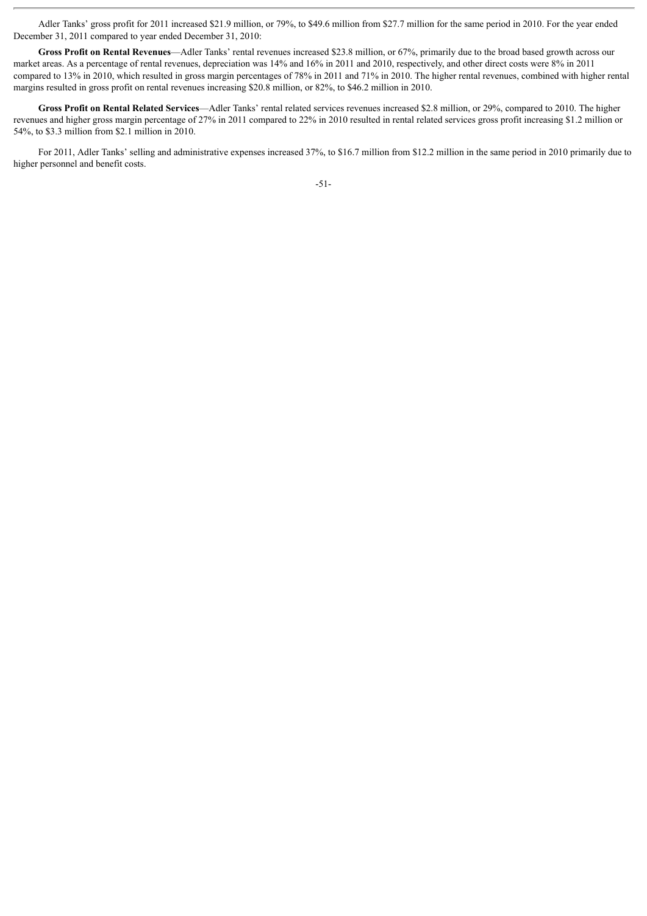Adler Tanks' gross profit for 2011 increased $21.9 million, or 79%, to $49.6 million from $27.7 million for the same period in 2010. For the year ended December 31, 2011 compared to year ended December 31, 2010:

**Gross Profit on Rental Revenues**—Adler Tanks' rental revenues increased $23.8 million, or 67%, primarily due to the broad based growth across our market areas. As a percentage of rental revenues, depreciation was 14% and 16% in 2011 and 2010, respectively, and other direct costs were 8% in 2011 compared to 13% in 2010, which resulted in gross margin percentages of 78% in 2011 and 71% in 2010. The higher rental revenues, combined with higher rental margins resulted in gross profit on rental revenues increasing $20.8 million, or 82%, to $46.2 million in 2010.

**Gross Profit on Rental Related Services**—Adler Tanks' rental related services revenues increased $2.8 million, or 29%, compared to 2010. The higher revenues and higher gross margin percentage of 27% in 2011 compared to 22% in 2010 resulted in rental related services gross profit increasing $1.2 million or 54%, to $3.3 million from $2.1 million in 2010.

For 2011, Adler Tanks' selling and administrative expenses increased 37%, to $16.7 million from $12.2 million in the same period in 2010 primarily due to higher personnel and benefit costs.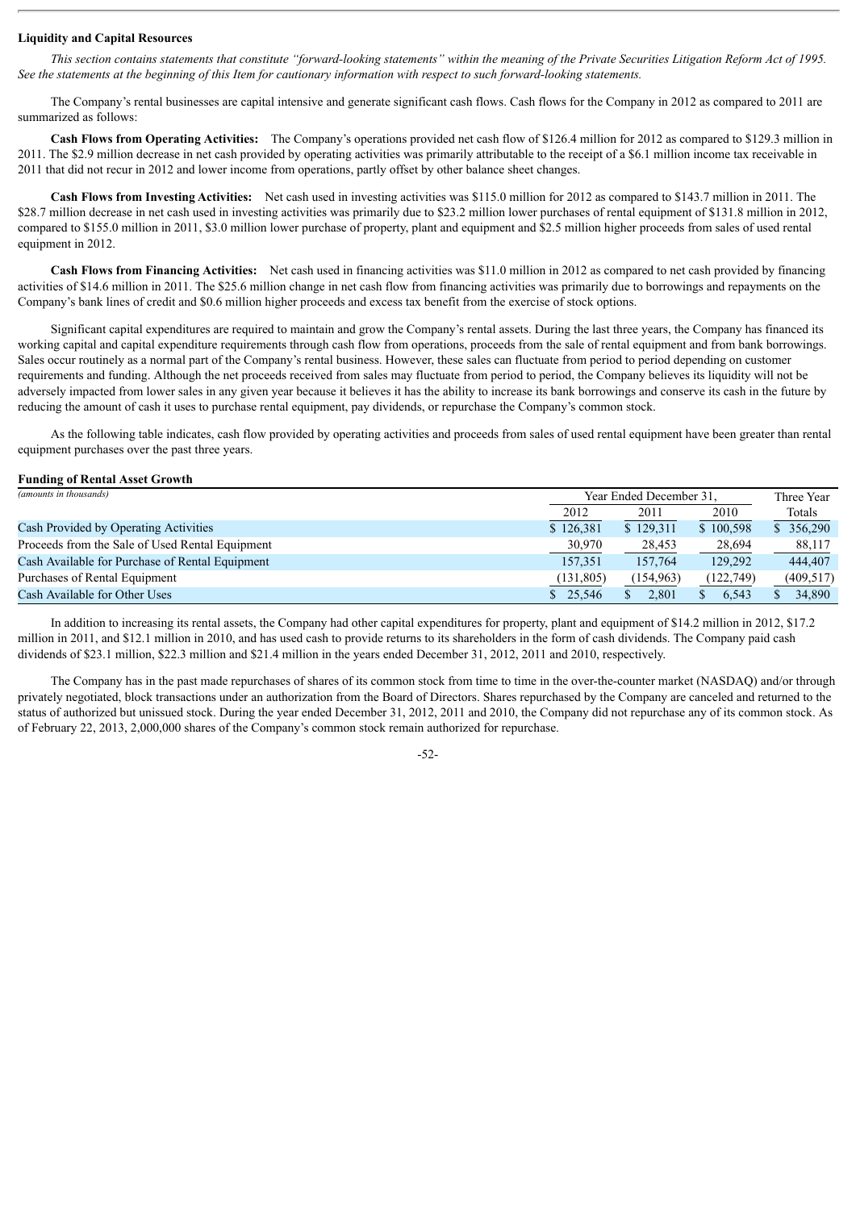**Liquidity and Capital Resources**

*This section contains statements that constitute "forward-looking statements" within the meaning of the Private Securities Litigation Reform Act of 1995. See the statements at the beginning of this Item for cautionary information with respect to such forward-looking statements.*

The Company's rental businesses are capital intensive and generate significant cash flows. Cash flows for the Company in 2012 as compared to 2011 are summarized as follows:

**Cash Flows from Operating Activities:** The Company's operations provided net cash flow of $126.4 million for 2012 as compared to $129.3 million in 2011. The $2.9 million decrease in net cash provided by operating activities was primarily attributable to the receipt of a $6.1 million income tax receivable in 2011 that did not recur in 2012 and lower income from operations, partly offset by other balance sheet changes.

**Cash Flows from Investing Activities:** Net cash used in investing activities was $115.0 million for 2012 as compared to $143.7 million in 2011. The $28.7 million decrease in net cash used in investing activities was primarily due to $23.2 million lower purchases of rental equipment of $131.8 million in 2012, compared to $155.0 million in 2011, $3.0 million lower purchase of property, plant and equipment and $2.5 million higher proceeds from sales of used rental equipment in 2012.

**Cash Flows from Financing Activities:** Net cash used in financing activities was $11.0 million in 2012 as compared to net cash provided by financing activities of $14.6 million in 2011. The $25.6 million change in net cash flow from financing activities was primarily due to borrowings and repayments on the Company's bank lines of credit and $0.6 million higher proceeds and excess tax benefit from the exercise of stock options.

Significant capital expenditures are required to maintain and grow the Company's rental assets. During the last three years, the Company has financed its working capital and capital expenditure requirements through cash flow from operations, proceeds from the sale of rental equipment and from bank borrowings. Sales occur routinely as a normal part of the Company's rental business. However, these sales can fluctuate from period to period depending on customer requirements and funding. Although the net proceeds received from sales may fluctuate from period to period, the Company believes its liquidity will not be adversely impacted from lower sales in any given year because it believes it has the ability to increase its bank borrowings and conserve its cash in the future by reducing the amount of cash it uses to purchase rental equipment, pay dividends, or repurchase the Company's common stock.

As the following table indicates, cash flow provided by operating activities and proceeds from sales of used rental equipment have been greater than rental equipment purchases over the past three years.

**Funding of Rental Asset Growth**

| *(amounts in thousands)* | Year Ended December 31, | | | Three Year |
|---|---|---|---|---|
| | 2012 | 2011 | 2010 | Totals |
| Cash Provided by Operating Activities | $ 126,381 | $ 129,311 | $ 100,598 | $ 356,290 |
| Proceeds from the Sale of Used Rental Equipment | 30,970 | 28,453 | 28,694 | 88,117 |
| Cash Available for Purchase of Rental Equipment | 157,351 | 157,764 | 129,292 | 444,407 |
| Purchases of Rental Equipment | (131,805) | (154,963) | (122,749) | (409,517) |
| Cash Available for Other Uses | $ 25,546 | $ 2,801 | $ 6,543 | $ 34,890 |

In addition to increasing its rental assets, the Company had other capital expenditures for property, plant and equipment of $14.2 million in 2012, $17.2 million in 2011, and $12.1 million in 2010, and has used cash to provide returns to its shareholders in the form of cash dividends. The Company paid cash dividends of $23.1 million, $22.3 million and $21.4 million in the years ended December 31, 2012, 2011 and 2010, respectively.

The Company has in the past made repurchases of shares of its common stock from time to time in the over-the-counter market (NASDAQ) and/or through privately negotiated, block transactions under an authorization from the Board of Directors. Shares repurchased by the Company are canceled and returned to the status of authorized but unissued stock. During the year ended December 31, 2012, 2011 and 2010, the Company did not repurchase any of its common stock. As of February 22, 2013, 2,000,000 shares of the Company's common stock remain authorized for repurchase.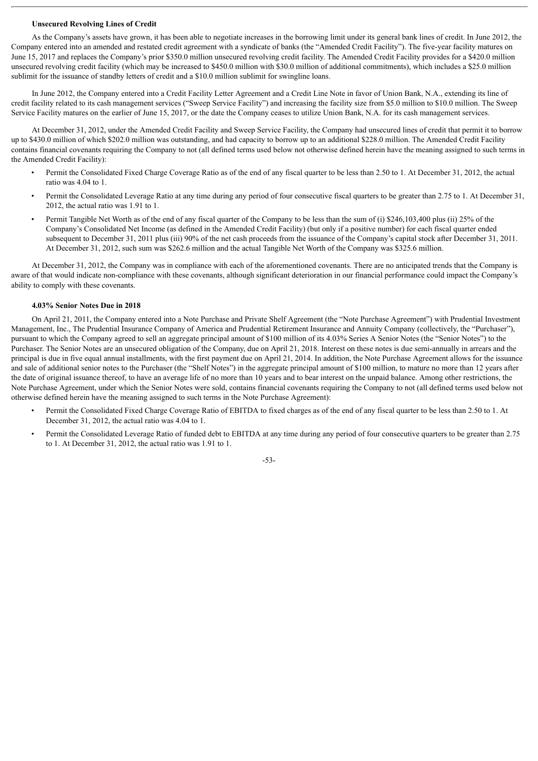**Unsecured Revolving Lines of Credit**

As the Company's assets have grown, it has been able to negotiate increases in the borrowing limit under its general bank lines of credit. In June 2012, the Company entered into an amended and restated credit agreement with a syndicate of banks (the "Amended Credit Facility"). The five-year facility matures on June 15, 2017 and replaces the Company's prior $350.0 million unsecured revolving credit facility. The Amended Credit Facility provides for a $420.0 million unsecured revolving credit facility (which may be increased to $450.0 million with $30.0 million of additional commitments), which includes a $25.0 million sublimit for the issuance of standby letters of credit and a $10.0 million sublimit for swingline loans.

In June 2012, the Company entered into a Credit Facility Letter Agreement and a Credit Line Note in favor of Union Bank, N.A., extending its line of credit facility related to its cash management services ("Sweep Service Facility") and increasing the facility size from $5.0 million to $10.0 million. The Sweep Service Facility matures on the earlier of June 15, 2017, or the date the Company ceases to utilize Union Bank, N.A. for its cash management services.

At December 31, 2012, under the Amended Credit Facility and Sweep Service Facility, the Company had unsecured lines of credit that permit it to borrow up to $430.0 million of which $202.0 million was outstanding, and had capacity to borrow up to an additional $228.0 million. The Amended Credit Facility contains financial covenants requiring the Company to not (all defined terms used below not otherwise defined herein have the meaning assigned to such terms in the Amended Credit Facility):

- Permit the Consolidated Fixed Charge Coverage Ratio as of the end of any fiscal quarter to be less than 2.50 to 1. At December 31, 2012, the actual ratio was 4.04 to 1.
- Permit the Consolidated Leverage Ratio at any time during any period of four consecutive fiscal quarters to be greater than 2.75 to 1. At December 31, 2012, the actual ratio was 1.91 to 1.
- Permit Tangible Net Worth as of the end of any fiscal quarter of the Company to be less than the sum of (i) $246,103,400 plus (ii) 25% of the Company's Consolidated Net Income (as defined in the Amended Credit Facility) (but only if a positive number) for each fiscal quarter ended subsequent to December 31, 2011 plus (iii) 90% of the net cash proceeds from the issuance of the Company's capital stock after December 31, 2011. At December 31, 2012, such sum was $262.6 million and the actual Tangible Net Worth of the Company was $325.6 million.

At December 31, 2012, the Company was in compliance with each of the aforementioned covenants. There are no anticipated trends that the Company is aware of that would indicate non-compliance with these covenants, although significant deterioration in our financial performance could impact the Company's ability to comply with these covenants.

**4.03% Senior Notes Due in 2018**

On April 21, 2011, the Company entered into a Note Purchase and Private Shelf Agreement (the "Note Purchase Agreement") with Prudential Investment Management, Inc., The Prudential Insurance Company of America and Prudential Retirement Insurance and Annuity Company (collectively, the "Purchaser"), pursuant to which the Company agreed to sell an aggregate principal amount of $100 million of its 4.03% Series A Senior Notes (the "Senior Notes") to the Purchaser. The Senior Notes are an unsecured obligation of the Company, due on April 21, 2018. Interest on these notes is due semi-annually in arrears and the principal is due in five equal annual installments, with the first payment due on April 21, 2014. In addition, the Note Purchase Agreement allows for the issuance and sale of additional senior notes to the Purchaser (the "Shelf Notes") in the aggregate principal amount of $100 million, to mature no more than 12 years after the date of original issuance thereof, to have an average life of no more than 10 years and to bear interest on the unpaid balance. Among other restrictions, the Note Purchase Agreement, under which the Senior Notes were sold, contains financial covenants requiring the Company to not (all defined terms used below not otherwise defined herein have the meaning assigned to such terms in the Note Purchase Agreement):

- Permit the Consolidated Fixed Charge Coverage Ratio of EBITDA to fixed charges as of the end of any fiscal quarter to be less than 2.50 to 1. At December 31, 2012, the actual ratio was 4.04 to 1.
- Permit the Consolidated Leverage Ratio of funded debt to EBITDA at any time during any period of four consecutive quarters to be greater than 2.75 to 1. At December 31, 2012, the actual ratio was 1.91 to 1.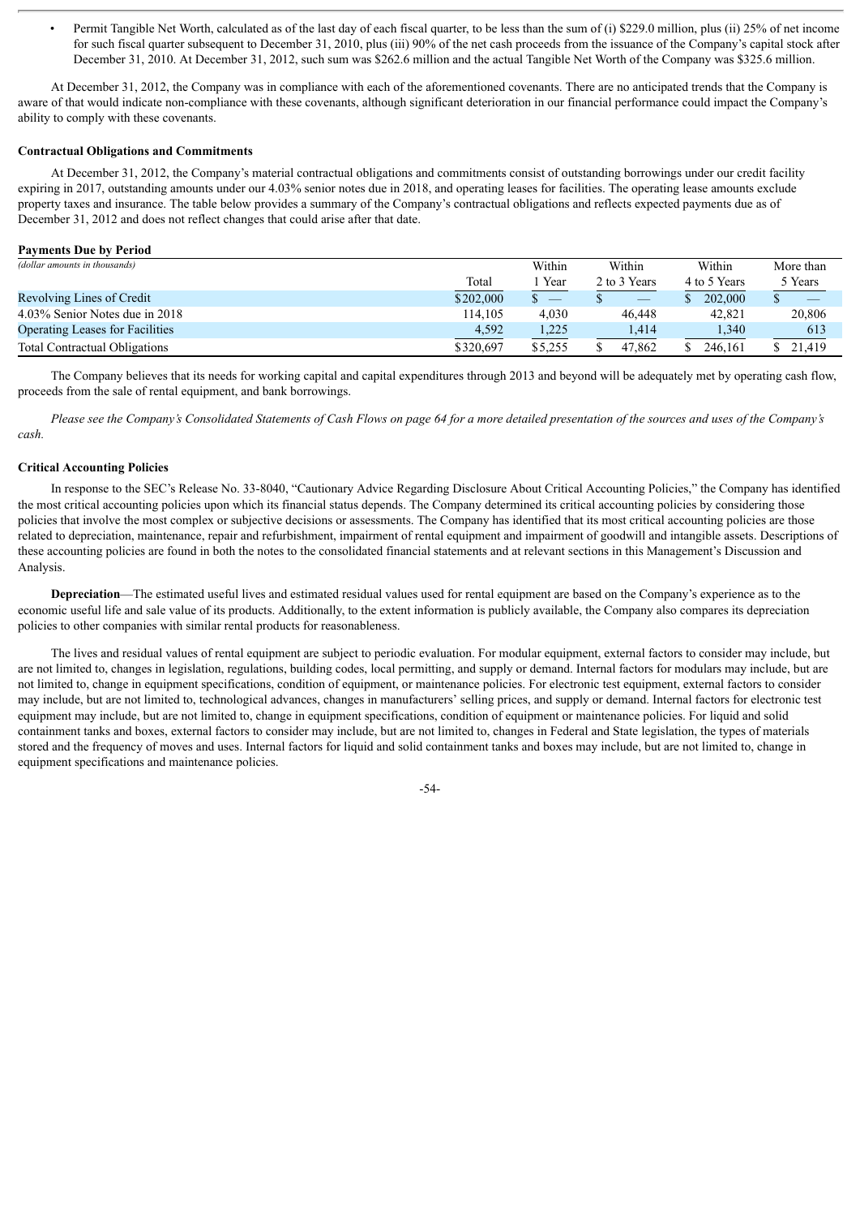- Permit Tangible Net Worth, calculated as of the last day of each fiscal quarter, to be less than the sum of (i) $229.0 million, plus (ii) 25% of net income for such fiscal quarter subsequent to December 31, 2010, plus (iii) 90% of the net cash proceeds from the issuance of the Company's capital stock after December 31, 2010. At December 31, 2012, such sum was $262.6 million and the actual Tangible Net Worth of the Company was $325.6 million.

At December 31, 2012, the Company was in compliance with each of the aforementioned covenants. There are no anticipated trends that the Company is aware of that would indicate non-compliance with these covenants, although significant deterioration in our financial performance could impact the Company's ability to comply with these covenants.

**Contractual Obligations and Commitments**

At December 31, 2012, the Company's material contractual obligations and commitments consist of outstanding borrowings under our credit facility expiring in 2017, outstanding amounts under our 4.03% senior notes due in 2018, and operating leases for facilities. The operating lease amounts exclude property taxes and insurance. The table below provides a summary of the Company's contractual obligations and reflects expected payments due as of December 31, 2012 and does not reflect changes that could arise after that date.

**Payments Due by Period**

| *(dollar amounts in thousands)* | Total | Within 1 Year | Within 2 to 3 Years | Within 4 to 5 Years | More than 5 Years |
|---|---|---|---|---|---|
| Revolving Lines of Credit | $202,000 | $ — | $ — | $ 202,000 | $ — |
| 4.03% Senior Notes due in 2018 | 114,105 | 4,030 | 46,448 | 42,821 | 20,806 |
| Operating Leases for Facilities | 4,592 | 1,225 | 1,414 | 1,340 | 613 |
| Total Contractual Obligations | $320,697 | $5,255 | $ 47,862 | $ 246,161 | $ 21,419 |

The Company believes that its needs for working capital and capital expenditures through 2013 and beyond will be adequately met by operating cash flow, proceeds from the sale of rental equipment, and bank borrowings.

*Please see the Company's Consolidated Statements of Cash Flows on page 64 for a more detailed presentation of the sources and uses of the Company's cash.*

**Critical Accounting Policies**

In response to the SEC's Release No. 33-8040, "Cautionary Advice Regarding Disclosure About Critical Accounting Policies," the Company has identified the most critical accounting policies upon which its financial status depends. The Company determined its critical accounting policies by considering those policies that involve the most complex or subjective decisions or assessments. The Company has identified that its most critical accounting policies are those related to depreciation, maintenance, repair and refurbishment, impairment of rental equipment and impairment of goodwill and intangible assets. Descriptions of these accounting policies are found in both the notes to the consolidated financial statements and at relevant sections in this Management's Discussion and Analysis.

**Depreciation**—The estimated useful lives and estimated residual values used for rental equipment are based on the Company's experience as to the economic useful life and sale value of its products. Additionally, to the extent information is publicly available, the Company also compares its depreciation policies to other companies with similar rental products for reasonableness.

The lives and residual values of rental equipment are subject to periodic evaluation. For modular equipment, external factors to consider may include, but are not limited to, changes in legislation, regulations, building codes, local permitting, and supply or demand. Internal factors for modulars may include, but are not limited to, change in equipment specifications, condition of equipment, or maintenance policies. For electronic test equipment, external factors to consider may include, but are not limited to, technological advances, changes in manufacturers' selling prices, and supply or demand. Internal factors for electronic test equipment may include, but are not limited to, change in equipment specifications, condition of equipment or maintenance policies. For liquid and solid containment tanks and boxes, external factors to consider may include, but are not limited to, changes in Federal and State legislation, the types of materials stored and the frequency of moves and uses. Internal factors for liquid and solid containment tanks and boxes may include, but are not limited to, change in equipment specifications and maintenance policies.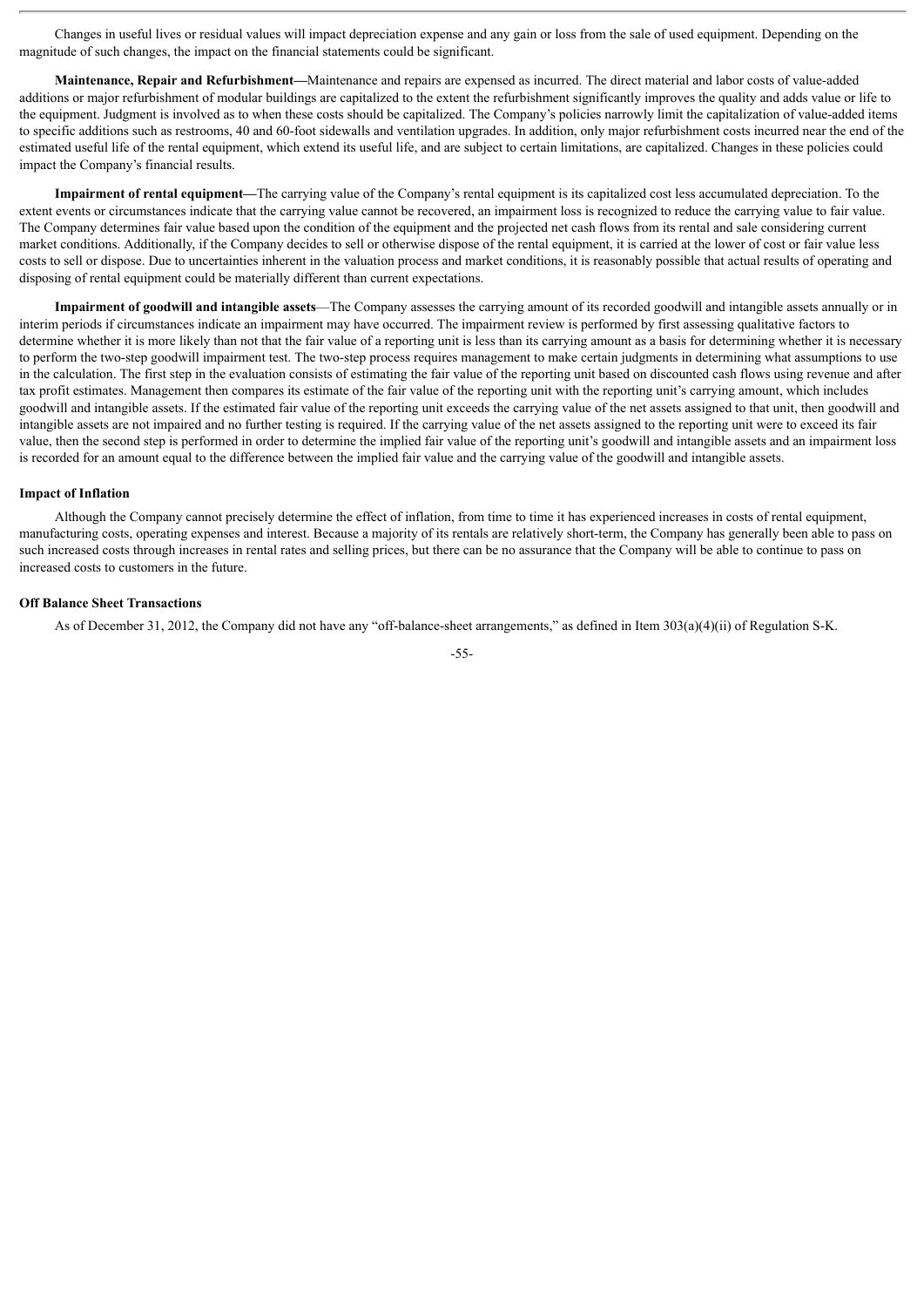Changes in useful lives or residual values will impact depreciation expense and any gain or loss from the sale of used equipment. Depending on the magnitude of such changes, the impact on the financial statements could be significant.

**Maintenance, Repair and Refurbishment—**Maintenance and repairs are expensed as incurred. The direct material and labor costs of value-added additions or major refurbishment of modular buildings are capitalized to the extent the refurbishment significantly improves the quality and adds value or life to the equipment. Judgment is involved as to when these costs should be capitalized. The Company's policies narrowly limit the capitalization of value-added items to specific additions such as restrooms, 40 and 60-foot sidewalls and ventilation upgrades. In addition, only major refurbishment costs incurred near the end of the estimated useful life of the rental equipment, which extend its useful life, and are subject to certain limitations, are capitalized. Changes in these policies could impact the Company's financial results.

**Impairment of rental equipment—**The carrying value of the Company's rental equipment is its capitalized cost less accumulated depreciation. To the extent events or circumstances indicate that the carrying value cannot be recovered, an impairment loss is recognized to reduce the carrying value to fair value. The Company determines fair value based upon the condition of the equipment and the projected net cash flows from its rental and sale considering current market conditions. Additionally, if the Company decides to sell or otherwise dispose of the rental equipment, it is carried at the lower of cost or fair value less costs to sell or dispose. Due to uncertainties inherent in the valuation process and market conditions, it is reasonably possible that actual results of operating and disposing of rental equipment could be materially different than current expectations.

**Impairment of goodwill and intangible assets**—The Company assesses the carrying amount of its recorded goodwill and intangible assets annually or in interim periods if circumstances indicate an impairment may have occurred. The impairment review is performed by first assessing qualitative factors to determine whether it is more likely than not that the fair value of a reporting unit is less than its carrying amount as a basis for determining whether it is necessary to perform the two-step goodwill impairment test. The two-step process requires management to make certain judgments in determining what assumptions to use in the calculation. The first step in the evaluation consists of estimating the fair value of the reporting unit based on discounted cash flows using revenue and after tax profit estimates. Management then compares its estimate of the fair value of the reporting unit with the reporting unit's carrying amount, which includes goodwill and intangible assets. If the estimated fair value of the reporting unit exceeds the carrying value of the net assets assigned to that unit, then goodwill and intangible assets are not impaired and no further testing is required. If the carrying value of the net assets assigned to the reporting unit were to exceed its fair value, then the second step is performed in order to determine the implied fair value of the reporting unit's goodwill and intangible assets and an impairment loss is recorded for an amount equal to the difference between the implied fair value and the carrying value of the goodwill and intangible assets.

**Impact of Inflation**

Although the Company cannot precisely determine the effect of inflation, from time to time it has experienced increases in costs of rental equipment, manufacturing costs, operating expenses and interest. Because a majority of its rentals are relatively short-term, the Company has generally been able to pass on such increased costs through increases in rental rates and selling prices, but there can be no assurance that the Company will be able to continue to pass on increased costs to customers in the future.

**Off Balance Sheet Transactions**

As of December 31, 2012, the Company did not have any "off-balance-sheet arrangements," as defined in Item 303(a)(4)(ii) of Regulation S-K.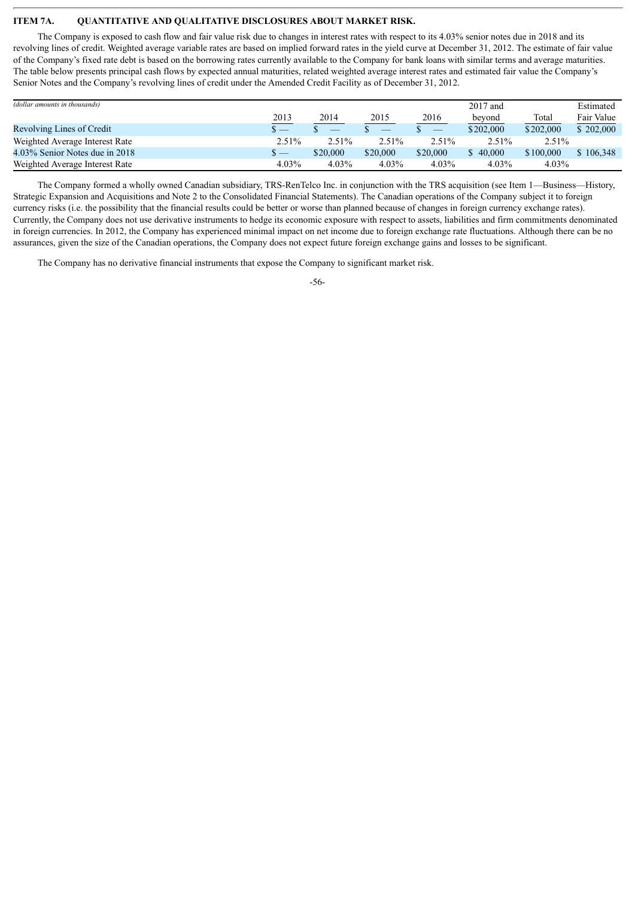## ITEM 7A. QUANTITATIVE AND QUALITATIVE DISCLOSURES ABOUT MARKET RISK.

The Company is exposed to cash flow and fair value risk due to changes in interest rates with respect to its 4.03% senior notes due in 2018 and its revolving lines of credit. Weighted average variable rates are based on implied forward rates in the yield curve at December 31, 2012. The estimate of fair value of the Company's fixed rate debt is based on the borrowing rates currently available to the Company for bank loans with similar terms and average maturities. The table below presents principal cash flows by expected annual maturities, related weighted average interest rates and estimated fair value the Company's Senior Notes and the Company's revolving lines of credit under the Amended Credit Facility as of December 31, 2012.

| *(dollar amounts in thousands)* | 2013 | 2014 | 2015 | 2016 | 2017 and beyond | Total | Estimated Fair Value |
|---|---|---|---|---|---|---|---|
| Revolving Lines of Credit | $ — | $ — | $ — | $ — | $202,000 | $202,000 | $ 202,000 |
| Weighted Average Interest Rate | 2.51% | 2.51% | 2.51% | 2.51% | 2.51% | 2.51% | |
| 4.03% Senior Notes due in 2018 | $ — | $20,000 | $20,000 | $20,000 | $ 40,000 | $100,000 | $ 106,348 |
| Weighted Average Interest Rate | 4.03% | 4.03% | 4.03% | 4.03% | 4.03% | 4.03% | |

The Company formed a wholly owned Canadian subsidiary, TRS-RenTelco Inc. in conjunction with the TRS acquisition (see Item 1—Business—History, Strategic Expansion and Acquisitions and Note 2 to the Consolidated Financial Statements). The Canadian operations of the Company subject it to foreign currency risks (i.e. the possibility that the financial results could be better or worse than planned because of changes in foreign currency exchange rates). Currently, the Company does not use derivative instruments to hedge its economic exposure with respect to assets, liabilities and firm commitments denominated in foreign currencies. In 2012, the Company has experienced minimal impact on net income due to foreign exchange rate fluctuations. Although there can be no assurances, given the size of the Canadian operations, the Company does not expect future foreign exchange gains and losses to be significant.

The Company has no derivative financial instruments that expose the Company to significant market risk.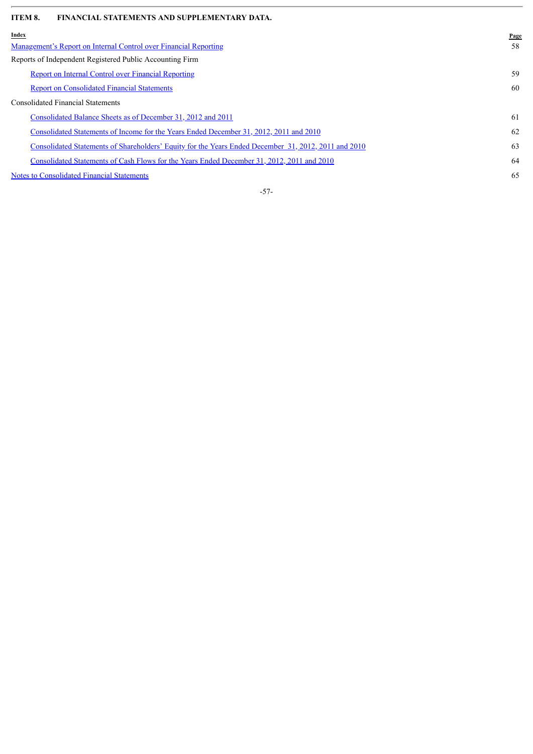## ITEM 8. FINANCIAL STATEMENTS AND SUPPLEMENTARY DATA.

| Index | Page |
|---|---|
| Management's Report on Internal Control over Financial Reporting | 58 |
| Reports of Independent Registered Public Accounting Firm | |
| Report on Internal Control over Financial Reporting | 59 |
| Report on Consolidated Financial Statements | 60 |
| Consolidated Financial Statements | |
| Consolidated Balance Sheets as of December 31, 2012 and 2011 | 61 |
| Consolidated Statements of Income for the Years Ended December 31, 2012, 2011 and 2010 | 62 |
| Consolidated Statements of Shareholders' Equity for the Years Ended December 31, 2012, 2011 and 2010 | 63 |
| Consolidated Statements of Cash Flows for the Years Ended December 31, 2012, 2011 and 2010 | 64 |
| Notes to Consolidated Financial Statements | 65 |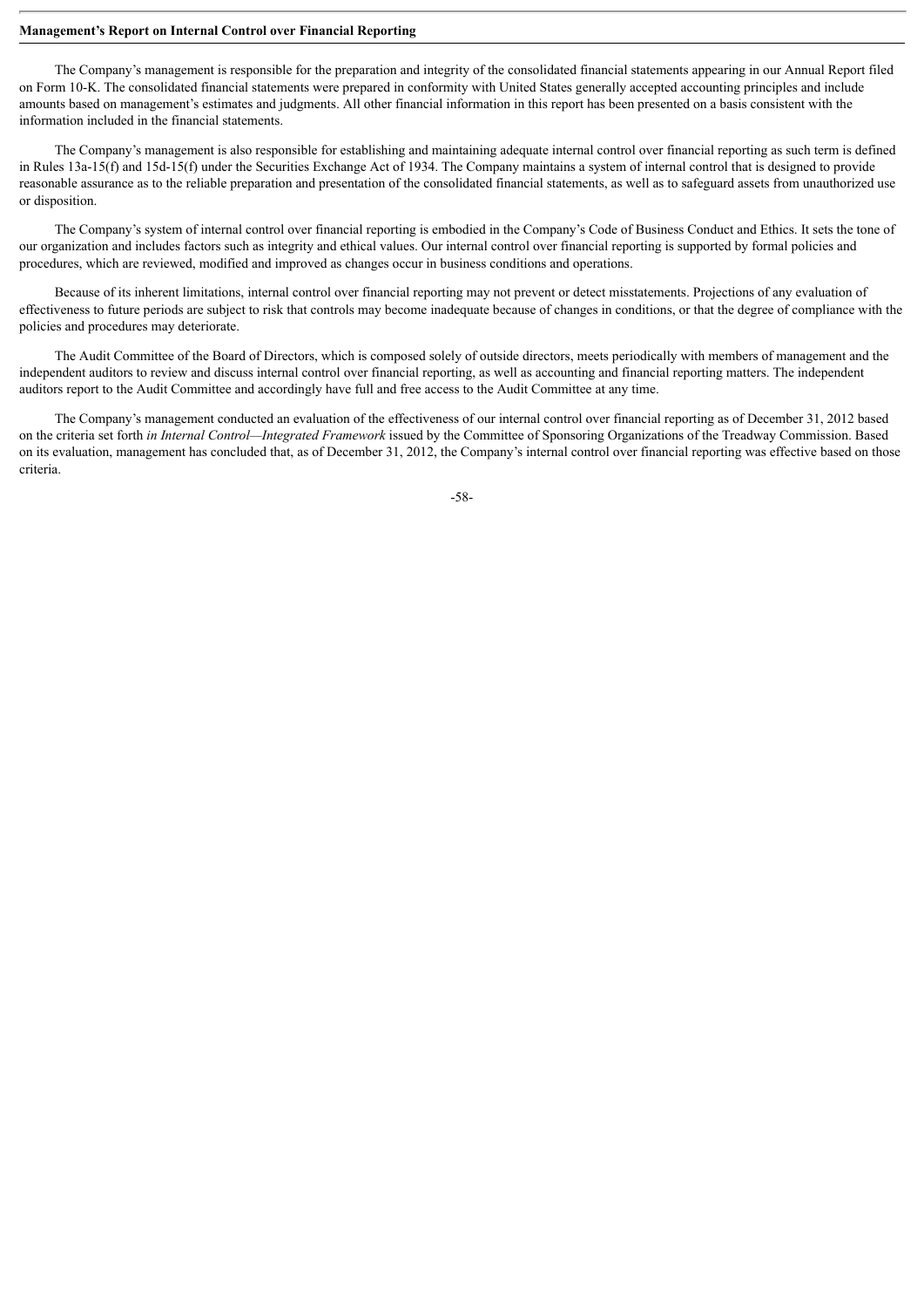**Management's Report on Internal Control over Financial Reporting**

The Company's management is responsible for the preparation and integrity of the consolidated financial statements appearing in our Annual Report filed on Form 10-K. The consolidated financial statements were prepared in conformity with United States generally accepted accounting principles and include amounts based on management's estimates and judgments. All other financial information in this report has been presented on a basis consistent with the information included in the financial statements.

The Company's management is also responsible for establishing and maintaining adequate internal control over financial reporting as such term is defined in Rules 13a-15(f) and 15d-15(f) under the Securities Exchange Act of 1934. The Company maintains a system of internal control that is designed to provide reasonable assurance as to the reliable preparation and presentation of the consolidated financial statements, as well as to safeguard assets from unauthorized use or disposition.

The Company's system of internal control over financial reporting is embodied in the Company's Code of Business Conduct and Ethics. It sets the tone of our organization and includes factors such as integrity and ethical values. Our internal control over financial reporting is supported by formal policies and procedures, which are reviewed, modified and improved as changes occur in business conditions and operations.

Because of its inherent limitations, internal control over financial reporting may not prevent or detect misstatements. Projections of any evaluation of effectiveness to future periods are subject to risk that controls may become inadequate because of changes in conditions, or that the degree of compliance with the policies and procedures may deteriorate.

The Audit Committee of the Board of Directors, which is composed solely of outside directors, meets periodically with members of management and the independent auditors to review and discuss internal control over financial reporting, as well as accounting and financial reporting matters. The independent auditors report to the Audit Committee and accordingly have full and free access to the Audit Committee at any time.

The Company's management conducted an evaluation of the effectiveness of our internal control over financial reporting as of December 31, 2012 based on the criteria set forth *in Internal Control—Integrated Framework* issued by the Committee of Sponsoring Organizations of the Treadway Commission. Based on its evaluation, management has concluded that, as of December 31, 2012, the Company's internal control over financial reporting was effective based on those criteria.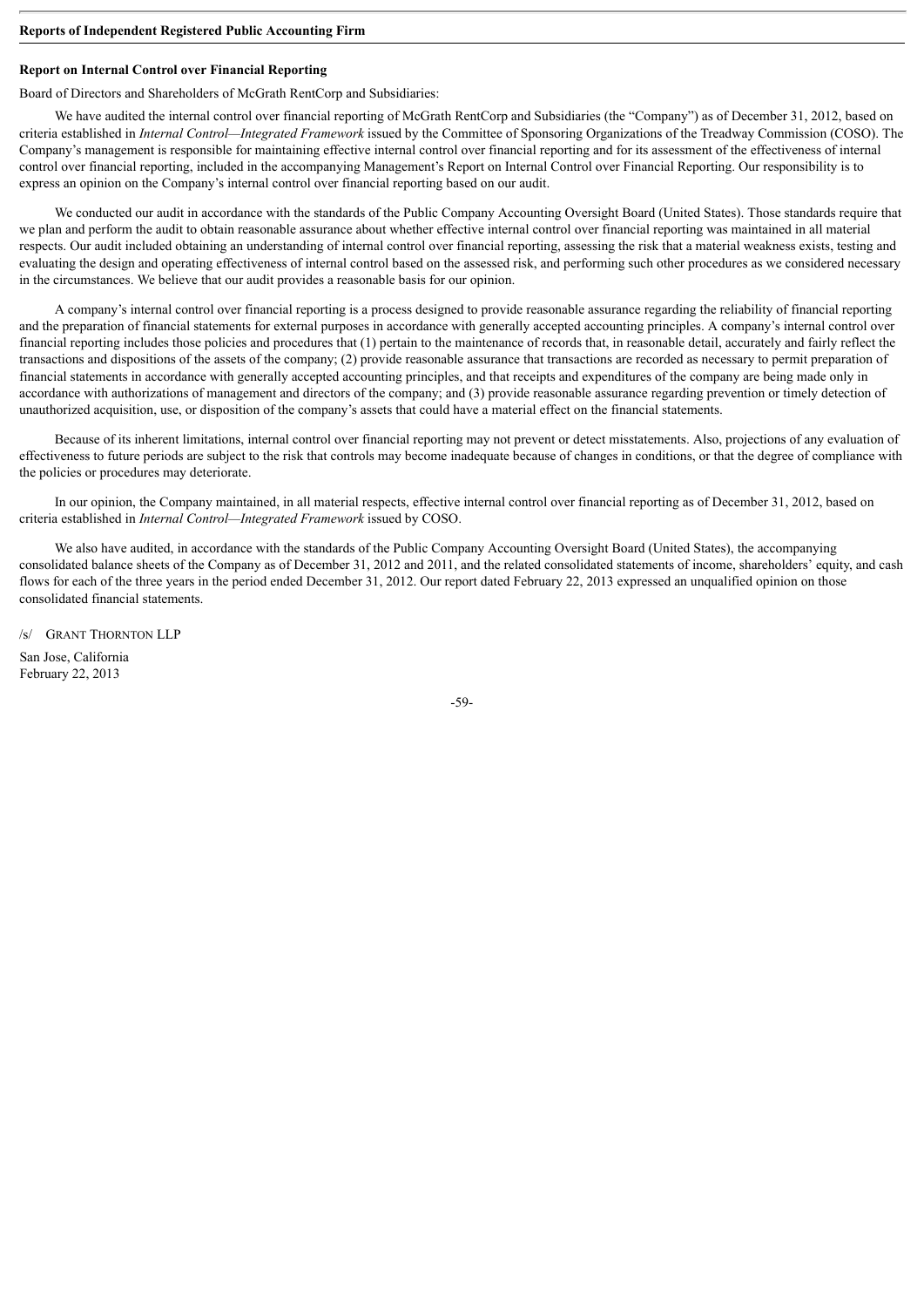**Reports of Independent Registered Public Accounting Firm**

**Report on Internal Control over Financial Reporting**

Board of Directors and Shareholders of McGrath RentCorp and Subsidiaries:

We have audited the internal control over financial reporting of McGrath RentCorp and Subsidiaries (the "Company") as of December 31, 2012, based on criteria established in *Internal Control—Integrated Framework* issued by the Committee of Sponsoring Organizations of the Treadway Commission (COSO). The Company's management is responsible for maintaining effective internal control over financial reporting and for its assessment of the effectiveness of internal control over financial reporting, included in the accompanying Management's Report on Internal Control over Financial Reporting. Our responsibility is to express an opinion on the Company's internal control over financial reporting based on our audit.

We conducted our audit in accordance with the standards of the Public Company Accounting Oversight Board (United States). Those standards require that we plan and perform the audit to obtain reasonable assurance about whether effective internal control over financial reporting was maintained in all material respects. Our audit included obtaining an understanding of internal control over financial reporting, assessing the risk that a material weakness exists, testing and evaluating the design and operating effectiveness of internal control based on the assessed risk, and performing such other procedures as we considered necessary in the circumstances. We believe that our audit provides a reasonable basis for our opinion.

A company's internal control over financial reporting is a process designed to provide reasonable assurance regarding the reliability of financial reporting and the preparation of financial statements for external purposes in accordance with generally accepted accounting principles. A company's internal control over financial reporting includes those policies and procedures that (1) pertain to the maintenance of records that, in reasonable detail, accurately and fairly reflect the transactions and dispositions of the assets of the company; (2) provide reasonable assurance that transactions are recorded as necessary to permit preparation of financial statements in accordance with generally accepted accounting principles, and that receipts and expenditures of the company are being made only in accordance with authorizations of management and directors of the company; and (3) provide reasonable assurance regarding prevention or timely detection of unauthorized acquisition, use, or disposition of the company's assets that could have a material effect on the financial statements.

Because of its inherent limitations, internal control over financial reporting may not prevent or detect misstatements. Also, projections of any evaluation of effectiveness to future periods are subject to the risk that controls may become inadequate because of changes in conditions, or that the degree of compliance with the policies or procedures may deteriorate.

In our opinion, the Company maintained, in all material respects, effective internal control over financial reporting as of December 31, 2012, based on criteria established in *Internal Control—Integrated Framework* issued by COSO.

We also have audited, in accordance with the standards of the Public Company Accounting Oversight Board (United States), the accompanying consolidated balance sheets of the Company as of December 31, 2012 and 2011, and the related consolidated statements of income, shareholders' equity, and cash flows for each of the three years in the period ended December 31, 2012. Our report dated February 22, 2013 expressed an unqualified opinion on those consolidated financial statements.

/s/ GRANT THORNTON LLP

San Jose, California
February 22, 2013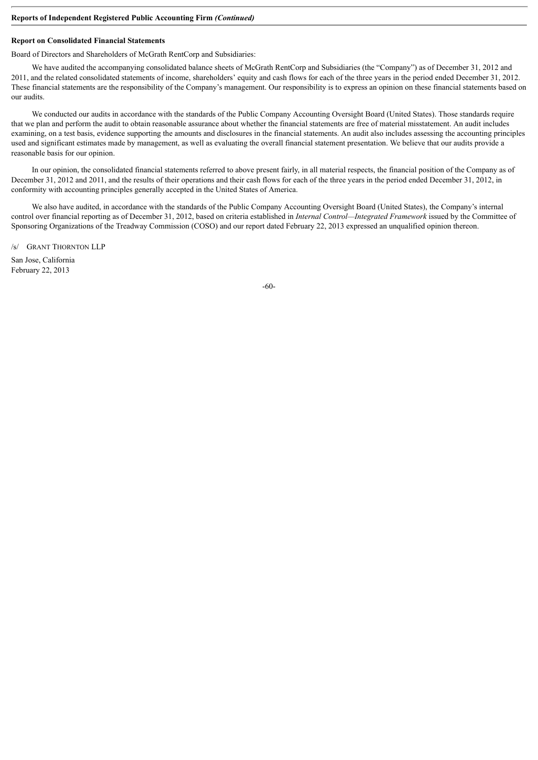## Report on Consolidated Financial Statements

Board of Directors and Shareholders of McGrath RentCorp and Subsidiaries:

We have audited the accompanying consolidated balance sheets of McGrath RentCorp and Subsidiaries (the "Company") as of December 31, 2012 and 2011, and the related consolidated statements of income, shareholders' equity and cash flows for each of the three years in the period ended December 31, 2012. These financial statements are the responsibility of the Company's management. Our responsibility is to express an opinion on these financial statements based on our audits.

We conducted our audits in accordance with the standards of the Public Company Accounting Oversight Board (United States). Those standards require that we plan and perform the audit to obtain reasonable assurance about whether the financial statements are free of material misstatement. An audit includes examining, on a test basis, evidence supporting the amounts and disclosures in the financial statements. An audit also includes assessing the accounting principles used and significant estimates made by management, as well as evaluating the overall financial statement presentation. We believe that our audits provide a reasonable basis for our opinion.

In our opinion, the consolidated financial statements referred to above present fairly, in all material respects, the financial position of the Company as of December 31, 2012 and 2011, and the results of their operations and their cash flows for each of the three years in the period ended December 31, 2012, in conformity with accounting principles generally accepted in the United States of America.

We also have audited, in accordance with the standards of the Public Company Accounting Oversight Board (United States), the Company's internal control over financial reporting as of December 31, 2012, based on criteria established in *Internal Control—Integrated Framework* issued by the Committee of Sponsoring Organizations of the Treadway Commission (COSO) and our report dated February 22, 2013 expressed an unqualified opinion thereon.

/s/ GRANT THORNTON LLP

San Jose, California
February 22, 2013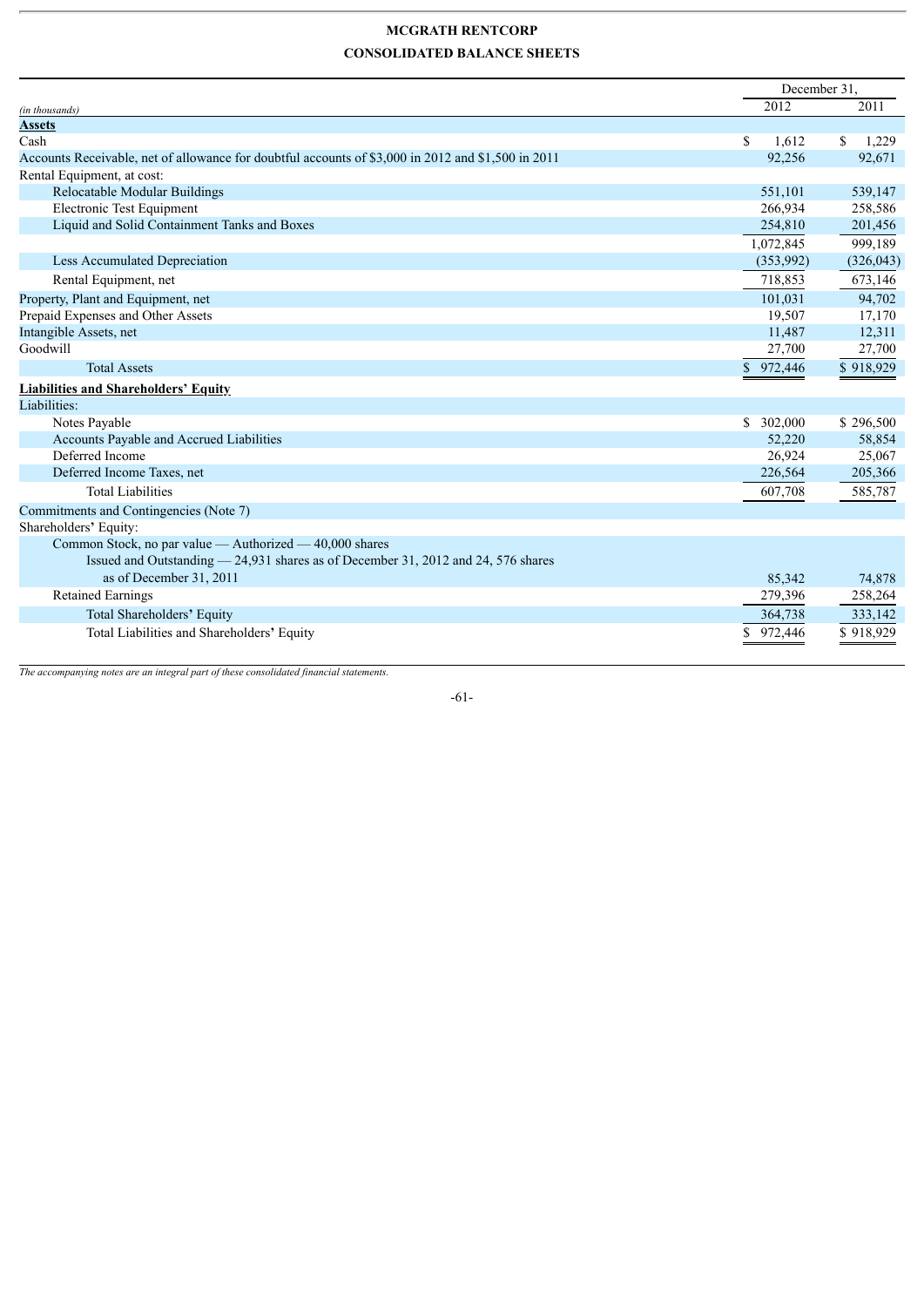# MCGRATH RENTCORP

## CONSOLIDATED BALANCE SHEETS

| (in thousands) | December 31, 2012 | December 31, 2011 |
|---|---|---|
| **Assets** | | |
| Cash | $ 1,612 | $ 1,229 |
| Accounts Receivable, net of allowance for doubtful accounts of $3,000 in 2012 and $1,500 in 2011 | 92,256 | 92,671 |
| Rental Equipment, at cost: | | |
| Relocatable Modular Buildings | 551,101 | 539,147 |
| Electronic Test Equipment | 266,934 | 258,586 |
| Liquid and Solid Containment Tanks and Boxes | 254,810 | 201,456 |
| | 1,072,845 | 999,189 |
| Less Accumulated Depreciation | (353,992) | (326,043) |
| Rental Equipment, net | 718,853 | 673,146 |
| Property, Plant and Equipment, net | 101,031 | 94,702 |
| Prepaid Expenses and Other Assets | 19,507 | 17,170 |
| Intangible Assets, net | 11,487 | 12,311 |
| Goodwill | 27,700 | 27,700 |
| Total Assets | $ 972,446 | $ 918,929 |
| **Liabilities and Shareholders' Equity** | | |
| Liabilities: | | |
| Notes Payable | $ 302,000 | $ 296,500 |
| Accounts Payable and Accrued Liabilities | 52,220 | 58,854 |
| Deferred Income | 26,924 | 25,067 |
| Deferred Income Taxes, net | 226,564 | 205,366 |
| Total Liabilities | 607,708 | 585,787 |
| Commitments and Contingencies (Note 7) | | |
| Shareholders' Equity: | | |
| Common Stock, no par value — Authorized — 40,000 shares Issued and Outstanding — 24,931 shares as of December 31, 2012 and 24, 576 shares as of December 31, 2011 | 85,342 | 74,878 |
| Retained Earnings | 279,396 | 258,264 |
| Total Shareholders' Equity | 364,738 | 333,142 |
| Total Liabilities and Shareholders' Equity | $ 972,446 | $ 918,929 |

*The accompanying notes are an integral part of these consolidated financial statements.*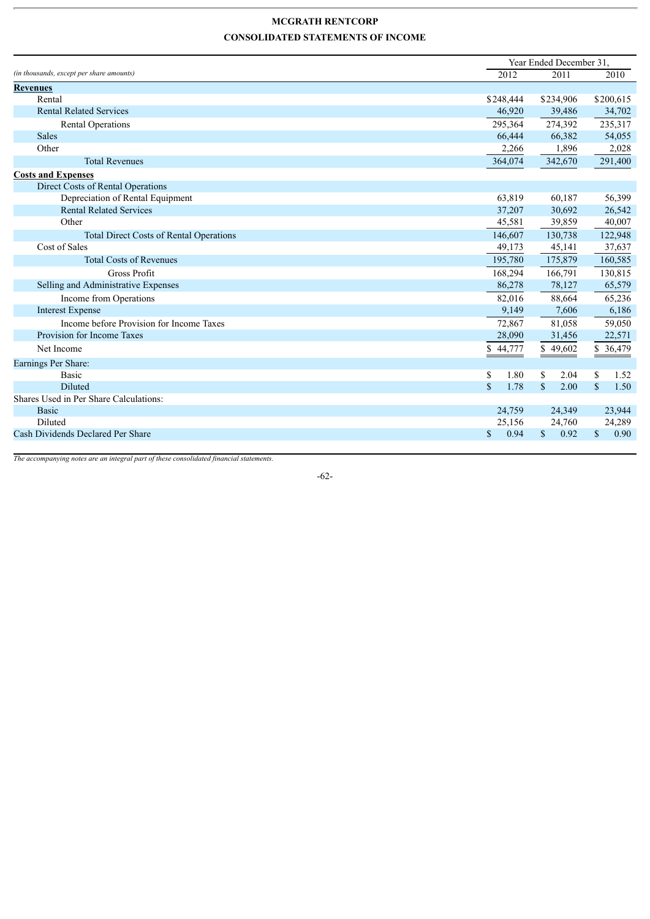# MCGRATH RENTCORP

## CONSOLIDATED STATEMENTS OF INCOME

| *(in thousands, except per share amounts)* | Year Ended December 31, 2012 | 2011 | 2010 |
|---|---|---|---|
| **Revenues** | | | |
| Rental | $248,444 | $234,906 | $200,615 |
| Rental Related Services | 46,920 | 39,486 | 34,702 |
| Rental Operations | 295,364 | 274,392 | 235,317 |
| Sales | 66,444 | 66,382 | 54,055 |
| Other | 2,266 | 1,896 | 2,028 |
| Total Revenues | 364,074 | 342,670 | 291,400 |
| **Costs and Expenses** | | | |
| Direct Costs of Rental Operations | | | |
| Depreciation of Rental Equipment | 63,819 | 60,187 | 56,399 |
| Rental Related Services | 37,207 | 30,692 | 26,542 |
| Other | 45,581 | 39,859 | 40,007 |
| Total Direct Costs of Rental Operations | 146,607 | 130,738 | 122,948 |
| Cost of Sales | 49,173 | 45,141 | 37,637 |
| Total Costs of Revenues | 195,780 | 175,879 | 160,585 |
| Gross Profit | 168,294 | 166,791 | 130,815 |
| Selling and Administrative Expenses | 86,278 | 78,127 | 65,579 |
| Income from Operations | 82,016 | 88,664 | 65,236 |
| Interest Expense | 9,149 | 7,606 | 6,186 |
| Income before Provision for Income Taxes | 72,867 | 81,058 | 59,050 |
| Provision for Income Taxes | 28,090 | 31,456 | 22,571 |
| Net Income | $ 44,777 | $ 49,602 | $ 36,479 |
| Earnings Per Share: | | | |
| Basic | $ 1.80 | $ 2.04 | $ 1.52 |
| Diluted | $ 1.78 | $ 2.00 | $ 1.50 |
| Shares Used in Per Share Calculations: | | | |
| Basic | 24,759 | 24,349 | 23,944 |
| Diluted | 25,156 | 24,760 | 24,289 |
| Cash Dividends Declared Per Share | $ 0.94 | $ 0.92 | $ 0.90 |

*The accompanying notes are an integral part of these consolidated financial statements.*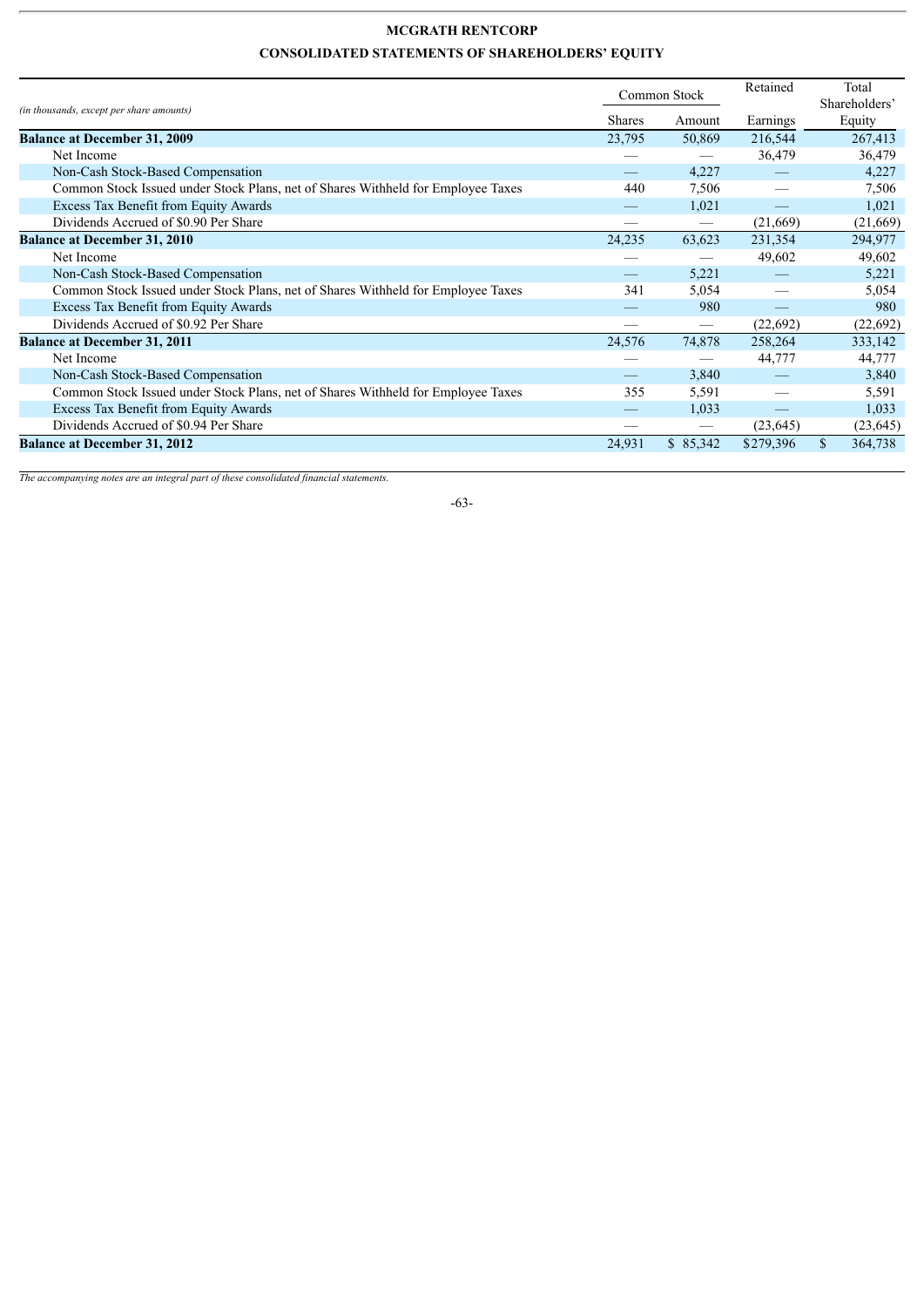# MCGRATH RENTCORP

## CONSOLIDATED STATEMENTS OF SHAREHOLDERS' EQUITY

| *(in thousands, except per share amounts)* | Common Stock | | Retained | Total Shareholders' |
|---|---|---|---|---|
| | Shares | Amount | Earnings | Equity |
| **Balance at December 31, 2009** | 23,795 | 50,869 | 216,544 | 267,413 |
| Net Income | — | — | 36,479 | 36,479 |
| Non-Cash Stock-Based Compensation | — | 4,227 | — | 4,227 |
| Common Stock Issued under Stock Plans, net of Shares Withheld for Employee Taxes | 440 | 7,506 | — | 7,506 |
| Excess Tax Benefit from Equity Awards | — | 1,021 | — | 1,021 |
| Dividends Accrued of $0.90 Per Share | — | — | (21,669) | (21,669) |
| **Balance at December 31, 2010** | 24,235 | 63,623 | 231,354 | 294,977 |
| Net Income | — | — | 49,602 | 49,602 |
| Non-Cash Stock-Based Compensation | — | 5,221 | — | 5,221 |
| Common Stock Issued under Stock Plans, net of Shares Withheld for Employee Taxes | 341 | 5,054 | — | 5,054 |
| Excess Tax Benefit from Equity Awards | — | 980 | — | 980 |
| Dividends Accrued of $0.92 Per Share | — | — | (22,692) | (22,692) |
| **Balance at December 31, 2011** | 24,576 | 74,878 | 258,264 | 333,142 |
| Net Income | — | — | 44,777 | 44,777 |
| Non-Cash Stock-Based Compensation | — | 3,840 | — | 3,840 |
| Common Stock Issued under Stock Plans, net of Shares Withheld for Employee Taxes | 355 | 5,591 | — | 5,591 |
| Excess Tax Benefit from Equity Awards | — | 1,033 | — | 1,033 |
| Dividends Accrued of $0.94 Per Share | — | — | (23,645) | (23,645) |
| **Balance at December 31, 2012** | 24,931 | $ 85,342 | $279,396 | $ 364,738 |

*The accompanying notes are an integral part of these consolidated financial statements.*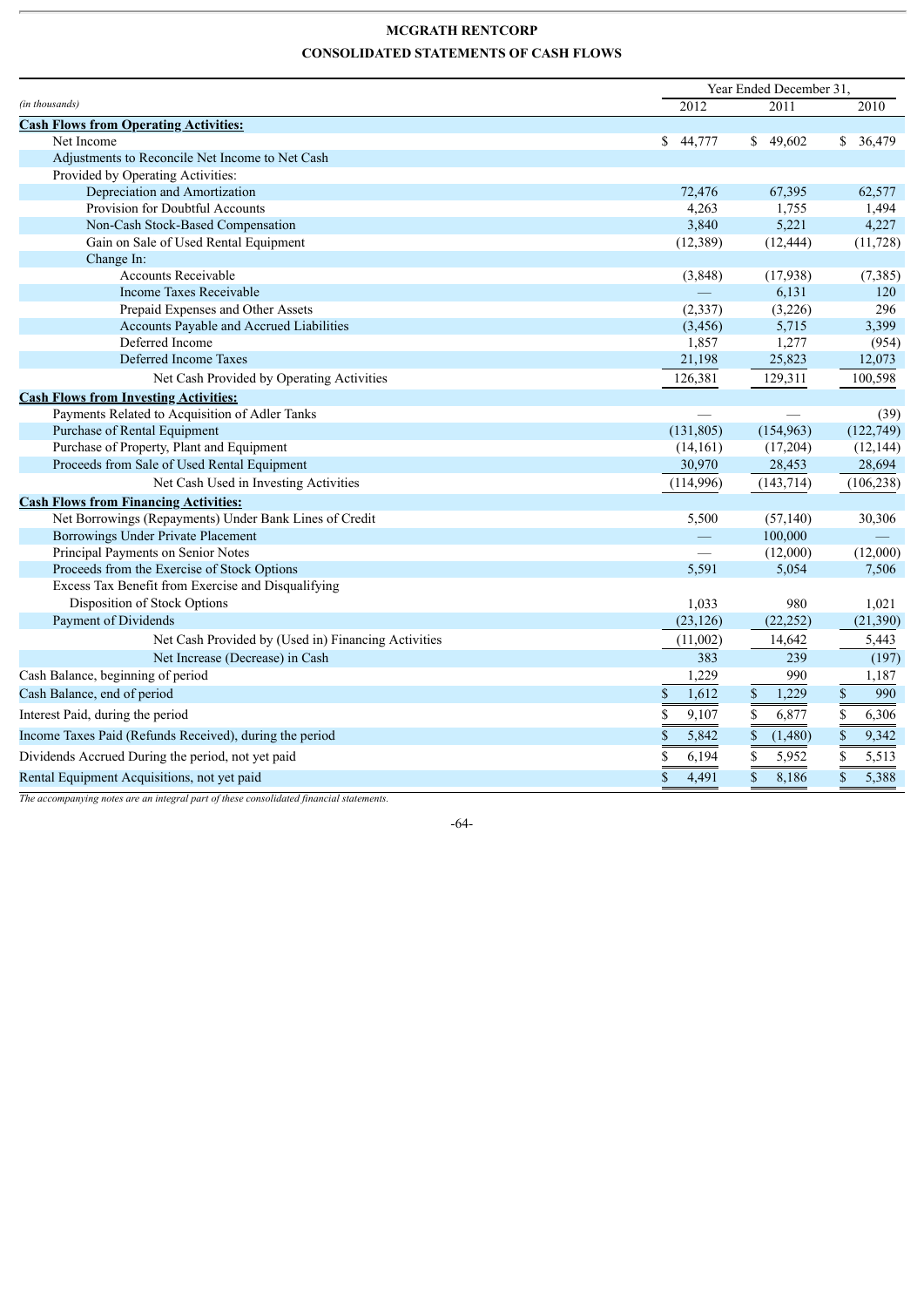# MCGRATH RENTCORP

## CONSOLIDATED STATEMENTS OF CASH FLOWS

| *(in thousands)* | Year Ended December 31, 2012 | 2011 | 2010 |
|---|---|---|---|
| **Cash Flows from Operating Activities:** | | | |
| Net Income | $ 44,777 | $ 49,602 | $ 36,479 |
| Adjustments to Reconcile Net Income to Net Cash Provided by Operating Activities: | | | |
| Depreciation and Amortization | 72,476 | 67,395 | 62,577 |
| Provision for Doubtful Accounts | 4,263 | 1,755 | 1,494 |
| Non-Cash Stock-Based Compensation | 3,840 | 5,221 | 4,227 |
| Gain on Sale of Used Rental Equipment | (12,389) | (12,444) | (11,728) |
| Change In: | | | |
| Accounts Receivable | (3,848) | (17,938) | (7,385) |
| Income Taxes Receivable | — | 6,131 | 120 |
| Prepaid Expenses and Other Assets | (2,337) | (3,226) | 296 |
| Accounts Payable and Accrued Liabilities | (3,456) | 5,715 | 3,399 |
| Deferred Income | 1,857 | 1,277 | (954) |
| Deferred Income Taxes | 21,198 | 25,823 | 12,073 |
| Net Cash Provided by Operating Activities | 126,381 | 129,311 | 100,598 |
| **Cash Flows from Investing Activities:** | | | |
| Payments Related to Acquisition of Adler Tanks | — | — | (39) |
| Purchase of Rental Equipment | (131,805) | (154,963) | (122,749) |
| Purchase of Property, Plant and Equipment | (14,161) | (17,204) | (12,144) |
| Proceeds from Sale of Used Rental Equipment | 30,970 | 28,453 | 28,694 |
| Net Cash Used in Investing Activities | (114,996) | (143,714) | (106,238) |
| **Cash Flows from Financing Activities:** | | | |
| Net Borrowings (Repayments) Under Bank Lines of Credit | 5,500 | (57,140) | 30,306 |
| Borrowings Under Private Placement | — | 100,000 | — |
| Principal Payments on Senior Notes | — | (12,000) | (12,000) |
| Proceeds from the Exercise of Stock Options | 5,591 | 5,054 | 7,506 |
| Excess Tax Benefit from Exercise and Disqualifying Disposition of Stock Options | 1,033 | 980 | 1,021 |
| Payment of Dividends | (23,126) | (22,252) | (21,390) |
| Net Cash Provided by (Used in) Financing Activities | (11,002) | 14,642 | 5,443 |
| Net Increase (Decrease) in Cash | 383 | 239 | (197) |
| Cash Balance, beginning of period | 1,229 | 990 | 1,187 |
| Cash Balance, end of period | $ 1,612 | $ 1,229 | $ 990 |
| Interest Paid, during the period | $ 9,107 | $ 6,877 | $ 6,306 |
| Income Taxes Paid (Refunds Received), during the period | $ 5,842 | $ (1,480) | $ 9,342 |
| Dividends Accrued During the period, not yet paid | $ 6,194 | $ 5,952 | $ 5,513 |
| Rental Equipment Acquisitions, not yet paid | $ 4,491 | $ 8,186 | $ 5,388 |

*The accompanying notes are an integral part of these consolidated financial statements.*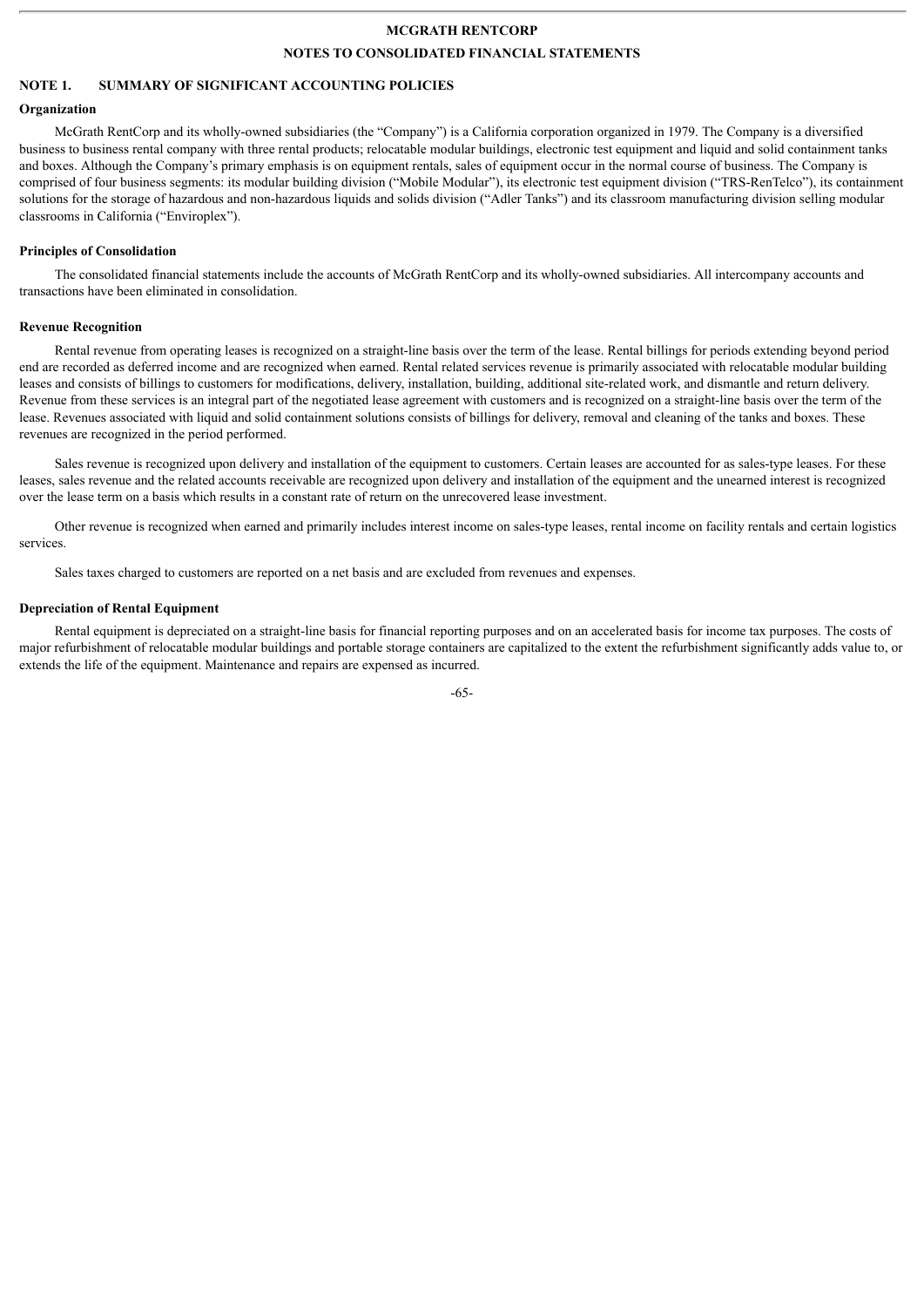# MCGRATH RENTCORP

## NOTES TO CONSOLIDATED FINANCIAL STATEMENTS

### NOTE 1. SUMMARY OF SIGNIFICANT ACCOUNTING POLICIES

**Organization**

McGrath RentCorp and its wholly-owned subsidiaries (the "Company") is a California corporation organized in 1979. The Company is a diversified business to business rental company with three rental products; relocatable modular buildings, electronic test equipment and liquid and solid containment tanks and boxes. Although the Company's primary emphasis is on equipment rentals, sales of equipment occur in the normal course of business. The Company is comprised of four business segments: its modular building division ("Mobile Modular"), its electronic test equipment division ("TRS-RenTelco"), its containment solutions for the storage of hazardous and non-hazardous liquids and solids division ("Adler Tanks") and its classroom manufacturing division selling modular classrooms in California ("Enviroplex").

**Principles of Consolidation**

The consolidated financial statements include the accounts of McGrath RentCorp and its wholly-owned subsidiaries. All intercompany accounts and transactions have been eliminated in consolidation.

**Revenue Recognition**

Rental revenue from operating leases is recognized on a straight-line basis over the term of the lease. Rental billings for periods extending beyond period end are recorded as deferred income and are recognized when earned. Rental related services revenue is primarily associated with relocatable modular building leases and consists of billings to customers for modifications, delivery, installation, building, additional site-related work, and dismantle and return delivery. Revenue from these services is an integral part of the negotiated lease agreement with customers and is recognized on a straight-line basis over the term of the lease. Revenues associated with liquid and solid containment solutions consists of billings for delivery, removal and cleaning of the tanks and boxes. These revenues are recognized in the period performed.

Sales revenue is recognized upon delivery and installation of the equipment to customers. Certain leases are accounted for as sales-type leases. For these leases, sales revenue and the related accounts receivable are recognized upon delivery and installation of the equipment and the unearned interest is recognized over the lease term on a basis which results in a constant rate of return on the unrecovered lease investment.

Other revenue is recognized when earned and primarily includes interest income on sales-type leases, rental income on facility rentals and certain logistics services.

Sales taxes charged to customers are reported on a net basis and are excluded from revenues and expenses.

**Depreciation of Rental Equipment**

Rental equipment is depreciated on a straight-line basis for financial reporting purposes and on an accelerated basis for income tax purposes. The costs of major refurbishment of relocatable modular buildings and portable storage containers are capitalized to the extent the refurbishment significantly adds value to, or extends the life of the equipment. Maintenance and repairs are expensed as incurred.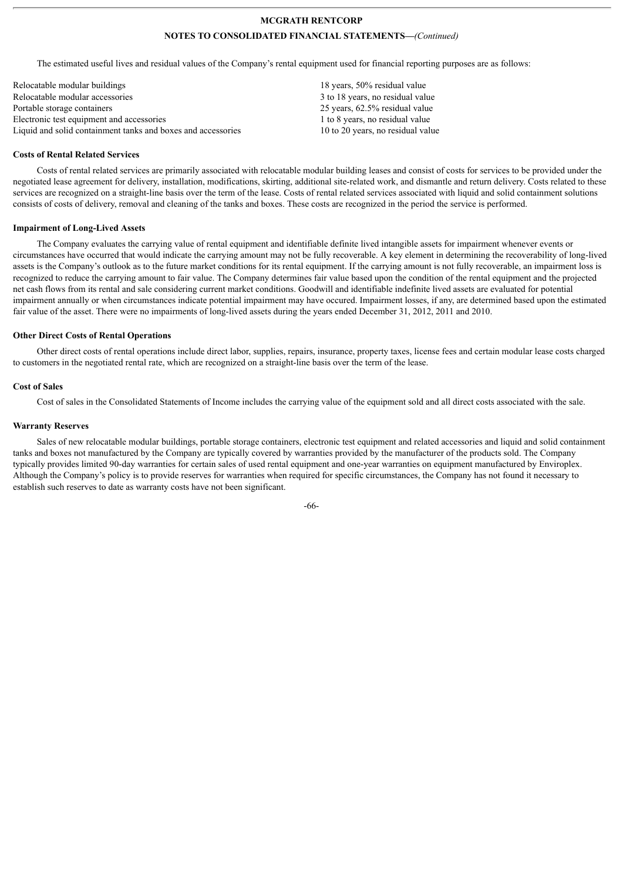The estimated useful lives and residual values of the Company's rental equipment used for financial reporting purposes are as follows:

| | |
|---|---|
| Relocatable modular buildings | 18 years, 50% residual value |
| Relocatable modular accessories | 3 to 18 years, no residual value |
| Portable storage containers | 25 years, 62.5% residual value |
| Electronic test equipment and accessories | 1 to 8 years, no residual value |
| Liquid and solid containment tanks and boxes and accessories | 10 to 20 years, no residual value |

**Costs of Rental Related Services**

Costs of rental related services are primarily associated with relocatable modular building leases and consist of costs for services to be provided under the negotiated lease agreement for delivery, installation, modifications, skirting, additional site-related work, and dismantle and return delivery. Costs related to these services are recognized on a straight-line basis over the term of the lease. Costs of rental related services associated with liquid and solid containment solutions consists of costs of delivery, removal and cleaning of the tanks and boxes. These costs are recognized in the period the service is performed.

**Impairment of Long-Lived Assets**

The Company evaluates the carrying value of rental equipment and identifiable definite lived intangible assets for impairment whenever events or circumstances have occurred that would indicate the carrying amount may not be fully recoverable. A key element in determining the recoverability of long-lived assets is the Company's outlook as to the future market conditions for its rental equipment. If the carrying amount is not fully recoverable, an impairment loss is recognized to reduce the carrying amount to fair value. The Company determines fair value based upon the condition of the rental equipment and the projected net cash flows from its rental and sale considering current market conditions. Goodwill and identifiable indefinite lived assets are evaluated for potential impairment annually or when circumstances indicate potential impairment may have occured. Impairment losses, if any, are determined based upon the estimated fair value of the asset. There were no impairments of long-lived assets during the years ended December 31, 2012, 2011 and 2010.

**Other Direct Costs of Rental Operations**

Other direct costs of rental operations include direct labor, supplies, repairs, insurance, property taxes, license fees and certain modular lease costs charged to customers in the negotiated rental rate, which are recognized on a straight-line basis over the term of the lease.

**Cost of Sales**

Cost of sales in the Consolidated Statements of Income includes the carrying value of the equipment sold and all direct costs associated with the sale.

**Warranty Reserves**

Sales of new relocatable modular buildings, portable storage containers, electronic test equipment and related accessories and liquid and solid containment tanks and boxes not manufactured by the Company are typically covered by warranties provided by the manufacturer of the products sold. The Company typically provides limited 90-day warranties for certain sales of used rental equipment and one-year warranties on equipment manufactured by Enviroplex. Although the Company's policy is to provide reserves for warranties when required for specific circumstances, the Company has not found it necessary to establish such reserves to date as warranty costs have not been significant.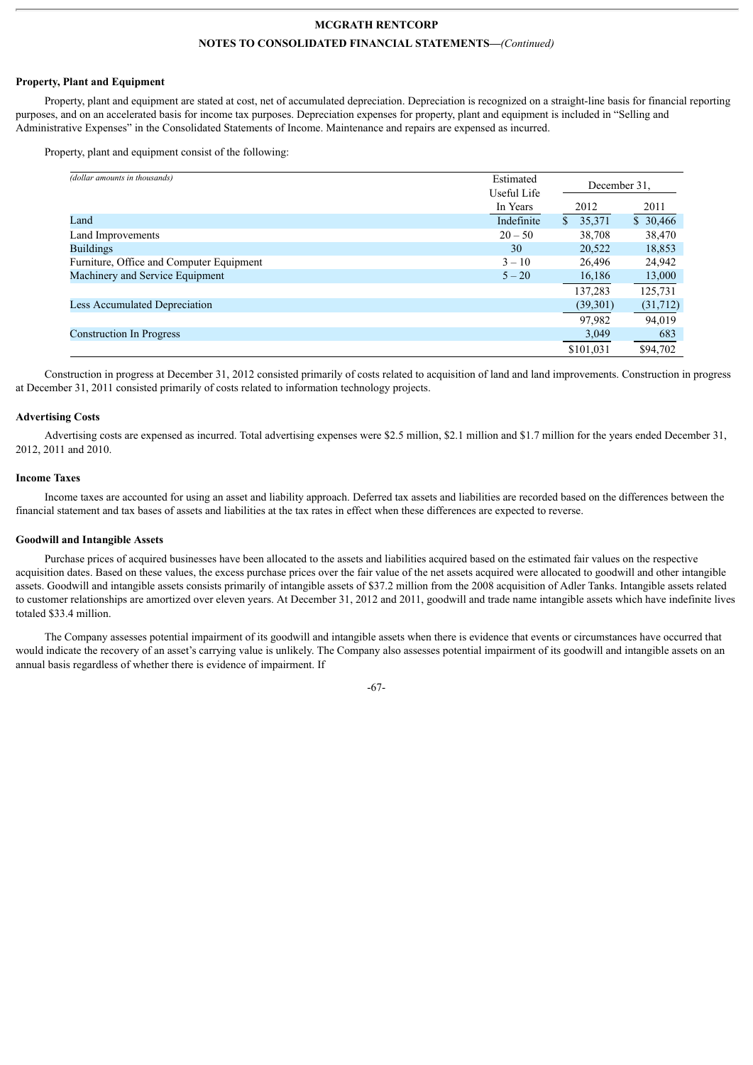**Property, Plant and Equipment**

Property, plant and equipment are stated at cost, net of accumulated depreciation. Depreciation is recognized on a straight-line basis for financial reporting purposes, and on an accelerated basis for income tax purposes. Depreciation expenses for property, plant and equipment is included in "Selling and Administrative Expenses" in the Consolidated Statements of Income. Maintenance and repairs are expensed as incurred.

Property, plant and equipment consist of the following:

| *(dollar amounts in thousands)* | Estimated Useful Life In Years | December 31, | |
|---|---|---|---|
| | | 2012 | 2011 |
| Land | Indefinite | $ 35,371 | $ 30,466 |
| Land Improvements | 20 – 50 | 38,708 | 38,470 |
| Buildings | 30 | 20,522 | 18,853 |
| Furniture, Office and Computer Equipment | 3 – 10 | 26,496 | 24,942 |
| Machinery and Service Equipment | 5 – 20 | 16,186 | 13,000 |
| | | 137,283 | 125,731 |
| Less Accumulated Depreciation | | (39,301) | (31,712) |
| | | 97,982 | 94,019 |
| Construction In Progress | | 3,049 | 683 |
| | | $101,031 | $94,702 |

Construction in progress at December 31, 2012 consisted primarily of costs related to acquisition of land and land improvements. Construction in progress at December 31, 2011 consisted primarily of costs related to information technology projects.

**Advertising Costs**

Advertising costs are expensed as incurred. Total advertising expenses were $2.5 million, $2.1 million and $1.7 million for the years ended December 31, 2012, 2011 and 2010.

**Income Taxes**

Income taxes are accounted for using an asset and liability approach. Deferred tax assets and liabilities are recorded based on the differences between the financial statement and tax bases of assets and liabilities at the tax rates in effect when these differences are expected to reverse.

**Goodwill and Intangible Assets**

Purchase prices of acquired businesses have been allocated to the assets and liabilities acquired based on the estimated fair values on the respective acquisition dates. Based on these values, the excess purchase prices over the fair value of the net assets acquired were allocated to goodwill and other intangible assets. Goodwill and intangible assets consists primarily of intangible assets of $37.2 million from the 2008 acquisition of Adler Tanks. Intangible assets related to customer relationships are amortized over eleven years. At December 31, 2012 and 2011, goodwill and trade name intangible assets which have indefinite lives totaled $33.4 million.

The Company assesses potential impairment of its goodwill and intangible assets when there is evidence that events or circumstances have occurred that would indicate the recovery of an asset's carrying value is unlikely. The Company also assesses potential impairment of its goodwill and intangible assets on an annual basis regardless of whether there is evidence of impairment. If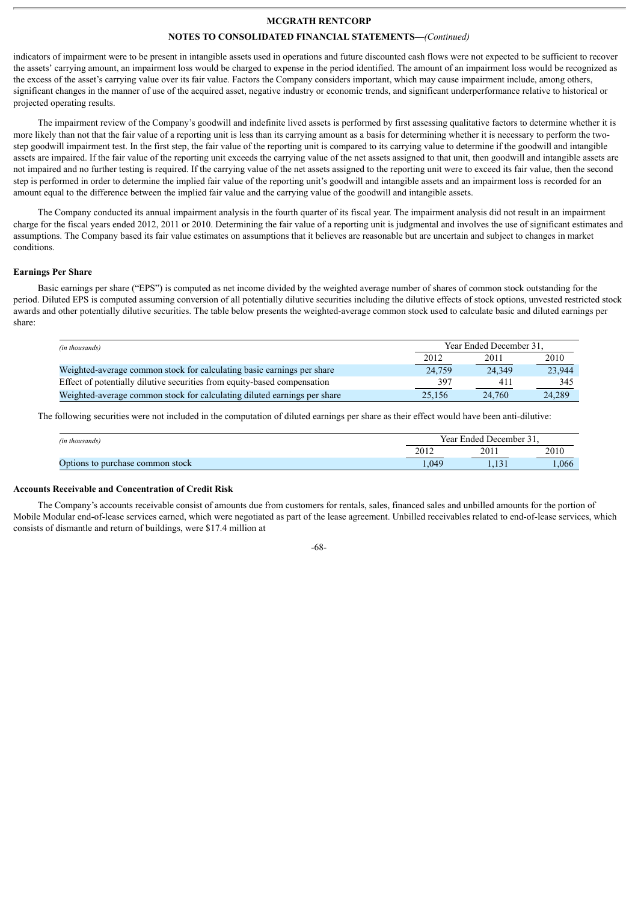indicators of impairment were to be present in intangible assets used in operations and future discounted cash flows were not expected to be sufficient to recover the assets' carrying amount, an impairment loss would be charged to expense in the period identified. The amount of an impairment loss would be recognized as the excess of the asset's carrying value over its fair value. Factors the Company considers important, which may cause impairment include, among others, significant changes in the manner of use of the acquired asset, negative industry or economic trends, and significant underperformance relative to historical or projected operating results.

The impairment review of the Company's goodwill and indefinite lived assets is performed by first assessing qualitative factors to determine whether it is more likely than not that the fair value of a reporting unit is less than its carrying amount as a basis for determining whether it is necessary to perform the two-step goodwill impairment test. In the first step, the fair value of the reporting unit is compared to its carrying value to determine if the goodwill and intangible assets are impaired. If the fair value of the reporting unit exceeds the carrying value of the net assets assigned to that unit, then goodwill and intangible assets are not impaired and no further testing is required. If the carrying value of the net assets assigned to the reporting unit were to exceed its fair value, then the second step is performed in order to determine the implied fair value of the reporting unit's goodwill and intangible assets and an impairment loss is recorded for an amount equal to the difference between the implied fair value and the carrying value of the goodwill and intangible assets.

The Company conducted its annual impairment analysis in the fourth quarter of its fiscal year. The impairment analysis did not result in an impairment charge for the fiscal years ended 2012, 2011 or 2010. Determining the fair value of a reporting unit is judgmental and involves the use of significant estimates and assumptions. The Company based its fair value estimates on assumptions that it believes are reasonable but are uncertain and subject to changes in market conditions.

**Earnings Per Share**

Basic earnings per share ("EPS") is computed as net income divided by the weighted average number of shares of common stock outstanding for the period. Diluted EPS is computed assuming conversion of all potentially dilutive securities including the dilutive effects of stock options, unvested restricted stock awards and other potentially dilutive securities. The table below presents the weighted-average common stock used to calculate basic and diluted earnings per share:

| *(in thousands)* | Year Ended December 31, | | |
|---|---|---|---|
| | 2012 | 2011 | 2010 |
| Weighted-average common stock for calculating basic earnings per share | 24,759 | 24,349 | 23,944 |
| Effect of potentially dilutive securities from equity-based compensation | 397 | 411 | 345 |
| Weighted-average common stock for calculating diluted earnings per share | 25,156 | 24,760 | 24,289 |

The following securities were not included in the computation of diluted earnings per share as their effect would have been anti-dilutive:

| *(in thousands)* | Year Ended December 31, | | |
|---|---|---|---|
| | 2012 | 2011 | 2010 |
| Options to purchase common stock | 1,049 | 1,131 | 1,066 |

**Accounts Receivable and Concentration of Credit Risk**

The Company's accounts receivable consist of amounts due from customers for rentals, sales, financed sales and unbilled amounts for the portion of Mobile Modular end-of-lease services earned, which were negotiated as part of the lease agreement. Unbilled receivables related to end-of-lease services, which consists of dismantle and return of buildings, were $17.4 million at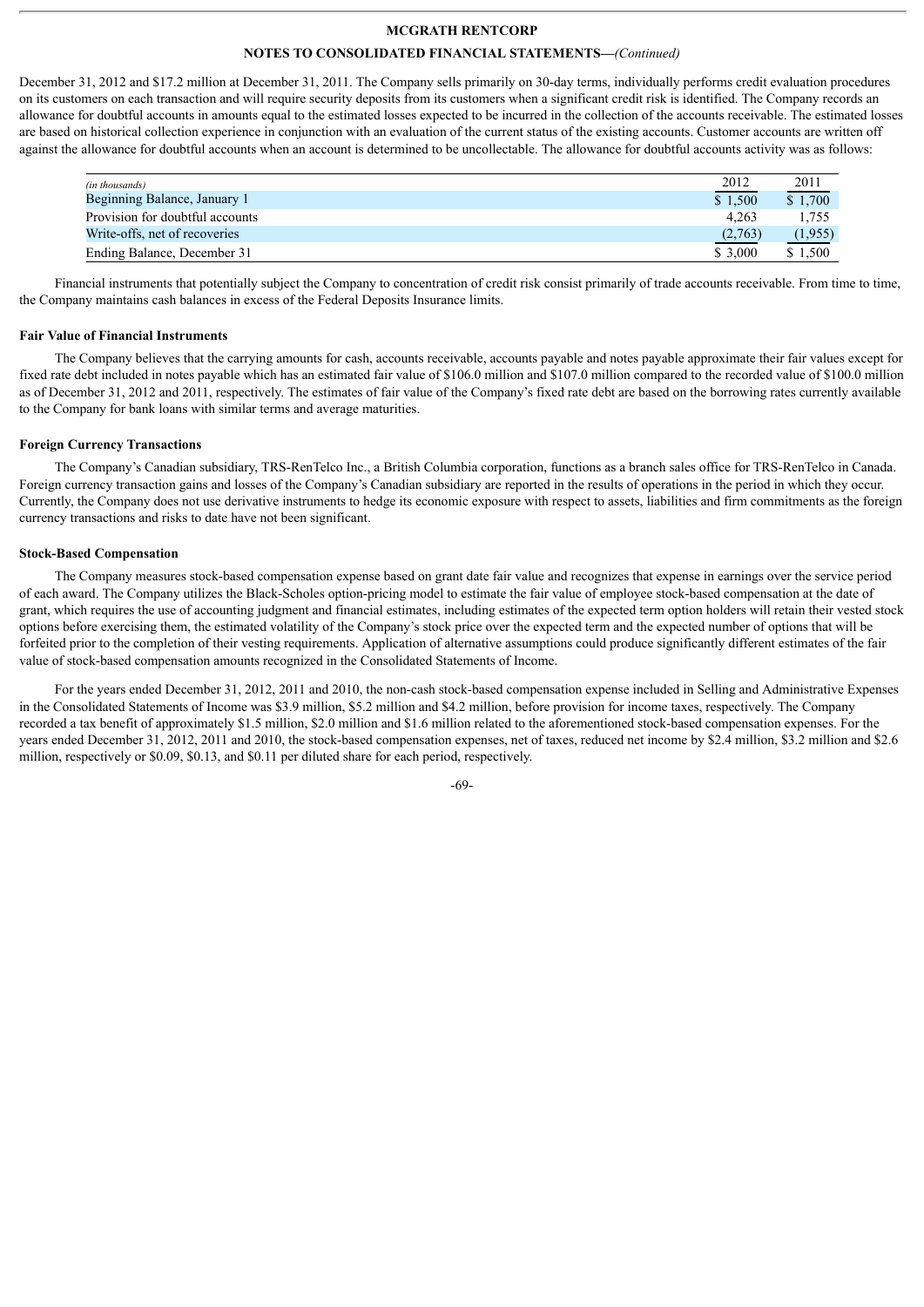December 31, 2012 and $17.2 million at December 31, 2011. The Company sells primarily on 30-day terms, individually performs credit evaluation procedures on its customers on each transaction and will require security deposits from its customers when a significant credit risk is identified. The Company records an allowance for doubtful accounts in amounts equal to the estimated losses expected to be incurred in the collection of the accounts receivable. The estimated losses are based on historical collection experience in conjunction with an evaluation of the current status of the existing accounts. Customer accounts are written off against the allowance for doubtful accounts when an account is determined to be uncollectable. The allowance for doubtful accounts activity was as follows:

| *(in thousands)* | 2012 | 2011 |
|---|---|---|
| Beginning Balance, January 1 | $ 1,500 | $ 1,700 |
| Provision for doubtful accounts | 4,263 | 1,755 |
| Write-offs, net of recoveries | (2,763) | (1,955) |
| Ending Balance, December 31 | $ 3,000 | $ 1,500 |

Financial instruments that potentially subject the Company to concentration of credit risk consist primarily of trade accounts receivable. From time to time, the Company maintains cash balances in excess of the Federal Deposits Insurance limits.

**Fair Value of Financial Instruments**

The Company believes that the carrying amounts for cash, accounts receivable, accounts payable and notes payable approximate their fair values except for fixed rate debt included in notes payable which has an estimated fair value of $106.0 million and $107.0 million compared to the recorded value of $100.0 million as of December 31, 2012 and 2011, respectively. The estimates of fair value of the Company's fixed rate debt are based on the borrowing rates currently available to the Company for bank loans with similar terms and average maturities.

**Foreign Currency Transactions**

The Company's Canadian subsidiary, TRS-RenTelco Inc., a British Columbia corporation, functions as a branch sales office for TRS-RenTelco in Canada. Foreign currency transaction gains and losses of the Company's Canadian subsidiary are reported in the results of operations in the period in which they occur. Currently, the Company does not use derivative instruments to hedge its economic exposure with respect to assets, liabilities and firm commitments as the foreign currency transactions and risks to date have not been significant.

**Stock-Based Compensation**

The Company measures stock-based compensation expense based on grant date fair value and recognizes that expense in earnings over the service period of each award. The Company utilizes the Black-Scholes option-pricing model to estimate the fair value of employee stock-based compensation at the date of grant, which requires the use of accounting judgment and financial estimates, including estimates of the expected term option holders will retain their vested stock options before exercising them, the estimated volatility of the Company's stock price over the expected term and the expected number of options that will be forfeited prior to the completion of their vesting requirements. Application of alternative assumptions could produce significantly different estimates of the fair value of stock-based compensation amounts recognized in the Consolidated Statements of Income.

For the years ended December 31, 2012, 2011 and 2010, the non-cash stock-based compensation expense included in Selling and Administrative Expenses in the Consolidated Statements of Income was $3.9 million, $5.2 million and $4.2 million, before provision for income taxes, respectively. The Company recorded a tax benefit of approximately $1.5 million, $2.0 million and $1.6 million related to the aforementioned stock-based compensation expenses. For the years ended December 31, 2012, 2011 and 2010, the stock-based compensation expenses, net of taxes, reduced net income by $2.4 million, $3.2 million and $2.6 million, respectively or $0.09, $0.13, and $0.11 per diluted share for each period, respectively.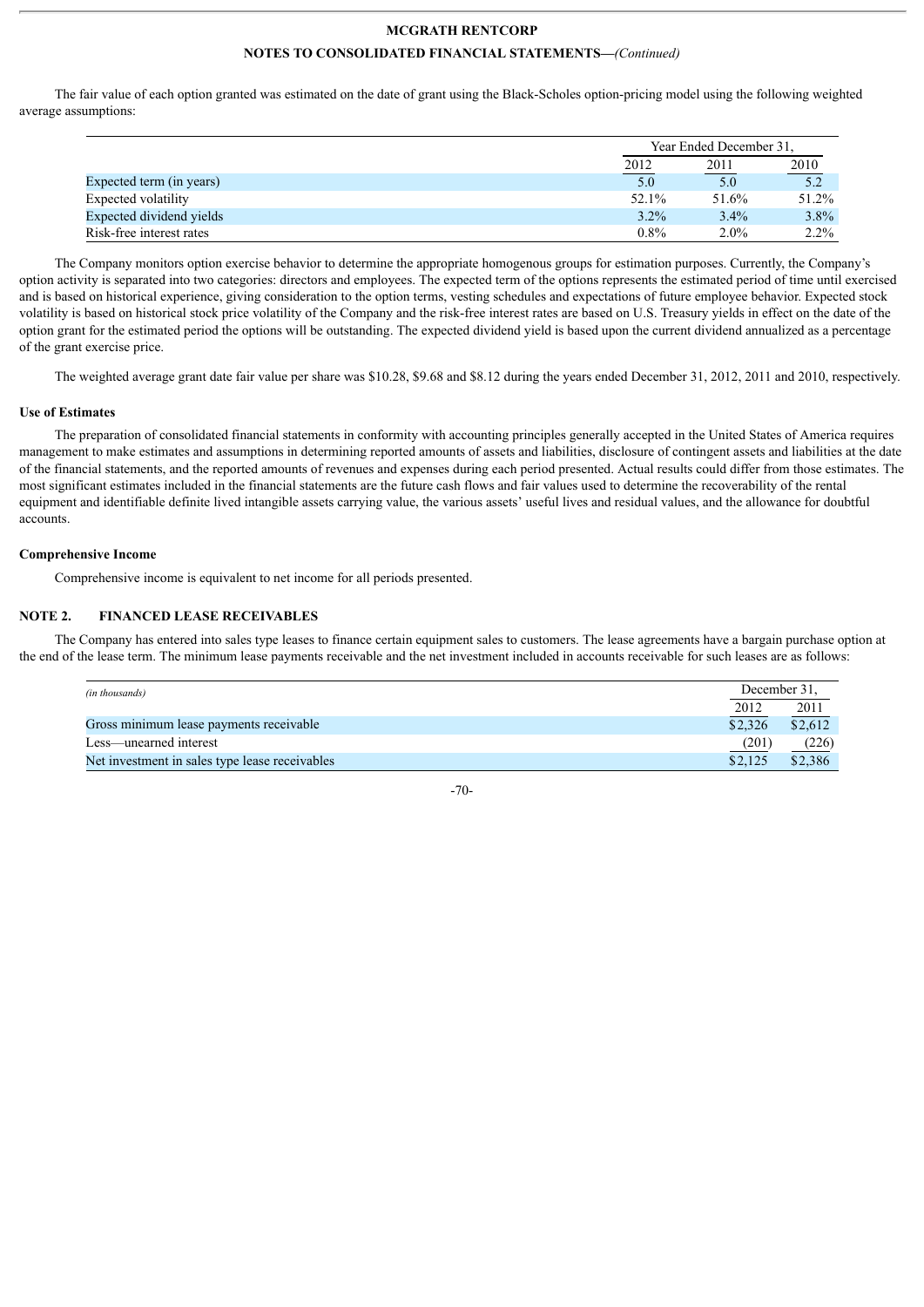The fair value of each option granted was estimated on the date of grant using the Black-Scholes option-pricing model using the following weighted average assumptions:

| | Year Ended December 31, | | |
|---|---|---|---|
| | 2012 | 2011 | 2010 |
| Expected term (in years) | 5.0 | 5.0 | 5.2 |
| Expected volatility | 52.1% | 51.6% | 51.2% |
| Expected dividend yields | 3.2% | 3.4% | 3.8% |
| Risk-free interest rates | 0.8% | 2.0% | 2.2% |

The Company monitors option exercise behavior to determine the appropriate homogenous groups for estimation purposes. Currently, the Company's option activity is separated into two categories: directors and employees. The expected term of the options represents the estimated period of time until exercised and is based on historical experience, giving consideration to the option terms, vesting schedules and expectations of future employee behavior. Expected stock volatility is based on historical stock price volatility of the Company and the risk-free interest rates are based on U.S. Treasury yields in effect on the date of the option grant for the estimated period the options will be outstanding. The expected dividend yield is based upon the current dividend annualized as a percentage of the grant exercise price.

The weighted average grant date fair value per share was $10.28, $9.68 and $8.12 during the years ended December 31, 2012, 2011 and 2010, respectively.

**Use of Estimates**

The preparation of consolidated financial statements in conformity with accounting principles generally accepted in the United States of America requires management to make estimates and assumptions in determining reported amounts of assets and liabilities, disclosure of contingent assets and liabilities at the date of the financial statements, and the reported amounts of revenues and expenses during each period presented. Actual results could differ from those estimates. The most significant estimates included in the financial statements are the future cash flows and fair values used to determine the recoverability of the rental equipment and identifiable definite lived intangible assets carrying value, the various assets' useful lives and residual values, and the allowance for doubtful accounts.

**Comprehensive Income**

Comprehensive income is equivalent to net income for all periods presented.

## NOTE 2. FINANCED LEASE RECEIVABLES

The Company has entered into sales type leases to finance certain equipment sales to customers. The lease agreements have a bargain purchase option at the end of the lease term. The minimum lease payments receivable and the net investment included in accounts receivable for such leases are as follows:

| *(in thousands)* | December 31, | |
|---|---|---|
| | 2012 | 2011 |
| Gross minimum lease payments receivable | $2,326 | $2,612 |
| Less—unearned interest | (201) | (226) |
| Net investment in sales type lease receivables | $2,125 | $2,386 |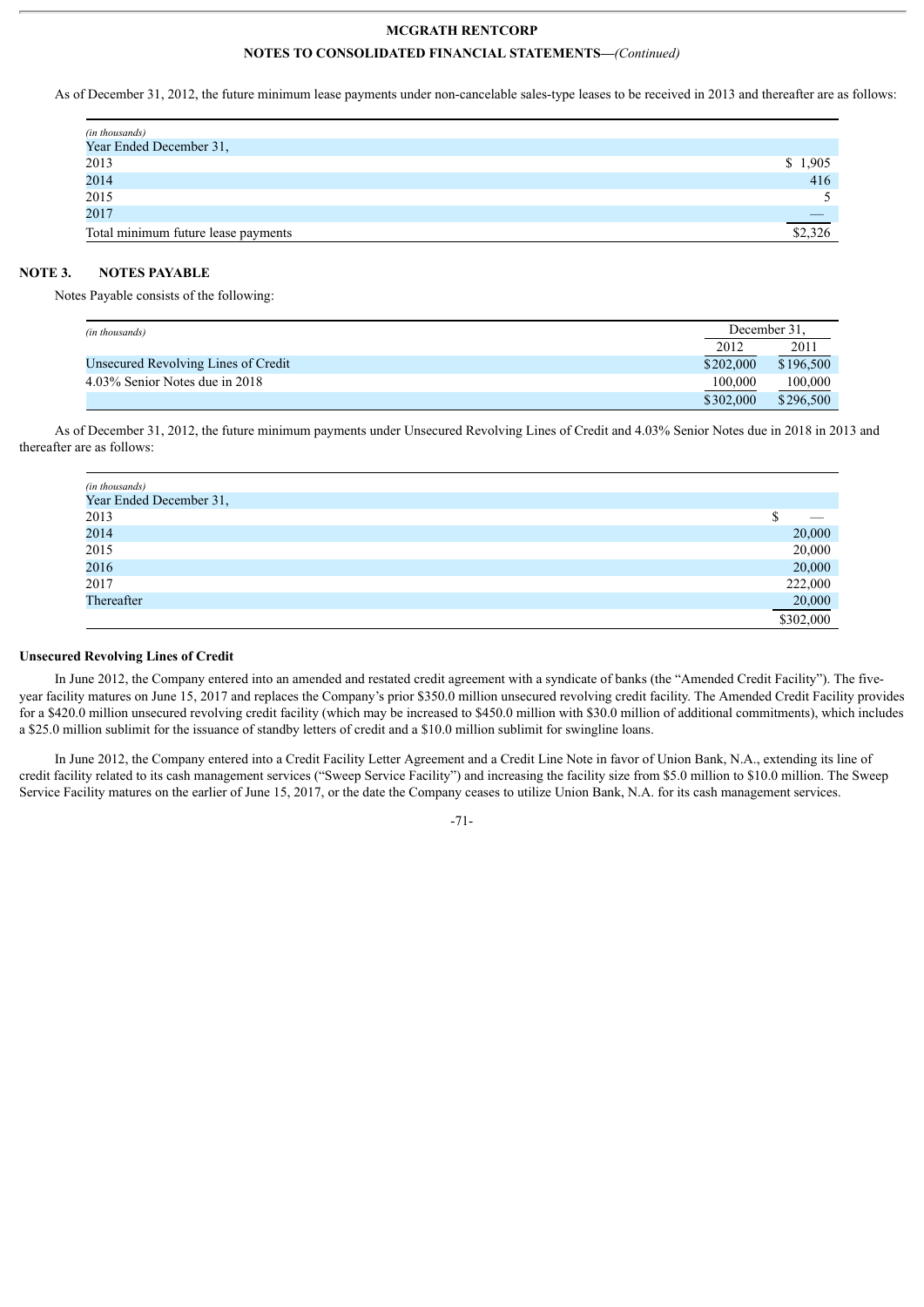As of December 31, 2012, the future minimum lease payments under non-cancelable sales-type leases to be received in 2013 and thereafter are as follows:

| *(in thousands)* | |
|---|---|
| Year Ended December 31, | |
| 2013 | $ 1,905 |
| 2014 | 416 |
| 2015 | 5 |
| 2017 | — |
| Total minimum future lease payments | $2,326 |

## NOTE 3. NOTES PAYABLE

Notes Payable consists of the following:

| *(in thousands)* | December 31, | |
|---|---|---|
| | 2012 | 2011 |
| Unsecured Revolving Lines of Credit | $202,000 | $196,500 |
| 4.03% Senior Notes due in 2018 | 100,000 | 100,000 |
| | $302,000 | $296,500 |

As of December 31, 2012, the future minimum payments under Unsecured Revolving Lines of Credit and 4.03% Senior Notes due in 2018 in 2013 and thereafter are as follows:

| *(in thousands)* | |
|---|---|
| Year Ended December 31, | |
| 2013 | $ — |
| 2014 | 20,000 |
| 2015 | 20,000 |
| 2016 | 20,000 |
| 2017 | 222,000 |
| Thereafter | 20,000 |
| | $302,000 |

**Unsecured Revolving Lines of Credit**

In June 2012, the Company entered into an amended and restated credit agreement with a syndicate of banks (the "Amended Credit Facility"). The five-year facility matures on June 15, 2017 and replaces the Company's prior $350.0 million unsecured revolving credit facility. The Amended Credit Facility provides for a $420.0 million unsecured revolving credit facility (which may be increased to $450.0 million with $30.0 million of additional commitments), which includes a $25.0 million sublimit for the issuance of standby letters of credit and a $10.0 million sublimit for swingline loans.

In June 2012, the Company entered into a Credit Facility Letter Agreement and a Credit Line Note in favor of Union Bank, N.A., extending its line of credit facility related to its cash management services ("Sweep Service Facility") and increasing the facility size from $5.0 million to $10.0 million. The Sweep Service Facility matures on the earlier of June 15, 2017, or the date the Company ceases to utilize Union Bank, N.A. for its cash management services.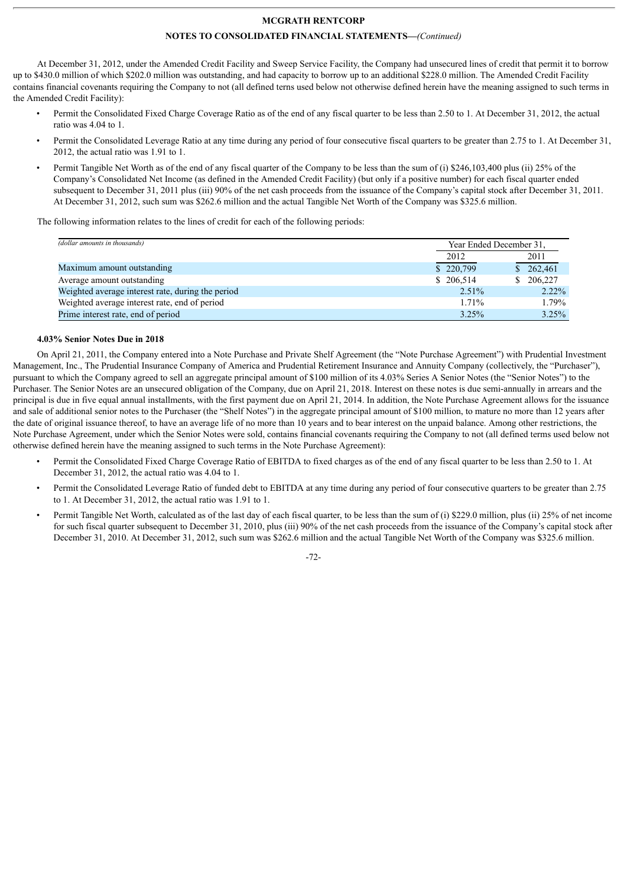At December 31, 2012, under the Amended Credit Facility and Sweep Service Facility, the Company had unsecured lines of credit that permit it to borrow up to $430.0 million of which $202.0 million was outstanding, and had capacity to borrow up to an additional $228.0 million. The Amended Credit Facility contains financial covenants requiring the Company to not (all defined terns used below not otherwise defined herein have the meaning assigned to such terms in the Amended Credit Facility):

- Permit the Consolidated Fixed Charge Coverage Ratio as of the end of any fiscal quarter to be less than 2.50 to 1. At December 31, 2012, the actual ratio was 4.04 to 1.
- Permit the Consolidated Leverage Ratio at any time during any period of four consecutive fiscal quarters to be greater than 2.75 to 1. At December 31, 2012, the actual ratio was 1.91 to 1.
- Permit Tangible Net Worth as of the end of any fiscal quarter of the Company to be less than the sum of (i) $246,103,400 plus (ii) 25% of the Company's Consolidated Net Income (as defined in the Amended Credit Facility) (but only if a positive number) for each fiscal quarter ended subsequent to December 31, 2011 plus (iii) 90% of the net cash proceeds from the issuance of the Company's capital stock after December 31, 2011. At December 31, 2012, such sum was $262.6 million and the actual Tangible Net Worth of the Company was $325.6 million.

The following information relates to the lines of credit for each of the following periods:

| *(dollar amounts in thousands)* | Year Ended December 31, | |
|---|---|---|
| | 2012 | 2011 |
| Maximum amount outstanding | $ 220,799 | $ 262,461 |
| Average amount outstanding | $ 206,514 | $ 206,227 |
| Weighted average interest rate, during the period | 2.51% | 2.22% |
| Weighted average interest rate, end of period | 1.71% | 1.79% |
| Prime interest rate, end of period | 3.25% | 3.25% |

**4.03% Senior Notes Due in 2018**

On April 21, 2011, the Company entered into a Note Purchase and Private Shelf Agreement (the "Note Purchase Agreement") with Prudential Investment Management, Inc., The Prudential Insurance Company of America and Prudential Retirement Insurance and Annuity Company (collectively, the "Purchaser"), pursuant to which the Company agreed to sell an aggregate principal amount of $100 million of its 4.03% Series A Senior Notes (the "Senior Notes") to the Purchaser. The Senior Notes are an unsecured obligation of the Company, due on April 21, 2018. Interest on these notes is due semi-annually in arrears and the principal is due in five equal annual installments, with the first payment due on April 21, 2014. In addition, the Note Purchase Agreement allows for the issuance and sale of additional senior notes to the Purchaser (the "Shelf Notes") in the aggregate principal amount of $100 million, to mature no more than 12 years after the date of original issuance thereof, to have an average life of no more than 10 years and to bear interest on the unpaid balance. Among other restrictions, the Note Purchase Agreement, under which the Senior Notes were sold, contains financial covenants requiring the Company to not (all defined terms used below not otherwise defined herein have the meaning assigned to such terms in the Note Purchase Agreement):

- Permit the Consolidated Fixed Charge Coverage Ratio of EBITDA to fixed charges as of the end of any fiscal quarter to be less than 2.50 to 1. At December 31, 2012, the actual ratio was 4.04 to 1.
- Permit the Consolidated Leverage Ratio of funded debt to EBITDA at any time during any period of four consecutive quarters to be greater than 2.75 to 1. At December 31, 2012, the actual ratio was 1.91 to 1.
- Permit Tangible Net Worth, calculated as of the last day of each fiscal quarter, to be less than the sum of (i) $229.0 million, plus (ii) 25% of net income for such fiscal quarter subsequent to December 31, 2010, plus (iii) 90% of the net cash proceeds from the issuance of the Company's capital stock after December 31, 2010. At December 31, 2012, such sum was $262.6 million and the actual Tangible Net Worth of the Company was $325.6 million.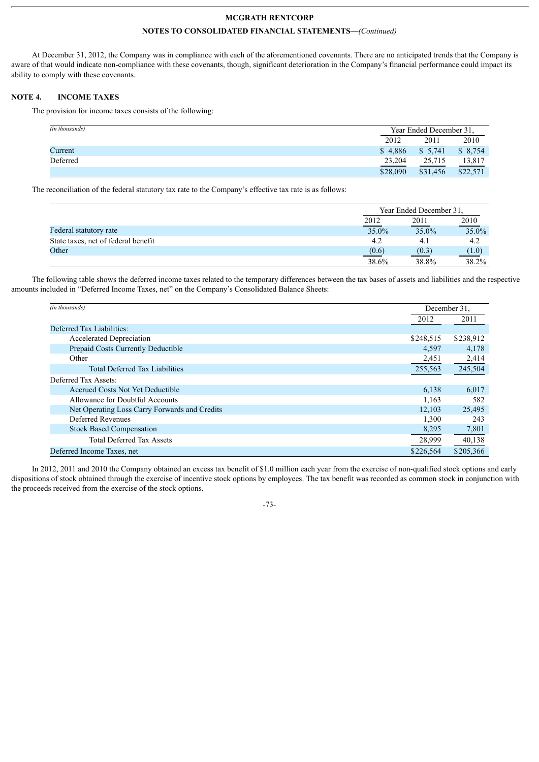At December 31, 2012, the Company was in compliance with each of the aforementioned covenants. There are no anticipated trends that the Company is aware of that would indicate non-compliance with these covenants, though, significant deterioration in the Company's financial performance could impact its ability to comply with these covenants.

## NOTE 4. INCOME TAXES

The provision for income taxes consists of the following:

| *(in thousands)* | Year Ended December 31, | | |
|---|---|---|---|
| | 2012 | 2011 | 2010 |
| Current | $ 4,886 | $ 5,741 | $ 8,754 |
| Deferred | 23,204 | 25,715 | 13,817 |
| | $28,090 | $31,456 | $22,571 |

The reconciliation of the federal statutory tax rate to the Company's effective tax rate is as follows:

| | Year Ended December 31, | | |
|---|---|---|---|
| | 2012 | 2011 | 2010 |
| Federal statutory rate | 35.0% | 35.0% | 35.0% |
| State taxes, net of federal benefit | 4.2 | 4.1 | 4.2 |
| Other | (0.6) | (0.3) | (1.0) |
| | 38.6% | 38.8% | 38.2% |

The following table shows the deferred income taxes related to the temporary differences between the tax bases of assets and liabilities and the respective amounts included in "Deferred Income Taxes, net" on the Company's Consolidated Balance Sheets:

| *(in thousands)* | December 31, | |
|---|---|---|
| | 2012 | 2011 |
| Deferred Tax Liabilities: | | |
| Accelerated Depreciation | $248,515 | $238,912 |
| Prepaid Costs Currently Deductible | 4,597 | 4,178 |
| Other | 2,451 | 2,414 |
| Total Deferred Tax Liabilities | 255,563 | 245,504 |
| Deferred Tax Assets: | | |
| Accrued Costs Not Yet Deductible | 6,138 | 6,017 |
| Allowance for Doubtful Accounts | 1,163 | 582 |
| Net Operating Loss Carry Forwards and Credits | 12,103 | 25,495 |
| Deferred Revenues | 1,300 | 243 |
| Stock Based Compensation | 8,295 | 7,801 |
| Total Deferred Tax Assets | 28,999 | 40,138 |
| Deferred Income Taxes, net | $226,564 | $205,366 |

In 2012, 2011 and 2010 the Company obtained an excess tax benefit of $1.0 million each year from the exercise of non-qualified stock options and early dispositions of stock obtained through the exercise of incentive stock options by employees. The tax benefit was recorded as common stock in conjunction with the proceeds received from the exercise of the stock options.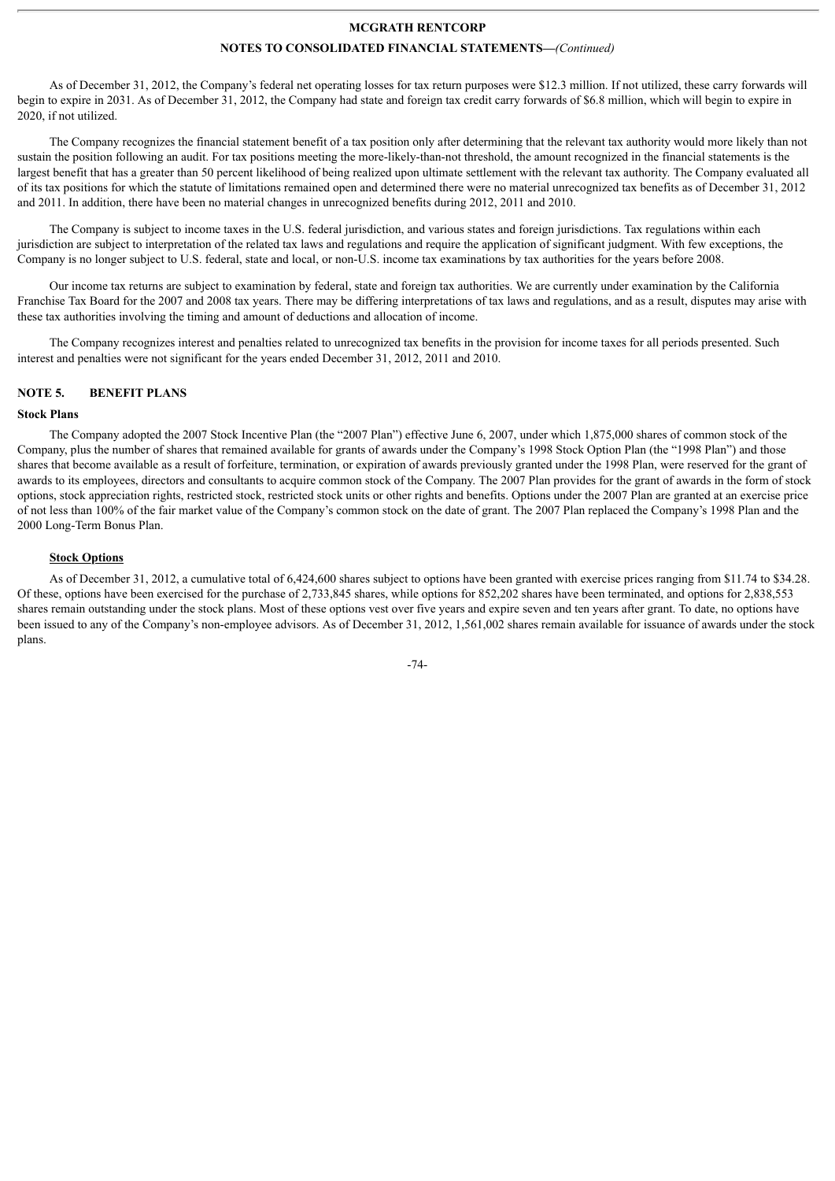As of December 31, 2012, the Company's federal net operating losses for tax return purposes were $12.3 million. If not utilized, these carry forwards will begin to expire in 2031. As of December 31, 2012, the Company had state and foreign tax credit carry forwards of $6.8 million, which will begin to expire in 2020, if not utilized.

The Company recognizes the financial statement benefit of a tax position only after determining that the relevant tax authority would more likely than not sustain the position following an audit. For tax positions meeting the more-likely-than-not threshold, the amount recognized in the financial statements is the largest benefit that has a greater than 50 percent likelihood of being realized upon ultimate settlement with the relevant tax authority. The Company evaluated all of its tax positions for which the statute of limitations remained open and determined there were no material unrecognized tax benefits as of December 31, 2012 and 2011. In addition, there have been no material changes in unrecognized benefits during 2012, 2011 and 2010.

The Company is subject to income taxes in the U.S. federal jurisdiction, and various states and foreign jurisdictions. Tax regulations within each jurisdiction are subject to interpretation of the related tax laws and regulations and require the application of significant judgment. With few exceptions, the Company is no longer subject to U.S. federal, state and local, or non-U.S. income tax examinations by tax authorities for the years before 2008.

Our income tax returns are subject to examination by federal, state and foreign tax authorities. We are currently under examination by the California Franchise Tax Board for the 2007 and 2008 tax years. There may be differing interpretations of tax laws and regulations, and as a result, disputes may arise with these tax authorities involving the timing and amount of deductions and allocation of income.

The Company recognizes interest and penalties related to unrecognized tax benefits in the provision for income taxes for all periods presented. Such interest and penalties were not significant for the years ended December 31, 2012, 2011 and 2010.

## NOTE 5. BENEFIT PLANS

### Stock Plans

The Company adopted the 2007 Stock Incentive Plan (the "2007 Plan") effective June 6, 2007, under which 1,875,000 shares of common stock of the Company, plus the number of shares that remained available for grants of awards under the Company's 1998 Stock Option Plan (the "1998 Plan") and those shares that become available as a result of forfeiture, termination, or expiration of awards previously granted under the 1998 Plan, were reserved for the grant of awards to its employees, directors and consultants to acquire common stock of the Company. The 2007 Plan provides for the grant of awards in the form of stock options, stock appreciation rights, restricted stock, restricted stock units or other rights and benefits. Options under the 2007 Plan are granted at an exercise price of not less than 100% of the fair market value of the Company's common stock on the date of grant. The 2007 Plan replaced the Company's 1998 Plan and the 2000 Long-Term Bonus Plan.

#### Stock Options

As of December 31, 2012, a cumulative total of 6,424,600 shares subject to options have been granted with exercise prices ranging from $11.74 to $34.28. Of these, options have been exercised for the purchase of 2,733,845 shares, while options for 852,202 shares have been terminated, and options for 2,838,553 shares remain outstanding under the stock plans. Most of these options vest over five years and expire seven and ten years after grant. To date, no options have been issued to any of the Company's non-employee advisors. As of December 31, 2012, 1,561,002 shares remain available for issuance of awards under the stock plans.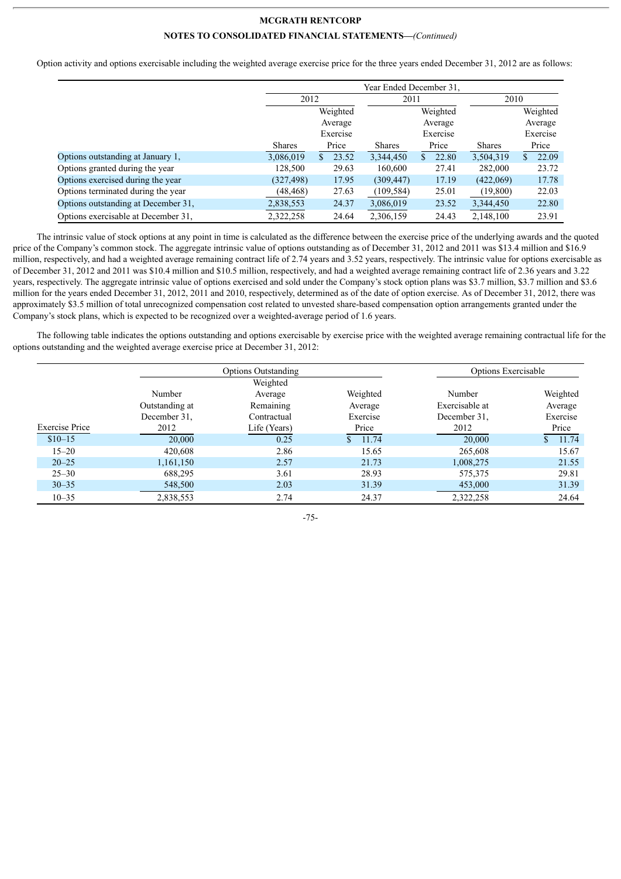**MCGRATH RENTCORP**

**NOTES TO CONSOLIDATED FINANCIAL STATEMENTS—*(Continued)***

Option activity and options exercisable including the weighted average exercise price for the three years ended December 31, 2012 are as follows:

| | Year Ended December 31, | | | | | |
|---|---|---|---|---|---|---|
| | 2012 | | 2011 | | 2010 | |
| | Shares | Weighted Average Exercise Price | Shares | Weighted Average Exercise Price | Shares | Weighted Average Exercise Price |
| Options outstanding at January 1, | 3,086,019 | $ 23.52 | 3,344,450 | $ 22.80 | 3,504,319 | $ 22.09 |
| Options granted during the year | 128,500 | 29.63 | 160,600 | 27.41 | 282,000 | 23.72 |
| Options exercised during the year | (327,498) | 17.95 | (309,447) | 17.19 | (422,069) | 17.78 |
| Options terminated during the year | (48,468) | 27.63 | (109,584) | 25.01 | (19,800) | 22.03 |
| Options outstanding at December 31, | 2,838,553 | 24.37 | 3,086,019 | 23.52 | 3,344,450 | 22.80 |
| Options exercisable at December 31, | 2,322,258 | 24.64 | 2,306,159 | 24.43 | 2,148,100 | 23.91 |

The intrinsic value of stock options at any point in time is calculated as the difference between the exercise price of the underlying awards and the quoted price of the Company's common stock. The aggregate intrinsic value of options outstanding as of December 31, 2012 and 2011 was $13.4 million and $16.9 million, respectively, and had a weighted average remaining contract life of 2.74 years and 3.52 years, respectively. The intrinsic value for options exercisable as of December 31, 2012 and 2011 was $10.4 million and $10.5 million, respectively, and had a weighted average remaining contract life of 2.36 years and 3.22 years, respectively. The aggregate intrinsic value of options exercised and sold under the Company's stock option plans was $3.7 million, $3.7 million and $3.6 million for the years ended December 31, 2012, 2011 and 2010, respectively, determined as of the date of option exercise. As of December 31, 2012, there was approximately $3.5 million of total unrecognized compensation cost related to unvested share-based compensation option arrangements granted under the Company's stock plans, which is expected to be recognized over a weighted-average period of 1.6 years.

The following table indicates the options outstanding and options exercisable by exercise price with the weighted average remaining contractual life for the options outstanding and the weighted average exercise price at December 31, 2012:

| | Options Outstanding | | | Options Exercisable | |
|---|---|---|---|---|---|
| Exercise Price | Number Outstanding at December 31, 2012 | Weighted Average Remaining Contractual Life (Years) | Weighted Average Exercise Price | Number Exercisable at December 31, 2012 | Weighted Average Exercise Price |
| $10–15 | 20,000 | 0.25 | $ 11.74 | 20,000 | $ 11.74 |
| 15–20 | 420,608 | 2.86 | 15.65 | 265,608 | 15.67 |
| 20–25 | 1,161,150 | 2.57 | 21.73 | 1,008,275 | 21.55 |
| 25–30 | 688,295 | 3.61 | 28.93 | 575,375 | 29.81 |
| 30–35 | 548,500 | 2.03 | 31.39 | 453,000 | 31.39 |
| 10–35 | 2,838,553 | 2.74 | 24.37 | 2,322,258 | 24.64 |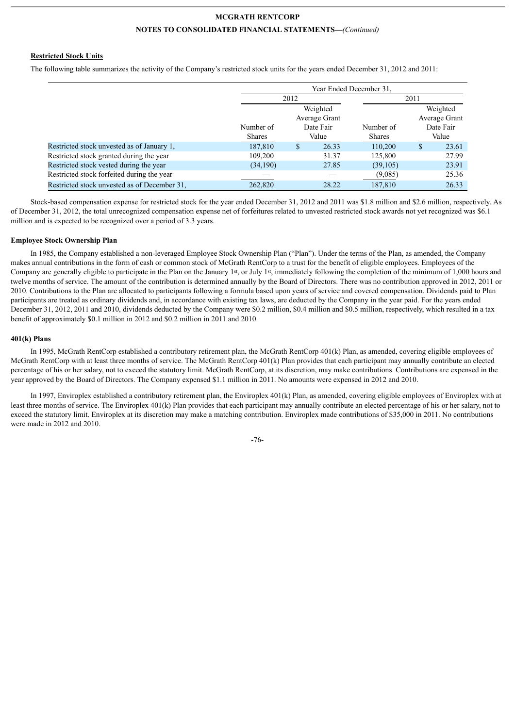**Restricted Stock Units**

The following table summarizes the activity of the Company's restricted stock units for the years ended December 31, 2012 and 2011:

| | Year Ended December 31, | | | |
|---|---|---|---|---|
| | 2012 | | 2011 | |
| | Number of Shares | Weighted Average Grant Date Fair Value | Number of Shares | Weighted Average Grant Date Fair Value |
| Restricted stock unvested as of January 1, | 187,810 | $ 26.33 | 110,200 | $ 23.61 |
| Restricted stock granted during the year | 109,200 | 31.37 | 125,800 | 27.99 |
| Restricted stock vested during the year | (34,190) | 27.85 | (39,105) | 23.91 |
| Restricted stock forfeited during the year | — | — | (9,085) | 25.36 |
| Restricted stock unvested as of December 31, | 262,820 | 28.22 | 187,810 | 26.33 |

Stock-based compensation expense for restricted stock for the year ended December 31, 2012 and 2011 was $1.8 million and $2.6 million, respectively. As of December 31, 2012, the total unrecognized compensation expense net of forfeitures related to unvested restricted stock awards not yet recognized was $6.1 million and is expected to be recognized over a period of 3.3 years.

**Employee Stock Ownership Plan**

In 1985, the Company established a non-leveraged Employee Stock Ownership Plan ("Plan"). Under the terms of the Plan, as amended, the Company makes annual contributions in the form of cash or common stock of McGrath RentCorp to a trust for the benefit of eligible employees. Employees of the Company are generally eligible to participate in the Plan on the January 1st, or July 1st, immediately following the completion of the minimum of 1,000 hours and twelve months of service. The amount of the contribution is determined annually by the Board of Directors. There was no contribution approved in 2012, 2011 or 2010. Contributions to the Plan are allocated to participants following a formula based upon years of service and covered compensation. Dividends paid to Plan participants are treated as ordinary dividends and, in accordance with existing tax laws, are deducted by the Company in the year paid. For the years ended December 31, 2012, 2011 and 2010, dividends deducted by the Company were $0.2 million, $0.4 million and $0.5 million, respectively, which resulted in a tax benefit of approximately $0.1 million in 2012 and $0.2 million in 2011 and 2010.

**401(k) Plans**

In 1995, McGrath RentCorp established a contributory retirement plan, the McGrath RentCorp 401(k) Plan, as amended, covering eligible employees of McGrath RentCorp with at least three months of service. The McGrath RentCorp 401(k) Plan provides that each participant may annually contribute an elected percentage of his or her salary, not to exceed the statutory limit. McGrath RentCorp, at its discretion, may make contributions. Contributions are expensed in the year approved by the Board of Directors. The Company expensed $1.1 million in 2011. No amounts were expensed in 2012 and 2010.

In 1997, Enviroplex established a contributory retirement plan, the Enviroplex 401(k) Plan, as amended, covering eligible employees of Enviroplex with at least three months of service. The Enviroplex 401(k) Plan provides that each participant may annually contribute an elected percentage of his or her salary, not to exceed the statutory limit. Enviroplex at its discretion may make a matching contribution. Enviroplex made contributions of $35,000 in 2011. No contributions were made in 2012 and 2010.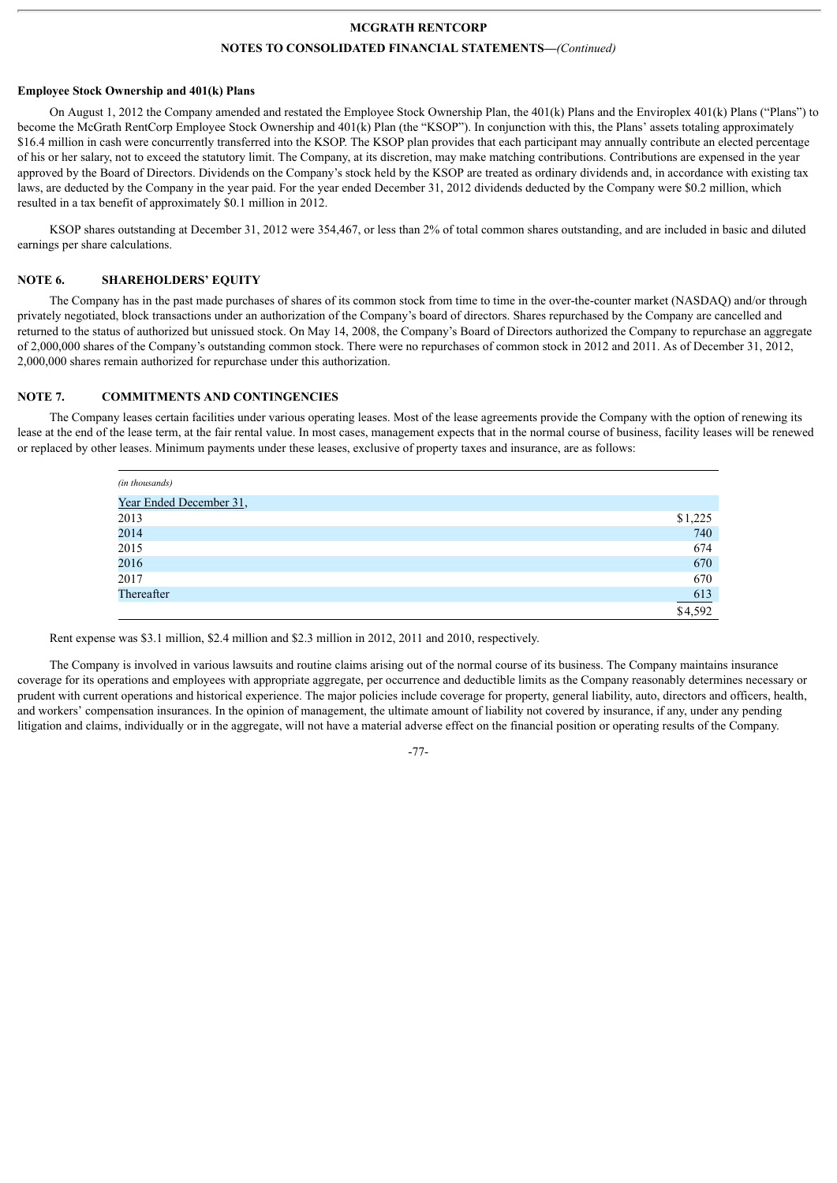### Employee Stock Ownership and 401(k) Plans

On August 1, 2012 the Company amended and restated the Employee Stock Ownership Plan, the 401(k) Plans and the Enviroplex 401(k) Plans ("Plans") to become the McGrath RentCorp Employee Stock Ownership and 401(k) Plan (the "KSOP"). In conjunction with this, the Plans' assets totaling approximately $16.4 million in cash were concurrently transferred into the KSOP. The KSOP plan provides that each participant may annually contribute an elected percentage of his or her salary, not to exceed the statutory limit. The Company, at its discretion, may make matching contributions. Contributions are expensed in the year approved by the Board of Directors. Dividends on the Company's stock held by the KSOP are treated as ordinary dividends and, in accordance with existing tax laws, are deducted by the Company in the year paid. For the year ended December 31, 2012 dividends deducted by the Company were $0.2 million, which resulted in a tax benefit of approximately $0.1 million in 2012.

KSOP shares outstanding at December 31, 2012 were 354,467, or less than 2% of total common shares outstanding, and are included in basic and diluted earnings per share calculations.

## NOTE 6. SHAREHOLDERS' EQUITY

The Company has in the past made purchases of shares of its common stock from time to time in the over-the-counter market (NASDAQ) and/or through privately negotiated, block transactions under an authorization of the Company's board of directors. Shares repurchased by the Company are cancelled and returned to the status of authorized but unissued stock. On May 14, 2008, the Company's Board of Directors authorized the Company to repurchase an aggregate of 2,000,000 shares of the Company's outstanding common stock. There were no repurchases of common stock in 2012 and 2011. As of December 31, 2012, 2,000,000 shares remain authorized for repurchase under this authorization.

## NOTE 7. COMMITMENTS AND CONTINGENCIES

The Company leases certain facilities under various operating leases. Most of the lease agreements provide the Company with the option of renewing its lease at the end of the lease term, at the fair rental value. In most cases, management expects that in the normal course of business, facility leases will be renewed or replaced by other leases. Minimum payments under these leases, exclusive of property taxes and insurance, are as follows:

| *(in thousands)* | |
|---|---|
| Year Ended December 31, | |
| 2013 | $1,225 |
| 2014 | 740 |
| 2015 | 674 |
| 2016 | 670 |
| 2017 | 670 |
| Thereafter | 613 |
| | $4,592 |

Rent expense was $3.1 million, $2.4 million and $2.3 million in 2012, 2011 and 2010, respectively.

The Company is involved in various lawsuits and routine claims arising out of the normal course of its business. The Company maintains insurance coverage for its operations and employees with appropriate aggregate, per occurrence and deductible limits as the Company reasonably determines necessary or prudent with current operations and historical experience. The major policies include coverage for property, general liability, auto, directors and officers, health, and workers' compensation insurances. In the opinion of management, the ultimate amount of liability not covered by insurance, if any, under any pending litigation and claims, individually or in the aggregate, will not have a material adverse effect on the financial position or operating results of the Company.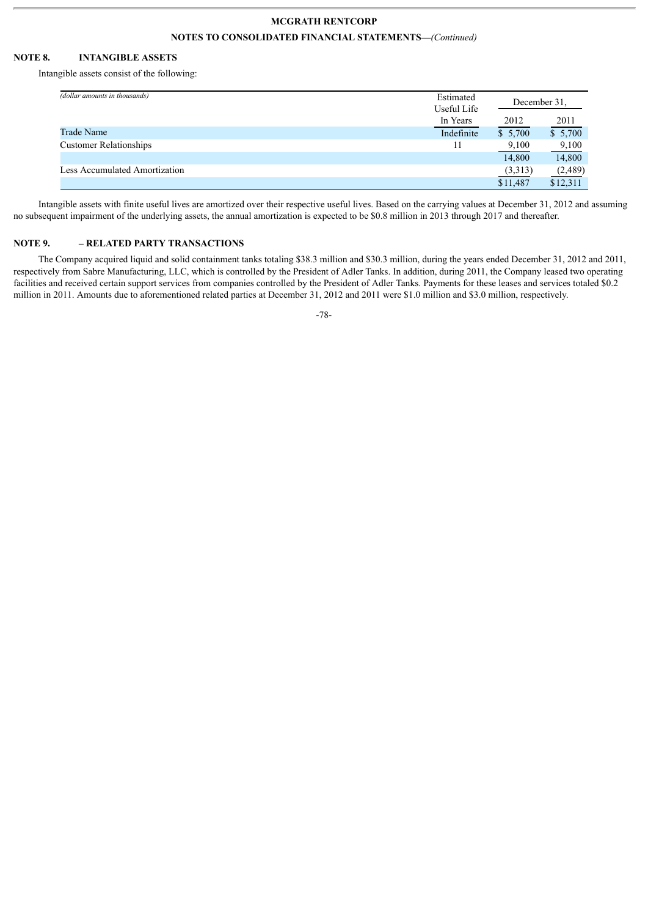## NOTE 8. INTANGIBLE ASSETS

Intangible assets consist of the following:

| *(dollar amounts in thousands)* | Estimated Useful Life In Years | December 31, 2012 | December 31, 2011 |
|---|---|---|---|
| Trade Name | Indefinite | $ 5,700 | $ 5,700 |
| Customer Relationships | 11 | 9,100 | 9,100 |
| | | 14,800 | 14,800 |
| Less Accumulated Amortization | | (3,313) | (2,489) |
| | | $11,487 | $12,311 |

Intangible assets with finite useful lives are amortized over their respective useful lives. Based on the carrying values at December 31, 2012 and assuming no subsequent impairment of the underlying assets, the annual amortization is expected to be $0.8 million in 2013 through 2017 and thereafter.

## NOTE 9. – RELATED PARTY TRANSACTIONS

The Company acquired liquid and solid containment tanks totaling $38.3 million and $30.3 million, during the years ended December 31, 2012 and 2011, respectively from Sabre Manufacturing, LLC, which is controlled by the President of Adler Tanks. In addition, during 2011, the Company leased two operating facilities and received certain support services from companies controlled by the President of Adler Tanks. Payments for these leases and services totaled $0.2 million in 2011. Amounts due to aforementioned related parties at December 31, 2012 and 2011 were $1.0 million and $3.0 million, respectively.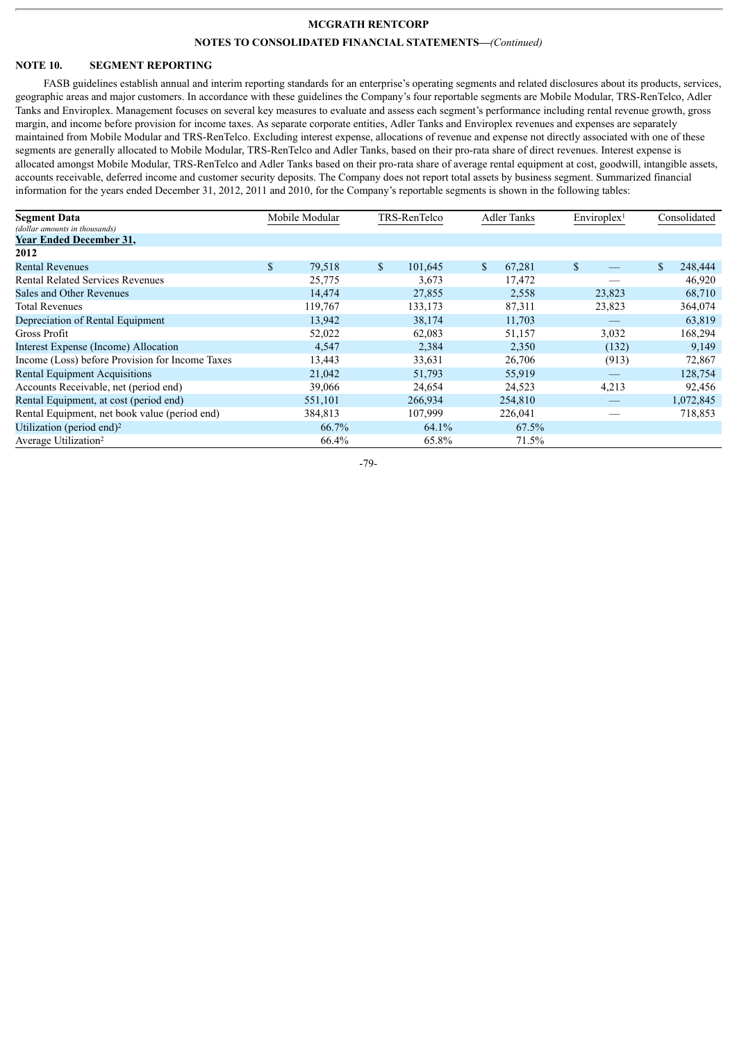# MCGRATH RENTCORP

## NOTES TO CONSOLIDATED FINANCIAL STATEMENTS—*(Continued)*

### NOTE 10. SEGMENT REPORTING

FASB guidelines establish annual and interim reporting standards for an enterprise's operating segments and related disclosures about its products, services, geographic areas and major customers. In accordance with these guidelines the Company's four reportable segments are Mobile Modular, TRS-RenTelco, Adler Tanks and Enviroplex. Management focuses on several key measures to evaluate and assess each segment's performance including rental revenue growth, gross margin, and income before provision for income taxes. As separate corporate entities, Adler Tanks and Enviroplex revenues and expenses are separately maintained from Mobile Modular and TRS-RenTelco. Excluding interest expense, allocations of revenue and expense not directly associated with one of these segments are generally allocated to Mobile Modular, TRS-RenTelco and Adler Tanks, based on their pro-rata share of direct revenues. Interest expense is allocated amongst Mobile Modular, TRS-RenTelco and Adler Tanks based on their pro-rata share of average rental equipment at cost, goodwill, intangible assets, accounts receivable, deferred income and customer security deposits. The Company does not report total assets by business segment. Summarized financial information for the years ended December 31, 2012, 2011 and 2010, for the Company's reportable segments is shown in the following tables:

| **Segment Data** *(dollar amounts in thousands)* | Mobile Modular | TRS-RenTelco | Adler Tanks | Enviroplex[1] | Consolidated |
|---|---|---|---|---|---|
| **Year Ended December 31,** | | | | | |
| **2012** | | | | | |
| Rental Revenues | $ 79,518 | $ 101,645 | $ 67,281 | $ — | $ 248,444 |
| Rental Related Services Revenues | 25,775 | 3,673 | 17,472 | — | 46,920 |
| Sales and Other Revenues | 14,474 | 27,855 | 2,558 | 23,823 | 68,710 |
| Total Revenues | 119,767 | 133,173 | 87,311 | 23,823 | 364,074 |
| Depreciation of Rental Equipment | 13,942 | 38,174 | 11,703 | — | 63,819 |
| Gross Profit | 52,022 | 62,083 | 51,157 | 3,032 | 168,294 |
| Interest Expense (Income) Allocation | 4,547 | 2,384 | 2,350 | (132) | 9,149 |
| Income (Loss) before Provision for Income Taxes | 13,443 | 33,631 | 26,706 | (913) | 72,867 |
| Rental Equipment Acquisitions | 21,042 | 51,793 | 55,919 | — | 128,754 |
| Accounts Receivable, net (period end) | 39,066 | 24,654 | 24,523 | 4,213 | 92,456 |
| Rental Equipment, at cost (period end) | 551,101 | 266,934 | 254,810 | — | 1,072,845 |
| Rental Equipment, net book value (period end) | 384,813 | 107,999 | 226,041 | — | 718,853 |
| Utilization (period end)[2] | 66.7% | 64.1% | 67.5% | | |
| Average Utilization[2] | 66.4% | 65.8% | 71.5% | | |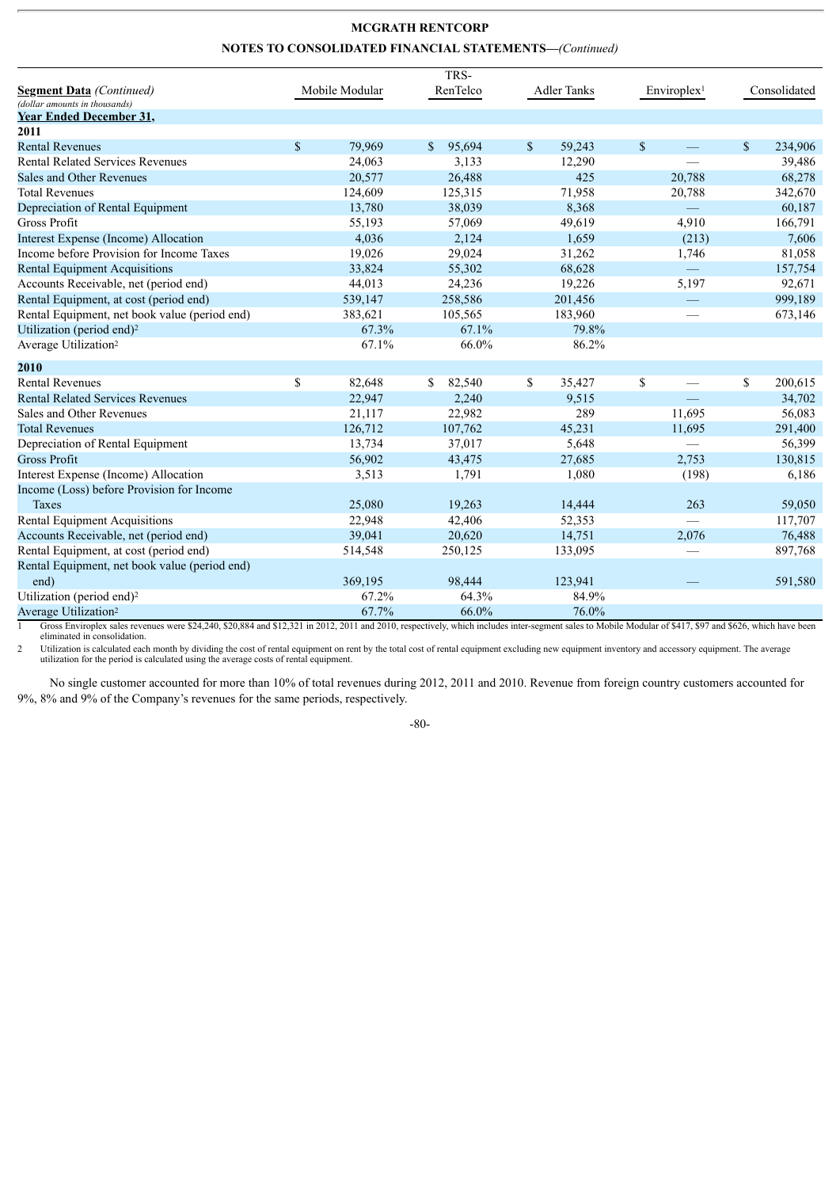**MCGRATH RENTCORP**

**NOTES TO CONSOLIDATED FINANCIAL STATEMENTS—*(Continued)***

| **Segment Data** *(Continued)* *(dollar amounts in thousands)* | Mobile Modular | TRS-RenTelco | Adler Tanks | Enviroplex[1] | Consolidated |
|---|---|---|---|---|---|
| **Year Ended December 31,** | | | | | |
| **2011** | | | | | |
| Rental Revenues | $ 79,969 | $ 95,694 | $ 59,243 | $ — | $ 234,906 |
| Rental Related Services Revenues | 24,063 | 3,133 | 12,290 | — | 39,486 |
| Sales and Other Revenues | 20,577 | 26,488 | 425 | 20,788 | 68,278 |
| Total Revenues | 124,609 | 125,315 | 71,958 | 20,788 | 342,670 |
| Depreciation of Rental Equipment | 13,780 | 38,039 | 8,368 | — | 60,187 |
| Gross Profit | 55,193 | 57,069 | 49,619 | 4,910 | 166,791 |
| Interest Expense (Income) Allocation | 4,036 | 2,124 | 1,659 | (213) | 7,606 |
| Income before Provision for Income Taxes | 19,026 | 29,024 | 31,262 | 1,746 | 81,058 |
| Rental Equipment Acquisitions | 33,824 | 55,302 | 68,628 | — | 157,754 |
| Accounts Receivable, net (period end) | 44,013 | 24,236 | 19,226 | 5,197 | 92,671 |
| Rental Equipment, at cost (period end) | 539,147 | 258,586 | 201,456 | — | 999,189 |
| Rental Equipment, net book value (period end) | 383,621 | 105,565 | 183,960 | — | 673,146 |
| Utilization (period end)[2] | 67.3% | 67.1% | 79.8% | | |
| Average Utilization[2] | 67.1% | 66.0% | 86.2% | | |
| **2010** | | | | | |
| Rental Revenues | $ 82,648 | $ 82,540 | $ 35,427 | $ — | $ 200,615 |
| Rental Related Services Revenues | 22,947 | 2,240 | 9,515 | — | 34,702 |
| Sales and Other Revenues | 21,117 | 22,982 | 289 | 11,695 | 56,083 |
| Total Revenues | 126,712 | 107,762 | 45,231 | 11,695 | 291,400 |
| Depreciation of Rental Equipment | 13,734 | 37,017 | 5,648 | — | 56,399 |
| Gross Profit | 56,902 | 43,475 | 27,685 | 2,753 | 130,815 |
| Interest Expense (Income) Allocation | 3,513 | 1,791 | 1,080 | (198) | 6,186 |
| Income (Loss) before Provision for Income Taxes | 25,080 | 19,263 | 14,444 | 263 | 59,050 |
| Rental Equipment Acquisitions | 22,948 | 42,406 | 52,353 | — | 117,707 |
| Accounts Receivable, net (period end) | 39,041 | 20,620 | 14,751 | 2,076 | 76,488 |
| Rental Equipment, at cost (period end) | 514,548 | 250,125 | 133,095 | — | 897,768 |
| Rental Equipment, net book value (period end) | 369,195 | 98,444 | 123,941 | — | 591,580 |
| Utilization (period end)[2] | 67.2% | 64.3% | 84.9% | | |
| Average Utilization[2] | 67.7% | 66.0% | 76.0% | | |

1 Gross Enviroplex sales revenues were $24,240, $20,884 and $12,321 in 2012, 2011 and 2010, respectively, which includes inter-segment sales to Mobile Modular of $417, $97 and $626, which have been eliminated in consolidation.

2 Utilization is calculated each month by dividing the cost of rental equipment on rent by the total cost of rental equipment excluding new equipment inventory and accessory equipment. The average utilization for the period is calculated using the average costs of rental equipment.

No single customer accounted for more than 10% of total revenues during 2012, 2011 and 2010. Revenue from foreign country customers accounted for 9%, 8% and 9% of the Company's revenues for the same periods, respectively.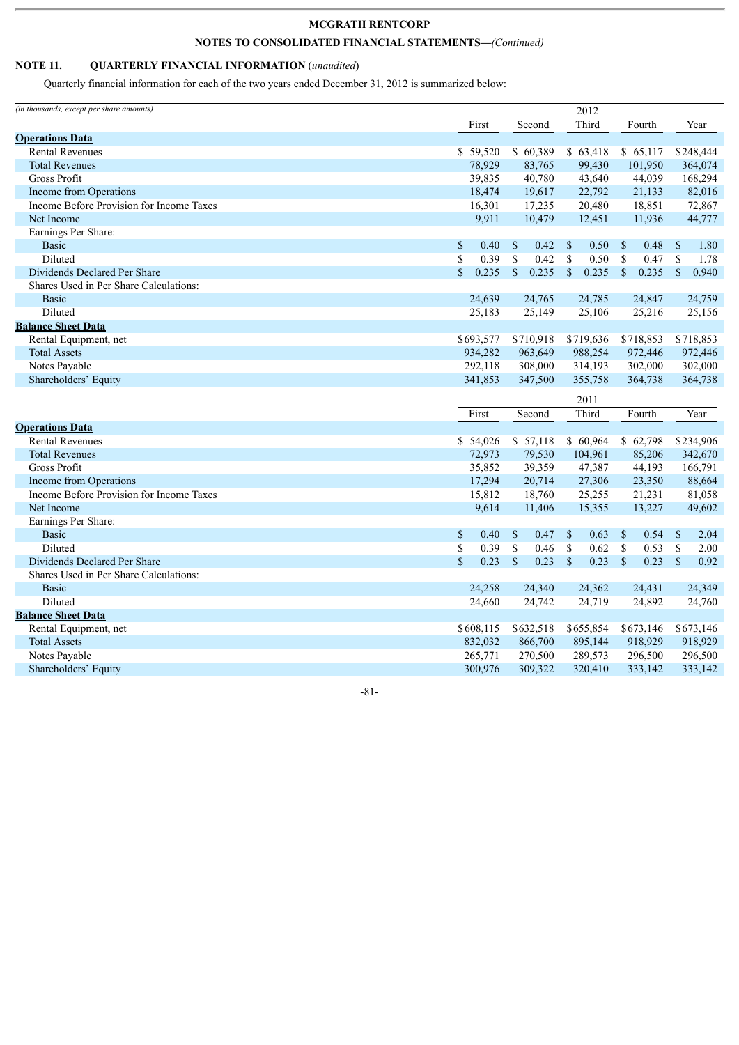## NOTE 11. QUARTERLY FINANCIAL INFORMATION (*unaudited*)

Quarterly financial information for each of the two years ended December 31, 2012 is summarized below:

| *(in thousands, except per share amounts)* | 2012 | | | | |
|---|---|---|---|---|---|
| | First | Second | Third | Fourth | Year |
| **Operations Data** | | | | | |
| Rental Revenues | $ 59,520 | $ 60,389 | $ 63,418 | $ 65,117 | $248,444 |
| Total Revenues | 78,929 | 83,765 | 99,430 | 101,950 | 364,074 |
| Gross Profit | 39,835 | 40,780 | 43,640 | 44,039 | 168,294 |
| Income from Operations | 18,474 | 19,617 | 22,792 | 21,133 | 82,016 |
| Income Before Provision for Income Taxes | 16,301 | 17,235 | 20,480 | 18,851 | 72,867 |
| Net Income | 9,911 | 10,479 | 12,451 | 11,936 | 44,777 |
| Earnings Per Share: | | | | | |
| Basic | $ 0.40 | $ 0.42 | $ 0.50 | $ 0.48 | $ 1.80 |
| Diluted | $ 0.39 | $ 0.42 | $ 0.50 | $ 0.47 | $ 1.78 |
| Dividends Declared Per Share | $ 0.235 | $ 0.235 | $ 0.235 | $ 0.235 | $ 0.940 |
| Shares Used in Per Share Calculations: | | | | | |
| Basic | 24,639 | 24,765 | 24,785 | 24,847 | 24,759 |
| Diluted | 25,183 | 25,149 | 25,106 | 25,216 | 25,156 |
| **Balance Sheet Data** | | | | | |
| Rental Equipment, net | $693,577 | $710,918 | $719,636 | $718,853 | $718,853 |
| Total Assets | 934,282 | 963,649 | 988,254 | 972,446 | 972,446 |
| Notes Payable | 292,118 | 308,000 | 314,193 | 302,000 | 302,000 |
| Shareholders' Equity | 341,853 | 347,500 | 355,758 | 364,738 | 364,738 |

| | 2011 | | | | |
|---|---|---|---|---|---|
| | First | Second | Third | Fourth | Year |
| **Operations Data** | | | | | |
| Rental Revenues | $ 54,026 | $ 57,118 | $ 60,964 | $ 62,798 | $234,906 |
| Total Revenues | 72,973 | 79,530 | 104,961 | 85,206 | 342,670 |
| Gross Profit | 35,852 | 39,359 | 47,387 | 44,193 | 166,791 |
| Income from Operations | 17,294 | 20,714 | 27,306 | 23,350 | 88,664 |
| Income Before Provision for Income Taxes | 15,812 | 18,760 | 25,255 | 21,231 | 81,058 |
| Net Income | 9,614 | 11,406 | 15,355 | 13,227 | 49,602 |
| Earnings Per Share: | | | | | |
| Basic | $ 0.40 | $ 0.47 | $ 0.63 | $ 0.54 | $ 2.04 |
| Diluted | $ 0.39 | $ 0.46 | $ 0.62 | $ 0.53 | $ 2.00 |
| Dividends Declared Per Share | $ 0.23 | $ 0.23 | $ 0.23 | $ 0.23 | $ 0.92 |
| Shares Used in Per Share Calculations: | | | | | |
| Basic | 24,258 | 24,340 | 24,362 | 24,431 | 24,349 |
| Diluted | 24,660 | 24,742 | 24,719 | 24,892 | 24,760 |
| **Balance Sheet Data** | | | | | |
| Rental Equipment, net | $608,115 | $632,518 | $655,854 | $673,146 | $673,146 |
| Total Assets | 832,032 | 866,700 | 895,144 | 918,929 | 918,929 |
| Notes Payable | 265,771 | 270,500 | 289,573 | 296,500 | 296,500 |
| Shareholders' Equity | 300,976 | 309,322 | 320,410 | 333,142 | 333,142 |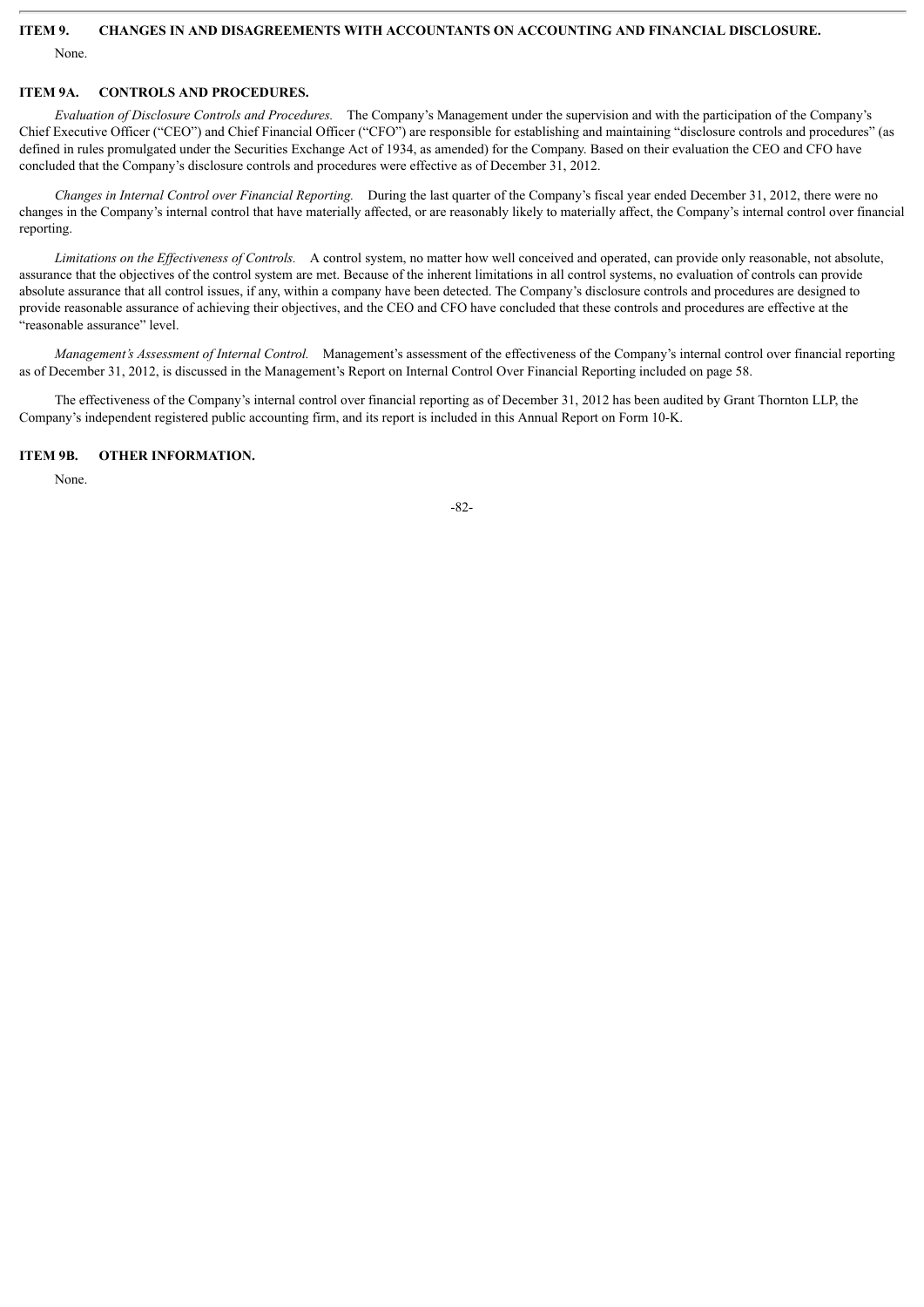## ITEM 9. CHANGES IN AND DISAGREEMENTS WITH ACCOUNTANTS ON ACCOUNTING AND FINANCIAL DISCLOSURE.

None.

## ITEM 9A. CONTROLS AND PROCEDURES.

*Evaluation of Disclosure Controls and Procedures.* The Company's Management under the supervision and with the participation of the Company's Chief Executive Officer ("CEO") and Chief Financial Officer ("CFO") are responsible for establishing and maintaining "disclosure controls and procedures" (as defined in rules promulgated under the Securities Exchange Act of 1934, as amended) for the Company. Based on their evaluation the CEO and CFO have concluded that the Company's disclosure controls and procedures were effective as of December 31, 2012.

*Changes in Internal Control over Financial Reporting.* During the last quarter of the Company's fiscal year ended December 31, 2012, there were no changes in the Company's internal control that have materially affected, or are reasonably likely to materially affect, the Company's internal control over financial reporting.

*Limitations on the Effectiveness of Controls.* A control system, no matter how well conceived and operated, can provide only reasonable, not absolute, assurance that the objectives of the control system are met. Because of the inherent limitations in all control systems, no evaluation of controls can provide absolute assurance that all control issues, if any, within a company have been detected. The Company's disclosure controls and procedures are designed to provide reasonable assurance of achieving their objectives, and the CEO and CFO have concluded that these controls and procedures are effective at the "reasonable assurance" level.

*Management's Assessment of Internal Control.* Management's assessment of the effectiveness of the Company's internal control over financial reporting as of December 31, 2012, is discussed in the Management's Report on Internal Control Over Financial Reporting included on page 58.

The effectiveness of the Company's internal control over financial reporting as of December 31, 2012 has been audited by Grant Thornton LLP, the Company's independent registered public accounting firm, and its report is included in this Annual Report on Form 10-K.

## ITEM 9B. OTHER INFORMATION.

None.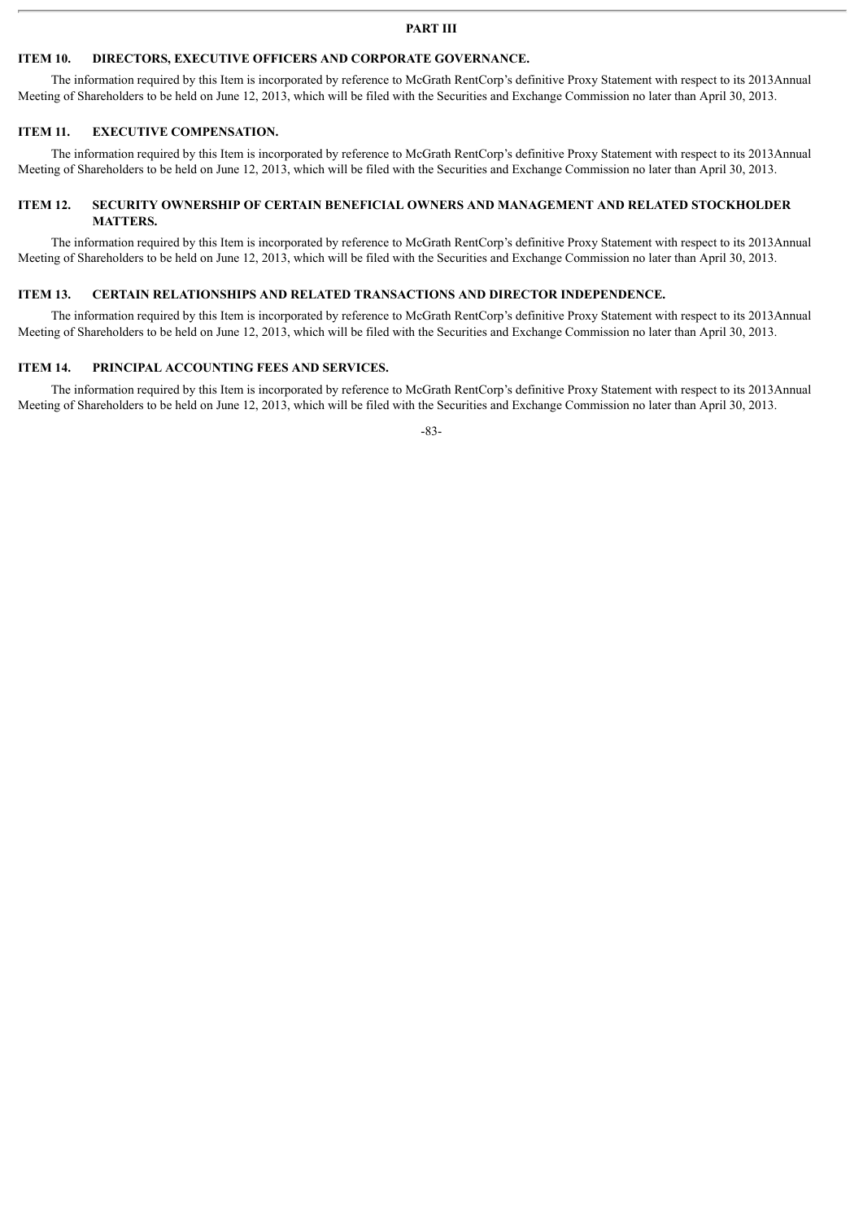# PART III

## ITEM 10. DIRECTORS, EXECUTIVE OFFICERS AND CORPORATE GOVERNANCE.

The information required by this Item is incorporated by reference to McGrath RentCorp's definitive Proxy Statement with respect to its 2013Annual Meeting of Shareholders to be held on June 12, 2013, which will be filed with the Securities and Exchange Commission no later than April 30, 2013.

## ITEM 11. EXECUTIVE COMPENSATION.

The information required by this Item is incorporated by reference to McGrath RentCorp's definitive Proxy Statement with respect to its 2013Annual Meeting of Shareholders to be held on June 12, 2013, which will be filed with the Securities and Exchange Commission no later than April 30, 2013.

## ITEM 12. SECURITY OWNERSHIP OF CERTAIN BENEFICIAL OWNERS AND MANAGEMENT AND RELATED STOCKHOLDER MATTERS.

The information required by this Item is incorporated by reference to McGrath RentCorp's definitive Proxy Statement with respect to its 2013Annual Meeting of Shareholders to be held on June 12, 2013, which will be filed with the Securities and Exchange Commission no later than April 30, 2013.

## ITEM 13. CERTAIN RELATIONSHIPS AND RELATED TRANSACTIONS AND DIRECTOR INDEPENDENCE.

The information required by this Item is incorporated by reference to McGrath RentCorp's definitive Proxy Statement with respect to its 2013Annual Meeting of Shareholders to be held on June 12, 2013, which will be filed with the Securities and Exchange Commission no later than April 30, 2013.

## ITEM 14. PRINCIPAL ACCOUNTING FEES AND SERVICES.

The information required by this Item is incorporated by reference to McGrath RentCorp's definitive Proxy Statement with respect to its 2013Annual Meeting of Shareholders to be held on June 12, 2013, which will be filed with the Securities and Exchange Commission no later than April 30, 2013.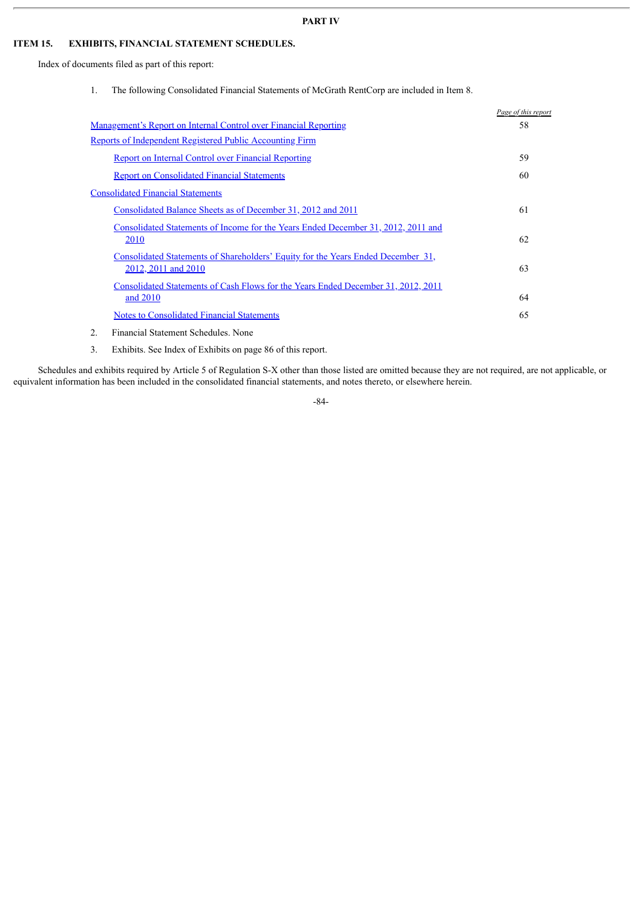# PART IV

## ITEM 15. EXHIBITS, FINANCIAL STATEMENT SCHEDULES.

Index of documents filed as part of this report:

1. The following Consolidated Financial Statements of McGrath RentCorp are included in Item 8.

| | *Page of this report* |
|---|---|
| Management's Report on Internal Control over Financial Reporting | 58 |
| Reports of Independent Registered Public Accounting Firm | |
| Report on Internal Control over Financial Reporting | 59 |
| Report on Consolidated Financial Statements | 60 |
| Consolidated Financial Statements | |
| Consolidated Balance Sheets as of December 31, 2012 and 2011 | 61 |
| Consolidated Statements of Income for the Years Ended December 31, 2012, 2011 and 2010 | 62 |
| Consolidated Statements of Shareholders' Equity for the Years Ended December 31, 2012, 2011 and 2010 | 63 |
| Consolidated Statements of Cash Flows for the Years Ended December 31, 2012, 2011 and 2010 | 64 |
| Notes to Consolidated Financial Statements | 65 |

2. Financial Statement Schedules. None

3. Exhibits. See Index of Exhibits on page 86 of this report.

Schedules and exhibits required by Article 5 of Regulation S-X other than those listed are omitted because they are not required, are not applicable, or equivalent information has been included in the consolidated financial statements, and notes thereto, or elsewhere herein.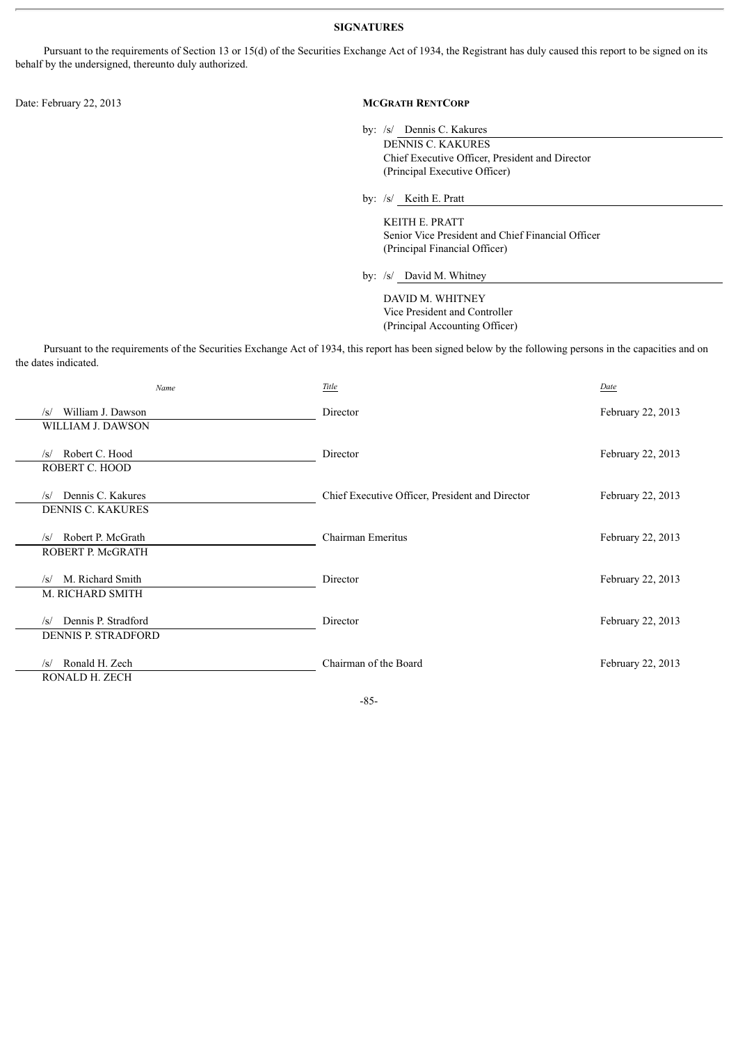## SIGNATURES

Pursuant to the requirements of Section 13 or 15(d) of the Securities Exchange Act of 1934, the Registrant has duly caused this report to be signed on its behalf by the undersigned, thereunto duly authorized.

Date: February 22, 2013

**MCGRATH RENTCORP**

by: /s/ Dennis C. Kakures
DENNIS C. KAKURES
Chief Executive Officer, President and Director
(Principal Executive Officer)

by: /s/ Keith E. Pratt
KEITH E. PRATT
Senior Vice President and Chief Financial Officer
(Principal Financial Officer)

by: /s/ David M. Whitney
DAVID M. WHITNEY
Vice President and Controller
(Principal Accounting Officer)

Pursuant to the requirements of the Securities Exchange Act of 1934, this report has been signed below by the following persons in the capacities and on the dates indicated.

| *Name* | *Title* | *Date* |
| --- | --- | --- |
| /s/ William J. Dawson<br>WILLIAM J. DAWSON | Director | February 22, 2013 |
| /s/ Robert C. Hood<br>ROBERT C. HOOD | Director | February 22, 2013 |
| /s/ Dennis C. Kakures<br>DENNIS C. KAKURES | Chief Executive Officer, President and Director | February 22, 2013 |
| /s/ Robert P. McGrath<br>ROBERT P. McGRATH | Chairman Emeritus | February 22, 2013 |
| /s/ M. Richard Smith<br>M. RICHARD SMITH | Director | February 22, 2013 |
| /s/ Dennis P. Stradford<br>DENNIS P. STRADFORD | Director | February 22, 2013 |
| /s/ Ronald H. Zech<br>RONALD H. ZECH | Chairman of the Board | February 22, 2013 |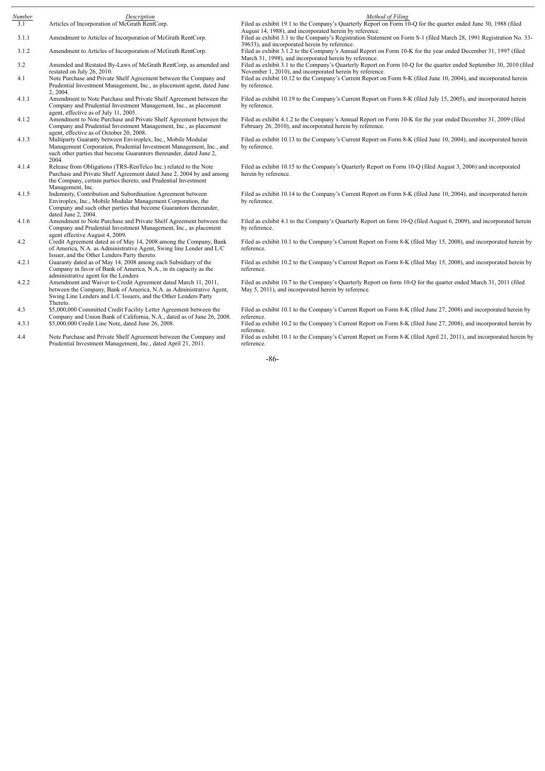| Number | Description | Method of Filing |
|---|---|---|
| 3.1 | Articles of Incorporation of McGrath RentCorp. | Filed as exhibit 19.1 to the Company's Quarterly Report on Form 10-Q for the quarter ended June 30, 1988 (filed August 14, 1988), and incorporated herein by reference. |
| 3.1.1 | Amendment to Articles of Incorporation of McGrath RentCorp. | Filed as exhibit 3.1 to the Company's Registration Statement on Form S-1 (filed March 28, 1991 Registration No. 33-39633), and incorporated herein by reference. |
| 3.1.2 | Amendment to Articles of Incorporation of McGrath RentCorp. | Filed as exhibit 3.1.2 to the Company's Annual Report on Form 10-K for the year ended December 31, 1997 (filed March 31, 1998), and incorporated herein by reference. |
| 3.2 | Amended and Restated By-Laws of McGrath RentCorp, as amended and restated on July 26, 2010. | Filed as exhibit 3.1 to the Company's Quarterly Report on Form 10-Q for the quarter ended September 30, 2010 (filed November 1, 2010), and incorporated herein by reference. |
| 4.1 | Note Purchase and Private Shelf Agreement between the Company and Prudential Investment Management, Inc., as placement agent, dated June 2, 2004. | Filed as exhibit 10.12 to the Company's Current Report on Form 8-K (filed June 10, 2004), and incorporated herein by reference. |
| 4.1.1 | Amendment to Note Purchase and Private Shelf Agreement between the Company and Prudential Investment Management, Inc., as placement agent, effective as of July 11, 2005. | Filed as exhibit 10.19 to the Company's Current Report on Form 8-K (filed July 15, 2005), and incorporated herein by reference. |
| 4.1.2 | Amendment to Note Purchase and Private Shelf Agreement between the Company and Prudential Investment Management, Inc., as placement agent, effective as of October 20, 2008. | Filed as exhibit 4.1.2 to the Company's Annual Report on Form 10-K for the year ended December 31, 2009 (filed February 26, 2010), and incorporated herein by reference. |
| 4.1.3 | Multiparty Guaranty between Enviroplex, Inc., Mobile Modular Management Corporation, Prudential Investment Management, Inc., and such other parties that become Guarantors thereunder, dated June 2, 2004. | Filed as exhibit 10.13 to the Company's Current Report on Form 8-K (filed June 10, 2004), and incorporated herein by reference. |
| 4.1.4 | Release from Obligations (TRS-RenTelco Inc.) related to the Note Purchase and Private Shelf Agreement dated June 2, 2004 by and among the Company, certain parties thereto, and Prudential Investment Management, Inc. | Filed as exhibit 10.15 to the Company's Quarterly Report on Form 10-Q (filed August 3, 2006) and incorporated herein by reference. |
| 4.1.5 | Indemnity, Contribution and Subordination Agreement between Enviroplex, Inc., Mobile Modular Management Corporation, the Company and such other parties that become Guarantors thereunder, dated June 2, 2004. | Filed as exhibit 10.14 to the Company's Current Report on Form 8-K (filed June 10, 2004), and incorporated herein by reference. |
| 4.1.6 | Amendment to Note Purchase and Private Shelf Agreement between the Company and Prudential Investment Management, Inc., as placement agent effective August 4, 2009. | Filed as exhibit 4.1 to the Company's Quarterly Report on form 10-Q (filed August 6, 2009), and incorporated herein by reference. |
| 4.2 | Credit Agreement dated as of May 14, 2008 among the Company, Bank of America, N.A. as Administrative Agent, Swing line Lender and L/C Issuer, and the Other Lenders Party thereto. | Filed as exhibit 10.1 to the Company's Current Report on Form 8-K (filed May 15, 2008), and incorporated herein by reference. |
| 4.2.1 | Guaranty dated as of May 14, 2008 among each Subsidiary of the Company in favor of Bank of America, N.A., in its capacity as the administrative agent for the Lenders | Filed as exhibit 10.2 to the Company's Current Report on Form 8-K (filed May 15, 2008), and incorporated herein by reference. |
| 4.2.2 | Amendment and Waiver to Credit Agreement dated March 11, 2011, between the Company, Bank of America, N.A. as Administrative Agent, Swing Line Lenders and L/C Issuers, and the Other Lenders Party Thereto. | Filed as exhibit 10.7 to the Company's Quarterly Report on form 10-Q for the quarter ended March 31, 2011 (filed May 5, 2011), and incorporated herein by reference. |
| 4.3 | $5,000,000 Committed Credit Facility Letter Agreement between the Company and Union Bank of California, N.A., dated as of June 26, 2008. | Filed as exhibit 10.1 to the Company's Current Report on Form 8-K (filed June 27, 2008) and incorporated herein by reference. |
| 4.3.1 | $5,000,000 Credit Line Note, dated June 26, 2008. | Filed as exhibit 10.2 to the Company's Current Report on Form 8-K (filed June 27, 2008), and incorporated herein by reference. |
| 4.4 | Note Purchase and Private Shelf Agreement between the Company and Prudential Investment Management, Inc., dated April 21, 2011. | Filed as exhibit 10.1 to the Company's Current Report on Form 8-K (filed April 21, 2011), and incorporated herein by reference. |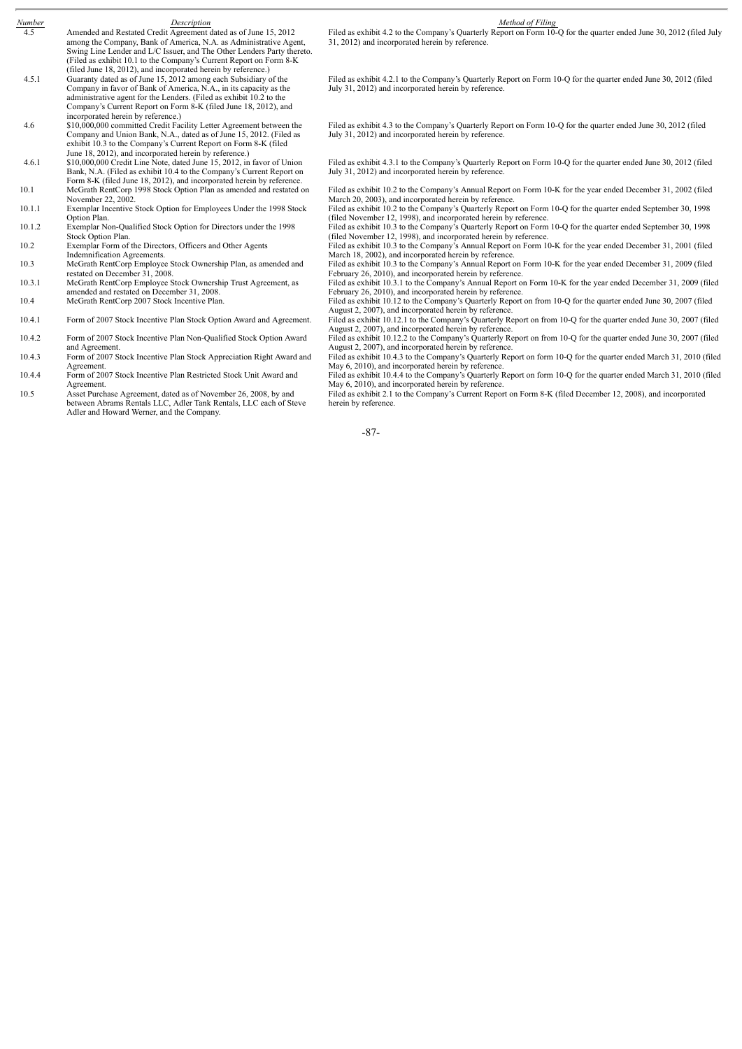| Number | Description | Method of Filing |
|---|---|---|
| 4.5 | Amended and Restated Credit Agreement dated as of June 15, 2012 among the Company, Bank of America, N.A. as Administrative Agent, Swing Line Lender and L/C Issuer, and The Other Lenders Party thereto. (Filed as exhibit 10.1 to the Company's Current Report on Form 8-K (filed June 18, 2012), and incorporated herein by reference.) | Filed as exhibit 4.2 to the Company's Quarterly Report on Form 10-Q for the quarter ended June 30, 2012 (filed July 31, 2012) and incorporated herein by reference. |
| 4.5.1 | Guaranty dated as of June 15, 2012 among each Subsidiary of the Company in favor of Bank of America, N.A., in its capacity as the administrative agent for the Lenders. (Filed as exhibit 10.2 to the Company's Current Report on Form 8-K (filed June 18, 2012), and incorporated herein by reference.) | Filed as exhibit 4.2.1 to the Company's Quarterly Report on Form 10-Q for the quarter ended June 30, 2012 (filed July 31, 2012) and incorporated herein by reference. |
| 4.6 | $10,000,000 committed Credit Facility Letter Agreement between the Company and Union Bank, N.A., dated as of June 15, 2012. (Filed as exhibit 10.3 to the Company's Current Report on Form 8-K (filed June 18, 2012), and incorporated herein by reference.) | Filed as exhibit 4.3 to the Company's Quarterly Report on Form 10-Q for the quarter ended June 30, 2012 (filed July 31, 2012) and incorporated herein by reference. |
| 4.6.1 | $10,000,000 Credit Line Note, dated June 15, 2012, in favor of Union Bank, N.A. (Filed as exhibit 10.4 to the Company's Current Report on Form 8-K (filed June 18, 2012), and incorporated herein by reference. | Filed as exhibit 4.3.1 to the Company's Quarterly Report on Form 10-Q for the quarter ended June 30, 2012 (filed July 31, 2012) and incorporated herein by reference. |
| 10.1 | McGrath RentCorp 1998 Stock Option Plan as amended and restated on November 22, 2002. | Filed as exhibit 10.2 to the Company's Annual Report on Form 10-K for the year ended December 31, 2002 (filed March 20, 2003), and incorporated herein by reference. |
| 10.1.1 | Exemplar Incentive Stock Option for Employees Under the 1998 Stock Option Plan. | Filed as exhibit 10.2 to the Company's Quarterly Report on Form 10-Q for the quarter ended September 30, 1998 (filed November 12, 1998), and incorporated herein by reference. |
| 10.1.2 | Exemplar Non-Qualified Stock Option for Directors under the 1998 Stock Option Plan. | Filed as exhibit 10.3 to the Company's Quarterly Report on Form 10-Q for the quarter ended September 30, 1998 (filed November 12, 1998), and incorporated herein by reference. |
| 10.2 | Exemplar Form of the Directors, Officers and Other Agents Indemnification Agreements. | Filed as exhibit 10.3 to the Company's Annual Report on Form 10-K for the year ended December 31, 2001 (filed March 18, 2002), and incorporated herein by reference. |
| 10.3 | McGrath RentCorp Employee Stock Ownership Plan, as amended and restated on December 31, 2008. | Filed as exhibit 10.3 to the Company's Annual Report on Form 10-K for the year ended December 31, 2009 (filed February 26, 2010), and incorporated herein by reference. |
| 10.3.1 | McGrath RentCorp Employee Stock Ownership Trust Agreement, as amended and restated on December 31, 2008. | Filed as exhibit 10.3.1 to the Company's Annual Report on Form 10-K for the year ended December 31, 2009 (filed February 26, 2010), and incorporated herein by reference. |
| 10.4 | McGrath RentCorp 2007 Stock Incentive Plan. | Filed as exhibit 10.12 to the Company's Quarterly Report on from 10-Q for the quarter ended June 30, 2007 (filed August 2, 2007), and incorporated herein by reference. |
| 10.4.1 | Form of 2007 Stock Incentive Plan Stock Option Award and Agreement. | Filed as exhibit 10.12.1 to the Company's Quarterly Report on from 10-Q for the quarter ended June 30, 2007 (filed August 2, 2007), and incorporated herein by reference. |
| 10.4.2 | Form of 2007 Stock Incentive Plan Non-Qualified Stock Option Award and Agreement. | Filed as exhibit 10.12.2 to the Company's Quarterly Report on from 10-Q for the quarter ended June 30, 2007 (filed August 2, 2007), and incorporated herein by reference. |
| 10.4.3 | Form of 2007 Stock Incentive Plan Stock Appreciation Right Award and Agreement. | Filed as exhibit 10.4.3 to the Company's Quarterly Report on form 10-Q for the quarter ended March 31, 2010 (filed May 6, 2010), and incorporated herein by reference. |
| 10.4.4 | Form of 2007 Stock Incentive Plan Restricted Stock Unit Award and Agreement. | Filed as exhibit 10.4.4 to the Company's Quarterly Report on form 10-Q for the quarter ended March 31, 2010 (filed May 6, 2010), and incorporated herein by reference. |
| 10.5 | Asset Purchase Agreement, dated as of November 26, 2008, by and between Abrams Rentals LLC, Adler Tank Rentals, LLC each of Steve Adler and Howard Werner, and the Company. | Filed as exhibit 2.1 to the Company's Current Report on Form 8-K (filed December 12, 2008), and incorporated herein by reference. |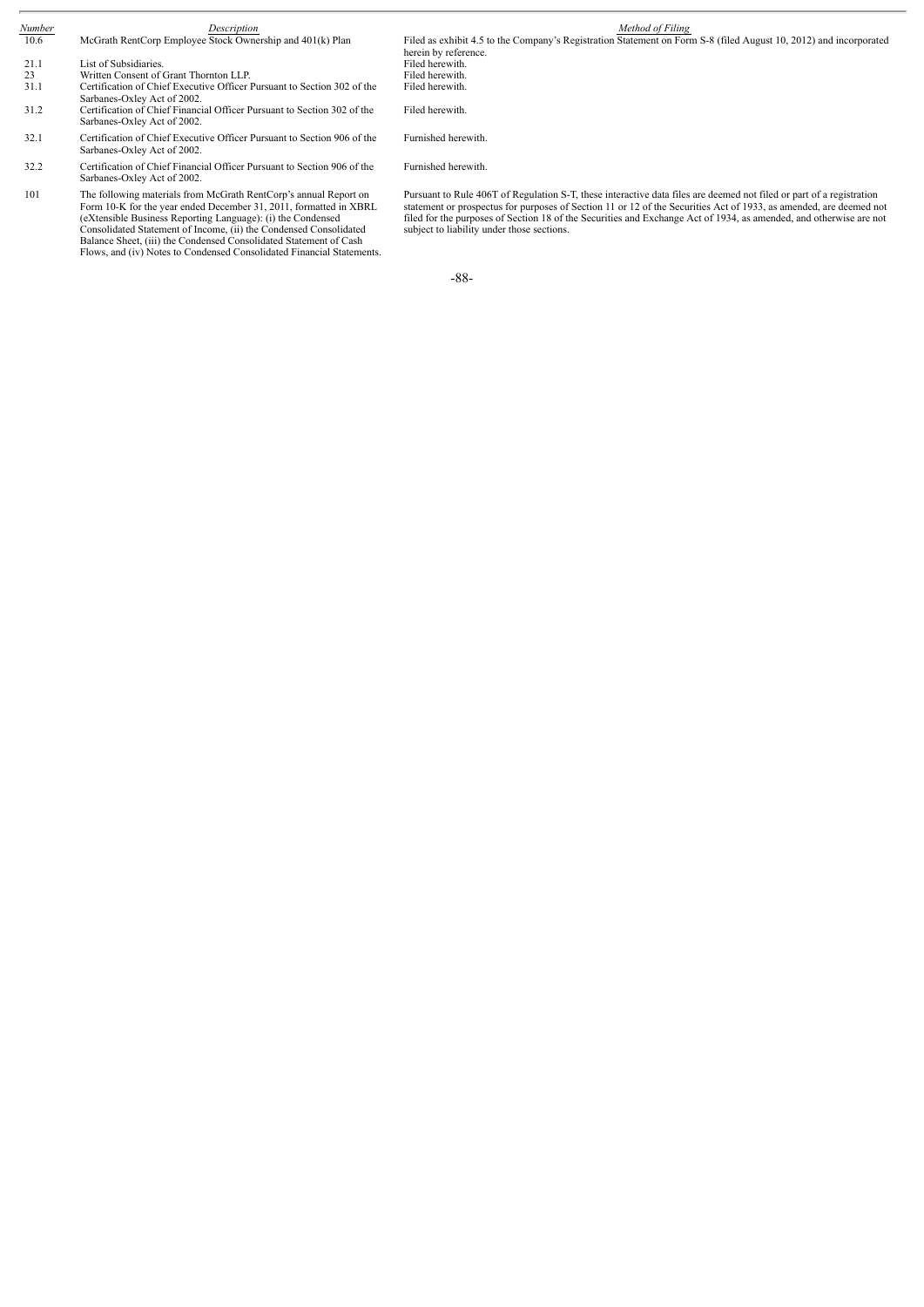| Number | Description | Method of Filing |
|---|---|---|
| 10.6 | McGrath RentCorp Employee Stock Ownership and 401(k) Plan | Filed as exhibit 4.5 to the Company's Registration Statement on Form S-8 (filed August 10, 2012) and incorporated herein by reference. |
| 21.1 | List of Subsidiaries. | Filed herewith. |
| 23 | Written Consent of Grant Thornton LLP. | Filed herewith. |
| 31.1 | Certification of Chief Executive Officer Pursuant to Section 302 of the Sarbanes-Oxley Act of 2002. | Filed herewith. |
| 31.2 | Certification of Chief Financial Officer Pursuant to Section 302 of the Sarbanes-Oxley Act of 2002. | Filed herewith. |
| 32.1 | Certification of Chief Executive Officer Pursuant to Section 906 of the Sarbanes-Oxley Act of 2002. | Furnished herewith. |
| 32.2 | Certification of Chief Financial Officer Pursuant to Section 906 of the Sarbanes-Oxley Act of 2002. | Furnished herewith. |
| 101 | The following materials from McGrath RentCorp's annual Report on Form 10-K for the year ended December 31, 2011, formatted in XBRL (eXtensible Business Reporting Language): (i) the Condensed Consolidated Statement of Income, (ii) the Condensed Consolidated Balance Sheet, (iii) the Condensed Consolidated Statement of Cash Flows, and (iv) Notes to Condensed Consolidated Financial Statements. | Pursuant to Rule 406T of Regulation S-T, these interactive data files are deemed not filed or part of a registration statement or prospectus for purposes of Section 11 or 12 of the Securities Act of 1933, as amended, are deemed not filed for the purposes of Section 18 of the Securities and Exchange Act of 1934, as amended, and otherwise are not subject to liability under those sections. |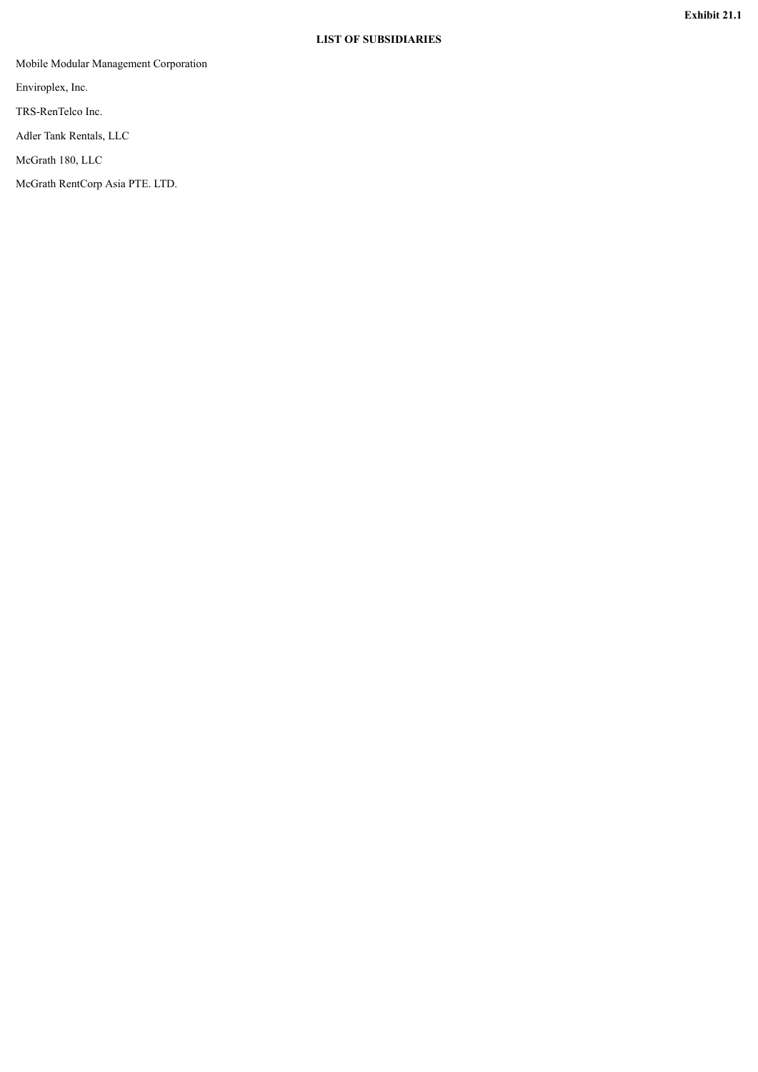**Exhibit 21.1**

# LIST OF SUBSIDIARIES

Mobile Modular Management Corporation

Enviroplex, Inc.

TRS-RenTelco Inc.

Adler Tank Rentals, LLC

McGrath 180, LLC

McGrath RentCorp Asia PTE. LTD.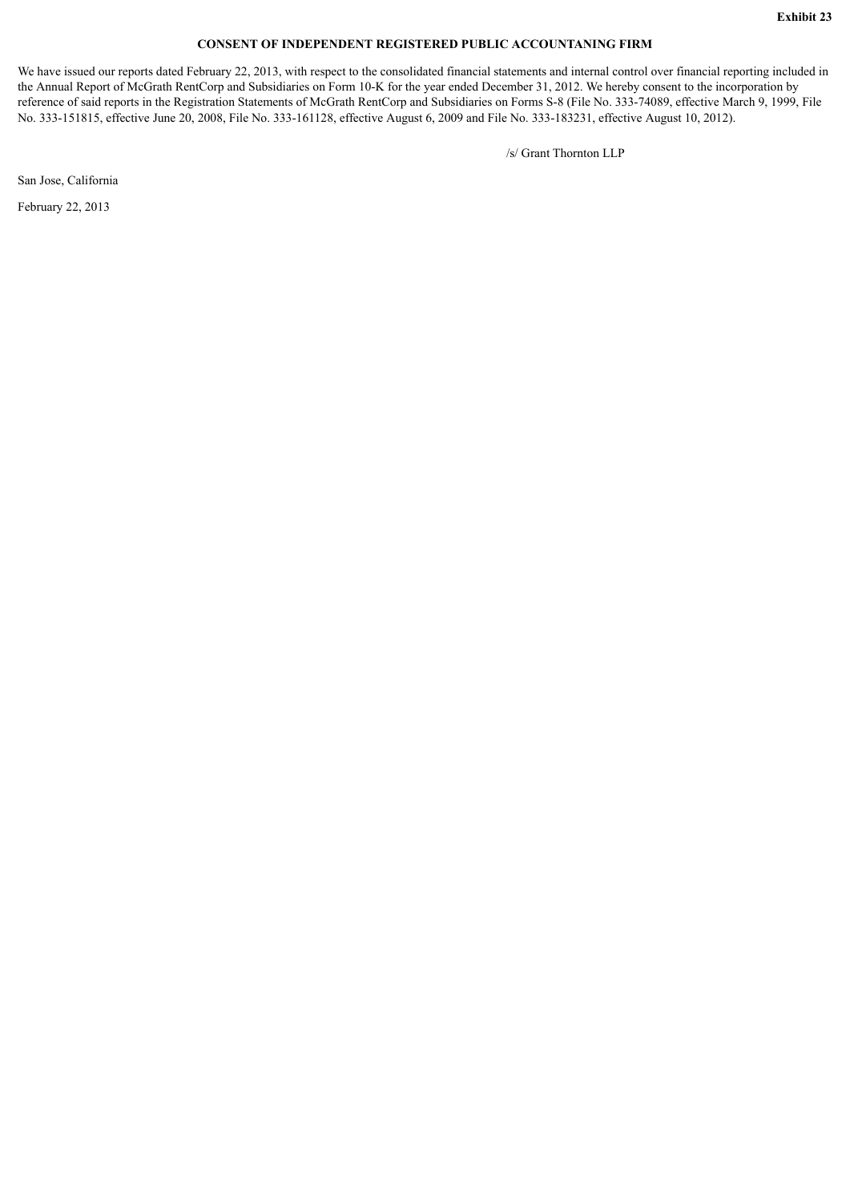**Exhibit 23**

**CONSENT OF INDEPENDENT REGISTERED PUBLIC ACCOUNTANING FIRM**

We have issued our reports dated February 22, 2013, with respect to the consolidated financial statements and internal control over financial reporting included in the Annual Report of McGrath RentCorp and Subsidiaries on Form 10-K for the year ended December 31, 2012. We hereby consent to the incorporation by reference of said reports in the Registration Statements of McGrath RentCorp and Subsidiaries on Forms S-8 (File No. 333-74089, effective March 9, 1999, File No. 333-151815, effective June 20, 2008, File No. 333-161128, effective August 6, 2009 and File No. 333-183231, effective August 10, 2012).

/s/ Grant Thornton LLP

San Jose, California

February 22, 2013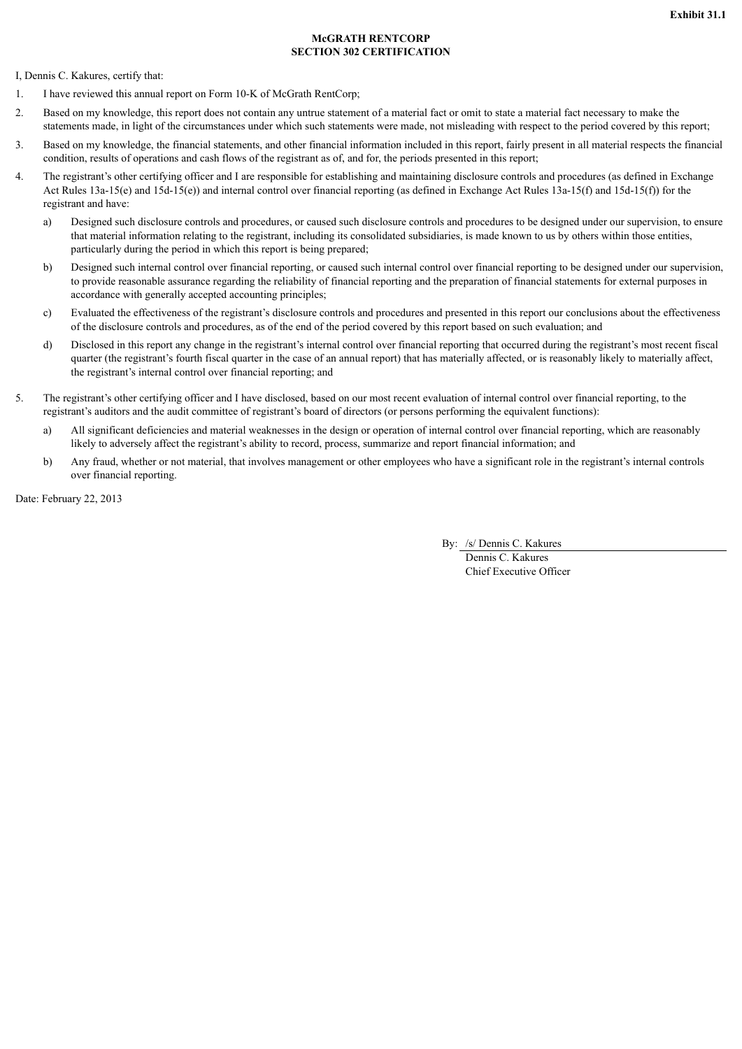**Exhibit 31.1**

**McGRATH RENTCORP**
**SECTION 302 CERTIFICATION**

I, Dennis C. Kakures, certify that:

1. I have reviewed this annual report on Form 10-K of McGrath RentCorp;
2. Based on my knowledge, this report does not contain any untrue statement of a material fact or omit to state a material fact necessary to make the statements made, in light of the circumstances under which such statements were made, not misleading with respect to the period covered by this report;
3. Based on my knowledge, the financial statements, and other financial information included in this report, fairly present in all material respects the financial condition, results of operations and cash flows of the registrant as of, and for, the periods presented in this report;
4. The registrant's other certifying officer and I are responsible for establishing and maintaining disclosure controls and procedures (as defined in Exchange Act Rules 13a-15(e) and 15d-15(e)) and internal control over financial reporting (as defined in Exchange Act Rules 13a-15(f) and 15d-15(f)) for the registrant and have:
   a) Designed such disclosure controls and procedures, or caused such disclosure controls and procedures to be designed under our supervision, to ensure that material information relating to the registrant, including its consolidated subsidiaries, is made known to us by others within those entities, particularly during the period in which this report is being prepared;
   b) Designed such internal control over financial reporting, or caused such internal control over financial reporting to be designed under our supervision, to provide reasonable assurance regarding the reliability of financial reporting and the preparation of financial statements for external purposes in accordance with generally accepted accounting principles;
   c) Evaluated the effectiveness of the registrant's disclosure controls and procedures and presented in this report our conclusions about the effectiveness of the disclosure controls and procedures, as of the end of the period covered by this report based on such evaluation; and
   d) Disclosed in this report any change in the registrant's internal control over financial reporting that occurred during the registrant's most recent fiscal quarter (the registrant's fourth fiscal quarter in the case of an annual report) that has materially affected, or is reasonably likely to materially affect, the registrant's internal control over financial reporting; and
5. The registrant's other certifying officer and I have disclosed, based on our most recent evaluation of internal control over financial reporting, to the registrant's auditors and the audit committee of registrant's board of directors (or persons performing the equivalent functions):
   a) All significant deficiencies and material weaknesses in the design or operation of internal control over financial reporting, which are reasonably likely to adversely affect the registrant's ability to record, process, summarize and report financial information; and
   b) Any fraud, whether or not material, that involves management or other employees who have a significant role in the registrant's internal controls over financial reporting.

Date: February 22, 2013

By: /s/ Dennis C. Kakures
Dennis C. Kakures
Chief Executive Officer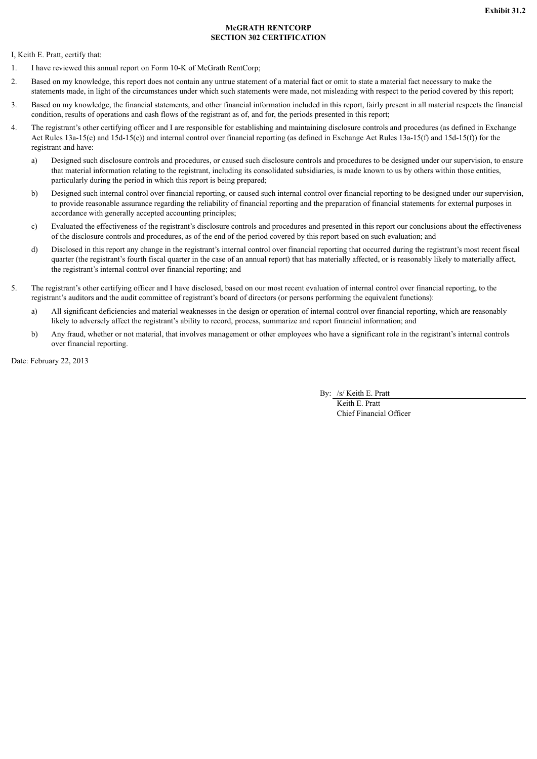**Exhibit 31.2**

**McGRATH RENTCORP**
**SECTION 302 CERTIFICATION**

I, Keith E. Pratt, certify that:

1. I have reviewed this annual report on Form 10-K of McGrath RentCorp;
2. Based on my knowledge, this report does not contain any untrue statement of a material fact or omit to state a material fact necessary to make the statements made, in light of the circumstances under which such statements were made, not misleading with respect to the period covered by this report;
3. Based on my knowledge, the financial statements, and other financial information included in this report, fairly present in all material respects the financial condition, results of operations and cash flows of the registrant as of, and for, the periods presented in this report;
4. The registrant's other certifying officer and I are responsible for establishing and maintaining disclosure controls and procedures (as defined in Exchange Act Rules 13a-15(e) and 15d-15(e)) and internal control over financial reporting (as defined in Exchange Act Rules 13a-15(f) and 15d-15(f)) for the registrant and have:
   a) Designed such disclosure controls and procedures, or caused such disclosure controls and procedures to be designed under our supervision, to ensure that material information relating to the registrant, including its consolidated subsidiaries, is made known to us by others within those entities, particularly during the period in which this report is being prepared;
   b) Designed such internal control over financial reporting, or caused such internal control over financial reporting to be designed under our supervision, to provide reasonable assurance regarding the reliability of financial reporting and the preparation of financial statements for external purposes in accordance with generally accepted accounting principles;
   c) Evaluated the effectiveness of the registrant's disclosure controls and procedures and presented in this report our conclusions about the effectiveness of the disclosure controls and procedures, as of the end of the period covered by this report based on such evaluation; and
   d) Disclosed in this report any change in the registrant's internal control over financial reporting that occurred during the registrant's most recent fiscal quarter (the registrant's fourth fiscal quarter in the case of an annual report) that has materially affected, or is reasonably likely to materially affect, the registrant's internal control over financial reporting; and
5. The registrant's other certifying officer and I have disclosed, based on our most recent evaluation of internal control over financial reporting, to the registrant's auditors and the audit committee of registrant's board of directors (or persons performing the equivalent functions):
   a) All significant deficiencies and material weaknesses in the design or operation of internal control over financial reporting, which are reasonably likely to adversely affect the registrant's ability to record, process, summarize and report financial information; and
   b) Any fraud, whether or not material, that involves management or other employees who have a significant role in the registrant's internal controls over financial reporting.

Date: February 22, 2013

By: /s/ Keith E. Pratt
Keith E. Pratt
Chief Financial Officer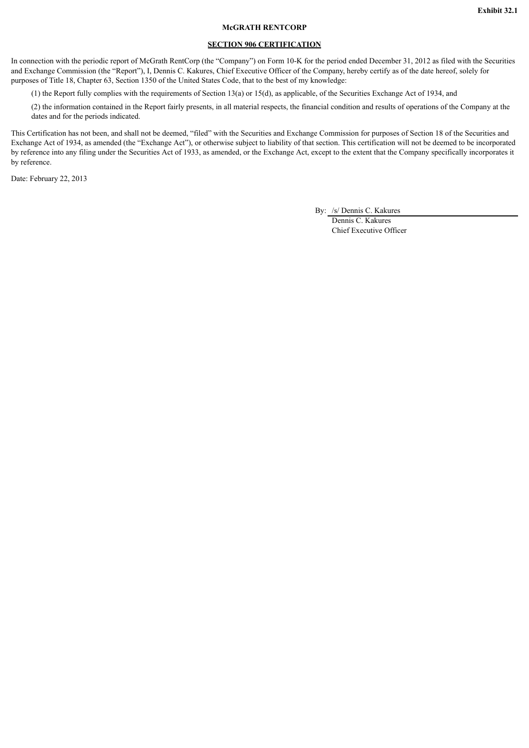**Exhibit 32.1**

**McGRATH RENTCORP**

**SECTION 906 CERTIFICATION**

In connection with the periodic report of McGrath RentCorp (the "Company") on Form 10-K for the period ended December 31, 2012 as filed with the Securities and Exchange Commission (the "Report"), I, Dennis C. Kakures, Chief Executive Officer of the Company, hereby certify as of the date hereof, solely for purposes of Title 18, Chapter 63, Section 1350 of the United States Code, that to the best of my knowledge:

(1) the Report fully complies with the requirements of Section 13(a) or 15(d), as applicable, of the Securities Exchange Act of 1934, and

(2) the information contained in the Report fairly presents, in all material respects, the financial condition and results of operations of the Company at the dates and for the periods indicated.

This Certification has not been, and shall not be deemed, "filed" with the Securities and Exchange Commission for purposes of Section 18 of the Securities and Exchange Act of 1934, as amended (the "Exchange Act"), or otherwise subject to liability of that section. This certification will not be deemed to be incorporated by reference into any filing under the Securities Act of 1933, as amended, or the Exchange Act, except to the extent that the Company specifically incorporates it by reference.

Date: February 22, 2013

By: /s/ Dennis C. Kakures
Dennis C. Kakures
Chief Executive Officer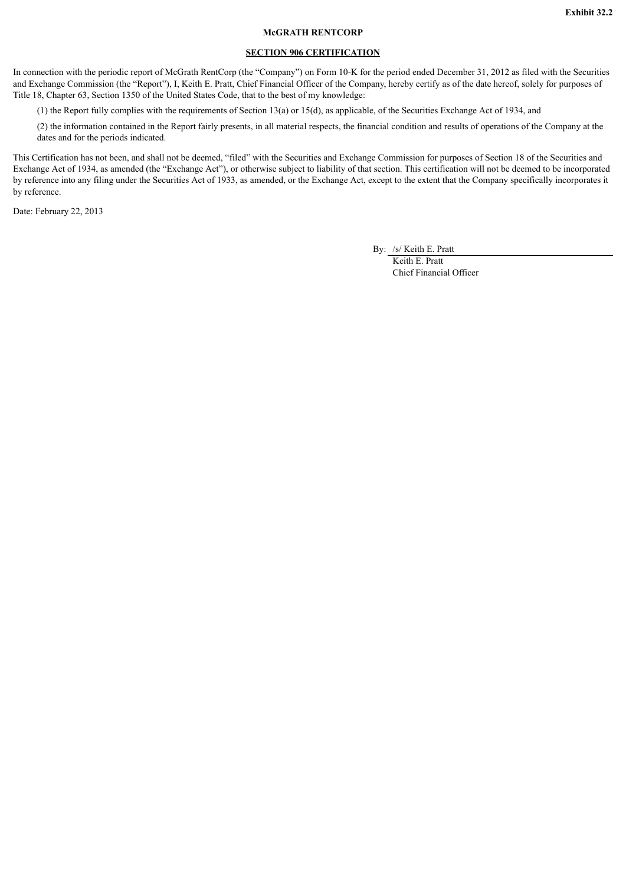**Exhibit 32.2**

**McGRATH RENTCORP**

**SECTION 906 CERTIFICATION**

In connection with the periodic report of McGrath RentCorp (the "Company") on Form 10-K for the period ended December 31, 2012 as filed with the Securities and Exchange Commission (the "Report"), I, Keith E. Pratt, Chief Financial Officer of the Company, hereby certify as of the date hereof, solely for purposes of Title 18, Chapter 63, Section 1350 of the United States Code, that to the best of my knowledge:

(1) the Report fully complies with the requirements of Section 13(a) or 15(d), as applicable, of the Securities Exchange Act of 1934, and

(2) the information contained in the Report fairly presents, in all material respects, the financial condition and results of operations of the Company at the dates and for the periods indicated.

This Certification has not been, and shall not be deemed, "filed" with the Securities and Exchange Commission for purposes of Section 18 of the Securities and Exchange Act of 1934, as amended (the "Exchange Act"), or otherwise subject to liability of that section. This certification will not be deemed to be incorporated by reference into any filing under the Securities Act of 1933, as amended, or the Exchange Act, except to the extent that the Company specifically incorporates it by reference.

Date: February 22, 2013

By: /s/ Keith E. Pratt

Keith E. Pratt

Chief Financial Officer